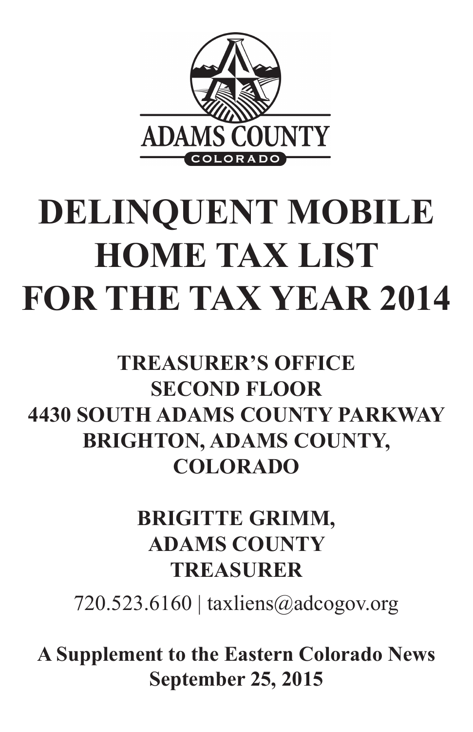ADAMS COUNTY

COLORADO

# DELINQUENT MOBILE HOME TAX LIST FOR THE TAX YEAR 2014

**TREASURER'S OFFICE**
**SECOND FLOOR**
**4430 SOUTH ADAMS COUNTY PARKWAY**
**BRIGHTON, ADAMS COUNTY, COLORADO**

**BRIGITTE GRIMM,**
**ADAMS COUNTY**
**TREASURER**

720.523.6160 | taxliens@adcogov.org

**A Supplement to the Eastern Colorado News**
**September 25, 2015**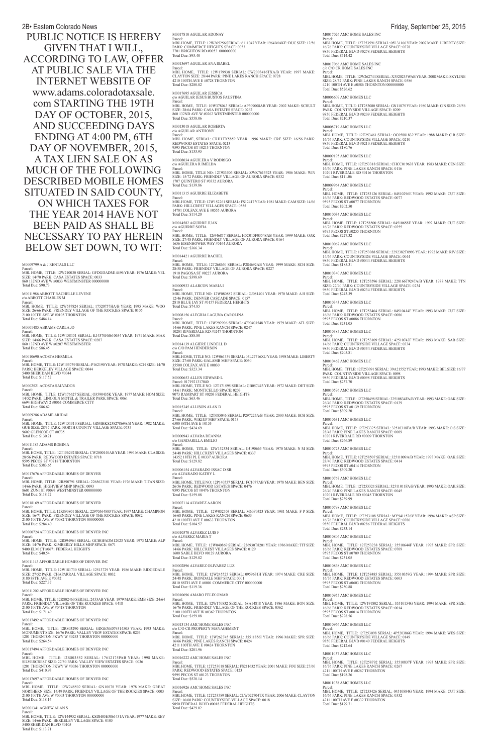PUBLIC NOTICE IS HEREBY GIVEN THAT I WILL, ACCORDING TO LAW, OFFER AT PUBLIC SALE VIA THE INTERNET WEBSITE OF www.adams.coloradotaxsale.com STARTING THE 19TH DAY OF OCTOBER, 2015, AND SUCCEEDING DAYS ENDING AT 4:00 PM, 6TH DAY OF NOVEMBER, 2015, A TAX LIEN SALE ON AS MUCH OF THE FOLLOWING DESCRIBED MOBILE HOMES SITUATED IN SAID COUNTY, ON WHICH TAXES FOR THE YEAR 2014 HAVE NOT BEEN PAID AS SHALL BE NECESSARY TO PAY HEREIN BELOW SET DOWN, TO WIT:

M0009799 A & J RENTALS LLC
Parcel:
MBL HOME, TITLE: 12W210030 SERIAL: GFDGDADM14496 YEAR: 1976 MAKE: YEL SIZE: 14/70 PARK: CASA ESTATES SPACE: 0033
860 132ND AVE W #0033 WESTMINSTER 000000000
Total Due: $90.73

M0011986 ABBOTT RACHELLE LEVENE
c/o ABBOTT CHARLES M
Parcel:
MBL HOME, TITLE: 12W537824 SERIAL: 17520757HA/B YEAR: 1995 MAKE: WOO SIZE: 26/66 PARK: FRIENDLY VILLAGE OF THE ROCKIES SPACE: 0105
2100 100TH AVE W #0105 THORNTON
Total Due: $484.14

M0001485 ABRAMS CARLA JO
Parcel:
MBL HOME, TITLE: 12W158151 SERIAL: K14370FB610634 YEAR: 1971 MAKE: MAR SIZE: 14/66 PARK: CASA ESTATES SPACE: 0207
860 132ND AVE W #0207 WESTMINSTER
Total Due: $86.45

M0010690 ACOSTA HERMILA
Parcel:
MBL HOME, TITLE: 12W155739 SERIAL: P162190 YEAR: 1978 MAKE: SCH SIZE: 14/70 PARK: BERKELEY VILLAGE SPACE: 0044
5400 SHERIDAN BLVD #0044
Total Due: $117.52

M0002521 ACOSTA SALVADOR
Parcel:
MBL HOME, TITLE: 12W176627 SERIAL: O3590435K YEAR: 1977 MAKE: HOM SIZE: 14/52 PARK: LINCOLN MOTEL & TRAILER PARK SPACE: 0061
6694 HIGHWAY 2 #0061 COMMERCE CITY
Total Due: $86.62

M0009286 ADAME ARIDAI
Parcel:
MBL HOME, TITLE: 12W151310 SERIAL: GDMHKS23827869A/B YEAR: 1982 MAKE: GUE SIZE: 28/37 PARK: NORTH COUNTY VILLAGE SPACE: 0735
9602 GLENCOE CT #0735
Total Due: $130.21

M0011185 ADAMS ROBIN A
Parcel:
MBL HOME, TITLE: 12T156292 SERIAL: CW2000140AB YEAR: 1994 MAKE: CLA SIZE: 28/56 PARK: REDWOOD ESTATES SPACE: 0718
9595 PECOS ST #0718 THORNTON
Total Due: $383.65

M0017676 AFFORDABLE HOMES OF DENVER
Parcel:
MBL HOME, TITLE: 12R890791 SERIAL: 2265623101 YEAR: 1976 MAKE: TITAN SIZE: 14/66 PARK: HIGHVIEW MHP SPACE: 0093
8601 ZUNI ST #0093 WESTMINSTER 000000000
Total Due: $118.72

M0018169 AFFORDABLE HOMES OF DENVER
Parcel:
MBL HOME, TITLE: 12R890801 SERIAL: 22970564883 YEAR: 1997 MAKE: CHAMPION SIZE: 16/71 PARK: FRIENDLY VILLAGE OF THE ROCKIES SPACE: 0082
2100 100TH AVE W #0082 THORNTON 000000000
Total Due: $284.40

M0000724 AFFORDABLE HOMES OF DENVER INC
Parcel:
MBL HOME, TITLE: 12R894964 SERIAL: GCBGFADM12023 YEAR: 1973 MAKE: ALP SIZE: 14/76 PARK: KIMBERLY HILLS MHP SPACE: 0671
9400 ELM CT #0671 FEDERAL HEIGHTS
Total Due: $40.54

M0011143 AFFORDABLE HOMES OF DENVER INC
Parcel:
MBL HOME, TITLE: 12W181730 SERIAL: 12513729 YEAR: 1986 MAKE: RIDGEDALE SIZE: 27/52 PARK: CHAPARRAL VILLAGE SPACE: 0032
3180 88TH AVE E #0032
Total Due: $227.37

M0011202 AFFORDABLE HOMES OF DENVER INC
Parcel:
MBL HOME, TITLE: 12R802460 SERIAL: 2453AB YEAR: 1979 MAKE: EMB SIZE: 24/64 PARK: FRIENDLY VILLAGE OF THE ROCKIES SPACE: 0418
2100 100TH AVE W #0418 THORNTON
Total Due: $171.49

M0017492 AFFORDABLE HOMES OF DENVER INC
Parcel:
MBL HOME, TITLE: 12R803290 SERIAL: GDGENE079314505 YEAR: 1993 MAKE: MONUMENT SIZE: 16/76 PARK: VALLEY VIEW ESTATES SPACE: 0253
1201 THORNTON PKWY W #0253 THORNTON 000000000
Total Due: $264.54

M0017494 AFFORDABLE HOMES OF DENVER INC
Parcel:
MBL HOME, TITLE: 12R803552 SERIAL: 17612175PAB YEAR: 1998 MAKE: SILVERCREST SIZE: 27/50 PARK: VALLEY VIEW ESTATES SPACE: 0036
1201 THORNTON PKWY W #0036 THORNTON 000000000
Total Due: $410.93

M0017697 AFFORDABLE HOMES OF DENVER INC
Parcel:
MBL HOME, TITLE: 12W248502 SERIAL: GN10078 YEAR: 1978 MAKE: GREAT NORTHERN SIZE: 14/49 PARK: FRIENDLY VILLAGE OF THE ROCKIES SPACE: 0003
2100 100TH AVE W #0003 THORNTON 000000000
Total Due: $118.14

M0001341 AGNEW ALAN S
Parcel:
MBL HOME, TITLE: 12W144952 SERIAL: KSDH05E3861431A YEAR: 1977 MAKE: REV SIZE: 14/66 PARK: BERKELEY VILLAGE SPACE: 0105
5400 SHERIDAN BLVD #0105
Total Due: $113.71

M0017810 AGUILAR ADONAY
Parcel:
MBL HOME, TITLE: 12W265256 SERIAL: 6111047 YEAR: 1964 MAKE: DUC SIZE: 12/56 PARK: COMMERCE HEIGHTS SPACE: 0053
7701 BRIGHTON RD #0053 000000000
Total Due: $93.40

M0013697 AGUILAR ANA ISABEL
Parcel:
MBL HOME, TITLE: 12W179938 SERIAL: CW2003416TXA/B YEAR: 1997 MAKE: CLAYTON SIZE: 28/44 PARK: PINE LAKES RANCH SPACE: 0728
4210 100TH AVE E #0728 THORNTON
Total Due: $280.82

M0017695 AGUILAR JESSICA
c/o AGUILAR JESUS BUSTOS FAUSTINA
Parcel:
MBL HOME, TITLE: 10W378043 SERIAL: AP309008AB YEAR: 2002 MAKE: SCHULT SIZE: 28/64 PARK: CASA ESTATES SPACE: 0262
860 132ND AVE W #0262 WESTMINSTER 000000000
Total Due: $558.06

M0013018 AGUILAR ROBERTA
c/o AGUILAR ANTHONY
Parcel:
MBL HOME, SERIAL: CRH1TX5859 YEAR: 1996 MAKE: CRE SIZE: 16/56 PARK: REDWOOD ESTATES SPACE: 0213
9595 PECOS ST #0213 THORNTON
Total Due: $133.95

M0008034 AGUILERA V RODRIGO
c/o AGUILERA R IMELDA
Parcel:
MBL HOME, TITLE NO: 12T933506 SERIAL: ZWK7613323 YEAR: 1986 MAKE: WIN SIZE: 15/72 PARK: FRIENDLY VILLAGE OF AURORA SPACE: 0332
1707 QUINTERO ST #0332 AURORA
Total Due: $139.86

M0011315 AGUIRRE ELIZABETH
Parcel:
MBL HOME, TITLE: 12W152261 SERIAL: FS12417 YEAR: 1981 MAKE: CAM SIZE: 14/66 PARK: HILLCREST VILLAGES SPACE: 0555
14701 COLFAX AVE E #0555 AURORA
Total Due: $114.20

M0014582 AGUIRRE JUAN
c/o AGUIRRE SOFIA
Parcel:
MBL HOME, TITLE: 12t946817 SERIAL: H0C015F03548AB YEAR: 1999 MAKE: OAK SIZE: 27/48 PARK: FRIENDLY VILLAGE OF AURORA SPACE: 0164
1656 EISENHOWER WAY #0164 AURORA
Total Due: $366.34

M0014421 AGUIRRE RACHEL
Parcel:
MBL HOME, TITLE: 12T268660 SERIAL: P284692AB YEAR: 1999 MAKE: SCH SIZE: 28/58 PARK: FRIENDLY VILLAGE OF AURORA SPACE: 0227
1910 PAGOSA ST #0227 AURORA
Total Due: $398.69

M0000933 ALARCON MARIA I
Parcel:
MBL HOME, TITLE NO: 12W080887 SERIAL: GJ081401 YEAR: 1970 MAKE: A H SIZE: 12/46 PARK: DENVER CASCADE SPACE: 0157
2810 BLUE JAY ST #0157 FEDERAL HEIGHTS
Total Due: $74.85

M0008156 ALEGRIA LAGUNA CAROLINA
Parcel:
MBL HOME, TITLE: 12W292906 SERIAL: 4790403548 YEAR: 1979 MAKE: ATL SIZE: 14/66 PARK: PINE LAKES RANCH SPACE: 0247
10201 RIVERDALE RD #0247 THORNTON
Total Due: $88.80

M0014139 ALGIERE LINDELL D
c/o C/O PAM HENDERSON
Parcel:
MBL HOME, TITLE NO: 12W061339 SERIAL: 05L27716XU YEAR: 1998 MAKE: LIBERTY SIZE: 27/60 PARK: GALAMB MHP SPACE: 0030
35500 COLFAX AVE E #0030
Total Due: $323.34

M0000653 ALLEN EDWARD L
Parcel: 0171921317040
MBL HOME, TITLE NO: 12T171595 SERIAL: GB057443 YEAR: 1972 MAKE: DET SIZE: 14/61 PARK: MONTICELLO SPACE: 0203
9073 RAMPART ST #0203 FEDERAL HEIGHTS
Total Due: $63.46

M0015345 ALLISON ALAN D
Parcel:
MBL HOME, TITLE: 12T085046 SERIAL: P297225A/B YEAR: 2000 MAKE: SCH SIZE: 27/66 PARK: WIKIUP MHP SPACE: 0153
6500 88TH AVE E #0153
Total Due: $424.69

M0000943 ALVARA DEANNA
c/o GANDARILLA EMILIO
Parcel:
MBL HOME, TITLE: 12W152334 SERIAL: GJ190665 YEAR: 1970 MAKE: N M SIZE: 24/48 PARK: HILLCREST VILLAGES SPACE: 0337
14352 18TH PL E #0337 AURORA
Total Due: $129.82

M0006154 ALVARADO ISSAC D SR
c/o ALVARADO KATHY L
Parcel:
MBL HOME, TITLE NO: 12P140557 SERIAL: FC1077AB YEAR: 1978 MAKE: BEN SIZE: 26/56 PARK: REDWOOD ESTATES SPACE: 0476
9595 PECOS ST #0476 THORNTON
Total Due: $159.08

M0007114 ALVAREZ AARON
Parcel:
MBL HOME, TITLE: 12W032103 SERIAL: M60F0323 YEAR: 1981 MAKE: F P SIZE: 16/68 PARK: PINE LAKES RANCH SPACE: 0633
4210 100TH AVE E #0633 THORNTON
Total Due: $104.57

M0010370 ALVAREZ LUIS F
c/o ALVAREZ MARIA T
Parcel:
MBL HOME, TITLE: 12W040869 SERIAL: 22693078201 YEAR: 1986 MAKE: TIT SIZE: 14/66 PARK: HILLCREST VILLAGES SPACE: 0129
1600 SABLE BLVD #0129 AURORA
Total Due: $129.82

M0002896 ALVAREZ OLIVAREZ LUZ
Parcel:
MBL HOME, TITLE: 12W245525 SERIAL: 0959631H YEAR: 1974 MAKE: CRE SIZE: 24/48 PARK: IRONDALE MHP SPACE: 0001
8810 88TH AVE E #0001 COMMERCE CITY 000000000
Total Due: $119.36

M0010696 AMARO FELIX OMAR
Parcel:
MBL HOME, TITLE: 12W170832 SERIAL: 68A14818 YEAR: 1986 MAKE: BON SIZE: 16/76 PARK: FRIENDLY VILLAGE OF THE ROCKIES SPACE: 0362
2100 100TH AVE W #0362 THORNTON
Total Due: $159.08

M0013134 AMC HOME SALES INC
c/o C/O CR PROPERTY MANAGEMENT
Parcel:
MBL HOME, TITLE: 12W262745 SERIAL: 35511856I YEAR: 1996 MAKE: SPR SIZE: 16/66 PARK: PINE LAKES RANCH SPACE: 0424
4211 100TH AVE E #0424 THORNTON
Total Due: $201.96

M0016222 AMC HOME SALES INC
Parcel:
MBL HOME, TITLE: 12T253018 SERIAL: FS211632 YEAR: 2001 MAKE: FOU SIZE: 27/60 PARK: REDWOOD ESTATES SPACE: 0123
9595 PECOS ST #0123 THORNTON
Total Due: $520.14

M0016926 AMC HOME SALES INC
Parcel:
MBL HOME, TITLE: 12T253589 SERIAL: CLW022704TX YEAR: 2006 MAKE: CLAYTON SIZE: 16/60 PARK: COUNTRYSIDE VILLAGE SPACE: 0018
9850 FEDERAL BLVD #0018 FEDERAL HEIGHTS
Total Due: $429.02

M0017026 AMC HOME SALES INC
Parcel:
MBL HOME, TITLE: 12T253591 SERIAL: 05L31166 YEAR: 2007 MAKE: LIBERTY SIZE: 16/76 PARK: COUNTRYSIDE VILLAGE SPACE: 0278
9850 FEDERAL BLVD #0278 FEDERAL HEIGHTS
Total Due: $514.42

M0017066 AMC HOME SALES INC
c/o C/O CR HOME SALES INC
Parcel:
MBL HOME, TITLE: 12W262744 SERIAL: X3520235WAB YEAR: 2008 MAKE: SKYLINE SIZE: 28/52 PARK: PINE LAKES RANCH SPACE: 0586
4210 100TH AVE E #0586 THORNTON 000000000
Total Due: $526.62

M0006609 AMC HOMES LLC
Parcel:
MBL HOME, TITLE: 12T253080 SERIAL: GN11875 YEAR: 1980 MAKE: G N SIZE: 26/56 PARK: COUNTRYSIDE VILLAGE SPACE: 0209
9850 FEDERAL BLVD #0209 FEDERAL HEIGHTS
Total Due: $210.37

M0008719 AMC HOMES LLC
Parcel:
MBL HOME, TITLE: 12T253461 SERIAL: OC05881832 YEAR: 1988 MAKE: C R SIZE: 16/76 PARK: COUNTRYSIDE VILLAGE SPACE: 0210
9850 FEDERAL BLVD #0210 FEDERAL HEIGHTS
Total Due: $180.76

M0009195 AMC HOMES LLC
Parcel:
MBL HOME, TITLE: 12T253318 SERIAL: CHCC019638 YEAR: 1983 MAKE: CEN SIZE: 16/60 PARK: PINE LAKES RANCH SPACE: 0116
10201 RIVERDALE RD #0116 THORNTON
Total Due: $111.06

M0009964 AMC HOMES LLC
Parcel:
MBL HOME, TITLE: 12T253126 SERIAL: 04510296E YEAR: 1992 MAKE: CUT SIZE: 16/66 PARK: REDWOOD ESTATES SPACE: 0077
9595 PECOS ST #0077 THORNTON
Total Due: $202.50

M0010034 AMC HOMES LLC
Parcel:
MBL HOME, TITLE: 12T258500 SERIAL: 04510658E YEAR: 1992 MAKE: CUT SIZE: 16/76 PARK: REDWOOD ESTATES SPACE: 0255
9595 PECOS ST #0255 THORNTON
Total Due: $227.32

M0010067 AMC HOMES LLC
Parcel:
MBL HOME, TITLE: 12T253088 SERIAL: 2292382T0993 YEAR: 1992 MAKE: RIV SIZE: 14/66 PARK: COUNTRYSIDE VILLAGE SPACE: 0044
9850 FEDERAL BLVD #0044 FEDERAL HEIGHTS
Total Due: $185.31

M0010340 AMC HOMES LLC
Parcel:
MBL HOME, TITLE: 12T253596 SERIAL: 228166T9247A/B YEAR: 1988 MAKE: TTN SIZE: 27/40 PARK: COUNTRYSIDE VILLAGE SPACE: 0234
9850 FEDERAL BLVD #0234 FEDERAL HEIGHTS
Total Due: $243.39

M0010343 AMC HOMES LLC
Parcel:
MBL HOME, TITLE: 12T253464 SERIAL: 04510414F YEAR: 1993 MAKE: CUT SIZE: 16/66 PARK: REDWOOD ESTATES SPACE: 0086
9595 PECOS ST #0086 THORNTON
Total Due: $231.05

M0010385 AMC HOMES LLC
Parcel:
MBL HOME, TITLE: 12T253109 SERIAL: 42510742F YEAR: 1993 MAKE: SAB SIZE: 14/66 PARK: COUNTRYSIDE VILLAGE SPACE: 0334
9850 FEDERAL BLVD #0334 FEDERAL HEIGHTS
Total Due: $205.81

M0010462 AMC HOMES LLC
Parcel:
MBL HOME, TITLE: 12T253091 SERIAL: 39A21552 YEAR: 1993 MAKE: BEL SIZE: 16/77 PARK: COUNTRYSIDE VILLAGE SPACE: 0098
9850 FEDERAL BLVD #0098 FEDERAL HEIGHTS
Total Due: $237.70

M0010596 AMC HOMES LLC
Parcel:
MBL HOME, TITLE: 12T258498 SERIAL: 32510834FA/B YEAR: 1993 MAKE: OAK SIZE: 26/40 PARK: REDWOOD ESTATES SPACE: 0139
9595 PECOS ST #0139 THORNTON
Total Due: $309.20

M0010631 AMC HOMES LLC
Parcel:
MBL HOME, TITLE: 12T253325 SERIAL: 32510318FA/B YEAR: 1993 MAKE: O S SIZE: 28/48 PARK: PINE LAKES RANCH SPACE: 0009
10201 RIVERDALE RD #0009 THORNTON
Total Due: $266.89

M0010723 AMC HOMES LLC
Parcel:
MBL HOME, TITLE: 12T258507 SERIAL: 32511009A/B YEAR: 1993 MAKE: OAK SIZE: 28/40 PARK: REDWOOD ESTATES SPACE: 0414
9595 PECOS ST #0414 THORNTON
Total Due: $309.20

M0010767 AMC HOMES LLC
Parcel:
MBL HOME, TITLE: 12T253321 SERIAL: 32511011FA/B YEAR: 1993 MAKE: OAK SIZE: 26/40 PARK: PINE LAKES RANCH SPACE: 0045
10201 RIVERDALE RD #0045 THORNTON
Total Due: $239.99

M0010798 AMC HOMES LLC
Parcel:
MBL HOME, TITLE: 12T253108 SERIAL: MY9411526V YEAR: 1994 MAKE: ASP SIZE: 16/76 PARK: COUNTRYSIDE VILLAGE SPACE: 0286
9850 FEDERAL BLVD #0286 FEDERAL HEIGHTS
Total Due: $233.14

M0010806 AMC HOMES LLC
Parcel:
MBL HOME, TITLE: 12T253238 SERIAL: 35510644F YEAR: 1993 MAKE: SPR SIZE: 16/66 PARK: REDWOOD ESTATES SPACE: 0709
9595 PECOS ST #0709 THORNTON
Total Due: $231.05

M0010868 AMC HOMES LLC
Parcel:
MBL HOME, TITLE: 12T258485 SERIAL: 35510359G YEAR: 1994 MAKE: SPR SIZE: 16/76 PARK: REDWOOD ESTATES SPACE: 0603
9595 PECOS ST #0603 THORNTON
Total Due: $250.88

M0010955 AMC HOMES LLC
Parcel:
MBL HOME, TITLE: 12W191802 SERIAL: 35510154G YEAR: 1994 MAKE: SPR SIZE: 16/66 PARK: REDWOOD ESTATES SPACE: 0014
9595 PECOS ST #0014 THORNTON
Total Due: $228.56

M0010966 AMC HOMES LLC
Parcel:
MBL HOME, TITLE: 12T253098 SERIAL: 4P520386G YEAR: 1994 MAKE: WES SIZE: 16/66 PARK: COUNTRYSIDE VILLAGE SPACE: 0149
9850 FEDERAL BLVD #0149 FEDERAL HEIGHTS
Total Due: $212.64

M0011037 AMC HOMES LLC
Parcel:
MBL HOME, TITLE: 12T258792 SERIAL: 35510837F YEAR: 1993 MAKE: SPR SIZE: 16/76 PARK: PINE LAKES RANCH SPACE: 0267
4211 100TH AVE E #0267 THORNTON
Total Due: $198.26

M0011038 AMC HOMES LLC
Parcel:
MBL HOME, TITLE: 12T253426 SERIAL: 04510884G YEAR: 1994 MAKE: CUT SIZE: 16/66 PARK: PINE LAKES RANCH SPACE: 0332
4211 100TH AVE E #0332 THORNTON
Total Due: $179.71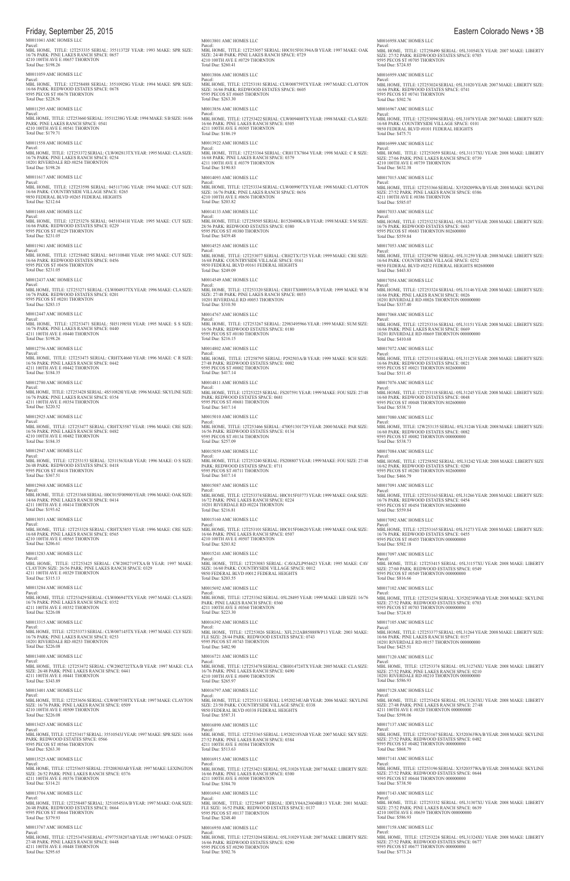M0011041 AMC HOMES LLC
Parcel:
MBL HOME, TITLE: 12T253335 SERIAL: 35511372F YEAR: 1993 MAKE: SPR SIZE: 16/76 PARK: PINE LAKES RANCH SPACE: 0657
4210 100TH AVE E #0657 THORNTON
Total Due: $198.26

M0011059 AMC HOMES LLC
Parcel:
MBL HOME, TITLE: 12T258488 SERIAL: 35510928G YEAR: 1994 MAKE: SPR SIZE: 16/66 PARK: REDWOOD ESTATES SPACE: 0678
9595 PECOS ST #0678 THORNTON
Total Due: $228.56

M0011295 AMC HOMES LLC
Parcel:
MBL HOME, TITLE: 12T253660 SERIAL: 35511238G YEAR: 1994 MAKE: S B SIZE: 16/66 PARK: PINE LAKES RANCH SPACE: 0541
4210 100TH AVE E #0541 THORNTON
Total Due: $179.71

M0011558 AMC HOMES LLC
Parcel:
MBL HOME, TITLE: 12T253372 SERIAL: CLW002813TX YEAR: 1995 MAKE: CLA SIZE: 16/76 PARK: PINE LAKES RANCH SPACE: 0254
10201 RIVERDALE RD #0254 THORNTON
Total Due: $198.26

M0011617 AMC HOMES LLC
Parcel:
MBL HOME, TITLE: 12T253598 SERIAL: 04511710G YEAR: 1994 MAKE: CUT SIZE: 16/66 PARK: COUNTRYSIDE VILLAGE SPACE: 0265
9850 FEDERAL BLVD #0265 FEDERAL HEIGHTS
Total Due: $212.64

M0011688 AMC HOMES LLC
Parcel:
MBL HOME, TITLE: 12T253276 SERIAL: 04510341H YEAR: 1995 MAKE: CUT SIZE: 16/66 PARK: REDWOOD ESTATES SPACE: 0229
9595 PECOS ST #0229 THORNTON
Total Due: $231.05

M0011941 AMC HOMES LLC
Parcel:
MBL HOME, TITLE: 12T258482 SERIAL: 04511084H YEAR: 1995 MAKE: CUT SIZE: 16/66 PARK: REDWOOD ESTATES SPACE: 0456
9595 PECOS ST #0456 THORNTON
Total Due: $231.05

M0012437 AMC HOMES LLC
Parcel:
MBL HOME, TITLE: 12T253271 SERIAL: CLW004937TX YEAR: 1996 MAKE: CLA SIZE: 16/76 PARK: REDWOOD ESTATES SPACE: 0201
9595 PECOS ST #0201 THORNTON
Total Due: $283.15

M0012447 AMC HOMES LLC
Parcel:
MBL HOME, TITLE: 12T253471 SERIAL: 5H511985H YEAR: 1995 MAKE: S S SIZE: 16/76 PARK: PINE LAKES RANCH SPACE: 0440
4211 100TH AVE E #0440 THORNTON
Total Due: $198.26

M0012756 AMC HOMES LLC
Parcel:
MBL HOME, TITLE: 12T253473 SERIAL: CRHTX4660 YEAR: 1996 MAKE: C R SIZE: 16/56 PARK: PINE LAKES RANCH SPACE: 0442
4211 100TH AVE E #0442 THORNTON
Total Due: $184.35

M0012780 AMC HOMES LLC
Parcel:
MBL HOME, TITLE: 12T253428 SERIAL: 4S510828I YEAR: 1996 MAKE: SKYLINE SIZE: 16/76 PARK: PINE LAKES RANCH SPACE: 0354
4211 100TH AVE E #0354 THORNTON
Total Due: $220.52

M0012925 AMC HOMES LLC
Parcel:
MBL HOME, TITLE: 12T253477 SERIAL: CRHTX5587 YEAR: 1996 MAKE: CRE SIZE: 16/56 PARK: PINE LAKES RANCH SPACE: 0482
4210 100TH AVE E #0482 THORNTON
Total Due: $184.35

M0012947 AMC HOMES LLC
Parcel:
MBL HOME, TITLE: 12T253153 SERIAL: 32511563IAB YEAR: 1996 MAKE: O S SIZE: 26/48 PARK: REDWOOD ESTATES SPACE: 0418
9595 PECOS ST #0418 THORNTON
Total Due: $367.51

M0012968 AMC HOMES LLC
Parcel:
MBL HOME, TITLE: 12T253368 SERIAL: H0C015F00900 YEAR: 1996 MAKE: OAK SIZE: 14/66 PARK: PINE LAKES RANCH SPACE: 0414
4211 100TH AVE E #0414 THORNTON
Total Due: $193.62

M0013051 AMC HOMES LLC
Parcel:
MBL HOME, TITLE: 12T253328 SERIAL: CRHTX5855 YEAR: 1996 MAKE: CRE SIZE: 16/68 PARK: PINE LAKES RANCH SPACE: 0565
4210 100TH AVE E #0565 THORNTON
Total Due: $206.61

M0013283 AMC HOMES LLC
Parcel:
MBL HOME, TITLE: 12T253425 SERIAL: CW2002719TXA/B YEAR: 1997 MAKE: CLAYTON SIZE: 26/56 PARK: PINE LAKES RANCH SPACE: 0329
4211 100TH AVE E #0329 THORNTON
Total Due: $315.13

M0013284 AMC HOMES LLC
Parcel:
MBL HOME, TITLE: 12T253429 SERIAL: CLW006947TX YEAR: 1997 MAKE: CLA SIZE: 16/76 PARK: PINE LAKES RANCH SPACE: 0352
4211 100TH AVE E #0352 THORNTON
Total Due: $226.08

M0013315 AMC HOMES LLC
Parcel:
MBL HOME, TITLE: 12T253373 SERIAL: CLW007145TX YEAR: 1997 MAKE: CLY SIZE: 16/76 PARK: PINE LAKES RANCH SPACE: 0253
10201 RIVERDALE RD #0253 THORNTON
Total Due: $226.08

M0013400 AMC HOMES LLC
Parcel:
MBL HOME, TITLE: 12T253472 SERIAL: CW2002722TXA/B YEAR: 1997 MAKE: CLA SIZE: 26/48 PARK: PINE LAKES RANCH SPACE: 0441
4211 100TH AVE E #0441 THORNTON
Total Due: $343.89

M0013401 AMC HOMES LLC
Parcel:
MBL HOME, TITLE: 12T253656 SERIAL: CLW007538TX YEAR: 1997 MAKE: CLAYTON SIZE: 16/76 PARK: PINE LAKES RANCH SPACE: 0509
4210 100TH AVE E #0509 THORNTON
Total Due: $226.08

M0013425 AMC HOMES LLC
Parcel:
MBL HOME, TITLE: 12T253417 SERIAL: 35510543J YEAR: 1997 MAKE: SPR SIZE: 16/66 PARK: REDWOOD ESTATES SPACE: 0566
9595 PECOS ST #0566 THORNTON
Total Due: $263.30

M0013525 AMC HOMES LLC
Parcel:
MBL HOME, TITLE: 12T253655 SERIAL: 2T520830JAB YEAR: 1997 MAKE: LEXINGTON SIZE: 26/52 PARK: PINE LAKES RANCH SPACE: 0376
4211 100TH AVE E #0376 THORNTON
Total Due: $314.21

M0013704 AMC HOMES LLC
Parcel:
MBL HOME, TITLE: 12T258487 SERIAL: 32510545JA/B YEAR: 1997 MAKE: OAK SIZE: 26/48 PARK: REDWOOD ESTATES SPACE: 0664
9595 PECOS ST #0664 THORNTON
Total Due: $379.93

M0013767 AMC HOMES LLC
Parcel:
MBL HOME, TITLE: 12T253474 SERIAL: 47977538207AB YEAR: 1997 MAKE: O P SIZE: 27/48 PARK: PINE LAKES RANCH SPACE: 0448
4211 100TH AVE E #0448 THORNTON
Total Due: $295.65

M0013801 AMC HOMES LLC
Parcel:
MBL HOME, TITLE: 12T253057 SERIAL: H0C015F01394A/B YEAR: 1997 MAKE: OAK SIZE: 24/40 PARK: PINE LAKES RANCH SPACE: 0729
4210 100TH AVE E #0729 THORNTON
Total Due: $260.41

M0013806 AMC HOMES LLC
Parcel:
MBL HOME, TITLE: 12T253181 SERIAL: CLW008759TX YEAR: 1997 MAKE: CLAYTON SIZE: 16/66 PARK: REDWOOD ESTATES SPACE: 0605
9595 PECOS ST #0605 THORNTON
Total Due: $263.30

M0013856 AMC HOMES LLC
Parcel:
MBL HOME, TITLE: 12T253422 SERIAL: CLW009400TX YEAR: 1998 MAKE: CLA SIZE: 16/66 PARK: PINE LAKES RANCH SPACE: 0305
4211 100TH AVE E #0305 THORNTON
Total Due: $186.19

M0013922 AMC HOMES LLC
Parcel:
MBL HOME, TITLE: 12T253364 SERIAL: CRH1TX7864 YEAR: 1998 MAKE: C R SIZE: 16/68 PARK: PINE LAKES RANCH SPACE: 0379
4211 100TH AVE E #0379 THORNTON
Total Due: $190.83

M0014093 AMC HOMES LLC
Parcel:
MBL HOME, TITLE: 12T253334 SERIAL: CLW009907TX YEAR: 1998 MAKE: CLAYTON SIZE: 16/76 PARK: PINE LAKES RANCH SPACE: 0656
4210 100TH AVE E #0656 THORNTON
Total Due: $203.82

M0014133 AMC HOMES LLC
Parcel:
MBL HOME, TITLE: 12T258505 SERIAL: B1520400KA/B YEAR: 1998 MAKE: S M SIZE: 28/56 PARK: REDWOOD ESTATES SPACE: 0380
9595 PECOS ST #0380 THORNTON
Total Due: $439.48

M0014525 AMC HOMES LLC
Parcel:
MBL HOME, TITLE: 12T253077 SERIAL: CRH2TX1725 YEAR: 1999 MAKE: CRE SIZE: 16/68 PARK: COUNTRYSIDE VILLAGE SPACE: 0161
9850 FEDERAL BLVD #0161 FEDERAL HEIGHTS
Total Due: $249.09

M0014549 AMC HOMES LLC
Parcel:
MBL HOME, TITLE: 12T253320 SERIAL: CRH1TX008935A/B YEAR: 1999 MAKE: W M SIZE: 27/48 PARK: PINE LAKES RANCH SPACE: 0053
10201 RIVERDALE RD #0053 THORNTON
Total Due: $310.50

M0014767 AMC HOMES LLC
Parcel:
MBL HOME, TITLE: 12T253267 SERIAL: 22983495966 YEAR: 1999 MAKE: SUM SIZE: 16/56 PARK: REDWOOD ESTATES SPACE: 0180
9595 PECOS ST #0180 THORNTON
Total Due: $216.15

M0014802 AMC HOMES LLC
Parcel:
MBL HOME, TITLE: 12T258795 SERIAL: P292503A/B YEAR: 1999 MAKE: SCH SIZE: 27/48 PARK: REDWOOD ESTATES SPACE: 0002
9595 PECOS ST #0002 THORNTON
Total Due: $417.14

M0014811 AMC HOMES LLC
Parcel:
MBL HOME, TITLE: 12T253225 SERIAL: FS207591 YEAR: 1999 MAKE: FOU SIZE: 27/48 PARK: REDWOOD ESTATES SPACE: 0681
9595 PECOS ST #0681 THORNTON
Total Due: $417.14

M0015010 AMC HOMES LLC
Parcel:
MBL HOME, TITLE: 12T253466 SERIAL: 470051301729 YEAR: 2000 MAKE: PAR SIZE: 16/56 PARK: REDWOOD ESTATES SPACE: 0134
9595 PECOS ST #0134 THORNTON
Total Due: $257.09

M0015059 AMC HOMES LLC
Parcel:
MBL HOME, TITLE: 12T253240 SERIAL: FS208807 YEAR: 1999 MAKE: FOU SIZE: 27/48 PARK: REDWOOD ESTATES SPACE: 0711
9595 PECOS ST #0711 THORNTON
Total Due: $417.14

M0015087 AMC HOMES LLC
Parcel:
MBL HOME, TITLE: 12T253374 SERIAL: H0C015F03773 YEAR: 1999 MAKE: OAK SIZE: 16/72 PARK: PINE LAKES RANCH SPACE: 0224
10201 RIVERDALE RD #0224 THORNTON
Total Due: $216.81

M0015160 AMC HOMES LLC
Parcel:
MBL HOME, TITLE: 12T253101 SERIAL: H0C015F04620 YEAR: 1999 MAKE: OAK SIZE: 16/66 PARK: PINE LAKES RANCH SPACE: 0507
4210 100TH AVE E #0507 THORNTON
Total Due: $203.82

M0015241 AMC HOMES LLC
Parcel:
MBL HOME, TITLE: 12T253083 SERIAL: CAVAZLP954623 YEAR: 1995 MAKE: CAV SIZE: 16/60 PARK: COUNTRYSIDE VILLAGE SPACE: 0012
9850 FEDERAL BLVD #0012 FEDERAL HEIGHTS
Total Due: $203.55

M0015692 AMC HOMES LLC
Parcel:
MBL HOME, TITLE: 12T253362 SERIAL: 05L28495 YEAR: 1999 MAKE: LIB SIZE: 16/76 PARK: PINE LAKES RANCH SPACE: 0360
4211 100TH AVE E #0360 THORNTON
Total Due: $223.30

M0016392 AMC HOMES LLC
Parcel:
MBL HOME, TITLE: 12T253026 SERIAL: XFL212AB85888WP13 YEAR: 2003 MAKE: FLE SIZE: 28/44 PARK: REDWOOD ESTATES SPACE: 0743
9595 PECOS ST #0743 THORNTON
Total Due: $482.90

M0016721 AMC HOMES LLC
Parcel:
MBL HOME, TITLE: 12T253478 SERIAL: CBH014724TX YEAR: 2005 MAKE: CLA SIZE: 16/76 PARK: PINE LAKES RANCH SPACE: 0490
4210 100TH AVE E #0490 THORNTON
Total Due: $265.97

M0016797 AMC HOMES LLC
Parcel:
MBL HOME, TITLE: 12T253113 SERIAL: L9520234UAB YEAR: 2006 MAKE: SKYLINE SIZE: 23/50 PARK: COUNTRYSIDE VILLAGE SPACE: 0338
9850 FEDERAL BLVD #0338 FEDERAL HEIGHTS
Total Due: $587.31

M0016890 AMC HOMES LLC
Parcel:
MBL HOME, TITLE: 12T253365 SERIAL: L9520218VAB YEAR: 2007 MAKE: SKY SIZE: 27/52 PARK: PINE LAKES RANCH SPACE: 0384
4211 100TH AVE E #0384 THORNTON
Total Due: $513.63

M0016915 AMC HOMES LLC
Parcel:
MBL HOME, TITLE: 12T253421 SERIAL: 05L31026 YEAR: 2007 MAKE: LIBERTY SIZE: 16/66 PARK: PINE LAKES RANCH SPACE: 0300
4211 100TH AVE E #0300 THORNTON
Total Due: $384.70

M0016941 AMC HOMES LLC
Parcel:
MBL HOME, TITLE: 12T258497 SERIAL: IDFLY04A23604BR13 YEAR: 2001 MAKE: FLE SIZE: 16/52 PARK: REDWOOD ESTATES SPACE: 0137
9595 PECOS ST #0137 THORNTON
Total Due: $248.40

M0016950 AMC HOMES LLC
Parcel:
MBL HOME, TITLE: 12T253204 SERIAL: 05L31029 YEAR: 2007 MAKE: LIBERTY SIZE: 16/66 PARK: REDWOOD ESTATES SPACE: 0290
9595 PECOS ST #0290 THORNTON
Total Due: $502.76

M0016958 AMC HOMES LLC
Parcel:
MBL HOME, TITLE: 12T258490 SERIAL: 05L31054UX YEAR: 2007 MAKE: LIBERTY SIZE: 27/52 PARK: REDWOOD ESTATES SPACE: 0705
9595 PECOS ST #0705 THORNTON
Total Due: $724.85

M0016959 AMC HOMES LLC
Parcel:
MBL HOME, TITLE: 12T253024 SERIAL: 05L31020 YEAR: 2007 MAKE: LIBERTY SIZE: 16/66 PARK: REDWOOD ESTATES SPACE: 0741
9595 PECOS ST #0741 THORNTON
Total Due: $502.76

M0016967 AMC HOMES LLC
Parcel:
MBL HOME, TITLE: 12T253094 SERIAL: 05L31078 YEAR: 2007 MAKE: LIBERTY SIZE: 16/68 PARK: COUNTRYSIDE VILLAGE SPACE: 0101
9850 FEDERAL BLVD #0101 FEDERAL HEIGHTS
Total Due: $475.71

M0016999 AMC HOMES LLC
Parcel:
MBL HOME, TITLE: 12T253059 SERIAL: 05L31137XU YEAR: 2008 MAKE: LIBERTY SIZE: 27/66 PARK: PINE LAKES RANCH SPACE: 0739
4210 100TH AVE E #0739 THORNTON
Total Due: $632.38

M0017015 AMC HOMES LLC
Parcel:
MBL HOME, TITLE: 12T253366 SERIAL: X3520209WA/B YEAR: 2008 MAKE: SKYLINE SIZE: 27/52 PARK: PINE LAKES RANCH SPACE: 0386
4211 100TH AVE E #0386 THORNTON
Total Due: $585.07

M0017033 AMC HOMES LLC
Parcel:
MBL HOME, TITLE: 12T253232 SERIAL: 05L31207 YEAR: 2008 MAKE: LIBERTY SIZE: 16/76 PARK: REDWOOD ESTATES SPACE: 0683
9595 PECOS ST #0683 THORNTON 802600000
Total Due: $559.84

M0017053 AMC HOMES LLC
Parcel:
MBL HOME, TITLE: 12T258790 SERIAL: 05L31259 YEAR: 2008 MAKE: LIBERTY SIZE: 16/64 PARK: COUNTRYSIDE VILLAGE SPACE: 0252
9850 FEDERAL BLVD #0252 FEDERAL HEIGHTS 802600000
Total Due: $443.83

M0017054 AMC HOMES LLC
Parcel:
MBL HOME, TITLE: 12T253324 SERIAL: 05L31146 YEAR: 2008 MAKE: LIBERTY SIZE: 16/66 PARK: PINE LAKES RANCH SPACE: 0026
10201 RIVERDALE RD #0026 THORNTON 000000000
Total Due: $337.40

M0017068 AMC HOMES LLC
Parcel:
MBL HOME, TITLE: 12T253316 SERIAL: 05L31151 YEAR: 2008 MAKE: LIBERTY SIZE: 16/66 PARK: PINE LAKES RANCH SPACE: 0669
10201 RIVERDALE RD #0669 THORNTON 000000000
Total Due: $410.68

M0017072 AMC HOMES LLC
Parcel:
MBL HOME, TITLE: 12T253114 SERIAL: 05L31125 YEAR: 2008 MAKE: LIBERTY SIZE: 16/66 PARK: REDWOOD ESTATES SPACE: 0021
9595 PECOS ST #0021 THORNTON 802600000
Total Due: $511.45

M0017076 AMC HOMES LLC
Parcel:
MBL HOME, TITLE: 12T253118 SERIAL: 05L31245 YEAR: 2008 MAKE: LIBERTY SIZE: 16/60 PARK: REDWOOD ESTATES SPACE: 0048
9595 PECOS ST #0048 THORNTON 802600000
Total Due: $538.73

M0017080 AMC HOMES LLC
Parcel:
MBL HOME, TITLE: 12W253135 SERIAL: 05L31246 YEAR: 2008 MAKE: LIBERTY SIZE: 16/60 PARK: REDWOOD ESTATES SPACE: 0082
9595 PECOS ST #0082 THORNTON 000000000
Total Due: $538.73

M0017084 AMC HOMES LLC
Parcel:
MBL HOME, TITLE: 12T258502 SERIAL: 05L31242 YEAR: 2008 MAKE: LIBERTY SIZE 16/62 PARK: REDWOOD ESTATES SPACE: 0280
9595 PECOS ST #0280 THORNTON 802600000
Total Due: $466.79

M0017091 AMC HOMES LLC
Parcel:
MBL HOME, TITLE: 12T253163 SERIAL: 05L31266 YEAR: 2008 MAKE: LIBERTY SIZE: 16/76 PARK: REDWOOD ESTATES SPACE: 0454
9595 PECOS ST #0454 THORNTON 802600000
Total Due: $559.84

M0017092 AMC HOMES LLC
Parcel:
MBL HOME, TITLE: 12T253165 SERIAL: 05L31273 YEAR: 2008 MAKE: LIBERTY SIZE: 16/76 PARK: REDWOOD ESTATES SPACE: 0455
9595 PECOS ST #0455 THORNTON 000000000
Total Due: $582.18

M0017097 AMC HOMES LLC
Parcel:
MBL HOME, TITLE: 12T253415 SERIAL: 05L31157XU YEAR: 2008 MAKE: LIBERTY SIZE: 27/60 PARK: REDWOOD ESTATES SPACE: 0549
9595 PECOS ST #0549 THORNTON 000000000
Total Due: $816.66

M0017102 AMC HOMES LLC
Parcel:
MBL HOME, TITLE: 12T253234 SERIAL: X3520238WA/B YEAR: 2008 MAKE: SKYLINE SIZE: 27/52 PARK: REDWOOD ESTATES SPACE: 0703
9595 PECOS ST #0703 THORNTON 000000000
Total Due: $724.85

M0017105 AMC HOMES LLC
Parcel:
MBL HOME, TITLE: 12T253377 SERIAL: 05L31264 YEAR: 2008 MAKE: LIBERTY SIZE: 16/66 PARK: PINE LAKES RANCH SPACE: 0157
10201 RIVERDALE RD #0157 THORNTON 000000000
Total Due: $425.51

M0017120 AMC HOMES LLC
Parcel:
MBL HOME, TITLE: 12T253374 SERIAL: 05L31274XU YEAR: 2008 MAKE: LIBERTY SIZE: 27/52 PARK: PINE LAKES RANCH SPACE: 0210
10201 RIVERDALE RD #0210 THORNTON 000000000
Total Due: $586.93

M0017128 AMC HOMES LLC
Parcel:
MBL HOME, TITLE: 12T253424 SERIAL: 05L31263XU YEAR: 2008 MAKE: LIBERTY SIZE: 27/48 PARK: PINE LAKES RANCH SPACE: 27/48
4211 100TH AVE E #0320 THORNTON 000000000
Total Due: $598.06

M0017137 AMC HOMES LLC
Parcel:
MBL HOME, TITLE: 12T253167 SERIAL: X3520363WA/B YEAR: 2008 MAKE: SKYLINE SIZE: 27/52 PARK: REDWOOD ESTATES SPACE: 0482
9595 PECOS ST #0482 THORNTON 000000000
Total Due: $868.79

M0017141 AMC HOMES LLC
Parcel:
MBL HOME, TITLE: 12T253196 SERIAL: X3520357WA/B YEAR: 2008 MAKE: SKYLINE SIZE: 27/52 PARK: REDWOOD ESTATES SPACE: 0644
9595 PECOS ST #0644 THORNTON 000000000
Total Due: $738.50

M0017143 AMC HOMES LLC
Parcel:
MBL HOME, TITLE: 12T253332 SERIAL: 05L31307XU YEAR: 2008 MAKE: LIBERTY SIZE: 27/52 PARK: PINE LAKES RANCH SPACE: 0639
4210 100TH AVE E #0639 THORNTON 000000000
Total Due: $586.93

M0017158 AMC HOMES LLC
Parcel:
MBL HOME, TITLE: 12T253224 SERIAL: 05L31324XU YEAR: 2008 MAKE: LIBERTY SIZE: 27/52 PARK: REDWOOD ESTATES SPACE: 0677
9595 PECOS ST #0677 THORNTON 000000000
Total Due: $773.24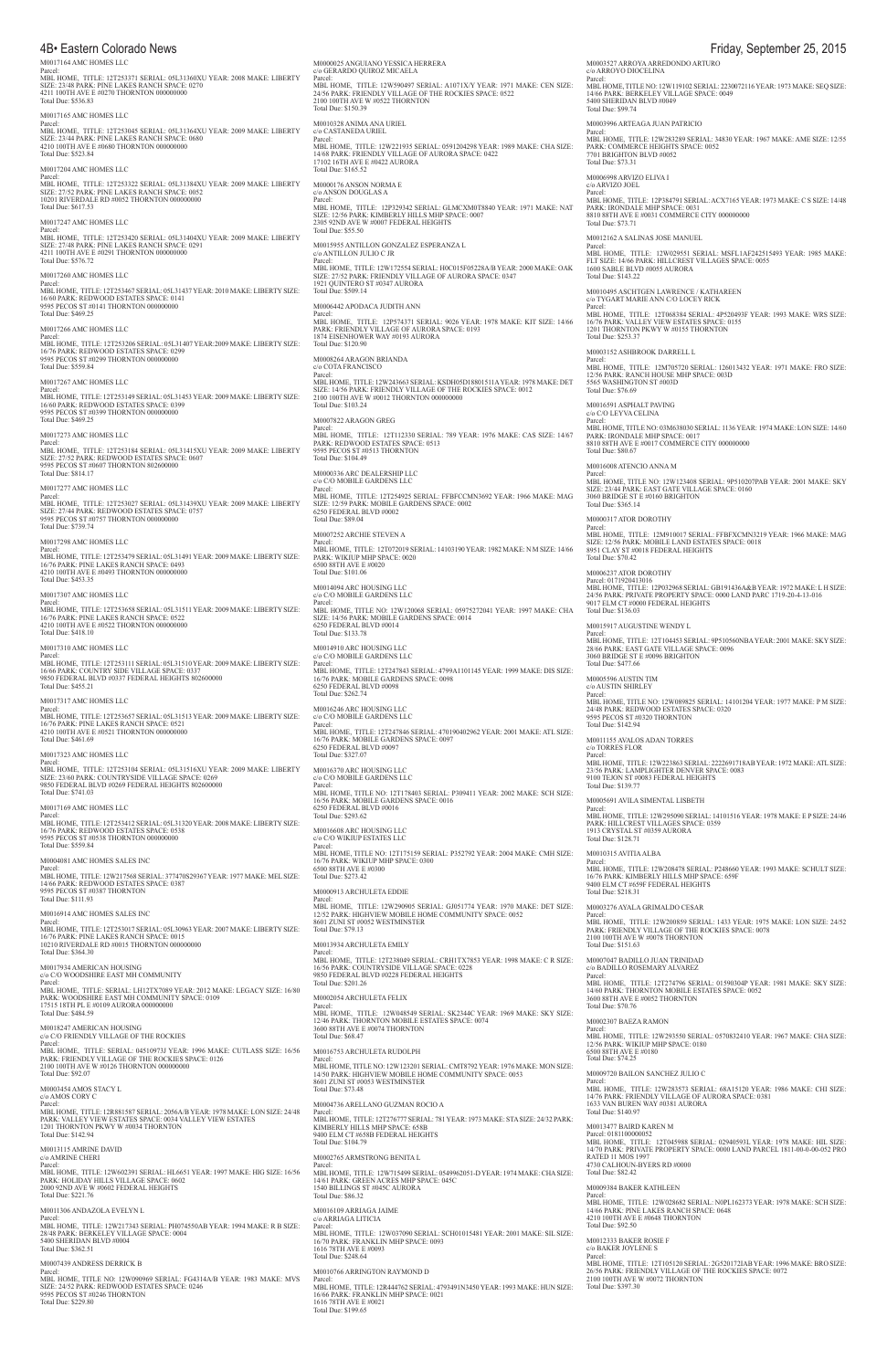M0017164 AMC HOMES LLC
Parcel:
MBL HOME, TITLE: 12T253371 SERIAL: 05L31360XU YEAR: 2008 MAKE: LIBERTY SIZE: 23/48 PARK: PINE LAKES RANCH SPACE: 0270
4211 100TH AVE E #0270 THORNTON 000000000
Total Due: $536.83

M0017165 AMC HOMES LLC
Parcel:
MBL HOME, TITLE: 12T253045 SERIAL: 05L31364XU YEAR: 2009 MAKE: LIBERTY SIZE: 23/44 PARK: PINE LAKES RANCH SPACE: 0680
4210 100TH AVE E #0680 THORNTON 000000000
Total Due: $523.84

M0017204 AMC HOMES LLC
Parcel:
MBL HOME, TITLE: 12T253322 SERIAL: 05L31384XU YEAR: 2009 MAKE: LIBERTY SIZE: 27/52 PARK: PINE LAKES RANCH SPACE: 0052
10201 RIVERDALE RD #0052 THORNTON 000000000
Total Due: $617.53

M0017247 AMC HOMES LLC
Parcel:
MBL HOME, TITLE: 12T253420 SERIAL: 05L31404XU YEAR: 2009 MAKE: LIBERTY SIZE: 27/48 PARK: PINE LAKES RANCH SPACE: 0291
4211 100TH AVE E #0291 THORNTON 000000000
Total Due: $576.72

M0017260 AMC HOMES LLC
Parcel:
MBL HOME, TITLE: 12T253467 SERIAL: 05L31437 YEAR: 2010 MAKE: LIBERTY SIZE: 16/60 PARK: REDWOOD ESTATES SPACE: 0141
9595 PECOS ST #0141 THORNTON 000000000
Total Due: $469.25

M0017266 AMC HOMES LLC
Parcel:
MBL HOME, TITLE: 12T253206 SERIAL: 05L31407 YEAR:2009 MAKE: LIBERTY SIZE: 16/76 PARK: REDWOOD ESTATES SPACE: 0299
9595 PECOS ST #0299 THORNTON 000000000
Total Due: $559.84

M0017267 AMC HOMES LLC
Parcel:
MBL HOME, TITLE: 12T253149 SERIAL: 05L31453 YEAR: 2009 MAKE: LIBERTY SIZE: 16/60 PARK: REDWOOD ESTATES SPACE: 0399
9595 PECOS ST #0399 THORNTON 000000000
Total Due: $469.25

M0017273 AMC HOMES LLC
Parcel:
MBL HOME, TITLE: 12T253184 SERIAL: 05L31415XU YEAR: 2009 MAKE: LIBERTY SIZE: 27/52 PARK: REDWOOD ESTATES SPACE: 0607
9595 PECOS ST #0607 THORNTON 802600000
Total Due: $814.17

M0017277 AMC HOMES LLC
Parcel:
MBL HOME, TITLE: 12T253027 SERIAL: 05L31439XU YEAR: 2009 MAKE: LIBERTY SIZE: 27/44 PARK: REDWOOD ESTATES SPACE: 0757
9595 PECOS ST #0757 THORNTON 000000000
Total Due: $739.74

M0017298 AMC HOMES LLC
Parcel:
MBL HOME, TITLE: 12T253479 SERIAL: 05L31491 YEAR: 2009 MAKE: LIBERTY SIZE: 16/76 PARK: PINE LAKES RANCH SPACE: 0493
4210 100TH AVE E #0493 THORNTON 000000000
Total Due: $453.35

M0017307 AMC HOMES LLC
Parcel:
MBL HOME, TITLE: 12T253658 SERIAL: 05L31511 YEAR: 2009 MAKE: LIBERTY SIZE: 16/76 PARK: PINE LAKES RANCH SPACE: 0522
4210 100TH AVE E #0522 THORNTON 000000000
Total Due: $418.10

M0017310 AMC HOMES LLC
Parcel:
MBL HOME, TITLE: 12T253111 SERIAL: 05L31510 YEAR: 2009 MAKE: LIBERTY SIZE: 16/66 PARK: COUNTRY SIDE VILLAGE SPACE: 0337
9850 FEDERAL BLVD #0337 FEDERAL HEIGHTS 802600000
Total Due: $455.21

M0017317 AMC HOMES LLC
Parcel:
MBL HOME, TITLE: 12T253657 SERIAL: 05L31513 YEAR: 2009 MAKE: LIBERTY SIZE: 16/76 PARK: PINE LAKES RANCH SPACE: 0521
4210 100TH AVE E #0521 THORNTON 000000000
Total Due: $461.69

M0017323 AMC HOMES LLC
Parcel:
MBL HOME, TITLE: 12T253104 SERIAL: 05L31516XU YEAR: 2009 MAKE: LIBERTY SIZE: 23/60 PARK: COUNTRYSIDE VILLAGE SPACE: 0269
9850 FEDERAL BLVD #0269 FEDERAL HEIGHTS 802600000
Total Due: $741.03

M0017169 AMC HOMES LLC
Parcel:
MBL HOME, TITLE: 12T253412 SERIAL: 05L31320 YEAR: 2008 MAKE: LIBERTY SIZE: 16/76 PARK: REDWOOD ESTATES SPACE: 0538
9595 PECOS ST #0538 THORNTON 000000000
Total Due: $559.84

M0004081 AMC HOMES SALES INC
Parcel:
MBL HOME, TITLE: 12W217568 SERIAL: 377470S29367 YEAR: 1977 MAKE: MEL SIZE: 14/66 PARK: REDWOOD ESTATES SPACE: 0387
9595 PECOS ST #0387 THORNTON
Total Due: $111.93

M0016914 AMC HOMES SALES INC
Parcel:
MBL HOME, TITLE: 12T253017 SERIAL: 05L30963 YEAR: 2007 MAKE: LIBERTY SIZE: 16/76 PARK: PINE LAKES RANCH SPACE: 0015
10210 RIVERDALE RD #0015 THORNTON 000000000
Total Due: $364.30

M0017934 AMERICAN HOUSING
c/o C/O WOODSHIRE EAST MH COMMUNITY
Parcel:
MBL HOME, TITLE: SERIAL: LH12TX7089 YEAR: 2012 MAKE: LEGACY SIZE: 16/80 PARK: WOODSHIRE EAST MH COMMUNITY SPACE: 0109
17515 18TH PL E #0109 AURORA 000000000
Total Due: $484.59

M0018247 AMERICAN HOUSING
c/o C/O FRIENDLY VILLAGE OF THE ROCKIES
Parcel:
MBL HOME, TITLE: SERIAL: 04510973J YEAR: 1996 MAKE: CUTLASS SIZE: 16/56 PARK: FRIENDLY VILLAGE OF THE ROCKIES SPACE: 0126
2100 100TH AVE W #0126 THORNTON 000000000
Total Due: $92.07

M0003454 AMOS STACY L
c/o AMOS CORY C
Parcel:
MBL HOME, TITLE: 12R881587 SERIAL: 2056A/B YEAR: 1978 MAKE: LON SIZE: 24/48 PARK: VALLEY VIEW ESTATES SPACE: 0034 VALLEY VIEW ESTATES
1201 THORNTON PKWY W #0034 THORNTON
Total Due: $142.94

M0013115 AMRINE DAVID
c/o AMRINE CHERI
Parcel:
MBL HOME, TITLE: 12W602391 SERIAL: HL6651 YEAR: 1997 MAKE: HIG SIZE: 16/56 PARK: HOLIDAY HILLS VILLAGE SPACE: 0602
2000 92ND AVE W #0602 FEDERAL HEIGHTS
Total Due: $221.76

M0011306 ANDAZOLA EVELYN L
Parcel:
MBL HOME, TITLE: 12W217343 SERIAL: PH0745504A/B YEAR: 1994 MAKE: R B SIZE: 28/48 PARK: BERKELEY VILLAGE SPACE: 0004
5400 SHERIDAN BLVD #0004
Total Due: $362.51

M0007439 ANDRESS DERRICK B
Parcel:
MBL HOME, TITLE NO: 12W090969 SERIAL: FG4314A/B YEAR: 1983 MAKE: MVS SIZE: 24/52 PARK: REDWOOD ESTATES SPACE: 0246
9595 PECOS ST #0246 THORNTON
Total Due: $229.80

M0000025 ANGUIANO YESSICA HERRERA
c/o GERARDO QUIROZ MICAELA
Parcel:
MBL HOME, TITLE: 12W590497 SERIAL: A1071X/Y YEAR: 1971 MAKE: CEN SIZE: 24/56 PARK: FRIENDLY VILLAGE OF THE ROCKIES SPACE: 0522
2100 100TH AVE W #0522 THORNTON
Total Due: $150.39

M0010328 ANIMA ANA URIEL
c/o CASTANEDA URIEL
Parcel:
MBL HOME, TITLE: 12W221935 SERIAL: 0591204298 YEAR: 1989 MAKE: CHA SIZE: 14/68 PARK: FRIENDLY VILLAGE OF AURORA SPACE: 0422
17102 16TH AVE E #0422 AURORA
Total Due: $165.52

M0000176 ANSON NORMA E
c/o ANSON DOUGLAS A
Parcel:
MBL HOME, TITLE: 12P329342 SERIAL: GLMCXM0T8840 YEAR: 1971 MAKE: NAT SIZE: 12/56 PARK: KIMBERLY HILLS MHP SPACE: 0007
2305 92ND AVE W #0007 FEDERAL HEIGHTS
Total Due: $55.50

M0015955 ANTILLON GONZALEZ ESPERANZA L
c/o ANTILLON JULIO C JR
Parcel:
MBL HOME, TITLE: 12W172554 SERIAL: H0C015F05228A/B YEAR: 2000 MAKE: OAK SIZE: 27/52 PARK: FRIENDLY VILLAGE OF AURORA SPACE: 0347
1921 QUINTERO ST #0347 AURORA
Total Due: $509.14

M0006442 APODACA JUDITH ANN
Parcel:
MBL HOME, TITLE: 12P574371 SERIAL: 9026 YEAR: 1978 MAKE: KIT SIZE: 14/66 PARK: FRIENDLY VILLAGE OF AURORA SPACE: 0193
1874 EISENHOWER WAY #0193 AURORA
Total Due: $120.90

M0008264 ARAGON BRIANDA
c/o COTA FRANCISCO
Parcel:
MBL HOME, TITLE:12W243663 SERIAL: KSDH05D1801511A YEAR: 1978 MAKE: DET SIZE: 14/56 PARK: FRIENDLY VILLAGE OF THE ROCKIES SPACE: 0012
2100 100TH AVE W #0012 THORNTON 000000000
Total Due: $103.24

M0007822 ARAGON GREG
Parcel:
MBL HOME, TITLE: 12T112330 SERIAL: 789 YEAR: 1976 MAKE: CAS SIZE: 14/67 PARK: REDWOOD ESTATES SPACE: 0513
9595 PECOS ST #0513 THORNTON
Total Due: $104.49

M0000336 ARC DEALERSHIP LLC
c/o C/O MOBILE GARDENS LLC
Parcel:
MBL HOME, TITLE: 12T254925 SERIAL: FFBFCCMN3692 YEAR: 1966 MAKE: MAG SIZE: 12/59 PARK: MOBILE GARDENS SPACE: 0002
6250 FEDERAL BLVD #0002
Total Due: $89.04

M0007252 ARCHIE STEVEN A
Parcel:
MBL HOME, TITLE: 12T072019 SERIAL: 14103190 YEAR: 1982 MAKE: N M SIZE: 14/66 PARK: WIKIUP MHP SPACE: 0020
6500 88TH AVE E #0020
Total Due: $101.06

M0014094 ARC HOUSING LLC
c/o C/O MOBILE GARDENS LLC
Parcel:
MBL HOME, TITLE NO: 12W128068 SERIAL: 05975272041 YEAR: 1997 MAKE: CHA SIZE: 14/56 PARK: MOBILE GARDENS SPACE: 0014
6250 FEDERAL BLVD #0014
Total Due: $133.78

M0014910 ARC HOUSING LLC
c/o C/O MOBILE GARDENS LLC
Parcel:
MBL HOME, TITLE: 12T247843 SERIAL: 4799A1101145 YEAR: 1999 MAKE: DIS SIZE: 16/76 PARK: MOBILE GARDENS SPACE: 0098
6250 FEDERAL BLVD #0098
Total Due: $262.74

M0016246 ARC HOUSING LLC
c/o C/O MOBILE GARDENS LLC
Parcel:
MBL HOME, TITLE: 12T247846 SERIAL: 470190402962 YEAR: 2001 MAKE: ATL SIZE: 16/76 PARK: MOBILE GARDENS SPACE: 0097
6250 FEDERAL BLVD #0097
Total Due: $327.07

M0016370 ARC HOUSING LLC
c/o C/O MOBILE GARDENS LLC
Parcel:
MBL HOME, TITLE NO: 12T178403 SERIAL: P309411 YEAR: 2002 MAKE: SCH SIZE: 16/56 PARK: MOBILE GARDENS SPACE: 0016
6250 FEDERAL BLVD #0016
Total Due: $293.62

M0016608 ARC HOUSING LLC
c/o C/O WIKIUP ESTATES LLC
Parcel:
MBL HOME, TITLE NO: 12T175159 SERIAL: P352792 YEAR: 2004 MAKE: CMH SIZE: 16/76 PARK: WIKIUP MHP SPACE: 0300
6500 88TH AVE E #0300
Total Due: $273.42

M0000913 ARCHULETA EDDIE
Parcel:
MBL HOME, TITLE: 12W290905 SERIAL: GJ051774 YEAR: 1970 MAKE: DET SIZE: 12/52 PARK: HIGHVIEW MOBILE HOME COMMUNITY SPACE: 0052
8601 ZUNI ST #0052 WESTMINSTER
Total Due: $79.13

M0013934 ARCHULETA EMILY
Parcel:
MBL HOME, TITLE: 12T238049 SERIAL: CRH1TX7853 YEAR: 1998 MAKE: C R SIZE: 16/56 PARK: COUNTRYSIDE VILLAGE SPACE: 0228
9850 FEDERAL BLVD #0228 FEDERAL HEIGHTS
Total Due: $201.26

M0002054 ARCHULETA FELIX
Parcel:
MBL HOME, TITLE: 12W048549 SERIAL: SK2344C YEAR: 1969 MAKE: SKY SIZE: 12/46 PARK: THORNTON MOBILE ESTATES SPACE: 0074
3600 88TH AVE E #0074 THORNTON
Total Due: $68.47

M0016753 ARCHULETA RUDOLPH
Parcel:
MBL HOME, TITLE NO: 12W123201 SERIAL: CMT8792 YEAR: 1976 MAKE: MON SIZE: 14/50 PARK: HIGHVIEW MOBILE HOME COMMUNITY SPACE: 0053
8601 ZUNI ST #0053 WESTMINSTER
Total Due: $73.48

M0004736 ARELLANO GUZMAN ROCIO A
Parcel:
MBL HOME, TITLE: 12T276777 SERIAL: 781 YEAR: 1973 MAKE: STA SIZE: 24/32 PARK: KIMBERLY HILLS MHP SPACE: 658B
9400 ELM CT #658B FEDERAL HEIGHTS
Total Due: $104.79

M0002765 ARMSTRONG BENITA L
Parcel:
MBL HOME, TITLE: 12W715499 SERIAL: 0549962051-D YEAR: 1974 MAKE: CHA SIZE: 14/61 PARK: GREEN ACRES MHP SPACE: 045C
1540 BILLINGS ST #045C AURORA
Total Due: $86.32

M0016109 ARRIAGA JAIME
c/o ARRIAGA LITICIA
Parcel:
MBL HOME, TITLE: 12W037090 SERIAL: SCH01015481 YEAR: 2001 MAKE: SIL SIZE: 16/70 PARK: FRANKLIN MHP SPACE: 0093
1616 78TH AVE E #0093
Total Due: $248.64

M0010766 ARRINGTON RAYMOND D
Parcel:
MBL HOME, TITLE: 12R444762 SERIAL: 4793491N3450 YEAR: 1993 MAKE: HUN SIZE: 16/66 PARK: FRANKLIN MHP SPACE: 0021
1616 78TH AVE E #0021
Total Due: $199.65

M0003527 ARROYA ARREDONDO ARTURO
c/o ARROYO DIOCELINA
Parcel:
MBL HOME, TITLE NO: 12W119102 SERIAL: 2230072116 YEAR: 1973 MAKE: SEQ SIZE: 14/66 PARK: BERKELEY VILLAGE SPACE: 0049
5400 SHERIDAN BLVD #0049
Total Due: $99.74

M0003996 ARTEAGA JUAN PATRICIO
Parcel:
MBL HOME, TITLE: 12W283289 SERIAL: 34830 YEAR: 1967 MAKE: AME SIZE: 12/55 PARK: COMMERCE HEIGHTS SPACE: 0052
7701 BRIGHTON BLVD #0052
Total Due: $73.31

M0006998 ARVIZO ELIVA I
c/o ARVIZO JOEL
Parcel:
MBL HOME, TITLE: 12P384791 SERIAL: ACX7165 YEAR: 1973 MAKE: C S SIZE: 14/48 PARK: IRONDALE MHP SPACE: 0031
8810 88TH AVE E #0031 COMMERCE CITY 000000000
Total Due: $73.71

M0012162 A SALINAS JOSE MANUEL
Parcel:
MBL HOME, TITLE: 12W029551 SERIAL: MSFL1AF242515493 YEAR: 1985 MAKE: FLT SIZE: 14/66 PARK: HILLCREST VILLAGES SPACE: 0055
1600 SABLE BLVD #0055 AURORA
Total Due: $143.22

M0010495 ASCHTGEN LAWRENCE / KATHAREEN
c/o TYGART MARIE ANN C/O LOCEY RICK
Parcel:
MBL HOME, TITLE: 12T068384 SERIAL: 4P520493F YEAR: 1993 MAKE: WRS SIZE: 16/76 PARK: VALLEY VIEW ESTATES SPACE: 0155
1201 THORNTON PKWY W #0155 THORNTON
Total Due: $253.37

M0003152 ASHBROOK DARRELL L
Parcel:
MBL HOME, TITLE: 12M705720 SERIAL: 126013432 YEAR: 1971 MAKE: FRO SIZE: 12/56 PARK: RANCH HOUSE MHP SPACE: 003D
5565 WASHINGTON ST #003D
Total Due: $76.69

M0016591 ASPHALT PAVING
c/o C/O LEYVA CELINA
Parcel:
MBL HOME, TITLE NO: 03M638030 SERIAL: 1136 YEAR: 1974 MAKE: LON SIZE: 14/60 PARK: IRONDALE MHP SPACE: 0017
8810 88TH AVE E #0017 COMMERCE CITY 000000000
Total Due: $80.67

M0016008 ATENCIO ANNA M
Parcel:
MBL HOME, TITLE NO: 12W123408 SERIAL: 9P510207PAB YEAR: 2001 MAKE: SKY SIZE: 23/44 PARK: EAST GATE VILLAGE SPACE: 0160
3060 BRIDGE ST E #0160 BRIGHTON
Total Due: $365.14

M0000317 ATOR DOROTHY
Parcel:
MBL HOME, TITLE: 12M910017 SERIAL: FFBFXCMN3219 YEAR: 1966 MAKE: MAG SIZE: 12/56 PARK: MOBILE LAND ESTATES SPACE: 0018
8951 CLAY ST #0018 FEDERAL HEIGHTS
Total Due: $70.42

M0006237 ATOR DOROTHY
Parcel: 0171920413016
MBL HOME, TITLE: 12P032968 SERIAL: GB191436A&B YEAR: 1972 MAKE: L H SIZE: 24/56 PARK: PRIVATE PROPERTY SPACE: 0000 LAND PARC 1719-20-4-13-016
9017 ELM CT #0000 FEDERAL HEIGHTS
Total Due: $136.03

M0015917 AUGUSTINE WENDY L
Parcel:
MBL HOME, TITLE: 12T104453 SERIAL: 9P510560NBA YEAR: 2001 MAKE: SKY SIZE: 28/66 PARK: EAST GATE VILLAGE SPACE: 0096
3060 BRIDGE ST E #0096 BRIGHTON
Total Due: $477.66

M0005596 AUSTIN TIM
c/o AUSTIN SHIRLEY
Parcel:
MBL HOME, TITLE NO: 12W089825 SERIAL: 14101204 YEAR: 1977 MAKE: P M SIZE: 24/48 PARK: REDWOOD ESTATES SPACE: 0320
9595 PECOS ST #0320 THORNTON
Total Due: $142.94

M0011155 AVALOS ADAN TORRES
c/o TORRES FLOR
Parcel:
MBL HOME, TITLE: 12W223863 SERIAL: 2222691718AB YEAR: 1972 MAKE: ATL SIZE: 23/56 PARK: LAMPLIGHTER DENVER SPACE: 0083
9100 TEJON ST #0083 FEDERAL HEIGHTS
Total Due: $139.77

M0005691 AVILA SIMENTAL LISBETH
Parcel:
MBL HOME, TITLE: 12W295090 SERIAL: 14101516 YEAR: 1978 MAKE: E P SIZE: 24/46 PARK: HILLCREST VILLAGES SPACE: 0359
1913 CRYSTAL ST #0359 AURORA
Total Due: $128.71

M0010315 AVITIA ALBA
Parcel:
MBL HOME, TITLE: 12W208478 SERIAL: P248660 YEAR: 1993 MAKE: SCHULT SIZE: 16/76 PARK: KIMBERLY HILLS MHP SPACE: 659F
9400 ELM CT #659F FEDERAL HEIGHTS
Total Due: $218.31

M0003276 AYALA GRIMALDO CESAR
Parcel:
MBL HOME, TITLE: 12W200859 SERIAL: 1433 YEAR: 1975 MAKE: LON SIZE: 24/52 PARK: FRIENDLY VILLAGE OF THE ROCKIES SPACE: 0078
2100 100TH AVE W #0078 THORNTON
Total Due: $151.63

M0007047 BADILLO JUAN TRINIDAD
c/o BADILLO ROSEMARY ALVAREZ
Parcel:
MBL HOME, TITLE: 12T274796 SERIAL: 01590304P YEAR: 1981 MAKE: SKY SIZE: 14/60 PARK: THORNTON MOBILE ESTATES SPACE: 0052
3600 88TH AVE E #0052 THORNTON
Total Due: $70.76

M0002307 BAEZA RAMON
Parcel:
MBL HOME, TITLE: 12W293550 SERIAL: 0570832410 YEAR: 1967 MAKE: CHA SIZE: 12/56 PARK: WIKIUP MHP SPACE: 0180
6500 88TH AVE E #0180
Total Due: $74.25

M0009720 BAILON SANCHEZ JULIO C
Parcel:
MBL HOME, TITLE: 12W283573 SERIAL: 68A15120 YEAR: 1986 MAKE: CHI SIZE: 14/76 PARK: FRIENDLY VILLAGE OF AURORA SPACE: 0381
1633 VAN BUREN WAY #0381 AURORA
Total Due: $140.97

M0013477 BAIRD KAREN M
Parcel: 0181100000052
MBL HOME, TITLE: 12T045988 SERIAL: 02940593L YEAR: 1978 MAKE: HIL SIZE: 14/70 PARK: PRIVATE PROPERTY SPACE: 0000 LAND PARCEL 1811-00-0-00-052 PRO RATED 11 MOS 1997
4730 CALHOUN-BYERS RD #0000
Total Due: $82.42

M0009384 BAKER KATHLEEN
Parcel:
MBL HOME, TITLE: 12W028682 SERIAL: N0PL162373 YEAR: 1978 MAKE: SCH SIZE: 14/66 PARK: PINE LAKES RANCH SPACE: 0648
4210 100TH AVE E #0648 THORNTON
Total Due: $92.50

M0012333 BAKER ROSIE F
c/o BAKER JOYLENE S
Parcel:
MBL HOME, TITLE: 12T105120 SERIAL: 2G520172IAB YEAR: 1996 MAKE: BRO SIZE: 26/56 PARK: FRIENDLY VILLAGE OF THE ROCKIES SPACE: 0072
2100 100TH AVE W #0072 THORNTON
Total Due: $397.30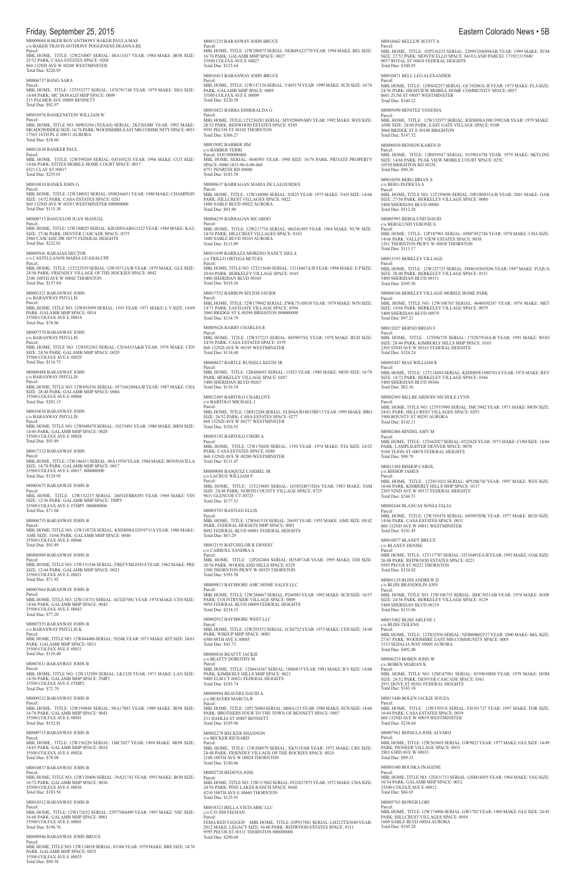M0009060 BAKER ROY ANTHONY BAKER PAULA MAE
c/o BAKER TRAVIS ANTHONY POGGENESS DEANNA RE
Parcel:
MBL HOME, TITLE: 12W234007 SERIAL: 48A13417 YEAR: 1984 MAKE: BON SIZE: 25/52 PARK: CASA ESTATES SPACE: 0208
860 132ND AVE W #0208 WESTMINSTER
Total Due: $226.85

M0006737 BANG SARA
Parcel:
MBL HOME, TITLE: 12T552577 SERIAL: 1476791748 YEAR: 1979 MAKE: SHA SIZE: 14/68 PARK: MC DONALD MHP SPACE: 0009
215 PALMER AVE #0009 BENNETT
Total Due: $92.97

M0016976 BANKENSTEIN WILLIAM W
Parcel:
MBL HOME, TITLE NO: 00903294 (TEXAS) SERIAL: 2K530188F YEAR: 1992 MAKE: MEADOWRIDGE SIZE: 16/76 PARK: WOODSHIRE EAST MH COMMUNITY SPACE: 0031
17565 16TH PL E #0031 AURORA
Total Due: $38.60

M0012630 BANKER PAUL
Parcel:
MBL HOME, TITLE: 12W599269 SERIAL: 04510523I YEAR: 1996 MAKE: CUT SIZE: 14/66 PARK: STITES MOBILE HOME COURT SPACE: 0017
6521 CLAY ST #0017
Total Due: $255.01

M0018010 BANKS JOHN G
Parcel:
MBL HOME, TITLE: 12W248052 SERIAL: 0500266651 YEAR: 1980 MAKE: CHAMPION SIZE: 14/52 PARK: CASA ESTATES SPACE: 0281
860 132ND AVE W #0281 WESTMINSTER 000000000
Total Due: $115.38

M0008715 BANUELOS JUAN MANUEL
Parcel:
MBL HOME, TITLE: 12W188025 SERIAL: KB1DSNAB413322 YEAR: 1984 MAKE: KAU SIZE: 27/46 PARK: DENVER CASCADE SPACE: 0375
2960 CASCADE DR #0375 FEDERAL HEIGHTS
Total Due: $232.01

M0005841 BARAJAS HECTOR
c/o CASTELLANOS MARIA GUADALUPE
Parcel:
MBL HOME, TITLE: 12T222939 SERIAL: GW10712A/B YEAR: 1979 MAKE: GLE SIZE: 24/56 PARK: FRIENDLY VILLAGE OF THE ROCKIES SPACE: 0042
2100 100TH AVE W #0042 THORNTON
Total Due: $157.84

M0003321 BARANWAY JOHN
c/o BARANWAY PHYLLIS
Parcel:
MBL HOME, TITLE NO: 12W053099 SERIAL: 1593 YEAR: 1971 MAKE: L V SIZE: 14/69 PARK: GALAMB MHP SPACE: 0014
35500 COLFAX AVE E #0014
Total Due: $78.96

M0007570 BARANWAY JOHN
c/o BARANWAY PHYLLIS
Parcel:
MBL HOME, TITLE NO: 12W052303 SERIAL: CS10453A&B YEAR: 1978 MAKE: CEN SIZE: 24/56 PARK: GALAMB MHP SPACE: 0029
35500 COLFAX AVE E #0029
Total Due: $116.75

M0008488 BARANWAY JOHN
c/o BARANWAY PHYLLIS
Parcel:
MBL HOME, TITLE NO: 12W056356 SERIAL: 0571662804A/B YEAR: 1987 MAKE: CHA SIZE: 28/48 PARK: GALAMB MHP SPACE: 0004
35500 COLFAX AVE E #0004
Total Due: $201.15

M0010630 BARANWAY JOHN
c/o BARANWAY PHYLLIS
Parcel:
MBL HOME, TITLE NO: 12W048478 SERIAL: 10235491 YEAR: 1980 MAKE: BRM SIZE: 14/66 PARK: GALAMB MHP SPACE: 0028
35500 COLFAX AVE E #0028
Total Due: $93.89

M0017332 BARANWAY JOHN
Parcel:
MBL HOME, TITLE: 12W146431 SERIAL: 48A13930 YEAR: 1984 MAKE: BONNAVILLA SIZE: 14/70 PARK: GALAMB MHP SPACE: 0017
35500 COLFAX AVE E #0017 000000000
Total Due: $129.95

M0003675 BARANWAY JOHN B
Parcel:
MBL HOME, TITLE: 12W132215 SERIAL: 260TEFBR8293 YEAR: 1969 MAKE: VIN SIZE: 12/56 PARK: GALAMB MHP SPACE: TMP5
35500 COLFAX AVE E #TMP5 000000000
Total Due: $71.04

M0006755 BARANWAY JOHN B
Parcel:
MBL HOME, TITLE NO: 12W118728 SERIAL: KSDH08A32919711A YEAR: 1980 MAKE: AME SIZE: 14/66 PARK: GALAMB MHP SPACE: 0046
35500 COLFAX AVE E #0046
Total Due: $93.89

M0006909 BARANWAY JOHN B
Parcel:
MBL HOME, TITLE NO: 12W131546 SERIAL: FBEFYML05814 YEAR: 1962 MAKE: PRE SIZE: 12/44 PARK: GALAMB MHP SPACE: 0021
35500 COLFAX AVE E #0021
Total Due: $71.92

M0007064 BARANWAY JOHN B
Parcel:
MBL HOME, TITLE NO: 12W118731 SERIAL: ACED7081 YEAR: 1974 MAKE: CEN SIZE: 14/66 PARK: GALAMB MHP SPACE: 0043
35500 COLFAX AVE E #0043
Total Due: $77.20

M0007355 BARANWAY JOHN B
c/o BARANWAY PHYLLIS K
Parcel:
MBL HOME, TITLE NO: 12W044406 SERIAL: 5924K YEAR: 1971 MAKE: KIT SIZE: 24/61 PARK: GALAMB MHP SPACE: 0031
35500 COLFAX AVE E #0031
Total Due: $119.40

M0007611 BARANWAY JOHN B
Parcel:
MBL HOME, TITLE NO: 12W132509 SERIAL: LK1328 YEAR: 1971 MAKE: LAN SIZE: 14/56 PARK: GALAMB MHP SPACE: TMP2
35500 COLFAX AVE E #TMP2
Total Due: $72.79

M0009232 BARANWAY JOHN B
Parcel:
MBL HOME, TITLE: 12W199848 SERIAL: 98A17883 YEAR: 1989 MAKE: BON SIZE: 16/76 PARK: GALAMB MHP SPACE: 0041
35500 COLFAX AVE E #0041
Total Due: $152.81

M0009715 BARANWAY JOHN B
Parcel:
MBL HOME, TITLE: 12W156220 SERIAL: 1MC3027 YEAR: 1969 MAKE: MON SIZE: 14/65 PARK: GALAMB MHP SPACE: 0024
35500 COLFAX AVE E #0024
Total Due: $78.08

M0010837 BARANWAY JOHN B
Parcel:
MBL HOME, TITLE NO: 12W120406 SERIAL: 39A21741 YEAR: 1993 MAKE: BON SIZE: 16/72 PARK: GALAMB MHP SPACE: 0036
35500 COLFAX AVE E #0036
Total Due: $183.56

M0014512 BARANWAY JOHN B
Parcel:
MBL HOME, TITLE: 12W172652 SERIAL: 22977084499 YEAR: 1997 MAKE: NSC SIZE: 16/68 PARK: GALAMB MHP SPACE: 0001
35500 COLFAX AVE E #0001
Total Due: $196.76

M0008946 BARANWAY JOHN BRUCE
Parcel:
MBL HOME, TITLE NO: 12W134038 SERIAL: 03386 YEAR: 1979 MAKE: BRE SIZE: 14/76 PARK: GALAMB MHP SPACE: 0035
35500 COLFAX AVE E #0035
Total Due: $90.38

M0011235 BARANWAY JOHN BRUCE
Parcel:
MBL HOME, TITLE: 12W280875 SERIAL: NEB49A22770 YEAR: 1994 MAKE: BEL SIZE: 16/76 PARK: GALAMB MHP SPACE: 0027
35500 COLFAX AVE E #0027
Total Due: $123.64

M0016415 BARANWAY JOHN BRUCE
Parcel:
MBL HOME, TITLE: 12W147136 SERIAL: V405174 YEAR: 1999 MAKE: SCH SIZE: 16/76 PARK: GALAMB MHP SPACE: 0009
35500 COLFAX AVE E #0009
Total Due: $220.50

M0016823 BARBA ESMERALDA G
Parcel:
MBL HOME, TITLE: 12T236281 SERIAL: MY929689ABV YEAR: 1992 MAKE: WES SIZE: 28/52 PARK: REDWOOD ESTATES SPACE: 0105
9595 PECOS ST #0105 THORNTON
Total Due: $366.27

M0015082 BARBER JIM
c/o BARBER TERRI
Parcel: 0181500000460
MBL HOME, SERIAL: 0600501 YEAR: 1998 SIZE: 16/76 PARK: PRIVATE PROPERTY SPACE: 0000 1815-00-0-00-460
4751 PENRITH RD #0000
Total Due: $183.58

M0009637 BARRAGAN MARIA DE LALOURDES
Parcel:
MBL HOME, TITLE: 12W144980 SERIAL: S5825 YEAR: 1975 MAKE: VAN SIZE: 14/66 PARK: HILLCREST VILLAGES SPACE: 0022
1600 SABLE BLVD #0022 AURORA
Total Due: $91.90

M0004259 BARRAGAN RICARDO
Parcel:
MBL HOME, TITLE: 12W217734 SERIAL: 486341495 YEAR: 1964 MAKE: NUW SIZE: 24/54 PARK: HILLCREST VILLAGES SPACE: 0163
1600 SABLE BLVD #0163 AURORA
Total Due: $113.09

M0011699 BARRAZA MORENO NANCY ISELA
c/o TRILLO ORTEGA BETUEL
Parcel:
MBL HOME, TITLE NO: 12T215640 SERIAL: 12318467A/B YEAR: 1994 MAKE: E P SIZE: 28/64 PARK: BERKELEY VILLAGE SPACE: 0165
5400 SHERIDAN BLVD #0165
Total Due: $418.36

M0017552 BARRON SIXTOS JAVIER
Parcel:
MBL HOME, TITLE: 12W179942 SERIAL: ZWK75145630 YEAR: 1979 MAKE: WIN SIZE: 14/71 PARK: EASTGATE VILLAGE SPACE: 0394
3060 BRIDGE ST E #0394 BRIGHTON 000000000
Total Due: $134.79

M0005626 BARRY CHARLES R
Parcel:
MBL HOME, TITLE: 12W537215 SERIAL: 04590576L YEAR: 1978 MAKE: BUD SIZE: 24/56 PARK: CASA ESTATES SPACE: 0195
860 132ND AVE W #0195 WESTMINSTER
Total Due: $134.68

M0008627 BARTLE RUSSELL KEITH JR
Parcel:
MBL HOME, TITLE: 12R484693 SERIAL: 11923 YEAR: 1980 MAKE: MON SIZE: 16/70 PARK: BERKELEY VILLAGE SPACE: 0267
5400 SHERIDAN BLVD #0267
Total Due: $136.54

M0012495 BARTOLO CHARLOTE
c/o BARTOLO MICHAEL J
Parcel:
MBL HOME, TITLE: 12R812284 SERIAL: FLS04A/B18635BF13 YEAR: 1995 MAKE: BRO SIZE: 26/52 PARK: CASA ESTATES SPACE: 0277
860 132ND AVE W #0277 WESTMINSTER
Total Due: $326.55

M0003192 BARTOLO CHERI A
Parcel:
MBL HOME, TITLE: 12W176020 SERIAL: 1350 YEAR: 1974 MAKE: STA SIZE: 24/52 PARK: CASA ESTATES SPACE: 0280
860 132ND AVE W #0280 WESTMINSTER
Total Due: $131.47

M0009088 BASQUEZ CARMEL JR
c/o LACRUE WILLIAM P
Parcel:
MBL HOME, TITLE: 12T219685 SERIAL: 16385240711DA YEAR: 1983 MAKE: TAM SIZE: 24/48 PARK: NORTH COUNTY VILLAGE SPACE: 0725
9611 GLENCOE CT #0725
Total Due: $177.33

M0003703 BASTIAN ELLIS
Parcel:
MBL HOME, TITLE: 12W641518 SERIAL: 26695 YEAR: 1955 MAKE: AME SIZE: 08/42 PARK: FEDERAL HEIGHTS MHP SPACE: 0001
8892 FEDERAL BLVD #0001 FEDERAL HEIGHTS
Total Due: $67.29

M0012155 BATCHELOR R ERNEST
c/o CARROLL SANDRA A
Parcel:
MBL HOME, TITLE: 12P262404 SERIAL: HJ5497AB YEAR: 1995 MAKE: EDI SIZE: 28/56 PARK: WOODLAND HILLS SPACE: 0329
1500 THORNTON PKWY W #0329 THORNTON
Total Due: $393.58

M0009813 BAYSHORE AMC HOME SALES LLC
Parcel:
MBL HOME, TITLE: 12W284067 SERIAL: P246983 YEAR: 1992 MAKE: SCH SIZE: 16/57 PARK: COUNTRYSIDE VILLAGE SPACE: 0009
9850 FEDERAL BLVD #0009 FEDERAL HEIGHTS
Total Due: $218.33

M0002912 BAYSHORE WEST LLC
Parcel:
MBL HOME, TITLE: 12W293552 SERIAL: 1CE6722 YEAR: 1973 MAKE: CEN SIZE: 14/49 PARK: WIKIUP MHP SPACE: 0085
6500 88TH AVE E #0085
Total Due: $41.73

M0006836 BEATTY JACKIE
c/o BEATTY DOROTHY M
Parcel:
MBL HOME, TITLE: 12M416367 SERIAL: 18H6815 YEAR: 1981 MAKE: B V SIZE: 14/60 PARK: KIMBERLY HILLS MHP SPACE: 0621
9400 ELM CT #0621 FEDERAL HEIGHTS
Total Due: $103.74

M0009984 BEAVERS DAVID A
c/o BEAVERS MARCIA R
Parcel:
MBL HOME, TITLE: 12P176084 SERIAL: M60A123 YEAR: 1980 MAKE: SUN SIZE: 14/66 PARK: BROTHERS FOUR TO THE TOWN OF BENNETT SPACE: 0807
231 DAHLIA ST #0807 BENNETT
Total Due: $105.96

M0002278 BECKER SHANNON
c/o BECKER RICHARD
Parcel:
MBL HOME, TITLE: 12W208979 SERIAL: XK531FAB YEAR: 1972 MAKE: CRE SIZE: 24/48 PARK: FRIENDLY VILLAGE OF THE ROCKIES SPACE: 0024
2100 100TH AVE W #0024 THORNTON
Total Due: $140.46

M0002720 BEDOYA JOSE
Parcel:
MBL HOME, TITLE NO: 12W117602 SERIAL: 0522637875 YEAR: 1972 MAKE: CHA SIZE: 24/56 PARK: PINE LAKES RANCH SPACE: 0660
4210 100TH AVE E #0660 THORNTON
Total Due: $125.91

M0018321 BELLA VISTA MHC LLC
c/o C/O JIM FEEHAN
Parcel:
FEMA RED TAGGED MBL HOME, TITLE: 03P937881 SERIAL: LH212TX3049 YEAR: 2012 MAKE: LEGACY SIZE: 16/60 PARK: REDWOOD ESTATES SPACE: 0111
9595 PECOS ST #0111 THORNTON 000000000
Total Due: $290.60

M0016662 BELLEW SCOTT A
Parcel:
MBL HOME, TITLE: 03P336232 SERIAL: 229993206894AB YEAR: 1999 MAKE: SUM SIZE: 27/52 PARK: MONTICELLO SPACE: 0410 LAND PARCEL 171921315040
9057 ROYAL ST #0410 FEDERAL HEIGHTS
Total Due: $380.05

M0010871 BELL LEO ALEXANDER
Parcel:
MBL HOME, TITLE: 12W042257 SERIAL: GC192063L/R YEAR: 1973 MAKE: FLA SIZE: 24/56 PARK: HIGHVIEW MOBILE HOME COMMUNITY SPACE: 0057
8601 ZUNI ST #0057 WESTMINSTER
Total Due: $140.22

M0005690 BENITEZ VANESSA
Parcel:
MBL HOME, TITLE: 12W132977 SERIAL: KSDH08A39813992AB YEAR: 1979 MAKE: AME SIZE: 24/60 PARK: EAST GATE VILLAGE SPACE: 0108
3060 BRIDGE ST E #0108 BRIGHTON
Total Due: $147.52

M0006030 BENSON KAREN D
Parcel:
MBL HOME, TITLE: 12R839547 SERIAL: 01590167M YEAR: 1979 MAKE: SKYLINE SIZE: 14/66 PARK: PEAK VIEW MOBILE COURT SPACE: 025C
10550 BRIGHTON RD #025C
Total Due: $90.30

M0016056 BERG BRIAN S
c/o BERG PATRICIA A
Parcel:
MBL HOME, TITLE NO: 12T199698 SERIAL: OP1H0035A/B YEAR: 2001 MAKE: OAK SIZE: 27/56 PARK: BERKELEY VILLAGE SPACE: 0080
5400 SHERIDAN BLVD #0080
Total Due: $512.28

M0005993 BERGLUND DAVID
c/o BERGLUND VERONICA
Parcel:
MBL HOME, TITLE: 12P187901 SERIAL: 0580785274S YEAR: 1978 MAKE: CHA SIZE: 14/66 PARK: VALLEY VIEW ESTATES SPACE: 0038
1201 THORNTON PKWY W #0038 THORNTON
Total Due: $113.17

M0013193 BERKLEY VILLAGE
Parcel:
MBL HOME, TITLE: 12W125725 SERIAL: FH4610365X96 YEAR: 1997 MAKE: FUQUA SIZE: 28/48 PARK: BERKELEY VILLAGE SPACE: 0151
5400 SHERIDAN BLVD #0151
Total Due: $395.50

M0004166 BERKLEY VILLAGE MOBILE HOME PARK
Parcel:
MBL HOME, TITLE NO: 12W108765 SERIAL: 4646030247 YEAR: 1974 MAKE: MET SIZE: 14/66 PARK: BERKELEY VILLAGE SPACE: 0079
5400 SHERIDAN BLVD #0079
Total Due: $97.21

M0012027 BERND BRIAN F
Parcel:
MBL HOME, TITLE: 12T096729 SERIAL: 17520791HA/B YEAR: 1995 MAKE: WOO SIZE: 28/44 PARK: KIMBERLY HILLS MHP SPACE: 0165
2305 92ND AVE W #0165 FEDERAL HEIGHTS
Total Due: $324.24

M0005447 BIAS WILLIAM R
Parcel:
MBL HOME, TITLE: 12T114494 SERIAL: KSDH05E1080701A YEAR: 1978 MAKE: REV SIZE: 14/72 PARK: BERKELEY VILLAGE SPACE: 0366
5400 SHERIDAN BLVD #0366
Total Due: $82.16

M0002969 BILLBE ARDOIN NICHOLE LYNN
Parcel:
MBL HOME, TITLE NO: 12T933990 SERIAL: IMC3942 YEAR: 1971 MAKE: MON SIZE: 24/61 PARK: HILLCREST VILLAGES SPACE: 0293
1900 BOUNTY ST #0293 AURORA
Total Due: $142.11

M0002486 BINDEL AMY M
Parcel:
MBL HOME, TITLE: 12T662027 SERIAL: 03226 2F YEAR: 1973 MAKE: COM SIZE: 14/66 PARK: LAMPLIGHTER DENVER SPACE: 0070
9100 TEJON ST #0070 FEDERAL HEIGHTS
Total Due: $90.79

M0013384 BISHOP CAROL
c/o BISHOP JAMES
Parcel:
MBL HOME, TITLE: 12T011023 SERIAL: 4P520674J YEAR: 1997 MAKE: WES SIZE: 16/66 PARK: KIMBERLY HILLS MHP SPACE: 0137
2305 92ND AVE W #0137 FEDERAL HEIGHTS
Total Due: $244.53

M0002644 BLANCAS SONIA TALIA
Parcel:
MBL HOME, TITLE: 12W193476 SERIAL: 04590705K YEAR: 1977 MAKE: BUD SIZE: 14/66 PARK: CASA ESTATES SPACE: 0011
860 132ND AVE W #0011 WESTMINSTER
Total Due: $101.45

M0010077 BLANEY BRUCE
c/o BLANEY DENISE
Parcel:
MBL HOME, TITLE: 12T117707 SERIAL: 32510491EA/B YEAR: 1992 MAKE: OAK SIZE: 26/48 PARK: REDWOOD ESTATES SPACE: 0221
9595 PECOS ST #0221 THORNTON
Total Due: $334.02

M0001129 BLISS ANDREW D
c/o BLISS BRANDOLIN ANN
Parcel:
MBL HOME, TITLE NO: 12W106735 SERIAL: HDC3031AB YEAR: 1974 MAKE: HAW SIZE: 24/56 PARK: BERKELEY VILLAGE SPACE: 0129
5400 SHERIDAN BLVD #0129
Total Due: $153.06

M0015402 BLISS ARLENE J
c/o BLISS TEILENE
Parcel:
MBL HOME, TITLE: 12T832936 SERIAL: NEB00B02537 YEAR: 2000 MAKE: BEL SIZE: 27/67 PARK: WOODSHIRE EAST MH COMMUNITY SPACE: 0005
1533 SEDALIA WAY #0005 AURORA
Total Due: $492.40

M0006219 BOBEN JOHN W
c/o BOBEN MARIAN K
Parcel:
MBL HOME, TITLE: 12M187853 SERIAL: 03590108M YEAR: 1979 MAKE: HOM SIZE: 24/52 PARK: DENVER CASCADE SPACE: 0361
2931 DOVE ST #0361 FEDERAL HEIGHTS
Total Due: $143.18

M0013440 BOLEN JACKIE SOUZA
Parcel:
MBL HOME, TITLE: 12W539318 SERIAL: FH101727 YEAR: 1997 MAKE: FOR SIZE: 16/64 PARK: CASA ESTATES SPACE: 0039
860 132ND AVE W #0039 WESTMINSTER
Total Due: $238.64

M0007961 BONILLA JOSE ALVARO
Parcel:
MBL HOME, TITLE: 12W563605 SERIAL: GW9823 YEAR: 1977 MAKE: GLE SIZE: 14/49 PARK: PIONEER VILLAGE SPACE: 0033
2901 63RD AVE W #0033
Total Due: $99.33

M0001040 BOUSKA INAGENE
Parcel:
MBL HOME, TITLE NO: 12E811713 SERIAL: GSM16055 YEAR: 1964 MAKE: VAG SIZE: 10/54 PARK: GALAMB MHP SPACE: 0012
35500 COLFAX AVE E #0012
Total Due: $66.65

M0005765 BOWER LORI
Parcel:
MBL HOME, TITLE: 12W174906 SERIAL: GW1702 YEAR: 1969 MAKE: GLE SIZE: 24/45 PARK: HILLCREST VILLAGES SPACE: 0054
1600 SABLE BLVD #0054 AURORA
Total Due: $105.28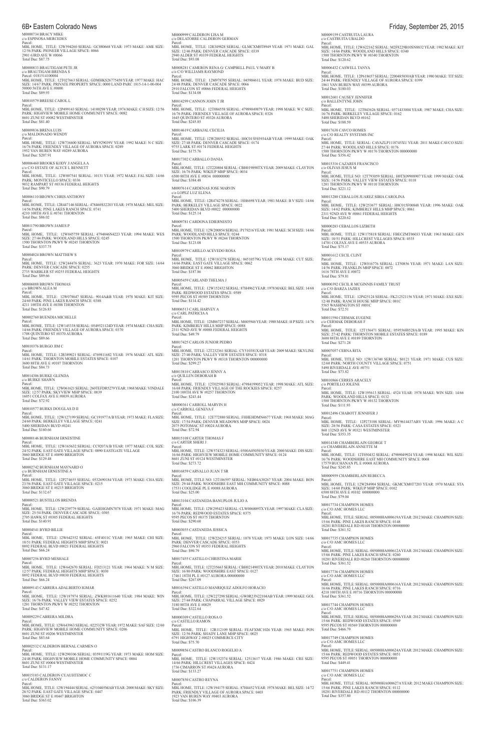M0000734 BRACY MIKE
c/o ESPINOSA MERCEDES
Parcel:
MBL HOME, TITLE: 12W594260 SERIAL: GC080668 YEAR: 1973 MAKE: AME SIZE: 12/56 PARK: PIONEER VILLAGE SPACE: 0066
2901 63RD AVE W #0066
Total Due: $87.75

M0000833 BRAUTIGAM PETE JR
c/o BRAUTIGAM BRENDA S
Parcel: 0181514100004
MBL HOME, TITLE: 12T027663 SERIAL: GDMHKS26775450 YEAR: 1977 MAKE: HAC SIZE: 14/67 PARK: PRIVATE PROPERTY SPACE: 0000 LAND PARC 1815-14-1-00-004
50000 56TH AVE E #0000
Total Due: $89.93

M0010579 BREESE CAROL L
Parcel:
MBL HOME, TITLE: 12P499143 SERIAL: 14100298 YEAR: 1974 MAKE: C H SIZE: 12/56 PARK: HIGHVIEW MOBILE HOME COMMUNITY SPACE: 0082
8601 ZUNI ST #0082 WESTMINSTER
Total Due: $81.40

M0009836 BRENA LUIS
c/o MALDONADO WENDY
Parcel:
MBL HOME, TITLE: 12W736600 SERIAL: MY9290394 YEAR: 1992 MAKE: N C SIZE: 16/76 PARK: FRIENDLY VILLAGE OF AURORA SPACE: 0289
1952 VAN BUREN WAY #0289 AURORA
Total Due: $207.91

M0006460 BROOKS KODY J/ANGELA A
c/o C/O ESTATE OF ALYCE L BENNETT
Parcel:
MBL HOME, TITLE: 12W007541 SERIAL: 10131 YEAR: 1972 MAKE: FAL SIZE: 14/66 PARK: MONTICELLO SPACE: 0336
9032 RAMPART ST #0336 FEDERAL HEIGHTS
Total Due: $90.79

M0006110 BROWN CHRIS ANTHONY
Parcel:
MBL HOME, TITLE: 12R447146 SERIAL: 478460S32203 YEAR: 1978 MAKE: MEL SIZE: 14/56 PARK: PINE LAKES RANCH SPACE: 0741
4210 100TH AVE E #0741 THORNTON
Total Due: $86.02

M0011790 BROWN JAMES P
Parcel:
MBL HOME, TITLE: 12W045759 SERIAL: 4794046N4223 YEAR: 1994 MAKE: WES SIZE: 27/44 PARK: WOODLAND HILLS SPACE: 0245
1500 THORNTON PKWY W #0245 THORNTON
Total Due: $337.75

M0004024 BROWN MATTHEW S
Parcel:
MBL HOME, TITLE: 12W244476 SERIAL: 3623 YEAR: 1970 MAKE: FOR SIZE: 14/64 PARK: DENVER CASCADE SPACE: 0255
2735 WARBLER ST #0255 FEDERAL HEIGHTS
Total Due: $89.66

M0006088 BROWN THOMAS
c/o BROWN ALEA M
Parcel:
MBL HOME, TITLE: 12W078647 SERIAL: 9014A&B YEAR: 1978 MAKE: KIT SIZE: 24/60 PARK: PINE LAKES RANCH SPACE: 0388
4211 100TH AVE E #0388 THORNTON
Total Due: $126.83

M0002760 BUENDIA MICHELLE
Parcel:
MBL HOME, TITLE: 12W145338 SERIAL: 0549521124D YEAR: 1974 MAKE: CHA SIZE: 14/66 PARK: FRIENDLY VILLAGE OF AURORA SPACE: 0370
1708 QUINTERO ST #0370 AURORA
Total Due: $89.66

M0010376 BURGO JIM C
Parcel:
MBL HOME, TITLE: 12R389021 SERIAL: 4769811682 YEAR: 1976 MAKE: ATL SIZE: 14/61 PARK: THORNTON MOBILE ESTATES SPACE: 0107
3600 88TH AVE E #0107 THORNTON
Total Due: $84.73

M0014306 BURKE GLENDA
c/o BURKE SHAWN
Parcel:
MBL HOME, TITLE: 12W061621 SERIAL: 260TEFDR5279 YEAR: 1968 MAKE: VINDALE SIZE: 12/57 PARK: SKYVIEW MHP SPACE: 0039
16051 COLFAX AVE E #0039 AURORA
Total Due: $72.92

M0010577 BURKS DOUGLAS D II
Parcel:
MBL HOME, TITLE: 12W127199 SERIAL: GC191977A/B YEAR: 1973 MAKE: FLA SIZE: 24/60 PARK: BERKELEY VILLAGE SPACE: 0241
5400 SHERIDAN BLVD #0241
Total Due: $160.66

M0000146 BURNHAM ERNESTINE
Parcel:
MBL HOME, TITLE: 12W165632 SERIAL: CC9207A/B YEAR: 1977 MAKE: COL SIZE: 24/52 PARK: EAST GATE VILLAGE SPACE: 0090 EASTGATE VILLAGE
3060 BRIDGE ST E #0090 BRIGHTON
Total Due: $129.48

M0002742 BURNHAM MAYNARD O
c/o BURNHAM ERNESTINE A
Parcel:
MBL HOME, TITLE: 12P274655 SERIAL: 0532690184 YEAR: 1973 MAKE: CHA SIZE: 23/56 PARK: EAST GATE VILLAGE SPACE: 0215
3060 BRIDGE ST E #0215 BRIGHTON
Total Due: $132.67

M0000521 BUSTILLOS BRENDA
Parcel:
MBL HOME, TITLE: 12W239779 SERIAL: GAIEHGMN7078 YEAR: 1971 MAKE: MAG SIZE: 25/54 PARK: DENVER CASCADE SPACE: 0305
2705 HAWK ST #0305 FEDERAL HEIGHTS
Total Due: $140.91

M0004541 BYRD BILLIE
Parcel:
MBL HOME, TITLE: 12W642352 SERIAL: 65F4011C YEAR: 1965 MAKE: CHI SIZE: 10/51 PARK: FEDERAL HEIGHTS MHP SPACE: 0021
8892 FEDERAL BLVD #0021 FEDERAL HEIGHTS
Total Due: $66.24

M0007256 BYRD MESHALE
Parcel:
MBL HOME, TITLE: 12W642670 SERIAL: FD213121 YEAR: 1964 MAKE: N M SIZE: 12/57 PARK: FEDERAL HEIGHTS MHP SPACE: 0030
8892 FEDERAL BLVD #0030 FEDERAL HEIGHTS
Total Due: $66.24

M0009143 CABRERA ADALBERTO IGMAR
Parcel:
MBL HOME, TITLE: 12W187974 SERIAL: ZWK801611640 YEAR: 1984 MAKE: WIN SIZE: 16/76 PARK: VALLEY VIEW ESTATES SPACE: 0252
1201 THORNTON PKWY W #0252 THORNTON
Total Due: $47.82

M0009229 CABRERA MILDRA
Parcel:
MBL HOME, TITLE: 12W643963 SERIAL: 022532W YEAR: 1972 MAKE: SAF SIZE: 12/60 PARK: HIGHVIEW MOBILE HOME COMMUNITY SPACE: 0206
8601 ZUNI ST #0206 WESTMINSTER
Total Due: $83.64

M0002532 CALDERON BERNAL CARMEN O
Parcel:
MBL HOME, TITLE: 12W290106 SERIAL: 03591119G YEAR: 1973 MAKE: HOM SIZE: 24/48 PARK: HIGHVIEW MOBILE HOME COMMUNITY SPACE: 0004
8601 ZUNI ST #0004 WESTMINSTER
Total Due: $131.17

M0015103 CALDERON CUAUHTEMOC C
c/o CALDERON FANNY
Parcel:
MBL HOME, TITLE: 12W194444 SERIAL: 62510405MAB YEAR: 2000 MAKE: SKY SIZE: 28/52 PARK: EAST GATE VILLAGE SPACE: 0447
3060 BRIDGE ST E #0447 BRIGHTON
Total Due: $363.02

M0000999 CALDERON LISA M
c/o DELATORRE CALDERON GERMAN
Parcel:
MBL HOME, TITLE: 12R349828 SERIAL: GLMCXM0T8949 YEAR: 1971 MAKE: GAL SIZE: 12/46 PARK: DENVER CASCADE SPACE: 0339
2940 ALDER ST #0339 FEDERAL HEIGHTS
Total Due: $93.08

M0008281 CAMERON RENA G/ CAMPBELL PAUL V/MARY B
c/o C/O WILLIAMS RAYMOND
Parcel:
MBL HOME, TITLE: 12M978795 SERIAL: 04590461L YEAR: 1978 MAKE: BUD SIZE: 24/48 PARK: DENVER CASCADE SPACE: 0066
2910 FALCON ST #0066 FEDERAL HEIGHTS
Total Due: $134.08

M0014299 CANNON JOHN T JR
Parcel:
MBL HOME, TITLE: 12T084558 SERIAL: 47989049879 YEAR: 1998 MAKE: W C SIZE: 16/76 PARK: FRIENDLY VILLAGE OF AURORA SPACE: 0326
1645 QUINTERO ST #0326 AURORA
Total Due: $245.85

M0014619 CARBAJAL CECILIA
Parcel:
MBL HOME, TITLE: 12W288552 SERIAL: H0C015F03934AB YEAR: 1999 MAKE: OAK SIZE: 27/48 PARK: DENVER CASCADE SPACE: 0174
9755 LARK ST #0174 FEDERAL HEIGHTS
Total Due: $175.76

M0017302 CARBALLO DANIA
Parcel:
MBL HOME, TITLE: 12T220804 SERIAL: CBH019898TX YEAR: 2009 MAKE: CLAYTON SIZE: 16/76 PARK: WIKIUP MHP SPACE: 0034
6500 88TH AVE E #0034 000000000
Total Due: $384.48

M0007614 CARDENAS JOSE MARVIN
c/o LOPEZ LUZ ELENA
Parcel:
MBL HOME, TITLE: 12R474278 SERIAL: 18H6698 YEAR: 1981 MAKE: B V SIZE: 14/66 PARK: BERKELEY VILLAGE SPACE: 0022
5400 SHERIDAN BLVD #0022 000000000
Total Due: $125.14

M0009781 CARDONA EDIERNESTO
Parcel:
MBL HOME, TITLE: 12W200854 SERIAL: P179216 YEAR: 1981 MAKE: SCH SIZE: 14/66 PARK: WOODLAND HILLS SPACE: 0244
1500 THORNTON PKWY W #0244 THORNTON
Total Due: $123.08

M0010979 CARILLO ACEVEDO ROSA
Parcel:
MBL HOME, TITLE: 12W183278 SERIAL: 04510579G YEAR: 1994 MAKE: CUT SIZE: 14/66 PARK: EAST GATE VILLAGE SPACE: 0062
3060 BRIDGE ST E #0062 BRIGHTON
Total Due: $187.86

M0005459 CARLAND THELMA J
Parcel:
MBL HOME, TITLE: 12W152432 SERIAL: 87H4962 YEAR: 1978 MAKE: BEL SIZE: 14/68 PARK: REDWOOD ESTATES SPACE: 0589
9595 PECOS ST #0589 THORNTON
Total Due: $114.42

M0006513 CARL HARVEY A
c/o CARL PATRICIA A
Parcel:
MBL HOME, TITLE: 12M867237 SERIAL: M605946 YEAR: 1980 MAKE: H P SIZE: 14/76 PARK: KIMBERLY HILLS MHP SPACE: 0088
2311 92ND AVE W #0088 FEDERAL HEIGHTS
Total Due: $49.79

M0017425 CARLOS JUNIOR PEDRO
Parcel:
MBL HOME, TITLE: 12T232361 SERIAL: CY510381XAB YEAR: 2009 MAKE: SKYLINE SIZE: 27/40 PARK: VALLEY VIEW ESTATES SPACE: 0318
1201 THORNTON PKWY W #0318 THORNTON 000000000
Total Due: $299.27

M0013810 CARRASCO JENNY A
c/o QUILLEN DEBORAH B
Parcel:
MBL HOME, TITLE: 12T025983 SERIAL: 47984199052 YEAR: 1998 MAKE: ATL SIZE: 16/68 PARK: FRIENDLY VILLAGE OF THE ROCKIES SPACE: 0257
2100 100TH AVE W #0257 THORNTON
Total Due: $243.44

M0000361 CARROLL MARVIN H
c/o CARROLL GENEVA F
Parcel:
MBL HOME, TITLE: 12E772880 SERIAL: FHHEHDMN4677 YEAR: 1968 MAKE: MAG SIZE: 17/54 PARK: DENVER MEADOWS MHP SPACE: 0024
2075 POTOMAC ST #0024 AURORA
Total Due: $72.94

M0015108 CARTER THOMAS F
c/o CARTER SHERI J
Parcel:
MBL HOME, TITLE: 12W574323 SERIAL: 0500A0505030 YEAR: 2000 MAKE: DIS SIZE: 16/66 PARK: HIGHVIEW MOBILE HOME COMMUNITY SPACE: 0124
8601 ZUNI ST #0124 WESTMINSTER
Total Due: $273.72

M0016859 CARVALLO JUAN T SR
Parcel:
MBL HOME, TITLE NO: 12T186597 SERIAL: NEB04A30267 YEAR: 2004 MAKE: BON SIZE: 29/44 PARK: WOODSHIRE EAST MH COMMUNITY SPACE: 0088
17531 COOLIDGE PL E #0088 AURORA
Total Due: $25.00

M0013104 CASTANEDA BANUPLOS JULIO A
Parcel:
MBL HOME, TITLE: 12W295423 SERIAL: CLW006809TX YEAR: 1997 MAKE: CLA SIZE: 16/76 PARK: REDWOOD ESTATES SPACE: 0375
9595 PECOS ST #0375 THORNTON
Total Due: $290.60

M0003055 CASTANEDA JESSICA
Parcel:
MBL HOME, TITLE: 12W224215 SERIAL: 1078 YEAR: 1973 MAKE: LON SIZE: 14/66 PARK: DENVER CASCADE SPACE: 0353
2960 FALCON ST #0353 FEDERAL HEIGHTS
Total Due: $90.79

M0017455 CASTILLO CHRISTINA MARIE
Parcel:
MBL HOME, TITLE: 12T235663 SERIAL: CBH021490TX YEAR: 2010 MAKE: CLAYTON SIZE: 16/80 PARK: WOODSHIRE EAST SPACE: 0127
17461 18TH PL E #0127 AURORA 000000000
Total Due: $267.09

M0016394 CASTILLO MANRIQUEZ ADOLFO HORACIO
Parcel:
MBL HOME, TITLE: 12W227298 SERIAL: GW0R23N22104AB YEAR: 1999 MAKE: GOL SIZE: 27/44 PARK: CHAPARRAL VILLAGE SPACE: 0029
3180 88TH AVE E #0029
Total Due: $322.64

M0000309 CASTILLO ROSA O
c/o CASTILLO RAMON
Parcel:
MBL HOME, TITLE: 12R112109 SERIAL: FEAFXMC1026 YEAR: 1965 MAKE: PON SIZE: 12/56 PARK: SHADY LANE MHP SPACE: 0025
6791 HIGHWAY 2 #0025 COMMERCE CITY
Total Due: $75.70

M0009856 CASTRO BLANCO ROGELIO A
Parcel:
MBL HOME, TITLE: 12W152374 SERIAL: 12513617 YEAR: 1986 MAKE: CRE SIZE: 14/66 PARK: HILLCREST VILLAGES SPACE: 0424
1736 CIMARRON ST #0424 AURORA
Total Due: $133.27

M0007850 CASTRO REYNA
Parcel:
MBL HOME, TITLE: 12W194175 SERIAL: 87H4452 YEAR: 1978 MAKE: BEL SIZE: 14/72 PARK: FRIENDLY VILLAGE OF AURORA SPACE: 0403
1923 VAN BUREN WAY #0403 AURORA
Total Due: $106.39

M0009159 CASTRUITA LAURA
c/o CASTRUITA UBALDO
Parcel:
MBL HOME, TITLE: 12W622162 SERIAL: M2F8229B10SN8832 YEAR: 1982 MAKE: KIT SIZE: 14/66 PARK: WOODLAND HILLS SPACE: 0340
1500 THORNTON PKWY W #0340 THORNTON
Total Due: $120.62

M0006432 CASWELL TANYA
Parcel:
MBL HOME, TITLE: 12P618657 SERIAL: 2200485030AB YEAR: 1980 MAKE: TIT SIZE: 24/44 PARK: FRIENDLY VILLAGE OF AURORA SPACE: 0399
1861 VAN BUREN WAY #0399 AURORA
Total Due: $180.03

M0012601 CAUSEY JENNIFER
c/o BALLENTYNE JOHN
Parcel:
MBL HOME, TITLE: 12T043626 SERIAL: 0571433004 YEAR: 1987 MAKE: CHA SIZE: 16/76 PARK: BERKELEY VILLAGE SPACE: 0162
5400 SHERIDAN BLVD #0162
Total Due: $188.59

M0017638 CAVCO HOMES
c/o C/O REALTY SYSTEMS INC
Parcel:
MBL HOME, TITLE: SERIAL: CAVAZLP1118745XU YEAR: 2011 MAKE:CAVCO SIZE: 27/44 PARK: WOODLAND HILLS SPACE: 0176
1500 THORNTON PKWY W #0176 THORNTON 000000000
Total Due: $356.42

M0015316 CAZARES FRANCISCO
c/o OLIVAS JESUS M
Parcel:
MBL HOME, TITLE NO: 12T793059 SERIAL: H0TX09908907 YEAR: 1999 MAKE: OAK SIZE: 14/56 PARK: VALLEY VIEW ESTATES SPACE: 0110
1201 THORNTON PKWY W #0110 THORNTON
Total Due: $221.12

M0013280 CEBALLOS JUAREZ SIBIA CAROLINA
Parcel:
MBL HOME, TITLE: 12W253677 SERIAL: H0C015F00848 YEAR: 1996 MAKE: OAK SIZE: 14/62 PARK: KIMBERLY HILLS MHP SPACE: 0061
2311 92ND AVE W #0061 FEDERAL HEIGHTS
Total Due: $220.62

M0000283 CEBALLOS LIZBETH
Parcel:
MBL HOME, TITLE: 12W175818 SERIAL: FBECZMT06033 YEAR: 1963 MAKE: GEN SIZE: 10/51 PARK: HILLCREST VILLAGES SPACE: 0535
14701 COLFAX AVE E #0535 AURORA
Total Due: $75.17

M0001612 CECIL CLINT
Parcel:
MBL HOME, TITLE: 12W016776 SERIAL: LT50856 YEAR: 1971 MAKE: LAN SIZE: 14/56 PARK: FRANKLIN MHP SPACE: 0072
1616 78TH AVE E #0072
Total Due: $79.81

M0000392 CECIL R MCGINNIS FAMILY TRUST
c/o C/O BARZA JAZIES
Parcel:
MBL HOME, TITLE: 12P425124 SERIAL: FK212521156 YEAR: 1971 MAKE: EXE SIZE: 12/48 PARK: RANCH HOUSE MHP SPACE: 001C
5565 WASHINGTON ST #001C
Total Due: $72.51

M0011594 CERMAK EUGENE
c/o CERMAK DEBORAH F
Parcel:
MBL HOME, TITLE: 12T156471 SERIAL: 05955688528A/B YEAR: 1995 MAKE: KIN SIZE: 27/42 PARK: THORNTON MOBILE ESTATES SPACE: 0189
3600 88TH AVE E #0189 THORNTON
Total Due: $271.28

M0007057 CERNA RITA
Parcel:
MBL HOME, TITLE NO: 12W136740 SERIAL: $0121 YEAR: 1971 MAKE: CUS SIZE: 12/60 PARK: NORTH COUNTY VILLAGE SPACE: 0751
5490 RIVERDALE AVE #0751
Total Due: $73.82

M0010866 CERRES ARACELY
c/o PORTILLO JOLENE
Parcel:
MBL HOME, TITLE: 12W195613 SERIAL: 4524 YEAR: 1978 MAKE: WIN SIZE: 14/66 PARK: WOODLAND HILLS SPACE: 0132
1500 THORNTON PKWY W #0132 THORNTON
Total Due: $111.93

M0012496 CHABOTT JENNIFER J
Parcel:
MBL HOME, TITLE: 12P273108 SERIAL: MY9614437ABV YEAR: 1996 MAKE: A C SIZE: 28/56 PARK: CASA ESTATES SPACE: 0321
860 132ND AVE W #0321 WESTMINSTER
Total Due: $353.35

M0014348 CHAMBERLAIN GEORGE T
c/o CHAMBERLAIN ANNETTE M
Parcel:
MBL HOME, TITLE: 12T050432 SERIAL: 47989049924 YEAR: 1998 MAKE: WIL SIZE: 16/76 PARK: WOODSHIRE EAST MH COMMUNITY SPACE: 0068
17579 BUCHANAN PL E #0068 AURORA
Total Due: $245.85

M0000959 CHAMBERLAIN REBECCA
Parcel:
MBL HOME, TITLE: 12W284904 SERIAL: GKMCXM0T7203 YEAR: 1970 MAKE: STA SIZE: 14/60 PARK: WIKIUP MHP SPACE: 0102
6500 88TH AVE E #0102 000000000
Total Due: $79.04

M0017734 CHAMPION HOMES
c/o C/O AMC HOMES LLC
Parcel:
MBL HOME, TITLE: SERIAL: 005000HA000619A YEAR: 2012 MAKE: CHAMPION SIZE: 15/66 PARK: PINE LAKES RANCH SPACE: 0148
10201 RIVERDALE RD #0148 THORNTON 000000000
Total Due: $361.52

M0017735 CHAMPION HOMES
c/o C/O AMC HOMES LLC
Parcel:
MBL HOME, TITLE: SERIAL: 005000HA000612A YEAR: 2012 MAKE: CHAMPION SIZE: 15/66 PARK: PINE LAKES RANCH SPACE: 0260
10201 RIVERDALE RD #0260 THORNTON 000000000
Total Due: $361.52

M0017736 CHAMPION HOMES
c/o C/O AMC HOMES LLC
Parcel:
MBL HOME, TITLE: SERIAL: 005000HA000616A YEAR: 2012 MAKE: CHAMPION SIZE: 16/66 PARK: PINE LAKES RANCH SPACE: 0716
4210 100TH AVE E #0716 THORNTON 000000000
Total Due: $361.52

M0017744 CHAMPION HOMES
c/o C/O AMC HOMES LLC
Parcel:
MBL HOME, TITLE: SERIAL: 005000HA000629A YEAR: 2012 MAKE: CHAMPION SIZE: 15/66 PARK: REDWOOD ESTATES SPACE: 0569
9595 PECOS ST #0569 THORNTON 000000000
Total Due: $466.79

M0017749 CHAMPION HOMES
c/o C/O AMC HOMES LLC
Parcel:
MBL HOME, TITLE: SERIAL: 005000HA000624A YEAR: 2012 MAKE: CHAMPION SIZE: 15/66 PARK: REDWOOD ESTATES SPACE: 0051
9595 PECOS ST #0051 THORNTON 000000000
Total Due: $449.41

M0017751 CHAMPION HOMES
c/o C/O AMC HOMES LLC
Parcel:
MBL HOME, TITLE: SERIAL: 005000HA000627A YEAR: 2012 MAKE: CHAMPION SIZE: 15/66 PARK: PINE LAKES RANCH SPACE: 0112
10201 RIVERDALE RD #0112 THORNTON 000000000
Total Due: $357.80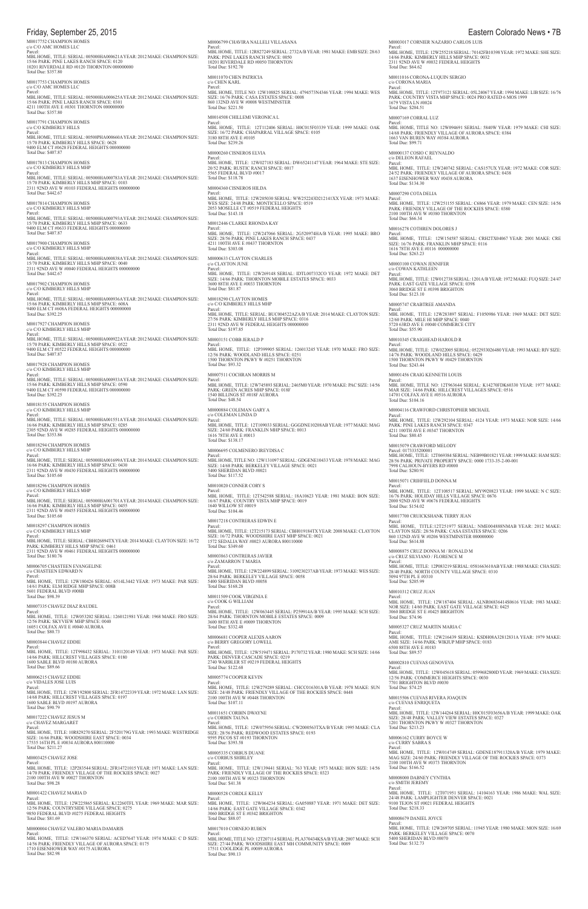M0017752 CHAMPION HOMES
c/o C/O AMC HOMES LLC
Parcel:
MBL HOME, TITLE: SERIAL: 005000HA000621AYEAR: 2012 MAKE: CHAMPION SIZE: 15/66 PARK: PINE LAKES RANCH SPACE: 0120
10201 RIVERDALE RD #0120 THORNTON 000000000
Total Due: $357.80

M0017753 CHAMPION HOMES
c/o C/O AMC HOMES LLC
Parcel:
MBL HOME, TITLE: SERIAL: 005000HA000625AYEAR: 2012 MAKE: CHAMPION SIZE: 15/66 PARK: PINE LAKES RANCH SPACE: 0301
4211 100TH AVE E #0301 THORNTON 000000000
Total Due: $357.80

M0017791 CHAMPION HOMES
c/o C/O KIMBERLY HILLS
Parcel:
MBL HOME, TITLE: SERIAL: 00500PHA000660A YEAR: 2012 MAKE: CHAMPION SIZE: 15/70 PARK: KIMBERLY HILLS SPACE: 0628
9400 ELM CT #0628 FEDERAL HEIGHTS 000000000
Total Due: $407.87

M0017813 CHAMPION HOMES
c/o C/O KIMBERLY HILLS MHP
Parcel:
MBL HOME, TITLE: SERIAL: 005000HA000783AYEAR: 2012 MAKE: CHAMPION SIZE: 15/70 PARK: KIMBERLY HILLS MHP SPACE: 0103
2311 92ND AVE W #0103 FEDERAL HEIGHTS 000000000
Total Due: $442.67

M0017814 CHAMPION HOMES
c/o C/O KIMBERLY HILLS MHP
Parcel:
MBL HOME, TITLE: SERIAL: 005000HA000793AYEAR: 2012 MAKE: CHAMPION SIZE: 15/70 PARK: KIMBERLY HILLS MHP SPACE: 0633
9400 ELM CT #0633 FEDERAL HEIGHTS 000000000
Total Due: $407.87

M0017900 CHAMPION HOMES
c/o C/O KIMBERLY HILLS MHP
Parcel:
MBL HOME, TITLE: SERIAL: 005000HA000838AYEAR: 2012 MAKE: CHAMPION SIZE: 15/70 PARK: KIMBERLY HILLS MHP SPACE: 0040
2311 92ND AVE W #0040 FEDERAL HEIGHTS 000000000
Total Due: $442.67

M0017902 CHAMPION HOMES
c/o C/O KIMBERLY HILLS MHP
Parcel:
MBL HOME, TITLE: SERIAL: 005000HA000936AYEAR: 2012 MAKE: CHAMPION SIZE: 15/66 PARK: KIMBERLY HILLS MHP SPACE: 608A
9400 ELM CT #608A FEDERAL HEIGHTS 000000000
Total Due: $392.25

M0017927 CHAMPION HOMES
c/o C/O KIMBERLY HILLS MHP
Parcel:
MBL HOME, TITLE: SERIAL: 005000HA000922AYEAR: 2012 MAKE: CHAMPION SIZE: 15/70 PARK: KIMBERLY HILLS MHP SPACE: 0522
9400 ELM CT #0522 FEDERAL HEIGHTS 000000000
Total Due: $407.87

M0017928 CHAMPION HOMES
c/o C/O KIMBERLY HILLS MHP
Parcel:
MBL HOME, TITLE: SERIAL: 005000HA000933AYEAR: 2012 MAKE: CHAMPION SIZE: 15/66 PARK: KIMBERLY HILLS MHP SPACE: 0590
9400 ELM CT #0590 FEDERAL HEIGHTS 000000000
Total Due: $392.25

M0018155 CHAMPION HOMES
c/o C/O KIMBERLY HILLS MHP
Parcel:
MBL HOME, TITLE: SERIAL: 005000HA001551AYEAR: 2014 MAKE: CHAMPION SIZE: 16/66 PARK: KIMBERLY HILLS MHP SPACE: 0285
2305 92ND AVE W #0285 FEDERAL HEIGHTS 000000000
Total Due: $353.86

M0018294 CHAMPION HOMES
c/o C/O KIMBERLY HILLS MHP
Parcel:
MBL HOME, TITLE: SERIAL: 005000HA001699AYEAR: 2014 MAKE: CHAMPION SIZE: 16/66 PARK: KIMBERLY HILLS MHP SPACE: 0430
2311 92ND AVE W #0430 FEDERAL HEIGHTS 000000000
Total Due: $105.60

M0018296 CHAMPION HOMES
c/o C/O KIMBERLY HILLS MHP
Parcel:
MBL HOME, TITLE: SERIAL: 005000HA001701AYEAR: 2014 MAKE: CHAMPION SIZE: 16/66 PARK: KIMBERLY HILLS MHP SPACE: 0455
2311 92ND AVE W #0455 FEDERAL HEIGHTS 000000000
Total Due: $105.60

M0018297 CHAMPION HOMES
c/o C/O KIMBERLY HILLS MHP
Parcel:
MBL HOME, TITLE: SERIAL: CBH026894TX YEAR: 2014 MAKE: CLAYTON SIZE: 16/72 PARK: KIMBERLY HILLS MHP SPACE: 0461
2311 92ND AVE W #0461 FEDERAL HEIGHTS 000000000
Total Due: $180.76

M0006705 CHASTEEN EVANGELINE
c/o CHASTEEN EDWARD N
Parcel:
MBL HOME, TITLE: 12W180426 SERIAL: 6514L3442 YEAR: 1973 MAKE: PAR SIZE: 14/61 PARK: ELM RIDGE MHP SPACE: 008B
5601 FEDERAL BLVD #008B
Total Due: $98.39

M0007335 CHAVEZ DIAZ RAUDEL
Parcel:
MBL HOME, TITLE: 12W053202 SERIAL: 1260121981 YEAR: 1968 MAKE: FRO SIZE: 12/56 PARK: SKYVIEW MHP SPACE: 0040
16051 COLFAX AVE E #0040 AURORA
Total Due: $80.73

M0003844 CHAVEZ EDDIE
Parcel:
MBL HOME, TITLE: 12T998432 SERIAL: 3101120149 YEAR: 1973 MAKE: PAR SIZE: 14/66 PARK: HILLCREST VILLAGES SPACE: 0180
1600 SABLE BLVD #0180 AURORA
Total Due: $89.66

M0006215 CHAVEZ EDDIE
c/o VIDALES JOSE LUIS
Parcel:
MBL HOME, TITLE: 12W192800 SERIAL: 2FR14722339 YEAR: 1972 MAKE: LAN SIZE: 14/68 PARK: HILLCREST VILLAGES SPACE: 0197
1600 SABLE BLVD #0197 AURORA
Total Due: $90.79

M0017222 CHAVEZ JESUS M
c/o CHAVEZ MARGARET
Parcel:
MBL HOME, TITLE: 10R829270 SERIAL: 2F520179G YEAR: 1993 MAKE: WESTRIDGE SIZE: 16/66 PARK: WOODSHIRE EAST SPACE: 0034
17535 16TH PL E #0034 AURORA 800110000
Total Due: $211.27

M0003425 CHAVEZ JOSE
Parcel:
MBL HOME, TITLE: 12P283544 SERIAL: 2FR14721015 YEAR: 1971 MAKE: LAN SIZE: 14/70 PARK: FRIENDLY VILLAGE OF THE ROCKIES SPACE: 0027
2100 100TH AVE W #0027 THORNTON
Total Due: $98.28

M0001422 CHAVEZ MARIA D
Parcel:
MBL HOME, TITLE: 12W225865 SERIAL: K12260TFL YEAR: 1969 MAKE: MAR SIZE: 12/56 PARK: COUNTRYSIDE VILLAGE SPACE: 0275
9850 FEDERAL BLVD #0275 FEDERAL HEIGHTS
Total Due: $81.69

M0000004 CHAVEZ VALERO MARIA DAMARIS
Parcel:
MBL HOME, TITLE: 12W166370 SERIAL: ACED7647 YEAR: 1974 MAKE: C D SIZE: 14/56 PARK: FRIENDLY VILLAGE OF AURORA SPACE: 0175
1710 EISENHOWER WAY #0175 AURORA
Total Due: $82.98

M0006799 CHAVIRA NALLELI VILLASANA
Parcel:
MBL HOME, TITLE: 12R827249 SERIAL: 2732A/B YEAR: 1981 MAKE: EMB SIZE: 28/63 PARK: PINE LAKES RANCH SPACE: 0050
10201 RIVERDALE RD #0050 THORNTON
Total Due: $192.70

M0011070 CHEN PATRICIA
c/o CHEN KARL
Parcel:
MBL HOME, TITLE NO: 12W108825 SERIAL: 4794573N4346 YEAR: 1994 MAKE: WES SIZE: 16/76 PARK: CASA ESTATES SPACE: 0008
860 132ND AVE W #0008 WESTMINSTER
Total Due: $221.50

M0014508 CHILLEMI VERONICA L
Parcel:
MBL HOME, TITLE: 12T112406 SERIAL: H0C015F03339 YEAR: 1999 MAKE: OAK SIZE: 16/72 PARK: CHAPARRAL VILLAGE SPACE: 0105
3180 88TH AVE E #0105
Total Due: $239.26

M0000260 CISNEROS ELVIA
Parcel:
MBL HOME, TITLE: 12W027183 SERIAL: DW65241147 YEAR: 1964 MAKE: STE SIZE: 20/52 PARK: RUSTIC RANCH SPACE: 0017
5565 FEDERAL BLVD #0017
Total Due: $118.78

M0004360 CISNEROS HILDA
Parcel:
MBL HOME, TITLE: 12W205030 SERIAL: WW252243D212141XX YEAR: 1973 MAKE: WES SIZE: 24/48 PARK: MONTICELLO SPACE: 0519
2053 MOSELLE CT #0519 FEDERAL HEIGHTS
Total Due: $143.18

M0012446 CLARKE RHONDA KAY
Parcel:
MBL HOME, TITLE: 12W247066 SERIAL: 2G520974HA/B YEAR: 1995 MAKE: BRO SIZE: 28/56 PARK: PINE LAKES RANCH SPACE: 0437
4211 100TH AVE E #0437 THORNTON
Total Due: $303.08

M0000633 CLAYTON CHARLES
c/o CLAYTON JUNE
Parcel:
MBL HOME, TITLE: 12W269148 SERIAL: IDTL007332CO YEAR: 1972 MAKE: DET SIZE: 14/66 PARK: THORNTON MOBILE ESTATES SPACE: 0033
3600 88TH AVE E #0033 THORNTON
Total Due: $81.87

M0018290 CLAYTON HOMES
c/o C/O KIMBERLY HILLS MHP
Parcel:
MBL HOME, TITLE: SERIAL: BUC004522AZA/B YEAR: 2014 MAKE: CLAYTON SIZE: 27/56 PARK: KIMBERLY HILLS MHP SPACE: 0316
2311 92ND AVE W FEDERAL HEIGHTS 000000000
Total Due: $197.85

M0003151 COBB JERALD P
Parcel:
MBL HOME, TITLE: 12P399905 SERIAL: 126013245 YEAR: 1970 MAKE: FRO SIZE: 12/56 PARK: WOODLAND HILLS SPACE: 0251
1500 THORNTON PKWY W #0251 THORNTON
Total Due: $93.32

M0007511 COCHRAN MORRIS M
Parcel:
MBL HOME, TITLE: 12W745893 SERIAL: 2465M0 YEAR: 1970 MAKE: PAC SIZE: 14/56 PARK: GREEN ACRES MHP SPACE: 018F
1540 BILLINGS ST #018F AURORA
Total Due: $48.54

M0000884 COLEMAN GARY A
c/o COLEMAN LINDA D
Parcel:
MBL HOME, TITLE: 12T109033 SERIAL: GGGDNE10208AB YEAR: 1977 MAKE: MAG SIZE: 24/60 PARK: FRANKLIN MHP SPACE: 0013
1616 78TH AVE E #0013
Total Due: $138.17

M0006695 COLMENERO IREYDISA C
Parcel:
MBL HOME, TITLE NO: 12W131097 SERIAL: GDGENE10433 YEAR: 1978 MAKE: MAG SIZE: 14/68 PARK: BERKELEY VILLAGE SPACE: 0021
5400 SHERIDAN BLVD #0021
Total Due: $117.52

M0010020 CONNER CORY S
Parcel:
MBL HOME, TITLE: 12T542588 SERIAL: 18A10623 YEAR: 1981 MAKE: BON SIZE: 16/67 PARK: COUNTRY VISTA MHP SPACE: 0019
1640 WILLOW ST #0019
Total Due: $104.46

M0017218 CONTRERAS EDWIN E
Parcel:
MBL HOME, TITLE: 12T215173 SERIAL: CBH019184TX YEAR: 2008 MAKE: CLAYTON SIZE: 16/72 PARK: WOODSHIRE EAST MHP SPACE: 0021
1572 SEDALIA WAY #0023 AURORA 800110000
Total Due: $349.60

M0003863 CONTRERAS JAVIER
c/o ZAMARRON T MARIA
Parcel:
MBL HOME, TITLE: 12W224899 SERIAL: 3109230237AB YEAR: 1973 MAKE: WES SIZE: 28/64 PARK: BERKELEY VILLAGE SPACE: 0058
5400 SHERIDAN BLVD #0058
Total Due: $168.28

M0011509 COOK VIRGINIA E
c/o COOK G WILLIAM
Parcel:
MBL HOME, TITLE: 12W063445 SERIAL: P259914A/B YEAR: 1995 MAKE: SCH SIZE: 28/64 PARK: THORNTON MOBILE ESTATES SPACE: 0009
3600 88TH AVE E #0009 THORNTON
Total Due: $332.48

M0006681 COOPER ALEXIS AARON
c/o BERRY GREGORY LOWELL
Parcel:
MBL HOME, TITLE: 12W519471 SERIAL: P170732 YEAR: 1980 MAKE: SCH SIZE: 14/66 PARK: DENVER CASCADE SPACE: 0219
2740 WARBLER ST #0219 FEDERAL HEIGHTS
Total Due: $122.68

M0005774 COOPER KEVIN
Parcel:
MBL HOME, TITLE: 12W279289 SERIAL: CHCC016301A/B YEAR: 1978 MAKE: SUN SIZE: 24/48 PARK: FRIENDLY VILLAGE OF THE ROCKIES SPACE: 0448
2100 100TH AVE W #0448 THORNTON
Total Due: $107.11

M0011651 CORBIN DWAYNE
c/o CORBIN TAUNA
Parcel:
MBL HOME, TITLE: 12W075956 SERIAL: CW2000563TXA/B YEAR: 1995 MAKE: CLA SIZE: 28/56 PARK: REDWOOD ESTATES SPACE: 0193
9595 PECOS ST #0193 THORNTON
Total Due: $393.58

M0005335 CORBUS DUANE
c/o CORBUS SHIRLEY
Parcel:
MBL HOME, TITLE: 12W139441 SERIAL: 763 YEAR: 1973 MAKE: HON SIZE: 14/56 PARK: FRIENDLY VILLAGE OF THE ROCKIES SPACE: 0323
2100 100TH AVE W #0323 THORNTON
Total Due: $41.38

M0000528 CORDLE KELLY
Parcel:
MBL HOME, TITLE: 12W064234 SERIAL: GA050887 YEAR: 1971 MAKE: DET SIZE: 14/66 PARK: EAST GATE VILLAGE SPACE: 0342
3060 BRIDGE ST E #0342 BRIGHTON
Total Due: $88.07

M0017010 CORNEJO RUBEN
Parcel:
MBL HOME, TITLE NO: 12T207114 SERIAL: PLA370434KSA/B YEAR: 2007 MAKE: SCH SIZE: 27/44 PARK: WOODSHIRE EAST MH COMMUNITY SPACE: 0089
17511 COOLIDGE PL #0089 AURORA
Total Due: $90.13

M0003017 CORNIER NAZARIO CARLOS LUIS
Parcel:
MBL HOME, TITLE: 12W255218 SERIAL: 70142FB10398 YEAR: 1972 MAKE: SHE SIZE: 14/66 PARK: KIMBERLY HILLS MHP SPACE: 0032
2311 92ND AVE W #0032 FEDERAL HEIGHTS
Total Due: $64.62

M0011016 CORONA-LUQUIN SERGIO
c/o CORONA MARIA
Parcel:
MBL HOME, TITLE: 12T973121 SERIAL: 05L24067 YEAR: 1994 MAKE: LIB SIZE: 16/76 PARK: COUNTRY VISTA MHP SPACE: 0024 PRO RATED 6 MOS 1999
1679 VISTA LN #0024
Total Due: $204.51

M0007169 CORRAL LUZ
Parcel:
MBL HOME, TITLE NO: 12W094691 SERIAL: 5840W YEAR: 1979 MAKE: CHI SIZE: 14/68 PARK: FRIENDLY VILLAGE OF AURORA SPACE: 0384
1663 VAN BUREN WAY #0384 AURORA
Total Due: $99.71

M0000137 COSIO C REYNALDO
c/o DELEON RAFAEL
Parcel:
MBL HOME, TITLE: 12W240742 SERIAL: CAS157UX YEAR: 1972 MAKE: COR SIZE: 24/52 PARK: FRIENDLY VILLAGE OF AURORA SPACE: 0438
1637 EISENHOWER WAY #0438 AURORA
Total Due: $134.30

M0007290 COTA DELIA
Parcel:
MBL HOME, TITLE: 12W251155 SERIAL: C6866 YEAR: 1979 MAKE: CEN SIZE: 14/56 PARK: FRIENDLY VILLAGE OF THE ROCKIES SPACE: 0380
2100 100TH AVE W #0380 THORNTON
Total Due: $66.34

M0016278 COTHREN DOLORES J
Parcel:
MBL HOME, TITLE: 12W154587 SERIAL: CRH2TX04067 YEAR: 2001 MAKE: CRE SIZE: 16/76 PARK: FRANKLIN MHP SPACE: 0116
1616 78TH AVE E #0116 000000000
Total Due: $263.23

M0003100 COWAN JENNIFER
c/o COWAN KATHLEEN
Parcel:
MBL HOME, TITLE: 12W012738 SERIAL: 1201A/B YEAR: 1972 MAKE: FUQ SIZE: 24/47 PARK: EAST GATE VILLAGE SPACE: 0398
3060 BRIDGE ST E #0398 BRIGHTON
Total Due: $123.10

M0005747 CRABTREE AMANDA
Parcel:
MBL HOME, TITLE: 12W283897 SERIAL: F1050986 YEAR: 1969 MAKE: DET SIZE: 12/60 PARK: MILE HI MHP SPACE: 0040
5720 63RD AVE E #0040 COMMERCE CITY
Total Due: $55.90

M0010345 CRAIGHEAD HAROLD R
Parcel:
MBL HOME, TITLE: 12W022005 SERIAL: 0522933026480 YEAR: 1993 MAKE: RIV SIZE: 14/76 PARK: WOODLAND HILLS SPACE: 0429
1500 THORNTON PKWY W #0429 THORNTON
Total Due: $243.44

M0001456 CRAIG KENNETH LOUIS
Parcel:
MBL HOME, TITLE NO: 12T963644 SERIAL: K14270FDK60330 YEAR: 1977 MAKE: MAR SIZE: 14/66 PARK: HILLCREST VILLAGES SPACE: 0516
14701 COLFAX AVE E #0516 AURORA
Total Due: $104.16

M0004116 CRAWFORD CHRISTOPHER MICHAEL
Parcel:
MBL HOME, TITLE: 12W292104 SERIAL: 4124 YEAR: 1973 MAKE: NOR SIZE: 14/66 PARK: PINE LAKES RANCH SPACE: 0347
4211 100TH AVE E #0347 THORNTON
Total Due: $80.45

M0015079 CRAWFORD MELODY
Parcel: 0173335200001
MBL HOME, TITLE: 12T069384 SERIAL: NEB99B01821 YEAR: 1999 MAKE: HAM SIZE: 28/56 PARK: PRIVATE PROPERTY SPACE: 0000 1733-35-2-00-001
7998 CALHOUN-BYERS RD #0000
Total Due: $280.91

M0015071 CRIHFIELD DONNA M
Parcel:
MBL HOME, TITLE: 12T108517 SERIAL: MY9920823 YEAR: 1999 MAKE: N C SIZE: 16/76 PARK: HOLIDAY HILLS VILLAGE SPACE: 0676
2000 92ND AVE W #0676 FEDERAL HEIGHTS
Total Due: $154.02

M0017700 CRUICKSHANK TERRY JEAN
Parcel:
MBL HOME, TITLE:12T251977 SERIAL: NME004888NMAB YEAR: 2012 MAKE: CLAYTON SIZE: 28/56 PARK: CASA ESTATES SPACE: 0206
860 132ND AVE W #0206 WESTMINSTER 000000000
Total Due: $614.88

M0008875 CRUZ DONNA M / RONALD M
c/o CRUZ SILVIANO / FLORENCE M
Parcel:
MBL HOME, TITLE: 12P083219 SERIAL: 0581663610AB YEAR: 1988 MAKE: CHA SIZE: 28/40 PARK: NORTH COUNTY VILLAGE SPACE: 0310
5094 97TH PL E #0310
Total Due: $205.99

M0010312 CRUZ JUAN
Parcel:
MBL HOME, TITLE: 12W187404 SERIAL: ALNR06836414S0616 YEAR: 1983 MAKE: NOR SIZE: 14/60 PARK: EAST GATE VILLAGE SPACE: 0425
3060 BRIDGE ST E #0425 BRIGHTON
Total Due: $74.96

M0005327 CRUZ MARTIN MARIA C
Parcel:
MBL HOME, TITLE: 12W216439 SERIAL: KSDH08A32812831A YEAR: 1979 MAKE: AME SIZE: 14/66 PARK: WIKIUP MHP SPACE: 0183
6500 88TH AVE E #0183
Total Due: $89.57

M0002810 CUEVAS GENOVEVA
Parcel:
MBL HOME, TITLE: 12W045618 SERIAL: 0599682800D YEAR: 1969 MAKE: CHA SIZE: 12/56 PARK: COMMERCE HEIGHTS SPACE: 0030
7701 BRIGHTON BLVD #0030
Total Due: $74.25

M0015506 CUEVAS RIVERA JOAQUIN
c/o CUEVAS ENRIQUETA
Parcel:
MBL HOME, TITLE: 12W144264 SERIAL: H0C015F03656A/B YEAR: 1999 MAKE: OAK SIZE: 28/48 PARK: VALLEY VIEW ESTATES SPACE: 0327
1201 THORNTON PKWY W #0327 THORNTON
Total Due: $213.23

M0006162 CURRY BOYCE W
c/o CURRY SABRA S
Parcel:
MBL HOME, TITLE: 12W014749 SERIAL: GDENE187911320A/B YEAR: 1979 MAKE: MAG SIZE: 24/60 PARK: FRIENDLY VILLAGE OF THE ROCKIES SPACE: 0373
2100 100TH AVE W #0373 THORNTON
Total Due: $166.52

M0008000 DABNEY CYNTHIA
c/o SMITH JEREMY
Parcel:
MBL HOME, TITLE: 12T071951 SERIAL: 14104163 YEAR: 1986 MAKE: WAL SIZE: 24/48 PARK: LAMPLIGHTER DENVER SPACE: 0021
9100 TEJON ST #0021 FEDERAL HEIGHTS
Total Due: $218.33

M0008679 DANIEL JOYCE
Parcel:
MBL HOME, TITLE: 12W269705 SERIAL: 11945 YEAR: 1980 MAKE: MON SIZE: 16/69 PARK: BERKELEY VILLAGE SPACE: 0070
5400 SHERIDAN BLVD #0070
Total Due: $132.73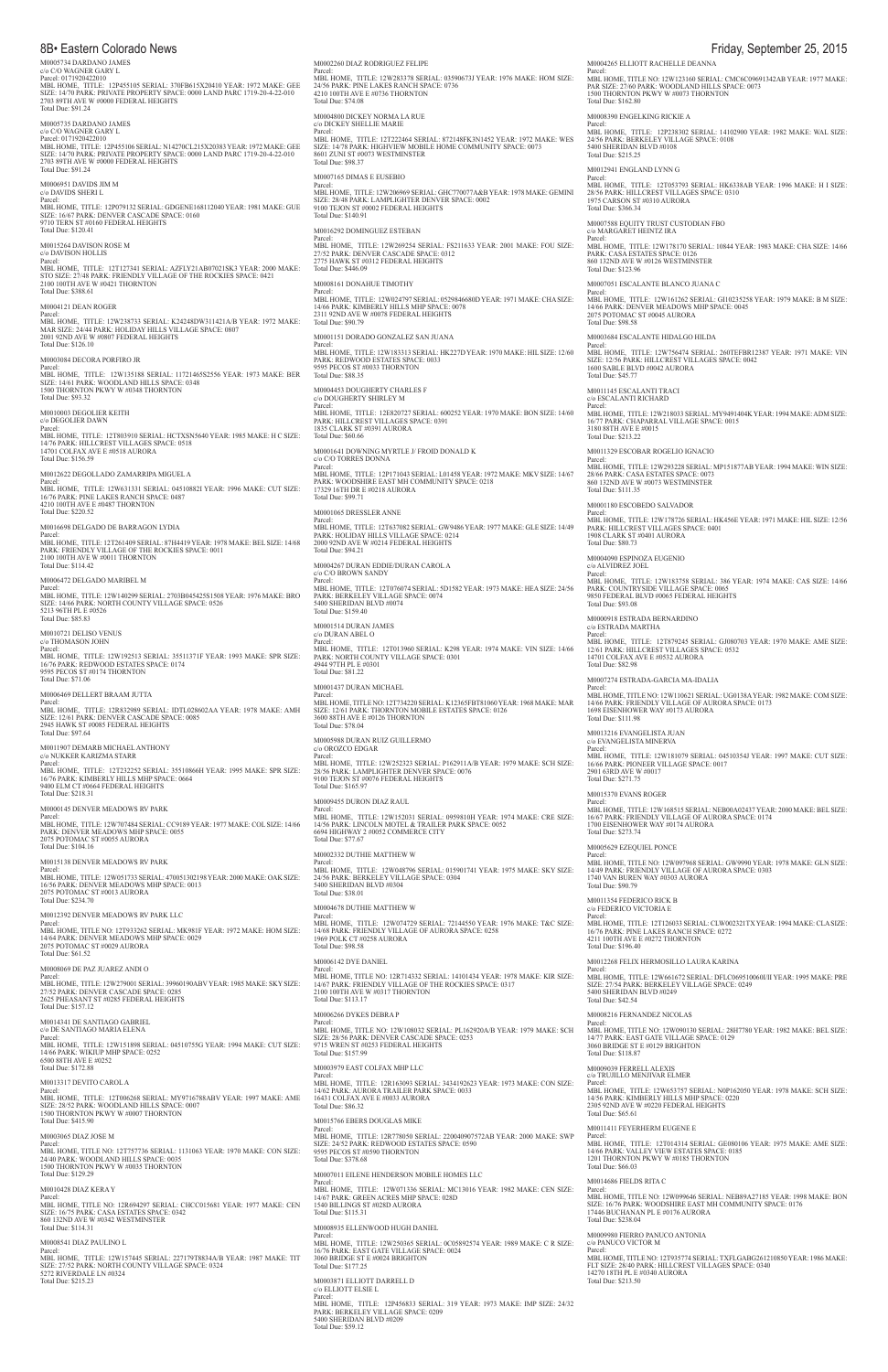M0005734 DARDANO JAMES
c/o C/O WAGNER GARY L
Parcel: 0171920422010
MBL HOME, TITLE: 12P455105 SERIAL: 370FB615X20410 YEAR: 1972 MAKE: GEE SIZE: 14/70 PARK: PRIVATE PROPERTY SPACE: 0000 LAND PARC 1719-20-4-22-010
2703 89TH AVE W #0000 FEDERAL HEIGHTS
Total Due: $91.24

M0005735 DARDANO JAMES
c/o C/O WAGNER GARY L
Parcel: 0171920422010
MBL HOME, TITLE: 12P455106 SERIAL: N14270CL215X20383 YEAR: 1972 MAKE: GEE SIZE: 14/70 PARK: PRIVATE PROPERTY SPACE: 0000 LAND PARC 1719-20-4-22-010
2703 89TH AVE W #0000 FEDERAL HEIGHTS
Total Due: $91.24

M0006951 DAVIDS JIM M
c/o DAVIDS SHERI L
Parcel:
MBL HOME, TITLE: 12P079132 SERIAL: GDGENE168112040 YEAR: 1981 MAKE: GUE SIZE: 16/67 PARK: DENVER CASCADE SPACE: 0160
9710 TERN ST #0160 FEDERAL HEIGHTS
Total Due: $120.41

M0015264 DAVISON ROSE M
c/o DAVISON HOLLIS
Parcel:
MBL HOME, TITLE: 12T127341 SERIAL: AZFLY21AB07021SK3 YEAR: 2000 MAKE: STO SIZE: 27/48 PARK: FRIENDLY VILLAGE OF THE ROCKIES SPACE: 0421
2100 100TH AVE W #0421 THORNTON
Total Due: $388.61

M0004121 DEAN ROGER
Parcel:
MBL HOME, TITLE: 12W238733 SERIAL: K24248DW311421A/B YEAR: 1972 MAKE: MAR SIZE: 24/44 PARK: HOLIDAY HILLS VILLAGE SPACE: 0807
2001 92ND AVE W #0807 FEDERAL HEIGHTS
Total Due: $126.10

M0003084 DECORA PORFIRO JR
Parcel:
MBL HOME, TITLE: 12W135188 SERIAL: 11721465S2556 YEAR: 1973 MAKE: BER SIZE: 14/61 PARK: WOODLAND HILLS SPACE: 0348
1500 THORNTON PKWY W #0348 THORNTON
Total Due: $93.32

M0010003 DEGOLIER KEITH
c/o DEGOLIER DAWN
Parcel:
MBL HOME, TITLE: 12T803910 SERIAL: HCTXSN5640 YEAR: 1985 MAKE: H C SIZE: 14/76 PARK: HILLCREST VILLAGES SPACE: 0518
14701 COLFAX AVE E #0518 AURORA
Total Due: $156.59

M0012622 DEGOLLADO ZAMARRIPA MIGUEL A
Parcel:
MBL HOME, TITLE: 12W631331 SERIAL: 04510882I YEAR: 1996 MAKE: CUT SIZE: 16/76 PARK: PINE LAKES RANCH SPACE: 0487
4210 100TH AVE E #0487 THORNTON
Total Due: $220.52

M0016698 DELGADO DE BARRAGON LYDIA
Parcel:
MBL HOME, TITLE: 12T261409 SERIAL: 87H4419 YEAR: 1978 MAKE: BEL SIZE: 14/68 PARK: FRIENDLY VILLAGE OF THE ROCKIES SPACE: 0011
2100 100TH AVE W #0011 THORNTON
Total Due: $114.42

M0006472 DELGADO MARIBEL M
Parcel:
MBL HOME, TITLE: 12W140299 SERIAL: 2703B045425S1508 YEAR: 1976 MAKE: BRO SIZE: 14/66 PARK: NORTH COUNTY VILLAGE SPACE: 0526
5213 96TH PL E #0526
Total Due: $85.83

M0010721 DELISO VENUS
c/o THOMASON JOHN
Parcel:
MBL HOME, TITLE: 12W192513 SERIAL: 35511371F YEAR: 1993 MAKE: SPR SIZE: 16/76 PARK: REDWOOD ESTATES SPACE: 0174
9595 PECOS ST #0174 THORNTON
Total Due: $71.06

M0006469 DELLERT BRAAM JUTTA
Parcel:
MBL HOME, TITLE: 12R832989 SERIAL: IDTL028602AA YEAR: 1978 MAKE: AMH SIZE: 12/61 PARK: DENVER CASCADE SPACE: 0085
2945 HAWK ST #0085 FEDERAL HEIGHTS
Total Due: $97.64

M0011907 DEMARB MICHAEL ANTHONY
c/o NUKKER KARIZMA STARR
Parcel:
MBL HOME, TITLE: 12T232252 SERIAL: 35510866H YEAR: 1995 MAKE: SPR SIZE: 16/76 PARK: KIMBERLY HILLS MHP SPACE: 0664
9400 ELM CT #0664 FEDERAL HEIGHTS
Total Due: $218.31

M0000145 DENVER MEADOWS RV PARK
Parcel:
MBL HOME, TITLE: 12W707484 SERIAL: CC9189 YEAR: 1977 MAKE: COL SIZE: 14/66 PARK: DENVER MEADOWS MHP SPACE: 0055
2075 POTOMAC ST #0055 AURORA
Total Due: $104.16

M0015138 DENVER MEADOWS RV PARK
Parcel:
MBL HOME, TITLE: 12W051733 SERIAL: 47005130219 8 YEAR: 2000 MAKE: OAK SIZE: 16/56 PARK: DENVER MEADOWS MHP SPACE: 0013
2075 POTOMAC ST #0013 AURORA
Total Due: $234.70

M0012392 DENVER MEADOWS RV PARK LLC
Parcel:
MBL HOME, TITLE NO: 12T933262 SERIAL: MK981F YEAR: 1972 MAKE: HOM SIZE: 14/64 PARK: DENVER MEADOWS MHP SPACE: 0029
2075 POTOMAC ST #0029 AURORA
Total Due: $61.52

M0008069 DE PAZ JUAREZ ANDI O
Parcel:
MBL HOME, TITLE: 12W279001 SERIAL: 39960190ABV YEAR: 1985 MAKE: SKY SIZE: 27/52 PARK: DENVER CASCADE SPACE: 0285
2625 PHEASANT ST #0285 FEDERAL HEIGHTS
Total Due: $157.12

M0014341 DE SANTIAGO GABRIEL
c/o DE SANTIAGO MARIA ELENA
Parcel:
MBL HOME, TITLE: 12W151898 SERIAL: 04510755G YEAR: 1994 MAKE: CUT SIZE: 14/66 PARK: WIKIUP MHP SPACE: 0252
6500 88TH AVE E #0252
Total Due: $172.88

M0013317 DEVITO CAROL A
Parcel:
MBL HOME, TITLE: 12T006268 SERIAL: MY9716788ABV YEAR: 1997 MAKE: AME SIZE: 28/52 PARK: WOODLAND HILLS SPACE: 0007
1500 THORNTON PKWY W #0007 THORNTON
Total Due: $415.90

M0003065 DIAZ JOSE M
Parcel:
MBL HOME, TITLE NO: 12T757736 SERIAL: 1131063 YEAR: 1970 MAKE: CON SIZE: 24/40 PARK: WOODLAND HILLS SPACE: 0035
1500 THORNTON PKWY W #0035 THORNTON
Total Due: $129.29

M0010428 DIAZ KERA Y
Parcel:
MBL HOME, TITLE NO: 12R694297 SERIAL: CHCC015681 YEAR: 1977 MAKE: CEN SIZE: 16/75 PARK: CASA ESTATES SPACE: 0342
860 132ND AVE W #0342 WESTMINSTER
Total Due: $114.31

M0008541 DIAZ PAULINO L
Parcel:
MBL HOME, TITLE: 12W157445 SERIAL: 22717978834A/B YEAR: 1987 MAKE: TIT SIZE: 27/52 PARK: NORTH COUNTY VILLAGE SPACE: 0324
5272 RIVERDALE LN #0324
Total Due: $215.23

M0002260 DIAZ RODRIGUEZ FELIPE
Parcel:
MBL HOME, TITLE: 12W283378 SERIAL: 03590673J YEAR: 1976 MAKE: HOM SIZE: 24/56 PARK: PINE LAKES RANCH SPACE: 0736
4210 100TH AVE E #0736 THORNTON
Total Due: $74.08

M0004800 DICKEY NORMA LA RUE
c/o DICKEY SHELLIE MARIE
Parcel:
MBL HOME, TITLE: 12T222464 SERIAL: 872148FKJN1452 YEAR: 1972 MAKE: WES SIZE: 14/78 PARK: HIGHVIEW MOBILE HOME COMMUNITY SPACE: 0073
8601 ZUNI ST #0073 WESTMINSTER
Total Due: $98.37

M0007165 DIMAS E EUSEBIO
Parcel:
MBL HOME, TITLE: 12W206969 SERIAL: GHC770077A&B YEAR: 1978 MAKE: GEMINI SIZE: 28/48 PARK: LAMPLIGHTER DENVER SPACE: 0002
9100 TEJON ST #0002 FEDERAL HEIGHTS
Total Due: $140.91

M0016292 DOMINGUEZ ESTEBAN
Parcel:
MBL HOME, TITLE: 12W269254 SERIAL: FS211633 YEAR: 2001 MAKE: FOU SIZE: 27/52 PARK: DENVER CASCADE SPACE: 0312
2775 HAWK ST #0312 FEDERAL HEIGHTS
Total Due: $446.09

M0008161 DONAHUE TIMOTHY
Parcel:
MBL HOME, TITLE: 12W024797 SERIAL: 0529846680D YEAR: 1971 MAKE: CHA SIZE: 14/66 PARK: KIMBERLY HILLS MHP SPACE: 0078
2311 92ND AVE W #0078 FEDERAL HEIGHTS
Total Due: $90.79

M0001151 DORADO GONZALEZ SAN JUANA
Parcel:
MBL HOME, TITLE: 12W183313 SERIAL: HK227D YEAR: 1970 MAKE: HIL SIZE: 12/60 PARK: REDWOOD ESTATES SPACE: 0033
9595 PECOS ST #0033 THORNTON
Total Due: $88.35

M0004453 DOUGHERTY CHARLES F
c/o DOUGHERTY SHIRLEY M
Parcel:
MBL HOME, TITLE: 12E820727 SERIAL: 600252 YEAR: 1970 MAKE: BON SIZE: 14/60 PARK: HILLCREST VILLAGES SPACE: 0391
1835 CLARK ST #0391 AURORA
Total Due: $60.66

M0001641 DOWNING MYRTLE J/ FROID DONALD K
c/o C/O TORRES DONNA
Parcel:
MBL HOME, TITLE: 12P171043 SERIAL: L01458 YEAR: 1972 MAKE: MKV SIZE: 14/67 PARK: WOODSHIRE EAST MH COMMUNITY SPACE: 0218
17329 16TH DR E #0218 AURORA
Total Due: $99.71

M0001065 DRESSLER ANNE
Parcel:
MBL HOME, TITLE: 12T637082 SERIAL: GW9486 YEAR: 1977 MAKE: GLE SIZE: 14/49 PARK: HOLIDAY HILLS VILLAGE SPACE: 0214
2000 92ND AVE W #0214 FEDERAL HEIGHTS
Total Due: $94.21

M0004267 DURAN EDDIE/DURAN CAROL A
c/o C/O BROWN SANDY
Parcel:
MBL HOME, TITLE: 12T076074 SERIAL: 5D1582 YEAR: 1973 MAKE: HEA SIZE: 24/56 PARK: BERKELEY VILLAGE SPACE: 0074
5400 SHERIDAN BLVD #0074
Total Due: $159.40

M0001514 DURAN JAMES
c/o DURAN ABEL O
Parcel:
MBL HOME, TITLE: 12T013960 SERIAL: K298 YEAR: 1974 MAKE: VIN SIZE: 14/66 PARK: NORTH COUNTY VILLAGE SPACE: 0301
4944 97TH PL E #0301
Total Due: $81.22

M0001437 DURAN MICHAEL
Parcel:
MBL HOME, TITLE NO: 12T734220 SERIAL: K12365FBT81060 YEAR: 1968 MAKE: MAR SIZE: 12/61 PARK: THORNTON MOBILE ESTATES SPACE: 0126
3600 88TH AVE E #0126 THORNTON
Total Due: $78.04

M0005988 DURAN RUIZ GUILLERMO
c/o OROZCO EDGAR
Parcel:
MBL HOME, TITLE: 12W252323 SERIAL: P162911A/B YEAR: 1979 MAKE: SCH SIZE: 28/56 PARK: LAMPLIGHTER DENVER SPACE: 0076
9100 TEJON ST #0076 FEDERAL HEIGHTS
Total Due: $165.97

M0009455 DURON DIAZ RAUL
Parcel:
MBL HOME, TITLE: 12W152031 SERIAL: 0959810H YEAR: 1974 MAKE: CRE SIZE: 14/56 PARK: LINCOLN MOTEL & TRAILER PARK SPACE: 0052
6694 HIGHWAY 2 #0052 COMMERCE CITY
Total Due: $77.67

M0002332 DUTHIE MATTHEW W
Parcel:
MBL HOME, TITLE: 12W048796 SERIAL: 015901741 YEAR: 1975 MAKE: SKY SIZE: 24/56 PARK: BERKELEY VILLAGE SPACE: 0304
5400 SHERIDAN BLVD #0304
Total Due: $38.01

M0004678 DUTHIE MATTHEW W
Parcel:
MBL HOME, TITLE: 12W074729 SERIAL: 72144550 YEAR: 1976 MAKE: T&C SIZE: 14/68 PARK: FRIENDLY VILLAGE OF AURORA SPACE: 0258
1969 POLK CT #0258 AURORA
Total Due: $98.58

M0006142 DYE DANIEL
Parcel:
MBL HOME, TITLE NO: 12R714332 SERIAL: 14101434 YEAR: 1978 MAKE: KIR SIZE: 14/67 PARK: FRIENDLY VILLAGE OF THE ROCKIES SPACE: 0317
2100 100TH AVE W #0317 THORNTON
Total Due: $113.17

M0006266 DYKES DEBRA P
Parcel:
MBL HOME, TITLE NO: 12W108032 SERIAL: PL162920A/B YEAR: 1979 MAKE: SCH SIZE: 28/56 PARK: DENVER CASCADE SPACE: 0253
9715 WREN ST #0253 FEDERAL HEIGHTS
Total Due: $157.99

M0003979 EAST COLFAX MHP LLC
Parcel:
MBL HOME, TITLE: 12R163093 SERIAL: 3434192623 YEAR: 1973 MAKE: CON SIZE: 14/62 PARK: AURORA TRAILER PARK SPACE: 0033
16431 COLFAX AVE E #0033 AURORA
Total Due: $86.32

M0015766 EBERS DOUGLAS MIKE
Parcel:
MBL HOME, TITLE: 12R778050 SERIAL: 220040907572AB YEAR: 2000 MAKE: SWP SIZE: 24/52 PARK: REDWOOD ESTATES SPACE: 0590
9595 PECOS ST #0590 THORNTON
Total Due: $378.68

M0007011 EILENE HENDERSON MOBILE HOMES LLC
Parcel:
MBL HOME, TITLE: 12W071336 SERIAL: MC13016 YEAR: 1982 MAKE: CEN SIZE: 14/67 PARK: GREEN ACRES MHP SPACE: 028D
1540 BILLINGS ST #028D AURORA
Total Due: $115.31

M0008935 ELLENWOOD HUGH DANIEL
Parcel:
MBL HOME, TITLE: 12W250365 SERIAL: 0C05892574 YEAR: 1989 MAKE: C R SIZE: 16/76 PARK: EAST GATE VILLAGE SPACE: 0024
3060 BRIDGE ST E #0024 BRIGHTON
Total Due: $177.25

M0003871 ELLIOTT DARRELL D
c/o ELLIOTT ELSIE L
Parcel:
MBL HOME, TITLE: 12P456833 SERIAL: 319 YEAR: 1973 MAKE: IMP SIZE: 24/32 PARK: BERKELEY VILLAGE SPACE: 0209
5400 SHERIDAN BLVD #0209
Total Due: $59.12

M0004265 ELLIOTT RACHELLE DEANNA
Parcel:
MBL HOME, TITLE NO: 12W123160 SERIAL: CMC6C09691342AB YEAR: 1977 MAKE: PAR SIZE: 27/60 PARK: WOODLAND HILLS SPACE: 0073
1500 THORNTON PKWY W #0073 THORNTON
Total Due: $162.80

M0008390 ENGELKING RICKIE A
Parcel:
MBL HOME, TITLE: 12P238302 SERIAL: 14102900 YEAR: 1982 MAKE: WAL SIZE: 24/56 PARK: BERKELEY VILLAGE SPACE: 0108
5400 SHERIDAN BLVD #0108
Total Due: $215.25

M0012941 ENGLAND LYNN G
Parcel:
MBL HOME, TITLE: 12T053793 SERIAL: HK6338AB YEAR: 1996 MAKE: H I SIZE: 28/56 PARK: HILLCREST VILLAGES SPACE: 0310
1975 CARSON ST #0310 AURORA
Total Due: $366.34

M0007588 EQUITY TRUST CUSTODIAN FBO
c/o MARGARET HEINTZ IRA
Parcel:
MBL HOME, TITLE: 12W178170 SERIAL: 10844 YEAR: 1983 MAKE: CHA SIZE: 14/66 PARK: CASA ESTATES SPACE: 0126
860 132ND AVE W #0126 WESTMINSTER
Total Due: $123.96

M0007051 ESCALANTE BLANCO JUANA C
Parcel:
MBL HOME, TITLE: 12W161262 SERIAL: GI10235258 YEAR: 1979 MAKE: B M SIZE: 14/66 PARK: DENVER MEADOWS MHP SPACE: 0045
2075 POTOMAC ST #0045 AURORA
Total Due: $98.58

M0003684 ESCALANTE HIDALGO HILDA
Parcel:
MBL HOME, TITLE: 12W756474 SERIAL: 260TEFBR12387 YEAR: 1971 MAKE: VIN SIZE: 12/56 PARK: HILLCREST VILLAGES SPACE: 0042
1600 SABLE BLVD #0042 AURORA
Total Due: $45.77

M0011145 ESCALANTI TRACI
c/o ESCALANTI RICHARD
Parcel:
MBL HOME, TITLE: 12W218033 SERIAL: MY9491404K YEAR: 1994 MAKE: ADM SIZE: 16/77 PARK: CHAPARRAL VILLAGE SPACE: 0015
3180 88TH AVE E #0015
Total Due: $213.22

M0011329 ESCOBAR ROGELIO IGNACIO
Parcel:
MBL HOME, TITLE: 12W293228 SERIAL: MP151877AB YEAR: 1994 MAKE: WIN SIZE: 28/66 PARK: CASA ESTATES SPACE: 0073
860 132ND AVE W #0073 WESTMINSTER
Total Due: $111.35

M0001180 ESCOBEDO SALVADOR
Parcel:
MBL HOME, TITLE: 12W178726 SERIAL: HK456E YEAR: 1971 MAKE: HIL SIZE: 12/56 PARK: HILLCREST VILLAGES SPACE: 0401
1908 CLARK ST #0401 AURORA
Total Due: $80.73

M0004090 ESPINOZA EUGENIO
c/o ALVIDREZ JOEL
Parcel:
MBL HOME, TITLE: 12W183758 SERIAL: 386 YEAR: 1974 MAKE: CAS SIZE: 14/66 PARK: COUNTRYSIDE VILLAGE SPACE: 0065
9850 FEDERAL BLVD #0065 FEDERAL HEIGHTS
Total Due: $93.08

M0000918 ESTRADA BERNARDINO
c/o ESTRADA MARTHA
Parcel:
MBL HOME, TITLE: 12T879245 SERIAL: GJ080703 YEAR: 1970 MAKE: AME SIZE: 12/61 PARK: HILLCREST VILLAGES SPACE: 0532
14701 COLFAX AVE E #0532 AURORA
Total Due: $82.98

M0007274 ESTRADA-GARCIA MA-IDALIA
Parcel:
MBL HOME, TITLE NO: 12W110621 SERIAL: UG0138A YEAR: 1982 MAKE: COM SIZE: 14/66 PARK: FRIENDLY VILLAGE OF AURORA SPACE: 0173
1698 EISENHOWER WAY #0173 AURORA
Total Due: $111.98

M0013216 EVANGELISTA JUAN
c/o EVANGELISTA MINERVA
Parcel:
MBL HOME, TITLE: 12W181079 SERIAL: 04510354J YEAR: 1997 MAKE: CUT SIZE: 16/66 PARK: PIONEER VILLAGE SPACE: 0017
2901 63RD AVE W #0017
Total Due: $271.75

M0015370 EVANS ROGER
Parcel:
MBL HOME, TITLE: 12W168515 SERIAL: NEB00A02437 YEAR: 2000 MAKE: BEL SIZE: 16/67 PARK: FRIENDLY VILLAGE OF AURORA SPACE: 0174
1700 EISENHOWER WAY #0174 AURORA
Total Due: $273.74

M0005629 EZEQUIEL PONCE
Parcel:
MBL HOME, TITLE NO: 12W097968 SERIAL: GW9990 YEAR: 1978 MAKE: GLN SIZE: 14/49 PARK: FRIENDLY VILLAGE OF AURORA SPACE: 0303
1740 VAN BUREN WAY #0303 AURORA
Total Due: $90.79

M0011354 FEDERICO RICK B
c/o FEDERICO VICTORIA E
Parcel:
MBL HOME, TITLE: 12T126033 SERIAL: CLW002321TX YEAR: 1994 MAKE: CLA SIZE: 16/76 PARK: PINE LAKES RANCH SPACE: 0272
4211 100TH AVE E #0272 THORNTON
Total Due: $196.40

M0012268 FELIX HERMOSILLO LAURA KARINA
Parcel:
MBL HOME, TITLE: 12W661672 SERIAL: DFLC069510060UII YEAR: 1995 MAKE: PRE SIZE: 27/54 PARK: BERKELEY VILLAGE SPACE: 0249
5400 SHERIDAN BLVD #0249
Total Due: $42.54

M0008216 FERNANDEZ NICOLAS
Parcel:
MBL HOME, TITLE NO: 12W090130 SERIAL: 28H7780 YEAR: 1982 MAKE: BEL SIZE: 14/77 PARK: EAST GATE VILLAGE SPACE: 0129
3060 BRIDGE ST E #0129 BRIGHTON
Total Due: $118.87

M0009039 FERRELL ALEXIS
c/o TRUJILLO MENJIVAR ELMER
Parcel:
MBL HOME, TITLE: 12W653757 SERIAL: N0P162050 YEAR: 1978 MAKE: SCH SIZE: 14/56 PARK: KIMBERLY HILLS MHP SPACE: 0220
2305 92ND AVE W #0220 FEDERAL HEIGHTS
Total Due: $65.61

M0011411 FEYERHERM EUGENE E
Parcel:
MBL HOME, TITLE: 12T014314 SERIAL: GE080106 YEAR: 1975 MAKE: AME SIZE: 14/66 PARK: VALLEY VIEW ESTATES SPACE: 0185
1201 THORNTON PKWY W #0185 THORNTON
Total Due: $66.03

M0014686 FIELDS RITA C
Parcel:
MBL HOME, TITLE NO: 12W099646 SERIAL: NEB89A27185 YEAR: 1998 MAKE: BON SIZE: 16/76 PARK: WOODSHIRE EAST MH COMMUNITY SPACE: 0176
17446 BUCHANAN PL E #0176 AURORA
Total Due: $238.04

M0009980 FIERRO PANUCO ANTONIA
c/o PANUCO VICTOR M
Parcel:
MBL HOME, TITLE NO: 12T935774 SERIAL: TXFLGABG261210850 YEAR: 1986 MAKE: FLT SIZE: 28/40 PARK: HILLCREST VILLAGES SPACE: 0340
14270 18TH PL E #0340 AURORA
Total Due: $213.50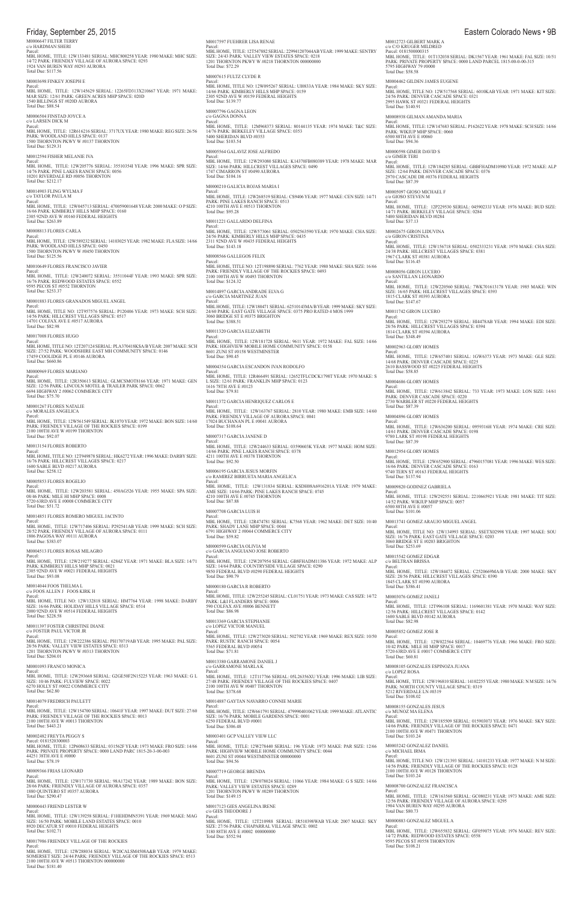M0006647 FILTER TERRY
c/o HARDMAN SHERI
Parcel:
MBL HOME, TITLE: 12W133481 SERIAL: MHC800258 YEAR: 1980 MAKE: MHC SIZE: 14/72 PARK: FRIENDLY VILLAGE OF AURORA SPACE: 0293
1924 VAN BUREN WAY #0293 AURORA
Total Due: $117.56

M0003698 FINKEY JOSEPH E
Parcel:
MBL HOME, TITLE: 12W145629 SERIAL: 12265FD313X210667 YEAR: 1971 MAKE: MAR SIZE: 12/61 PARK: GREEN ACRES MHP SPACE: 020D
1540 BILLINGS ST #020D AURORA
Total Due: $88.54

M0006504 FINSTAD JOYCE A
c/o LARSEN DICK M
Parcel:
MBL HOME, TITLE: 12R616216 SERIAL: 3717UX YEAR: 1980 MAKE: REG SIZE: 26/56 PARK: WOODLAND HILLS SPACE: 0137
1500 THORNTON PKWY W #0137 THORNTON
Total Due: $129.31

M0012594 FISHER MELANIE IVA
Parcel:
MBL HOME, TITLE: 12W205776 SERIAL: 35510354I YEAR: 1996 MAKE: SPR SIZE: 14/76 PARK: PINE LAKES RANCH SPACE: 0056
10201 RIVERDALE RD #0056 THORNTON
Total Due: $212.17

M0014903 FLING WYLMA F
c/o TAYLOR PAULA M
Parcel:
MBL HOME, TITLE: 12W045713 SERIAL: 470059001648 YEAR: 2000 MAKE: O P SIZE: 16/66 PARK: KIMBERLY HILLS MHP SPACE: 0160
2305 92ND AVE W #0160 FEDERAL HEIGHTS
Total Due: $263.89

M0008813 FLORES CARLA
Parcel:
MBL HOME, TITLE: 12W589232 SERIAL: 14103025 YEAR: 1982 MAKE: FLA SIZE: 14/66 PARK: WOODLAND HILLS SPACE: 0450
1500 THORNTON PKWY W #0450 THORNTON
Total Due: $125.56

M0010649 FLORES FRANCISCO JAVIER
Parcel:
MBL HOME, TITLE: 12W240072 SERIAL: 35511044F YEAR: 1993 MAKE: SPR SIZE: 16/76 PARK: REDWOOD ESTATES SPACE: 0552
9595 PECOS ST #0552 THORNTON
Total Due: $253.37

M0001883 FLORES GRANADOS MIGUEL ANGEL
Parcel:
MBL HOME, TITLE NO: 12T957576 SERIAL: P120406 YEAR: 1973 MAKE: SCH SIZE: 14/56 PARK: HILLCREST VILLAGES SPACE: 0517
14701 COLFAX AVE E #0517 AURORA
Total Due: $82.98

M0017008 FLORES HUGO
Parcel:
MBL HOME, TITLE NO: 12T207124 SERIAL: PLA370418KSA/B YEAR: 2007 MAKE: SCH SIZE: 27/52 PARK: WOODSHIRE EAST MH COMMUNITY SPACE: 0146
17459 COOLIDGE PL E #0146 AURORA
Total Due: $660.86

M0000969 FLORES MARIANO
Parcel:
MBL HOME, TITLE: 12R350613 SERIAL: GLMCSMOT8166 YEAR: 1971 MAKE: GEN SIZE: 12/56 PARK: LINCOLN MOTEL & TRAILER PARK SPACE: 0062
6694 HIGHWAY 2 #0062 COMMERCE CITY
Total Due: $75.70

M0001267 FLORES NATALIE
c/o MORALES ANGELICA
Parcel:
MBL HOME, TITLE: 12W561549 SERIAL: JK1070 YEAR: 1972 MAKE: BON SIZE: 14/60 PARK: FRIENDLY VILLAGE OF THE ROCKIES SPACE: 0199
2100 100TH AVE W #0199 THORNTON
Total Due: $92.07

M0013154 FLORES ROBERTO
Parcel:
MBL HOME, TITLE NO: 12T949878 SERIAL: HK6272 YEAR: 1996 MAKE: DARBY SIZE: 16/76 PARK: HILLCREST VILLAGES SPACE: 0217
1600 SABLE BLVD #0217 AURORA
Total Due: $258.12

M0005853 FLORES ROGELIO
Parcel:
MBL HOME, TITLE: 12W203581 SERIAL: 450AG526 YEAR: 1955 MAKE: SPA SIZE: 08/46 PARK: MILE HI MHP SPACE: 0008
5720 63RD AVE E #0008 COMMERCE CITY
Total Due: $51.72

M0014851 FLORES ROMERO MIGUEL JACINTO
Parcel:
MBL HOME, TITLE: 12W717406 SERIAL: P292541AB YEAR: 1999 MAKE: SCH SIZE: 28/52 PARK: FRIENDLY VILLAGE OF AURORA SPACE: 0111
1806 PAGOSA WAY #0111 AURORA
Total Due: $383.07

M0004513 FLORES ROSAS MILAGRO
Parcel:
MBL HOME, TITLE: 12W219277 SERIAL: 6284Z YEAR: 1971 MAKE: BLA SIZE: 14/71 PARK: KIMBERLY HILLS MHP SPACE: 0021
2305 92ND AVE W #0021 FEDERAL HEIGHTS
Total Due: $93.08

M0014044 FOOS THELMA L
c/o FOOS ALLEN J FOOS KIRK H
Parcel:
MBL HOME, TITLE NO: 12W132818 SERIAL: HM7764 YEAR: 1998 MAKE: DARBY SIZE: 16/66 PARK: HOLIDAY HILLS VILLAGE SPACE: 0514
2000 92ND AVE W #0514 FEDERAL HEIGHTS
Total Due: $228.58

M0011397 FOSTER CHRISTINE DIANE
c/o FOSTER PAUL VICTOR JR
Parcel:
MBL HOME, TITLE: 12W222386 SERIAL: PH170719AB YEAR: 1995 MAKE: PAL SIZE: 28/56 PARK: VALLEY VIEW ESTATES SPACE: 0313
1201 THORNTON PKWY W #0313 THORNTON
Total Due: $204.01

M0001093 FRANCO MONICA
Parcel:
MBL HOME, TITLE: 12W293668 SERIAL: G2GE50F2N15225 YEAR: 1963 MAKE: G L SIZE: 10/46 PARK: FULVIEW SPACE: 0022
6270 HOLLY ST #0022 COMMERCE CITY
Total Due: $62.80

M0014079 FREDRICH PAULETT
Parcel:
MBL HOME, TITLE: 12W154700 SERIAL: 10641F YEAR: 1997 MAKE: DUT SIZE: 27/60 PARK: FRIENDLY VILLAGE OF THE ROCKIES SPACE: 0013
2100 100TH AVE W #0013 THORNTON
Total Due: $443.21

M0002482 FREYTA PEGGY S
Parcel: 0181520300003
MBL HOME, TITLE: 12P608633 SERIAL: 031562F YEAR: 1973 MAKE: FRO SIZE: 14/66 PARK: PRIVATE PROPERTY SPACE: 0000 LAND PARC 1815-20-3-00-003
44251 38TH AVE E #0000
Total Due: $78.19

M0009366 FRIAS LEONARD
Parcel:
MBL HOME, TITLE: 12W171730 SERIAL: 98A17242 YEAR: 1989 MAKE: BON SIZE: 28/66 PARK: FRIENDLY VILLAGE OF AURORA SPACE: 0357
1880 QUINTERO ST #0357 AURORA
Total Due: $290.47

M0000443 FRIEND LESTER W
Parcel:
MBL HOME, TITLE: 12W139258 SERIAL: F1HEHDMN5391 YEAR: 1969 MAKE: MAG SIZE: 16/50 PARK: MOBILE LAND ESTATES SPACE: 0010
8920 DECATUR ST #0010 FEDERAL HEIGHTS
Total Due: $102.71

M0017986 FRIENDLY VILLAGE OF THE ROCKIES
Parcel:
MBL HOME, TITLE: 12W288034 SERIAL: W20CALSM4508A&B YEAR: 1979 MAKE: SOMERSET SIZE: 24/44 PARK: FRIENDLY VILLAGE OF THE ROCKIES SPACE: 0513
2100 100TH AVE W #0513 THORNTON 000000000
Total Due: $181.40

M0017597 FUEHRER LISA RENAE
Parcel:
MBL HOME, TITLE: 12T547882 SERIAL: 229941207044AB YEAR: 1999 MAKE: SENTRY SIZE: 24/45 PARK: VALLEY VIEW ESTATES SPACE: 0218
1201 THORNTON PKWY W #0218 THORNTON 000000000
Total Due: $72.29

M0007615 FULTZ CLYDE R
Parcel:
MBL HOME, TITLE NO: 12W095267 SERIAL: U0833A YEAR: 1984 MAKE: SKY SIZE: 14/66 PARK: KIMBERLY HILLS MHP SPACE: 0159
2305 92ND AVE W #0159 FEDERAL HEIGHTS
Total Due: $139.77

M0007796 GAGNA LEON
c/o GAGNA DONNA
Parcel:
MBL HOME, TITLE: 12M968373 SERIAL: 80144135 YEAR: 1974 MAKE: T&C SIZE: 14/76 PARK: BERKELEY VILLAGE SPACE: 0353
5400 SHERIDAN BLVD #0353
Total Due: $103.54

M0005564 GALAVIZ JOSE ALFREDO
Parcel:
MBL HOME, TITLE: 12W293080 SERIAL: K14370FB080389 YEAR: 1978 MAKE: MAR SIZE: 14/66 PARK: HILLCREST VILLAGES SPACE: 0490
1747 CIMARRON ST #0490 AURORA
Total Due: $104.16

M0000210 GALICIA ROJAS MARIA I
Parcel:
MBL HOME, TITLE: 12W268519 SERIAL: CS9406 YEAR: 1977 MAKE: CEN SIZE: 14/71 PARK: PINE LAKES RANCH SPACE: 0513
4210 100TH AVE E #0513 THORNTON
Total Due: $95.28

M0011221 GALLARDO DELFINA
Parcel:
MBL HOME, TITLE: 12W573061 SERIAL: 0502563590 YEAR: 1970 MAKE: CHA SIZE: 24/56 PARK: KIMBERLY HILLS MHP SPACE: 0435
2311 92ND AVE W #0435 FEDERAL HEIGHTS
Total Due: $143.18

M0008566 GALLEGOS FELIX
Parcel:
MBL HOME, TITLE NO: 12T198890 SERIAL: 7762 YEAR: 1980 MAKE: SHA SIZE: 16/66 PARK: FRIENDLY VILLAGE OF THE ROCKIES SPACE: 0493
2100 100TH AVE W #0493 THORNTON
Total Due: $124.32

M0014897 GARCIA ANDRADE ELVA G
c/o GARCIA MARTINEZ JUAN
Parcel:
MBL HOME, TITLE: 12W180471 SERIAL: 62510143MA/B YEAR: 1999 MAKE: SKY SIZE: 24/60 PARK: EAST GATE VILLAGE SPACE: 0375 PRO RATED 4 MOS 1999
3060 BRIDGE ST E #0375 BRIGHTON
Total Due: $388.51

M0011320 GARCIA ELIZABETH
Parcel:
MBL HOME, TITLE: 12W181728 SERIAL: 9611 YEAR: 1972 MAKE: FAL SIZE: 14/66 PARK: HIGHVIEW MOBILE HOME COMMUNITY SPACE: 0158
8601 ZUNI ST #0158 WESTMINSTER
Total Due: $90.45

M0004354 GARCIA ESCANDON IVAN RODOLFO
Parcel:
MBL HOME, TITLE: 12R466491 SERIAL: 12652TFLCDCK1798T YEAR: 1970 MAKE: S L SIZE: 12/61 PARK: FRANKLIN MHP SPACE: 0123
1616 78TH AVE E #0123
Total Due: $79.81

M0011372 GARCIA HENRIQUEZ CARLOS E
Parcel:
MBL HOME, TITLE: 12W163767 SERIAL: 2810 YEAR: 1980 MAKE: EMB SIZE: 14/60 PARK: FRIENDLY VILLAGE OF AURORA SPACE: 0041
17024 BUCHANAN PL E #0041 AURORA
Total Due: $108.64

M0007317 GARCIA JANENE D
Parcel:
MBL HOME, TITLE: 12W244633 SERIAL: 03590603K YEAR: 1977 MAKE: HOM SIZE: 14/66 PARK: PINE LAKES RANCH SPACE: 0378
4211 100TH AVE E #0378 THORNTON
Total Due: $92.50

M0006195 GARCIA JESUS MORFIN
c/o RAMIREZ BIRRUETA MARIA ANGELICA
Parcel:
MBL HOME, TITLE: 12W131834 SERIAL: KSDH08A6916201A YEAR: 1979 MAKE: AME SIZE: 14/66 PARK: PINE LAKES RANCH SPACE: 0745
4210 100TH AVE E #0745 THORNTON
Total Due: $87.88

M0007708 GARCIA LUIS H
Parcel:
MBL HOME, TITLE: 12R474781 SERIAL: K7568 YEAR: 1962 MAKE: DET SIZE: 10/40 PARK: SHADY LANE MHP SPACE: 0044
6791 HIGHWAY 2 #0044 COMMERCE CITY
Total Due: $59.82

M0000599 GARCIA OLIVIA M
c/o GARCIA ANGUIANO JOSE ROBERTO
Parcel:
MBL HOME, TITLE: 12W207954 SERIAL: GBSFHADM11386 YEAR: 1972 MAKE: ALP SIZE: 14/64 PARK: COUNTRYSIDE VILLAGE SPACE: 0290
9850 FEDERAL BLVD #0290 FEDERAL HEIGHTS
Total Due: $90.79

M0000180 GARCIA R ROBERTO
Parcel:
MBL HOME, TITLE: 12W255245 SERIAL: CL01751 YEAR: 1973 MAKE: CAS SIZE: 14/72 PARK: L&I FLANDERS SPACE: 0006
590 COLFAX AVE #0006 BENNETT
Total Due: $86.98

M0013369 GARCIA STEPHANIE
c/o LOPEZ VICTOR MANUEL
Parcel:
MBL HOME, TITLE: 12W273020 SERIAL: 502702 YEAR: 1969 MAKE: REX SIZE: 10/50 PARK: RUSTIC RANCH SPACE: 0054
5565 FEDERAL BLVD #0054
Total Due: $71.81

M0013380 GARRAMONE DANIEL J
c/o GARRAMONE MARLA K
Parcel:
MBL HOME, TITLE: 12T117766 SERIAL: 05L26356XU YEAR: 1996 MAKE: LIB SIZE: 27/48 PARK: FRIENDLY VILLAGE OF THE ROCKIES SPACE: 0407
2100 100TH AVE W #0407 THORNTON
Total Due: $378.68

M0014887 GAYTAN NAVARRO CONNIE MARIE
Parcel:
MBL HOME, TITLE: 12W661791 SERIAL: 479990401062 YEAR: 1999 MAKE: ATLANTIC SIZE: 16/76 PARK: MOBILE GARDENS SPACE: 0001
6250 FEDERAL BLVD #0001
Total Due: $306.48

M0003401 GCP VALLEY VIEW LLC
Parcel:
MBL HOME, TITLE: 12W278440 SERIAL: 196 YEAR: 1973 MAKE: PAR SIZE: 12/66 PARK: HIGHVIEW MOBILE HOME COMMUNITY SPACE: 0044
8601 ZUNI ST #0044 WESTMINSTER 000000000
Total Due: $94.56

M0007719 GEORGE BRENDA
Parcel:
MBL HOME, TITLE: 12W078024 SERIAL: 11066 YEAR: 1984 MAKE: G S SIZE: 14/66 PARK: VALLEY VIEW ESTATES SPACE: 0289
1201 THORNTON PKWY W #0289 THORNTON
Total Due: $149.15

M0017123 GIES ANGELINA IRENE
c/o GIES THEODORE J
Parcel:
MBL HOME, TITLE: 12T210988 SERIAL: 1R510398WAB YEAR: 2007 MAKE: SKY SIZE: 27/56 PARK: CHAPARRAL VILLAGE SPACE: 0002
3180 88TH AVE E #0002 000000000
Total Due: $552.94

M0012723 GILBERT MARK A
c/o C/O KRUGER MILDRED
Parcel: 0181500000315
MBL HOME, TITLE: 01T132038 SERIAL: DK1567 YEAR: 1961 MAKE: FAL SIZE: 10/51 PARK: PRIVATE PROPERTY SPACE: 0000 LAND PARCEL 1815-00-0-00-315
5795 HIGHWAY 79 #0000
Total Due: $58.58

M0004462 GILDEN JAMES EUGENE
Parcel:
MBL HOME, TITLE NO: 12W517568 SERIAL: 6010KAB YEAR: 1971 MAKE: KIT SIZE: 24/56 PARK: DENVER CASCADE SPACE: 0321
2995 HAWK ST #0321 FEDERAL HEIGHTS
Total Due: $140.91

M0008938 GILMAN AMANDA MARIA
Parcel:
MBL HOME, TITLE: 12W147683 SERIAL: P162622 YEAR: 1978 MAKE: SCH SIZE: 14/66 PARK: WIKIUP MHP SPACE: 0060
6500 88TH AVE E #0060
Total Due: $94.36

M0000598 GIMER DAVID S
c/o GIMER TERI
Parcel:
MBL HOME, TITLE: 12W184285 SERIAL: GBBFHADM10980 YEAR: 1972 MAKE: ALP SIZE: 12/64 PARK: DENVER CASCADE SPACE: 0376
2970 CASCADE DR #0376 FEDERAL HEIGHTS
Total Due: $87.39

M0005097 GIOSO STEVEN M
c/o GIOSO MICHAEL F
Parcel:
MBL HOME, TITLE: 12P229530 SERIAL: 04590233J YEAR: 1976 MAKE: BUD SIZE: 14/71 PARK: BERKELEY VILLAGE SPACE: 0284
5400 SHERIDAN BLVD #0284
Total Due: $37.13

M0002675 GIRON LIDUVINA
c/o GIRON CRISTINA
Parcel:
MBL HOME, TITLE: 12W156718 SERIAL: 0502333231 YEAR: 1970 MAKE: CHA SIZE: 24/38 PARK: HILLCREST VILLAGES SPACE: 0381
1967 CLARK ST #0381 AURORA
Total Due: $116.45

M0008056 GIRON LUCERO
c/o SANTILLAN LEONARDO
Parcel:
MBL HOME, TITLE: 12W220560 SERIAL: 7WK701613178 YEAR: 1985 MAKE: WIN SIZE: 16/65 PARK: HILLCREST VILLAGES SPACE: 0393
1815 CLARK ST #0393 AURORA
Total Due: $147.67

M0011742 GIRON LUCERO
Parcel:
MBL HOME, TITLE: 12W293279 SERIAL: HI4478AB YEAR: 1994 MAKE: EDI SIZE: 28/56 PARK: HILLCREST VILLAGES SPACE: 0394
1814 CLARK ST #0394 AURORA
Total Due: $348.49

M0002963 GLORY HOMES
Parcel:
MBL HOME, TITLE: 12W657401 SERIAL: 1GW6373 YEAR: 1973 MAKE: GLE SIZE: 14/68 PARK: DENVER CASCADE SPACE: 0225
2610 BASSWOOD ST #0225 FEDERAL HEIGHTS
Total Due: $58.85

M0004686 GLORY HOMES
Parcel:
MBL HOME, TITLE: 12W613842 SERIAL: 733 YEAR: 1973 MAKE: LON SIZE: 14/61 PARK: DENVER CASCADE SPACE: 0220
2730 WARBLER ST #0220 FEDERAL HEIGHTS
Total Due: $87.39

M0004896 GLORY HOMES
Parcel:
MBL HOME, TITLE: 12W636200 SERIAL: 0959316H YEAR: 1974 MAKE: CRE SIZE: 14/61 PARK: DENVER CASCADE SPACE: 0198
9780 LARK ST #0198 FEDERAL HEIGHTS
Total Due: $87.39

M0012954 GLORY HOMES
Parcel:
MBL HOME, TITLE: 12W652900 SERIAL: 47960157081 YEAR: 1996 MAKE: WES SIZE: 16/66 PARK: DENVER CASCADE SPACE: 0163
9740 TERN ST #0163 FEDERAL HEIGHTS
Total Due: $137.94

M0009820 GODINEZ GABRIELA
Parcel:
MBL HOME, TITLE: 12W292551 SERIAL: 2210665921 YEAR: 1981 MAKE: TIT SIZE: 14/52 PARK: WIKIUP MHP SPACE: 0057
6500 88TH AVE E #0057
Total Due: $101.06

M0013741 GOMEZ ARAUJO MIGUEL ANGEL
Parcel:
MBL HOME, TITLE NO: 12W134993 SERIAL: SSETX02998 YEAR: 1997 MAKE: SOU SIZE: 16/76 PARK: EAST GATE VILLAGE SPACE: 0203
3060 BRIDGE ST E #0203 BRIGHTON
Total Due: $253.69

M0015542 GOMEZ EDGAR
c/o BELTRAN BRISSA
Parcel:
MBL HOME, TITLE: 12W184472 SERIAL: C2520669MA/B YEAR: 2000 MAKE: SKY SIZE: 28/56 PARK: HILLCREST VILLAGES SPACE: 0390
1845 CLARK ST #0390 AURORA
Total Due: $386.41

M0003076 GOMEZ JANELI
Parcel:
MBL HOME, TITLE: 12T996108 SERIAL: 1169601381 YEAR: 1970 MAKE: WAY SIZE: 12/56 PARK: HILLCREST VILLAGES SPACE: 0142
1600 SABLE BLVD #0142 AURORA
Total Due: $82.98

M0005852 GOMEZ JOSE R
Parcel:
MBL HOME, TITLE: 12W022564 SERIAL: 10469776 YEAR: 1966 MAKE: FRO SIZE: 10/42 PARK: MILE HI MHP SPACE: 0017
5720 63RD AVE E #0017 COMMERCE CITY
Total Due: $60.81

M0008105 GONZALES ESPINOZA JUANA
c/o LOPEZ ROSA
Parcel:
MBL HOME, TITLE: 12W196810 SERIAL: 14102255 YEAR: 1980 MAKE: N M SIZE: 14/76 PARK: NORTH COUNTY VILLAGE SPACE: 0319
5212 RIVERDALE LN #0319
Total Due: $108.02

M0008155 GONZALES JESUS
c/o MUNOZ MA ELENA
Parcel:
MBL HOME, TITLE: 12W185509 SERIAL: 01590307J YEAR: 1976 MAKE: SKY SIZE: 14/66 PARK: FRIENDLY VILLAGE OF THE ROCKIES SPACE: 0471
2100 100TH AVE W #0471 THORNTON
Total Due: $103.24

M0003242 GONZALEZ DANIEL
c/o MICHAEL IRMA
Parcel:
MBL HOME, TITLE NO: 12W121393 SERIAL: 14101233 YEAR: 1977 MAKE: N M SIZE: 14/56 PARK: FRIENDLY VILLAGE OF THE ROCKIES SPACE: 0128
2100 100TH AVE W #0128 THORNTON
Total Due: $103.24

M0008700 GONZALEZ FRANCISCA
Parcel:
MBL HOME, TITLE: 12W163560 SERIAL: GC080231 YEAR: 1973 MAKE: AME SIZE: 12/56 PARK: FRIENDLY VILLAGE OF AURORA SPACE: 0295
1904 VAN BUREN WAY #0295 AURORA
Total Due: $80.73

M0000883 GONZALEZ MIGUEL A
Parcel:
MBL HOME, TITLE: 12W655832 SERIAL: GF059075 YEAR: 1976 MAKE: REV SIZE: 14/72 PARK: REDWOOD ESTATES SPACE: 0558
9595 PECOS ST #0558 THORNTON
Total Due: $108.21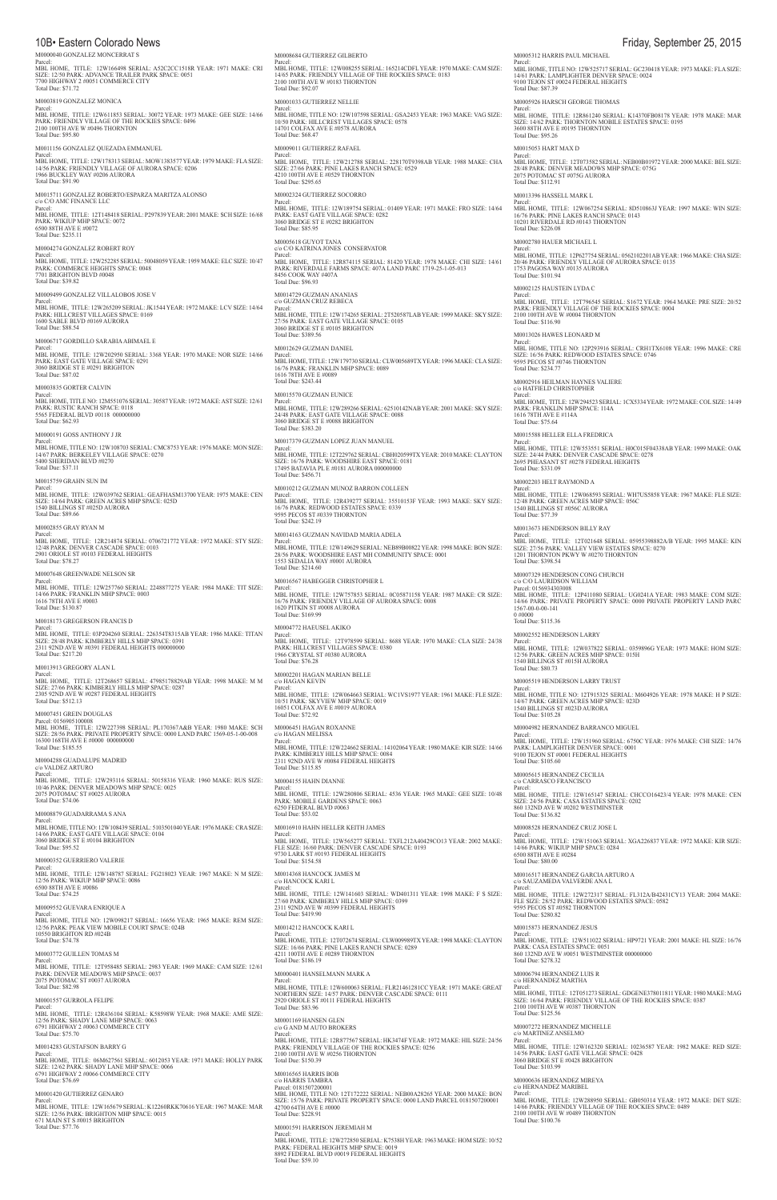M0000040 GONZALEZ MONCERRAT S
Parcel:
MBL HOME, TITLE: 12W166498 SERIAL: A52C2CC1518R YEAR: 1971 MAKE: CRI SIZE: 12/50 PARK: ADVANCE TRAILER PARK SPACE: 0051
7700 HIGHWAY 2 #0051 COMMERCE CITY
Total Due: $71.72

M0003819 GONZALEZ MONICA
Parcel:
MBL HOME, TITLE: 12W611853 SERIAL: 30072 YEAR: 1973 MAKE: GEE SIZE: 14/66 PARK: FRIENDLY VILLAGE OF THE ROCKIES SPACE: 0496
2100 100TH AVE W #0496 THORNTON
Total Due: $95.80

M0011156 GONZALEZ QUEZADA EMMANUEL
Parcel:
MBL HOME, TITLE: 12W178313 SERIAL: MOW1383577 YEAR: 1979 MAKE: FLA SIZE: 14/56 PARK: FRIENDLY VILLAGE OF AURORA SPACE: 0206
1966 BUCKLEY WAY #0206 AURORA
Total Due: $91.90

M0015711 GONZALEZ ROBERTO/ESPARZA MARITZA ALONSO
c/o C/O AMC FINANCE LLC
Parcel:
MBL HOME, TITLE: 12T148418 SERIAL: P297839 YEAR: 2001 MAKE: SCH SIZE: 16/68 PARK: WIKIUP MHP SPACE: 0072
6500 88TH AVE E #0072
Total Due: $235.11

M0004274 GONZALEZ ROBERT ROY
Parcel:
MBL HOME, TITLE: 12W252285 SERIAL: 50048059 YEAR: 1959 MAKE: ELC SIZE: 10/47 PARK: COMMERCE HEIGHTS SPACE: 0048
7701 BRIGHTON BLVD #0048
Total Due: $39.82

M0009499 GONZALEZ VILLALOBOS JOSE V
Parcel:
MBL HOME, TITLE: 12W265209 SERIAL: JK1544 YEAR: 1972 MAKE: LCV SIZE: 14/64 PARK: HILLCREST VILLAGES SPACE: 0169
1600 SABLE BLVD #0169 AURORA
Total Due: $88.54

M0006717 GORDILLO SARABIA ABIMAEL E
Parcel:
MBL HOME, TITLE: 12W202950 SERIAL: 3368 YEAR: 1970 MAKE: NOR SIZE: 14/66 PARK: EAST GATE VILLAGE SPACE: 0291
3060 BRIDGE ST E #0291 BRIGHTON
Total Due: $87.02

M0003835 GORTER CALVIN
Parcel:
MBL HOME, TITLE NO: 12M551076 SERIAL: 30587 YEAR: 1972 MAKE: AST SIZE: 12/61 PARK: RUSTIC RANCH SPACE: 0118
5565 FEDERAL BLVD #0118 000000000
Total Due: $62.93

M0000191 GOSS ANTHONY J JR
Parcel:
MBL HOME, TITLE NO: 12W108703 SERIAL: CMC8753 YEAR: 1976 MAKE: MON SIZE: 14/67 PARK: BERKELEY VILLAGE SPACE: 0270
5400 SHERIDAN BLVD #0270
Total Due: $37.11

M0015759 GRAHN SUN IM
Parcel:
MBL HOME, TITLE: 12W039762 SERIAL: GEAFHASM13730 YEAR: 1975 MAKE: CEN SIZE: 14/64 PARK: GREEN ACRES MHP SPACE: 025D
1540 BILLINGS ST #025D AURORA
Total Due: $89.66

M0002855 GRAY RYAN M
Parcel:
MBL HOME, TITLE: 12R214874 SERIAL: 0706721772 YEAR: 1972 MAKE: STY SIZE: 12/48 PARK: DENVER CASCADE SPACE: 0103
2901 ORIOLE ST #0103 FEDERAL HEIGHTS
Total Due: $78.27

M0007648 GREENWADE NELSON SR
Parcel:
MBL HOME, TITLE: 12W257760 SERIAL: 2248877275 YEAR: 1984 MAKE: TIT SIZE: 14/66 PARK: FRANKLIN MHP SPACE: 0003
1616 78TH AVE E #0003
Total Due: $130.87

M0018173 GREGERSON FRANCIS D
Parcel:
MBL HOME, TITLE: 03P204260 SERIAL: 226354T8315AB YEAR: 1986 MAKE: TITAN SIZE: 28/48 PARK: KIMBERLY HILLS MHP SPACE: 0391
2311 92ND AVE W #0391 FEDERAL HEIGHTS 000000000
Total Due: $217.20

M0013913 GREGORY ALAN L
Parcel:
MBL HOME, TITLE: 12T268657 SERIAL: 47985178829AB YEAR: 1998 MAKE: M M SIZE: 27/66 PARK: KIMBERLY HILLS MHP SPACE: 0287
2305 92ND AVE W #0287 FEDERAL HEIGHTS
Total Due: $512.13

M0007451 GREIN DOUGLAS
Parcel: 0156905100008
MBL HOME, TITLE: 12W227398 SERIAL: PL170367A&B YEAR: 1980 MAKE: SCH SIZE: 28/56 PARK: PRIVATE PROPERTY SPACE: 0000 LAND PARC 1569-05-1-00-008
16300 168TH AVE E #0000 000000000
Total Due: $185.55

M0004288 GUADALUPE MADRID
c/o VALDEZ ARTURO
Parcel:
MBL HOME, TITLE: 12W293116 SERIAL: 50158316 YEAR: 1960 MAKE: RUS SIZE: 10/46 PARK: DENVER MEADOWS MHP SPACE: 0025
2075 POTOMAC ST #0025 AURORA
Total Due: $74.06

M0008879 GUADARRAMA S ANA
Parcel:
MBL HOME, TITLE NO: 12W108439 SERIAL: 5103501040 YEAR: 1976 MAKE: CRA SIZE: 14/66 PARK: EAST GATE VILLAGE SPACE: 0104
3060 BRIDGE ST E #0104 BRIGHTON
Total Due: $95.52

M0000352 GUERRIERO VALERIE
Parcel:
MBL HOME, TITLE: 12W148787 SERIAL: FG218023 YEAR: 1967 MAKE: N M SIZE: 12/56 PARK: WIKIUP MHP SPACE: 0086
6500 88TH AVE E #0086
Total Due: $74.25

M0009552 GUEVARA ENRIQUE A
Parcel:
MBL HOME, TITLE NO: 12W098217 SERIAL: 16656 YEAR: 1965 MAKE: REM SIZE: 12/56 PARK: PEAK VIEW MHP COURT SPACE: 024B
10550 BRIGHTON RD #024B
Total Due: $74.78

M0003772 GUILLEN TOMAS M
Parcel:
MBL HOME, TITLE: 12T958485 SERIAL: 2983 YEAR: 1969 MAKE: CAM SIZE: 12/61 PARK: DENVER MEADOWS MHP SPACE: 0037
2075 POTOMAC ST #0037 AURORA
Total Due: $82.98

M0001557 GURROLA FELIPE
Parcel:
MBL HOME, TITLE: 12R436104 SERIAL: K58598W YEAR: 1968 MAKE: AME SIZE: 12/56 PARK: SHADY LANE MHP SPACE: 0063
6791 HIGHWAY 2 #0063 COMMERCE CITY
Total Due: $75.70

M0014283 GUSTAFSON BARRY G
Parcel:
MBL HOME, TITLE: 06M627561 SERIAL: 6012053 YEAR: 1971 MAKE: HOLLY PARK SIZE: 12/62 PARK: SHADY LANE MHP SPACE: 0066
6791 HIGHWAY 2 #0066 COMMERCE CITY
Total Due: $76.69

M0001420 GUTIERREZ GENARO
Parcel:
MBL HOME, TITLE: 12W165679 SERIAL: K12260RKK70616 YEAR: 1967 MAKE: MAR SIZE: 12/56 PARK: BRIGHTON MHP SPACE: 0015
671 MAIN ST S #0015 BRIGHTON
Total Due: $77.76

M0008684 GUTIERREZ GILBERTO
Parcel:
MBL HOME, TITLE: 12W008255 SERIAL: 165214CDFL YEAR: 1970 MAKE: CAM SIZE: 14/65 PARK: FRIENDLY VILLAGE OF THE ROCKIES SPACE: 0183
2100 100TH AVE W #0183 THORNTON
Total Due: $92.07

M0001033 GUTIERREZ NELLIE
Parcel:
MBL HOME, TITLE NO: 12W107598 SERIAL: GSA2453 YEAR: 1963 MAKE: VAG SIZE: 10/50 PARK: HILLCREST VILLAGES SPACE: 0578
14701 COLFAX AVE E #0578 AURORA
Total Due: $68.47

M0009011 GUTIERREZ RAFAEL
Parcel:
MBL HOME, TITLE: 12W212788 SERIAL: 228170T939BAB YEAR: 1988 MAKE: CHA SIZE: 27/66 PARK: PINE LAKES RANCH SPACE: 0529
4210 100TH AVE E #0529 THORNTON
Total Due: $295.65

M0002324 GUTIERREZ SOCORRO
Parcel:
MBL HOME, TITLE: 12W189754 SERIAL: 01409 YEAR: 1971 MAKE: FRO SIZE: 14/64 PARK: EAST GATE VILLAGE SPACE: 0282
3060 BRIDGE ST E #0282 BRIGHTON
Total Due: $85.95

M0005618 GUYOT TANA
c/o C/O KATRINA JONES CONSERVATOR
Parcel:
MBL HOME, TITLE: 12R874115 SERIAL: 81420 YEAR: 1978 MAKE: CHI SIZE: 14/61 PARK: RIVERDALE FARMS SPACE: 407A LAND PARC 1719-25-1-05-013
8456 COOK WAY #407A
Total Due: $96.93

M0014729 GUZMAN ANANIAS
c/o GUZMAN CRUZ REBECA
Parcel:
MBL HOME, TITLE: 12W174265 SERIAL: 2T520587LAB YEAR: 1999 MAKE: SKY SIZE: 27/56 PARK: EAST GATE VILLAGE SPACE: 0105
3060 BRIDGE ST E #0105 BRIGHTON
Total Due: $389.56

M0012629 GUZMAN DANIEL
Parcel:
MBL HOME, TITLE: 12W179730 SERIAL: CLW005689TX YEAR: 1996 MAKE: CLA SIZE: 16/76 PARK: FRANKLIN MHP SPACE: 0089
1616 78TH AVE E #0089
Total Due: $243.44

M0015570 GUZMAN EUNICE
Parcel:
MBL HOME, TITLE: 12W289266 SERIAL: 62510142NAB YEAR: 2001 MAKE: SKY SIZE: 24/48 PARK: EAST GATE VILLAGE SPACE: 0088
3060 BRIDGE ST E #0088 BRIGHTON
Total Due: $383.20

M0017379 GUZMAN LOPEZ JUAN MANUEL
Parcel:
MBL HOME, TITLE: 12T229762 SERIAL: CBH020599TX YEAR: 2010 MAKE: CLAYTON SIZE: 16/76 PARK: WOODSHIRE EAST SPACE: 0181
17495 BATAVIA PL E #0181 AURORA 000000000
Total Due: $456.71

M0010212 GUZMAN MUNOZ BARRON COLLEEN
Parcel:
MBL HOME, TITLE: 12R439277 SERIAL: 35510153F YEAR: 1993 MAKE: SKY SIZE: 16/76 PARK: REDWOOD ESTATES SPACE: 0339
9595 PECOS ST #0339 THORNTON
Total Due: $242.19

M0014163 GUZMAN NAVIDAD MARIA ADELA
Parcel:
MBL HOME, TITLE: 12W149629 SERIAL: NEB89B00822 YEAR: 1998 MAKE: BON SIZE: 28/56 PARK: WOODSHIRE EAST MH COMMUNITY SPACE: 0001
1553 SEDALIA WAY #0001 AURORA
Total Due: $214.60

M0016567 HABEGGER CHRISTOPHER L
Parcel:
MBL HOME, TITLE: 12W757853 SERIAL: 0C05871158 YEAR: 1987 MAKE: CR SIZE: 16/76 PARK: FRIENDLY VILLAGE OF AURORA SPACE: 0008
1620 PITKIN ST #0008 AURORA
Total Due: $169.99

M0004772 HAEUSEL AKIKO
Parcel:
MBL HOME, TITLE: 12T978599 SERIAL: 8688 YEAR: 1970 MAKE: CLA SIZE: 24/38 PARK: HILLCREST VILLAGES SPACE: 0380
1966 CRYSTAL ST #0380 AURORA
Total Due: $76.28

M0002201 HAGAN MARIAN BELLE
c/o HAGAN KEVIN
Parcel:
MBL HOME, TITLE: 12W064663 SERIAL: WC1VS1977 YEAR: 1961 MAKE: FLE SIZE: 10/51 PARK: SKYVIEW MHP SPACE: 0019
16051 COLFAX AVE E #0019 AURORA
Total Due: $72.92

M0006451 HAGAN ROXANNE
c/o HAGAN MELISSA
Parcel:
MBL HOME, TITLE: 12W224662 SERIAL: 14102064 YEAR: 1980 MAKE: KIR SIZE: 14/66 PARK: KIMBERLY HILLS MHP SPACE: 0084
2311 92ND AVE W #0084 FEDERAL HEIGHTS
Total Due: $115.85

M0004155 HAHN DIANNE
Parcel:
MBL HOME, TITLE: 12W280806 SERIAL: 4536 YEAR: 1965 MAKE: GEE SIZE: 10/48 PARK: MOBILE GARDENS SPACE: 0063
6250 FEDERAL BLVD #0063
Total Due: $53.02

M0016910 HAHN HELLER KEITH JAMES
Parcel:
MBL HOME, TITLE: 12W565277 SERIAL: TXFL212A40429CO13 YEAR: 2002 MAKE: FLE SIZE: 16/60 PARK: DENVER CASCADE SPACE: 0193
9730 LARK ST #0193 FEDERAL HEIGHTS
Total Due: $154.58

M0014368 HANCOCK JAMES M
c/o HANCOCK KARI L
Parcel:
MBL HOME, TITLE: 12W141603 SERIAL: WD401311 YEAR: 1998 MAKE: F S SIZE: 27/60 PARK: KIMBERLY HILLS MHP SPACE: 0399
2311 92ND AVE W #0399 FEDERAL HEIGHTS
Total Due: $419.90

M0014212 HANCOCK KARI L
Parcel:
MBL HOME, TITLE: 12T072674 SERIAL: CLW009989TX YEAR: 1998 MAKE: CLAYTON SIZE: 16/66 PARK: PINE LAKES RANCH SPACE: 0289
4211 100TH AVE E #0289 THORNTON
Total Due: $186.19

M0000401 HANSELMANN MARK A
Parcel:
MBL HOME, TITLE: 12W600063 SERIAL: FLR21461281CC YEAR: 1971 MAKE: GREAT NORTHERN SIZE: 14/57 PARK: DENVER CASCADE SPACE: 0111
2920 ORIOLE ST #0111 FEDERAL HEIGHTS
Total Due: $83.96

M0001169 HANSEN GLEN
c/o G AND M AUTO BROKERS
Parcel:
MBL HOME, TITLE: 12R877567 SERIAL: HK3474F YEAR: 1972 MAKE: HIL SIZE: 24/56 PARK: FRIENDLY VILLAGE OF THE ROCKIES SPACE: 0256
2100 100TH AVE W #0256 THORNTON
Total Due: $150.39

M0016565 HARRIS BOB
c/o HARRIS TAMBRA
Parcel: 0181507200001
MBL HOME, TITLE NO: 12T172222 SERIAL: NEB00A28265 YEAR: 2000 MAKE: BON SIZE: 15/76 PARK: PRIVATE PROPERTY SPACE: 0000 LAND PARCEL 0181507200001
42700 64TH AVE E #0000
Total Due: $228.91

M0001591 HARRISON JEREMIAH M
Parcel:
MBL HOME, TITLE: 12W272850 SERIAL: K7538H YEAR: 1963 MAKE: HOM SIZE: 10/52 PARK: FEDERAL HEIGHTS MHP SPACE: 0019
8892 FEDERAL BLVD #0019 FEDERAL HEIGHTS
Total Due: $59.10

M0005312 HARRIS PAUL MICHAEL
Parcel:
MBL HOME, TITLE NO: 12W525717 SERIAL: GC230418 YEAR: 1973 MAKE: FLA SIZE: 14/61 PARK: LAMPLIGHTER DENVER SPACE: 0024
9100 TEJON ST #0024 FEDERAL HEIGHTS
Total Due: $87.39

M0005926 HARSCH GEORGE THOMAS
Parcel:
MBL HOME, TITLE: 12R861240 SERIAL: K14370FB08178 YEAR: 1978 MAKE: MAR SIZE: 14/62 PARK: THORNTON MOBILE ESTATES SPACE: 0195
3600 88TH AVE E #0195 THORNTON
Total Due: $95.26

M0015053 HART MAX D
Parcel:
MBL HOME, TITLE: 12T073582 SERIAL: NEB00B01972 YEAR: 2000 MAKE: BEL SIZE: 28/48 PARK: DENVER MEADOWS MHP SPACE: 075G
2075 POTOMAC ST #075G AURORA
Total Due: $112.91

M0013396 HASSELL MARK L
Parcel:
MBL HOME, TITLE: 12W067254 SERIAL: 8D510863J YEAR: 1997 MAKE: WIN SIZE: 16/76 PARK: PINE LAKES RANCH SPACE: 0143
10201 RIVERDALE RD #0143 THORNTON
Total Due: $226.08

M0002780 HAUER MICHAEL L
Parcel:
MBL HOME, TITLE: 12P627754 SERIAL: 0562102201AB YEAR: 1966 MAKE: CHA SIZE: 20/46 PARK: FRIENDLY VILLAGE OF AURORA SPACE: 0135
1753 PAGOSA WAY #0135 AURORA
Total Due: $101.94

M0002125 HAUSTEIN LYDA C
Parcel:
MBL HOME, TITLE: 12T796545 SERIAL: S1672 YEAR: 1964 MAKE: PRE SIZE: 20/52 PARK: FRIENDLY VILLAGE OF THE ROCKIES SPACE: 0004
2100 100TH AVE W #0004 THORNTON
Total Due: $116.90

M0013026 HAWES LEONARD M
Parcel:
MBL HOME, TITLE NO: 12P293916 SERIAL: CRH1TX6108 YEAR: 1996 MAKE: CRE SIZE: 16/56 PARK: REDWOOD ESTATES SPACE: 0746
9595 PECOS ST #0746 THORNTON
Total Due: $234.77

M0002916 HEILMAN HAYNES VALIERE
c/o HATFIELD CHRISTOPHER
Parcel:
MBL HOME, TITLE: 12W294523 SERIAL: 1CX5334 YEAR: 1972 MAKE: COL SIZE: 14/49 PARK: FRANKLIN MHP SPACE: 114A
1616 78TH AVE E #114A
Total Due: $75.64

M0015588 HELLER ELLA FREDRICA
Parcel:
MBL HOME, TITLE: 12W553551 SERIAL: H0C015F04338AB YEAR: 1999 MAKE: OAK SIZE: 24/44 PARK: DENVER CASCADE SPACE: 0278
2695 PHEASANT ST #0278 FEDERAL HEIGHTS
Total Due: $331.09

M0002203 HELT RAYMOND A
Parcel:
MBL HOME, TITLE: 12W068593 SERIAL: WH7US5858 YEAR: 1967 MAKE: FLE SIZE: 12/48 PARK: GREEN ACRES MHP SPACE: 056C
1540 BILLINGS ST #056C AURORA
Total Due: $77.39

M0013673 HENDERSON BILLY RAY
Parcel:
MBL HOME, TITLE: 12T021648 SERIAL: 05955398882A/B YEAR: 1995 MAKE: KIN SIZE: 27/56 PARK: VALLEY VIEW ESTATES SPACE: 0270
1201 THORNTON PKWY W #0270 THORNTON
Total Due: $398.54

M0007329 HENDERSON CONG CHURCH
c/o C/O LAURIDSON WILLIAM
Parcel: 0156934303008
MBL HOME, TITLE: 12P411080 SERIAL: UG0241A YEAR: 1983 MAKE: COM SIZE: 14/66 PARK: PRIVATE PROPERTY SPACE: 0000 PRIVATE PROPERTY LAND PARC 1567-00-0-00-141
0 #0000
Total Due: $115.36

M0002552 HENDERSON LARRY
Parcel:
MBL HOME, TITLE: 12W037822 SERIAL: 0359896G YEAR: 1973 MAKE: HOM SIZE: 12/56 PARK: GREEN ACRES MHP SPACE: 015H
1540 BILLINGS ST #015H AURORA
Total Due: $80.73

M0005519 HENDERSON LARRY TRUST
Parcel:
MBL HOME, TITLE NO: 12T915325 SERIAL: M604926 YEAR: 1978 MAKE: H P SIZE: 14/67 PARK: GREEN ACRES MHP SPACE: 023D
1540 BILLINGS ST #023D AURORA
Total Due: $105.28

M0004982 HERNANDEZ BARRANCO MIGUEL
Parcel:
MBL HOME, TITLE: 12W151960 SERIAL: 6750C YEAR: 1976 MAKE: CHI SIZE: 14/76 PARK: LAMPLIGHTER DENVER SPACE: 0001
9100 TEJON ST #0001 FEDERAL HEIGHTS
Total Due: $105.60

M0005615 HERNANDEZ CECILIA
c/o CARRASCO FRANCISCO
Parcel:
MBL HOME, TITLE: 12W165147 SERIAL: CHCCO16423/4 YEAR: 1978 MAKE: CEN SIZE: 24/56 PARK: CASA ESTATES SPACE: 0202
860 132ND AVE W #0202 WESTMINSTER
Total Due: $136.82

M0008528 HERNANDEZ CRUZ JOSE L
Parcel:
MBL HOME, TITLE: 12W151063 SERIAL: XGA226837 YEAR: 1972 MAKE: KIR SIZE: 14/66 PARK: WIKIUP MHP SPACE: 0284
6500 88TH AVE E #0284
Total Due: $80.00

M0016517 HERNANDEZ GARCIA ARTURO A
c/o SAUZAMEDA VALVERDE ANA L
Parcel:
MBL HOME, TITLE: 12W272317 SERIAL: FL312A/B42431CY13 YEAR: 2004 MAKE: FLE SIZE: 28/52 PARK: REDWOOD ESTATES SPACE: 0582
9595 PECOS ST #0582 THORNTON
Total Due: $280.82

M0015873 HERNANDEZ JESUS
Parcel:
MBL HOME, TITLE: 12W511022 SERIAL: HP9721 YEAR: 2001 MAKE: HL SIZE: 16/76 PARK: CASA ESTATES SPACE: 0051
860 132ND AVE W #0051 WESTMINSTER 000000000
Total Due: $278.32

M0006794 HERNANDEZ LUIS R
c/o HERNANDEZ MARTHA
Parcel:
MBL HOME, TITLE: 12T051273 SERIAL: GDGENE378011811 YEAR: 1980 MAKE: MAG SIZE: 16/64 PARK: FRIENDLY VILLAGE OF THE ROCKIES SPACE: 0387
2100 100TH AVE W #0387 THORNTON
Total Due: $125.56

M0007272 HERNANDEZ MICHELLE
c/o MARTINEZ ANSELMO
Parcel:
MBL HOME, TITLE: 12W162320 SERIAL: 10236587 YEAR: 1982 MAKE: RED SIZE: 14/56 PARK: EAST GATE VILLAGE SPACE: 0428
3060 BRIDGE ST E #0428 BRIGHTON
Total Due: $103.99

M0000636 HERNANDEZ MIREYA
c/o HERNANDEZ MARIBEL
Parcel:
MBL HOME, TITLE: 12W288950 SERIAL: GB050314 YEAR: 1972 MAKE: DET SIZE: 14/66 PARK: FRIENDLY VILLAGE OF THE ROCKIES SPACE: 0489
2100 100TH AVE W #0489 THORNTON
Total Due: $100.76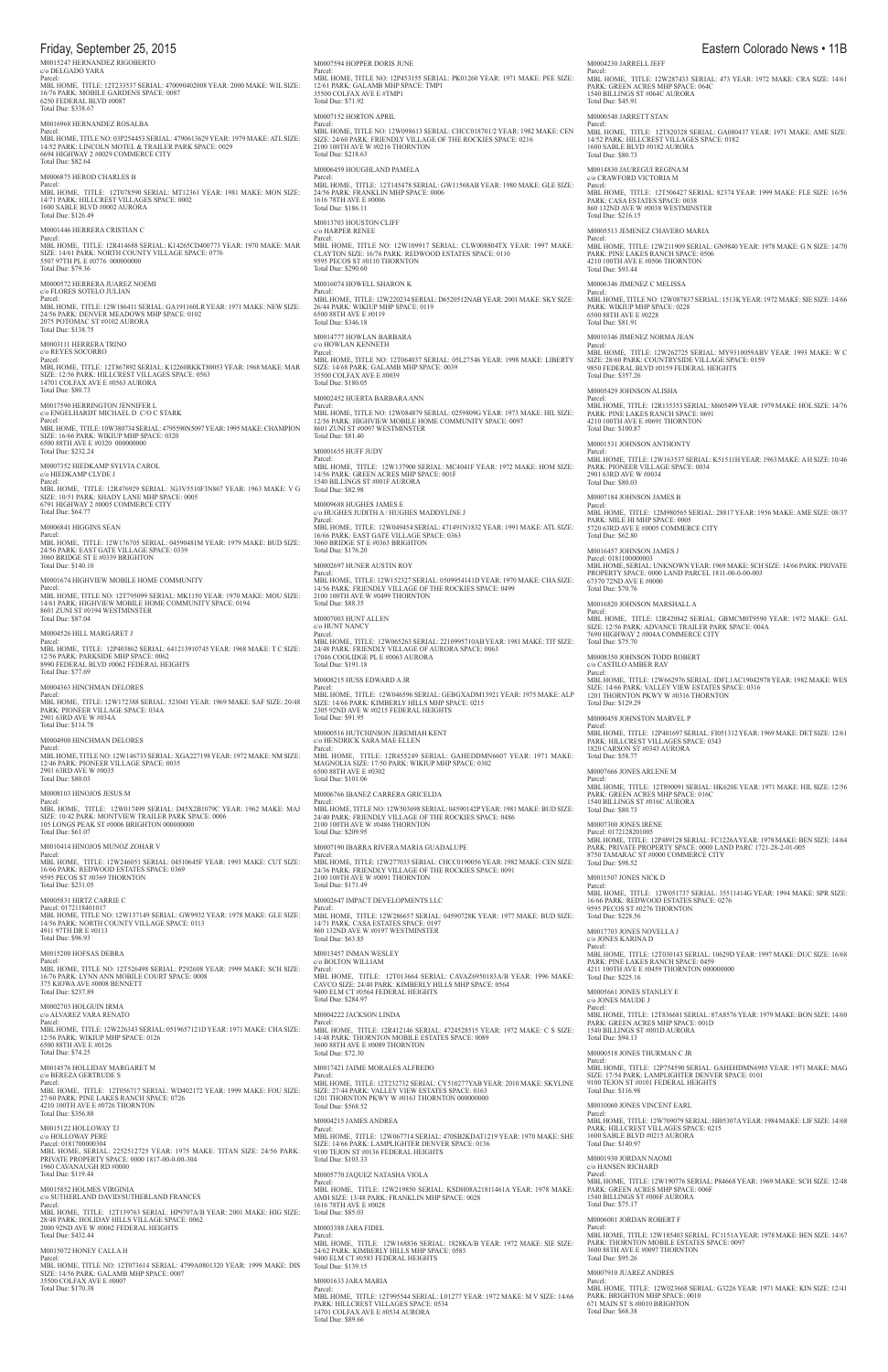M0015247 HERNANDEZ RIGOBERTO
c/o DELGADO YARA
Parcel:
MBL HOME, TITLE: 12T233537 SERIAL: 470090402008 YEAR: 2000 MAKE: WIL SIZE: 16/76 PARK: MOBILE GARDENS SPACE: 0087
6250 FEDERAL BLVD #0087
Total Due: $338.67

M0016968 HERNANDEZ ROSALBA
Parcel:
MBL HOME, TITLE NO: 03P254453 SERIAL: 4790613629 YEAR: 1979 MAKE: ATL SIZE: 14/52 PARK: LINCOLN MOTEL & TRAILER PARK SPACE: 0029
6694 HIGHWAY 2 #0029 COMMERCE CITY
Total Due: $82.64

M0006875 HEROD CHARLES B
Parcel:
MBL HOME, TITLE: 12T078590 SERIAL: MT12361 YEAR: 1981 MAKE: MON SIZE: 14/71 PARK: HILLCREST VILLAGES SPACE: 0002
1600 SABLE BLVD #0002 AURORA
Total Due: $126.49

M0001446 HERRERA CRISTIAN C
Parcel:
MBL HOME, TITLE: 12R414688 SERIAL: K14265CD400773 YEAR: 1970 MAKE: MAR SIZE: 14/61 PARK: NORTH COUNTY VILLAGE SPACE: 0776
5507 97TH PL E #0776 000000000
Total Due: $79.36

M0000572 HERRERA JUAREZ NOEMI
c/o FLORES SOTELO JULIAN
Parcel:
MBL HOME, TITLE: 12W186411 SERIAL: GA19116OLR YEAR: 1971 MAKE: NEW SIZE: 24/56 PARK: DENVER MEADOWS MHP SPACE: 0102
2075 POTOMAC ST #0102 AURORA
Total Due: $138.75

M0003111 HERRERA TRINO
c/o REYES SOCORRO
Parcel:
MBL HOME, TITLE: 12T867892 SERIAL: K12260RKKT80053 YEAR: 1968 MAKE: MAR SIZE: 12/56 PARK: HILLCREST VILLAGES SPACE: 0563
14701 COLFAX AVE E #0563 AURORA
Total Due: $80.73

M0017590 HERRINGTON JENNIFER L
c/o ENGELHARDT MICHAEL D C/O C STARK
Parcel:
MBL HOME, TITLE: 10W380734 SERIAL: 4795590N5097 YEAR: 1995 MAKE: CHAMPION SIZE: 16/66 PARK: WIKIUP MHP SPACE: 0320
6500 88TH AVE E #0320 000000000
Total Due: $232.24

M0007352 HIEDKAMP SYLVIA CAROL
c/o HIEDKAMP CLYDE J
Parcel:
MBL HOME, TITLE: 12R476929 SERIAL: 3G3V5510F3N867 YEAR: 1963 MAKE: V G SIZE: 10/51 PARK: SHADY LANE MHP SPACE: 0005
6791 HIGHWAY 2 #0005 COMMERCE CITY
Total Due: $64.77

M0006841 HIGGINS SEAN
Parcel:
MBL HOME, TITLE: 12W176705 SERIAL: 04590481M YEAR: 1979 MAKE: BUD SIZE: 24/56 PARK: EAST GATE VILLAGE SPACE: 0339
3060 BRIDGE ST E #0339 BRIGHTON
Total Due: $140.10

M0001674 HIGHVIEW MOBILE HOME COMMUNITY
Parcel:
MBL HOME, TITLE NO: 12T795099 SERIAL: MK1150 YEAR: 1970 MAKE: MOU SIZE: 14/61 PARK: HIGHVIEW MOBILE HOME COMMUNITY SPACE: 0194
8601 ZUNI ST #0194 WESTMINSTER
Total Due: $87.04

M0004526 HILL MARGARET J
Parcel:
MBL HOME, TITLE: 12P403862 SERIAL: 641213910745 YEAR: 1968 MAKE: T C SIZE: 12/56 PARK: PARKSIDE MHP SPACE: 0062
8990 FEDERAL BLVD #0062 FEDERAL HEIGHTS
Total Due: $77.69

M0004363 HINCHMAN DELORES
Parcel:
MBL HOME, TITLE: 12W172388 SERIAL: 523041 YEAR: 1969 MAKE: SAF SIZE: 20/48 PARK: PIONEER VILLAGE SPACE: 034A
2901 63RD AVE W #034A
Total Due: $114.78

M0004900 HINCHMAN DELORES
Parcel:
MBL HOME, TITLE NO: 12W146733 SERIAL: XGA227198 YEAR: 1972 MAKE: NM SIZE: 12/46 PARK: PIONEER VILLAGE SPACE: 0035
2901 63RD AVE W #0035
Total Due: $80.03

M0008103 HINOJOS JESUS M
Parcel:
MBL HOME, TITLE: 12W017499 SERIAL: D45X2B1079C YEAR: 1962 MAKE: MAJ SIZE: 10/42 PARK: MONTVIEW TRAILER PARK SPACE: 0006
105 LONGS PEAK ST #0006 BRIGHTON 000000000
Total Due: $61.07

M0010414 HINOJOS MUNOZ ZOHAR V
Parcel:
MBL HOME, TITLE: 12W246051 SERIAL: 04510645F YEAR: 1993 MAKE: CUT SIZE: 16/66 PARK: REDWOOD ESTATES SPACE: 0369
9595 PECOS ST #0369 THORNTON
Total Due: $231.05

M0005831 HIRTZ CARRIE C
Parcel: 0172118401017
MBL HOME, TITLE NO: 12W137149 SERIAL: GW9932 YEAR: 1978 MAKE: GLE SIZE: 14/56 PARK: NORTH COUNTY VILLAGE SPACE: 0113
4911 97TH DR E #0113
Total Due: $96.93

M0015200 HOFSAS DEBRA
Parcel:
MBL HOME, TITLE NO: 12T526498 SERIAL: P292608 YEAR: 1999 MAKE: SCH SIZE: 16/76 PARK: LYNN ANN MOBILE COURT SPACE: 0008
375 KIOWA AVE #0008 BENNETT
Total Due: $237.89

M0002703 HOLGUIN IRMA
c/o ALVAREZ VARA RENATO
Parcel:
MBL HOME, TITLE: 12W226343 SERIAL: 0519657121D YEAR: 1971 MAKE: CHA SIZE: 12/56 PARK: WIKIUP MHP SPACE: 0126
6500 88TH AVE E #0126
Total Due: $74.25

M0014576 HOLLIDAY MARGARET M
c/o BEREZA GERTRUDE S
Parcel:
MBL HOME, TITLE: 12T056717 SERIAL: WD402172 YEAR: 1999 MAKE: FOU SIZE: 27/60 PARK: PINE LAKES RANCH SPACE: 0726
4210 100TH AVE E #0726 THORNTON
Total Due: $356.88

M0015122 HOLLOWAY TJ
c/o HOLLOWAY PERE
Parcel: 0181700000304
MBL HOME, SERIAL: 2252512725 YEAR: 1975 MAKE: TITAN SIZE: 24/56 PARK: PRIVATE PROPERTY SPACE: 0000 1817-00-0-00-304
1960 CAVANAUGH RD #0000
Total Due: $119.44

M0015852 HOLMES VIRGINIA
c/o SUTHERLAND DAVID/SUTHERLAND FRANCES
Parcel:
MBL HOME, TITLE: 12T139763 SERIAL: HP9707A/B YEAR: 2001 MAKE: HIG SIZE: 28/48 PARK: HOLIDAY HILLS VILLAGE SPACE: 0062
2000 92ND AVE W #0062 FEDERAL HEIGHTS
Total Due: $432.44

M0015072 HONEY CALLA H
Parcel:
MBL HOME, TITLE NO: 12T073614 SERIAL: 4799A0801320 YEAR: 1999 MAKE: DIS SIZE: 14/56 PARK: GALAMB MHP SPACE: 0007
35500 COLFAX AVE E #0007
Total Due: $170.38

M0007594 HOPPER DORIS JUNE
Parcel:
MBL HOME, TITLE NO: 12P453155 SERIAL: PK01260 YEAR: 1971 MAKE: PEE SIZE: 12/61 PARK: GALAMB MHP SPACE: TMP1
35500 COLFAX AVE E #TMP1
Total Due: $71.92

M0007152 HORTON APRIL
Parcel:
MBL HOME, TITLE NO: 12W098613 SERIAL: CHCC018701/2 YEAR: 1982 MAKE: CEN SIZE: 24/60 PARK: FRIENDLY VILLAGE OF THE ROCKIES SPACE: 0216
2100 100TH AVE W #0216 THORNTON
Total Due: $218.63

M0006459 HOUGHLAND PAMELA
Parcel:
MBL HOME, TITLE: 12T145478 SERIAL: GW11568AB YEAR: 1980 MAKE: GLE SIZE: 24/56 PARK: FRANKLIN MHP SPACE: 0006
1616 78TH AVE E #0006
Total Due: $186.11

M0013703 HOUSTON CLIFF
c/o HARPER RENEE
Parcel:
MBL HOME, TITLE NO: 12W109917 SERIAL: CLW008804TX YEAR: 1997 MAKE: CLAYTON SIZE: 16/76 PARK: REDWOOD ESTATES SPACE: 0110
9595 PECOS ST #0110 THORNTON
Total Due: $290.60

M0016074 HOWELL SHARON K
Parcel:
MBL HOME, TITLE: 12W220234 SERIAL: D6520512NAB YEAR: 2001 MAKE: SKY SIZE: 26/44 PARK: WIKIUP MHP SPACE: 0119
6500 88TH AVE E #0119
Total Due: $346.18

M0014777 HOWLAN BARBARA
c/o HOWLAN KENNETH
Parcel:
MBL HOME, TITLE NO: 12T064037 SERIAL: 05L27546 YEAR: 1998 MAKE: LIBERTY SIZE: 14/68 PARK: GALAMB MHP SPACE: 0039
35500 COLFAX AVE E #0039
Total Due: $180.05

M0002452 HUERTA BARBARA ANN
Parcel:
MBL HOME, TITLE NO: 12W084879 SERIAL: 0259809G YEAR: 1973 MAKE: HIL SIZE: 12/56 PARK: HIGHVIEW MOBILE HOME COMMUNITY SPACE: 0097
8601 ZUNI ST #0097 WESTMINSTER
Total Due: $81.40

M0001655 HUFF JUDY
Parcel:
MBL HOME, TITLE: 12W137900 SERIAL: MC4041F YEAR: 1972 MAKE: HOM SIZE: 14/56 PARK: GREEN ACRES MHP SPACE: 001F
1540 BILLINGS ST #001F AURORA
Total Due: $82.98

M0009688 HUGHES JAMES E
c/o HUGHES JUDITH A / HUGHES MADDYLINE J
Parcel:
MBL HOME, TITLE: 12W049454 SERIAL: 471491N1832 YEAR: 1991 MAKE: ATL SIZE: 16/66 PARK: EAST GATE VILLAGE SPACE: 0363
3060 BRIDGE ST E #0363 BRIGHTON
Total Due: $176.20

M0002697 HUNER AUSTIN ROY
Parcel:
MBL HOME, TITLE: 12W152327 SERIAL: 0509954141D YEAR: 1970 MAKE: CHA SIZE: 14/56 PARK: FRIENDLY VILLAGE OF THE ROCKIES SPACE: 0499
2100 100TH AVE W #0499 THORNTON
Total Due: $88.35

M0007003 HUNT ALLEN
c/o HUNT NANCY
Parcel:
MBL HOME, TITLE: 12W065263 SERIAL: 2210995710AB YEAR: 1981 MAKE: TIT SIZE: 24/48 PARK: FRIENDLY VILLAGE OF AURORA SPACE: 0063
17046 COOLIDGE PL E #0063 AURORA
Total Due: $191.18

M0008215 HUSS EDWARD A JR
Parcel:
MBL HOME, TITLE: 12W046596 SERIAL: GEBGXADM13921 YEAR: 1975 MAKE: ALP SIZE: 14/66 PARK: KIMBERLY HILLS MHP SPACE: 0215
2305 92ND AVE W #0215 FEDERAL HEIGHTS
Total Due: $91.95

M0000516 HUTCHINSON JEREMIAH KENT
c/o HENDRICK SARA MAE ELLEN
Parcel:
MBL HOME, TITLE: 12R455249 SERIAL: GAHEDDMN6607 YEAR: 1971 MAKE: MAGNOLIA SIZE: 17/50 PARK: WIKIUP MHP SPACE: 0302
6500 88TH AVE E #0302
Total Due: $101.06

M0006766 IBANEZ CARRERA GRICELDA
Parcel:
MBL HOME, TITLE NO: 12W503698 SERIAL: 04590142P YEAR: 1981 MAKE: BUD SIZE: 24/40 PARK: FRIENDLY VILLAGE OF THE ROCKIES SPACE: 0486
2100 100TH AVE W #0486 THORNTON
Total Due: $209.95

M0007190 IBARRA RIVERA MARIA GUADALUPE
Parcel:
MBL HOME, TITLE: 12W277033 SERIAL: CHCC0190056 YEAR: 1982 MAKE: CEN SIZE: 24/36 PARK: FRIENDLY VILLAGE OF THE ROCKIES SPACE: 0091
2100 100TH AVE W #0091 THORNTON
Total Due: $171.49

M0002647 IMPACT DEVELOPMENTS LLC
Parcel:
MBL HOME, TITLE: 12W286657 SERIAL: 04590728K YEAR: 1977 MAKE: BUD SIZE: 14/71 PARK: CASA ESTATES SPACE: 0197
860 132ND AVE W #0197 WESTMINSTER
Total Due: $63.85

M0013457 INMAN WESLEY
c/o BOLTON WILLIAM
Parcel:
MBL HOME, TITLE: 12T013664 SERIAL: CAVAZ6950183A/B YEAR: 1996 MAKE: CAVCO SIZE: 24/40 PARK: KIMBERLY HILLS MHP SPACE: 0564
9400 ELM CT #0564 FEDERAL HEIGHTS
Total Due: $284.97

M0004222 JACKSON LINDA
Parcel:
MBL HOME, TITLE: 12R412146 SERIAL: 4724528515 YEAR: 1972 MAKE: C S SIZE: 14/48 PARK: THORNTON MOBILE ESTATES SPACE: 0089
3600 88TH AVE E #0089 THORNTON
Total Due: $72.30

M0017421 JAIME MORALES ALFREDO
Parcel:
MBL HOME, TITLE: 12T232732 SERIAL: CY510277YAB YEAR: 2010 MAKE: SKYLINE SIZE: 27/44 PARK: VALLEY VIEW ESTATES SPACE: 0163
1201 THORNTON PKWY W #0163 THORNTON 000000000
Total Due: $568.52

M0004215 JAMES ANDREA
Parcel:
MBL HOME, TITLE: 12W067714 SERIAL: 470SB2KDAT1219 YEAR: 1970 MAKE: SHE SIZE: 14/66 PARK: LAMPLIGHTER DENVER SPACE: 0136
9100 TEJON ST #0136 FEDERAL HEIGHTS
Total Due: $103.33

M0005770 JAQUEZ NATASHA VIOLA
Parcel:
MBL HOME, TITLE: 12W219850 SERIAL: KSDH08A21811461A YEAR: 1978 MAKE: AMH SIZE: 13/48 PARK: FRANKLIN MHP SPACE: 0028
1616 78TH AVE E #0028
Total Due: $85.03

M0003388 JARA FIDEL
Parcel:
MBL HOME, TITLE: 12W168836 SERIAL: 1828KA/B YEAR: 1972 MAKE: SIE SIZE: 24/62 PARK: KIMBERLY HILLS MHP SPACE: 0583
9400 ELM CT #0583 FEDERAL HEIGHTS
Total Due: $139.15

M0001633 JARA MARIA
Parcel:
MBL HOME, TITLE: 12T995544 SERIAL: L01277 YEAR: 1972 MAKE: M V SIZE: 14/66 PARK: HILLCREST VILLAGES SPACE: 0534
14701 COLFAX AVE E #0534 AURORA
Total Due: $89.66

M0004230 JARRELL JEFF
Parcel:
MBL HOME, TITLE: 12W287433 SERIAL: 473 YEAR: 1972 MAKE: CRA SIZE: 14/61 PARK: GREEN ACRES MHP SPACE: 064C
1540 BILLINGS ST #064C AURORA
Total Due: $45.91

M0000540 JARRETT STAN
Parcel:
MBL HOME, TITLE: 12T820328 SERIAL: GA080437 YEAR: 1971 MAKE: AME SIZE: 14/52 PARK: HILLCREST VILLAGES SPACE: 0182
1600 SABLE BLVD #0182 AURORA
Total Due: $80.73

M0014830 JAUREGUI REGINA M
c/o CRAWFORD VICTORIA M
Parcel:
MBL HOME, TITLE: 12T506427 SERIAL: 82374 YEAR: 1999 MAKE: FLE SIZE: 16/56 PARK: CASA ESTATES SPACE: 0038
860 132ND AVE W #0038 WESTMINSTER
Total Due: $216.15

M0005513 JEMENEZ CHAVERO MARIA
Parcel:
MBL HOME, TITLE: 12W211909 SERIAL: GN9840 YEAR: 1978 MAKE: G N SIZE: 14/70 PARK: PINE LAKES RANCH SPACE: 0506
4210 100TH AVE E #0506 THORNTON
Total Due: $93.44

M0006346 JIMENEZ C MELISSA
Parcel:
MBL HOME, TITLE NO: 12W087837 SERIAL: 1513K YEAR: 1972 MAKE: SIE SIZE: 14/66 PARK: WIKIUP MHP SPACE: 0228
6500 88TH AVE E #0228
Total Due: $81.91

M0010346 JIMENEZ NORMA JEAN
Parcel:
MBL HOME, TITLE: 12W262725 SERIAL: MY9310059ABV YEAR: 1993 MAKE: W C SIZE: 28/60 PARK: COUNTRYSIDE VILLAGE SPACE: 0159
9850 FEDERAL BLVD #0159 FEDERAL HEIGHTS
Total Due: $357.26

M0005429 JOHNSON ALISHA
Parcel:
MBL HOME, TITLE: 12R135353 SERIAL: M605499 YEAR: 1979 MAKE: HOL SIZE: 14/76 PARK: PINE LAKES RANCH SPACE: 0691
4210 100TH AVE E #0691 THORNTON
Total Due: $100.87

M0001531 JOHNSON ANTHONY
Parcel:
MBL HOME, TITLE: 12W163537 SERIAL: K51511H YEAR: 1963 MAKE: A H SIZE: 10/46 PARK: PIONEER VILLAGE SPACE: 0034
2901 63RD AVE W #0034
Total Due: $80.03

M0007184 JOHNSON JAMES B
Parcel:
MBL HOME, TITLE: 12M980565 SERIAL: 28817 YEAR: 1956 MAKE: AME SIZE: 08/37 PARK: MILE HI MHP SPACE: 0005
5720 63RD AVE E #0005 COMMERCE CITY
Total Due: $62.80

M0016457 JOHNSON JAMES J
Parcel: 0181100000003
MBL HOME, SERIAL: UNKNOWN YEAR: 1969 MAKE: SCH SIZE: 14/66 PARK: PRIVATE PROPERTY SPACE: 0000 LAND PARCEL 1811-00-0-00-003
67370 72ND AVE E #0000
Total Due: $70.76

M0016820 JOHNSON MARSHALL A
Parcel:
MBL HOME, TITLE: 12R420842 SERIAL: GBMCM0T9590 YEAR: 1972 MAKE: GAL SIZE: 12/56 PARK: ADVANCE TRAILER PARK SPACE: 004A
7690 HIGHWAY 2 #004A COMMERCE CITY
Total Due: $75.70

M0008350 JOHNSON TODD ROBERT
c/o CASTILO AMBER RAY
Parcel:
MBL HOME, TITLE: 12W662976 SERIAL: IDFL1AC19042978 YEAR: 1982 MAKE: WES SIZE: 14/66 PARK: VALLEY VIEW ESTATES SPACE: 0316
1201 THORNTON PKWY W #0316 THORNTON
Total Due: $129.29

M0000458 JOHNSTON MARVEL P
Parcel:
MBL HOME, TITLE: 12P401697 SERIAL: F051312 YEAR: 1969 MAKE: DET SIZE: 12/61 PARK: HILLCREST VILLAGES SPACE: 0343
1820 CARSON ST #0343 AURORA
Total Due: $58.77

M0007666 JONES ARLENE M
Parcel:
MBL HOME, TITLE: 12T890091 SERIAL: HK620E YEAR: 1971 MAKE: HIL SIZE: 12/56 PARK: GREEN ACRES MHP SPACE: 016C
1540 BILLINGS ST #016C AURORA
Total Due: $80.73

M0007300 JONES IRENE
Parcel: 0172128201005
MBL HOME, TITLE: 12P489128 SERIAL: FC1226A YEAR: 1978 MAKE: BEN SIZE: 14/64 PARK: PRIVATE PROPERTY SPACE: 0000 LAND PARC 1721-28-2-01-005
8750 TAMARAC ST #0000 COMMERCE CITY
Total Due: $98.52

M0011507 JONES NICK D
Parcel:
MBL HOME, TITLE: 12W051737 SERIAL: 35511414G YEAR: 1994 MAKE: SPR SIZE: 16/66 PARK: REDWOOD ESTATES SPACE: 0276
9595 PECOS ST #0276 THORNTON
Total Due: $228.56

M0017703 JONES NOVELLA J
c/o JONES KARINA D
Parcel:
MBL HOME, TITLE: 12T030143 SERIAL: 10629D YEAR: 1997 MAKE: DUC SIZE: 16/68 PARK: PINE LAKES RANCH SPACE: 0459
4211 100TH AVE E #0459 THORNTON 000000000
Total Due: $225.16

M0005661 JONES STANLEY E
c/o JONES MAUDE J
Parcel:
MBL HOME, TITLE: 12T836681 SERIAL: 87A8576 YEAR: 1979 MAKE: BON SIZE: 14/60 PARK: GREEN ACRES MHP SPACE: 001D
1540 BILLINGS ST #001D AURORA
Total Due: $94.13

M0000518 JONES THURMAN C JR
Parcel:
MBL HOME, TITLE: 12P754590 SERIAL: GAHEHDMN6985 YEAR: 1971 MAKE: MAG SIZE: 17/54 PARK: LAMPLIGHTER DENVER SPACE: 0101
9100 TEJON ST #0101 FEDERAL HEIGHTS
Total Due: $116.98

M0010060 JONES VINCENT EARL
Parcel:
MBL HOME, TITLE: 12W709079 SERIAL: HI05307A YEAR: 1984 MAKE: LIF SIZE: 14/68 PARK: HILLCREST VILLAGES SPACE: 0215
1600 SABLE BLVD #0215 AURORA
Total Due: $140.97

M0001930 JORDAN NAOMI
c/o HANSEN RICHARD
Parcel:
MBL HOME, TITLE: 12W190776 SERIAL: P84668 YEAR: 1969 MAKE: SCH SIZE: 12/48 PARK: GREEN ACRES MHP SPACE: 006F
1540 BILLINGS ST #006F AURORA
Total Due: $75.17

M0006001 JORDAN ROBERT F
Parcel:
MBL HOME, TITLE: 12W185403 SERIAL: FC1151A YEAR: 1978 MAKE: BEN SIZE: 14/67 PARK: THORNTON MOBILE ESTATES SPACE: 0097
3600 88TH AVE E #0097 THORNTON
Total Due: $95.26

M0007910 JUAREZ ANDRES
Parcel:
MBL HOME, TITLE: 12W023668 SERIAL: G3226 YEAR: 1971 MAKE: KIN SIZE: 12/41 PARK: BRIGHTON MHP SPACE: 0010
671 MAIN ST S #0010 BRIGHTON
Total Due: $68.38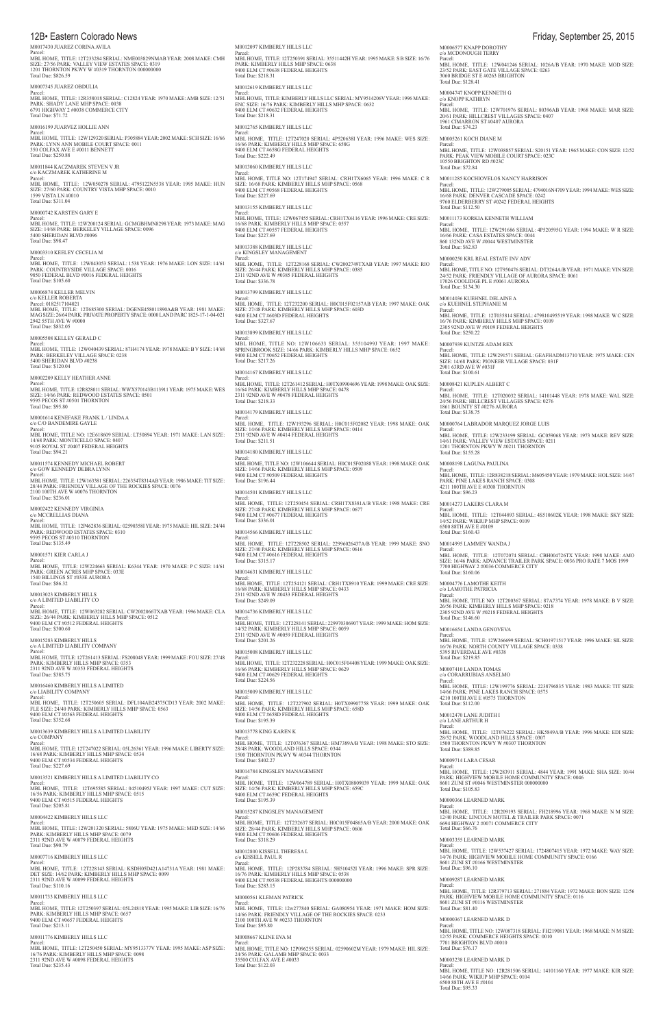M0017430 JUAREZ CORINA AVILA
Parcel:
MBL HOME, TITLE: 12T233284 SERIAL: NME003829NMAB YEAR: 2008 MAKE: CMH SIZE: 27/56 PARK: VALLEY VIEW ESTATES SPACE: 0319
1201 THORNTON PKWY W #0319 THORNTON 000000000
Total Due: $826.59

M0007345 JUAREZ OBDULIA
Parcel:
MBL HOME, TITLE: 12R358018 SERIAL: C12824 YEAR: 1970 MAKE: AMB SIZE: 12/51 PARK: SHADY LANE MHP SPACE: 0038
6791 HIGHWAY 2 #0038 COMMERCE CITY
Total Due: $71.72

M0016199 JUARVEZ HOLLIE ANN
Parcel:
MBL HOME, TITLE: 12W129320 SERIAL: P305884 YEAR: 2002 MAKE: SCH SIZE: 16/66 PARK: LYNN ANN MOBILE COURT SPACE: 0011
350 COLFAX AVE E #0011 BENNETT
Total Due: $250.88

M0011844 KACZMAREK STEVEN V JR
c/o KACZMAREK KATHERINE M
Parcel:
MBL HOME, TITLE: 12W050278 SERIAL: 4795122N5538 YEAR: 1995 MAKE: HUN SIZE: 27/60 PARK: COUNTRY VISTA MHP SPACE: 0010
1599 VISTA LN #0010
Total Due: $311.04

M0000742 KARSTEN GARY E
Parcel:
MBL HOME, TITLE: 12W200124 SERIAL: GCMGBHMN8298 YEAR: 1973 MAKE: MAG SIZE: 14/68 PARK: BERKELEY VILLAGE SPACE: 0096
5400 SHERIDAN BLVD #0096
Total Due: $98.47

M0003310 KEELEY CECELIA M
Parcel:
MBL HOME, TITLE: 12W043053 SERIAL: 1538 YEAR: 1976 MAKE: LON SIZE: 14/61 PARK: COUNTRYSIDE VILLAGE SPACE: 0016
9850 FEDERAL BLVD #0016 FEDERAL HEIGHTS
Total Due: $105.60

M0006874 KELLER MELVIN
c/o KELLER ROBERTA
Parcel: 0182517104021
MBL HOME, TITLE: 12T685300 SERIAL: DGENE458011890A&B YEAR: 1981 MAKE: MAG SIZE: 26/64 PARK: PRIVATE PROPERTY SPACE: 0000 LAND PARC 1825-17-1-04-021
2942 55TH AVE W #0000
Total Due: $832.05

M0005508 KELLEY GERALD C
Parcel:
MBL HOME, TITLE: 12W040439 SERIAL: 87H4174 YEAR: 1978 MAKE: B V SIZE: 14/68 PARK: BERKELEY VILLAGE SPACE: 0238
5400 SHERIDAN BLVD #0238
Total Due: $120.04

M0002209 KELLY HEATHER ANNE
Parcel:
MBL HOME, TITLE: 12R828011 SERIAL: WWX570143B13911 YEAR: 1975 MAKE: WES SIZE: 14/66 PARK: REDWOOD ESTATES SPACE: 0501
9595 PECOS ST #0501 THORNTON
Total Due: $95.80

M0001614 KENEFAKE FRANK L / LINDA A
c/o C/O BANDEMIRE GAYLE
Parcel:
MBL HOME, TITLE NO: 12E618609 SERIAL: LT50894 YEAR: 1971 MAKE: LAN SIZE: 14/68 PARK: MONTICELLO SPACE: 0407
9105 ROYAL ST #0407 FEDERAL HEIGHTS
Total Due: $94.21

M0011574 KENNEDY MICHAEL ROBERT
c/o GOW KENNEDY DEBRA LYNN
Parcel:
MBL HOME, TITLE: 12W163381 SERIAL: 2263547S314AB YEAR: 1986 MAKE: TIT SIZE: 28/44 PARK: FRIENDLY VILLAGE OF THE ROCKIES SPACE: 0076
2100 100TH AVE W #0076 THORNTON
Total Due: $236.01

M0002422 KENNEDY VIRGINIA
c/o MCCRELLIAS DIANA
Parcel:
MBL HOME, TITLE: 12P462836 SERIAL: 02590358I YEAR: 1975 MAKE: HIL SIZE: 24/44 PARK: REDWOOD ESTATES SPACE: 0310
9595 PECOS ST #0310 THORNTON
Total Due: $135.49

M0001571 KIER CARLA J
Parcel:
MBL HOME, TITLE: 12W224663 SERIAL: K6344 YEAR: 1970 MAKE: P C SIZE: 14/61 PARK: GREEN ACRES MHP SPACE: 033E
1540 BILLINGS ST #033E AURORA
Total Due: $86.32

M0013023 KIMBERLY HILLS
c/o A LIMITED LIABILITY CO
Parcel:
MBL HOME, TITLE: 12W063282 SERIAL: CW2002066TXAB YEAR: 1996 MAKE: CLA SIZE: 26/44 PARK: KIMBERLY HILLS MHP SPACE: 0512
9400 ELM CT #0512 FEDERAL HEIGHTS
Total Due: $300.60

M0015283 KIMBERLY HILLS
c/o A LIMITED LIABILITY COMPANY
Parcel:
MBL HOME, TITLE: 12T261413 SERIAL: FS208048 YEAR: 1999 MAKE: FOU SIZE: 27/48 PARK: KIMBERLY HILLS MHP SPACE: 0353
2311 92ND AVE W #0353 FEDERAL HEIGHTS
Total Due: $385.75

M0016460 KIMBERLY HILLS A LIMITED
c/o LIABILITY COMPANY
Parcel:
MBL HOME, TITLE: 12T250605 SERIAL: DFL104AB24375CD13 YEAR: 2002 MAKE: FLE SIZE: 24/40 PARK: KIMBERLY HILLS MHP SPACE: 0563
9400 ELM CT #0563 FEDERAL HEIGHTS
Total Due: $352.68

M0013639 KIMBERLY HILLS A LIMITED LIABILITY
c/o COMPANY
Parcel:
MBL HOME, TITLE: 12T247022 SERIAL: 05L26361 YEAR: 1996 MAKE: LIBERTY SIZE: 16/68 PARK: KIMBERLY HILLS MHP SPACE: 0534
9400 ELM CT #0534 FEDERAL HEIGHTS
Total Due: $227.69

M0013521 KIMBERLY HILLS A LIMITED LIABILITY CO
Parcel:
MBL HOME, TITLE: 12T695585 SERIAL: 04510495J YEAR: 1997 MAKE: CUT SIZE: 16/56 PARK: KIMBERLY HILLS MHP SPACE: 0515
9400 ELM CT #0515 FEDERAL HEIGHTS
Total Due: $205.81

M0004422 KIMBERLY HILLS LLC
Parcel:
MBL HOME, TITLE: 12W201320 SERIAL: 5806U YEAR: 1975 MAKE: MED SIZE: 14/66 PARK: KIMBERLY HILLS MHP SPACE: 0079
2311 92ND AVE W #0079 FEDERAL HEIGHTS
Total Due: $90.79

M0007716 KIMBERLY HILLS LLC
Parcel:
MBL HOME, TITLE: 12T228143 SERIAL: KSDH05D421A14731A YEAR: 1981 MAKE: DET SIZE: 14/62 PARK: KIMBERLY HILLS MHP SPACE: 0099
2311 92ND AVE W #0099 FEDERAL HEIGHTS
Total Due: $110.16

M0011733 KIMBERLY HILLS LLC
Parcel:
MBL HOME, TITLE: 12T250397 SERIAL: 05L24818 YEAR: 1995 MAKE: LIB SIZE: 16/76 PARK: KIMBERLY HILLS MHP SPACE: 0657
9400 ELM CT #0657 FEDERAL HEIGHTS
Total Due: $213.11

M0011776 KIMBERLY HILLS LLC
Parcel:
MBL HOME, TITLE: 12T250450 SERIAL: MY9513377V YEAR: 1995 MAKE: ASP SIZE: 16/76 PARK: KIMBERLY HILLS MHP SPACE: 0098
2311 92ND AVE W #0098 FEDERAL HEIGHTS
Total Due: $235.43

M0012097 KIMBERLY HILLS LLC
Parcel:
MBL HOME, TITLE: 12T250391 SERIAL: 35511442H YEAR: 1995 MAKE: S B SIZE: 16/76 PARK: KIMBERLY HILLS MHP SPACE: 0638
9400 ELM CT #0638 FEDERAL HEIGHTS
Total Due: $218.31

M0012619 KIMBERLY HILLS LLC
Parcel:
MBL HOME, TITLE: KIMBERLY HILLS LLC SERIAL: MY9514206V YEAR: 1996 MAKE: ENC SIZE: 16/76 PARK: KIMBERLY HILLS MHP SPACE: 0632
9400 ELM CT #0632 FEDERAL HEIGHTS
Total Due: $218.31

M0012765 KIMBERLY HILLS LLC
Parcel:
MBL HOME, TITLE: 12T247020 SERIAL: 4P520638I YEAR: 1996 MAKE: WES SIZE: 16/66 PARK: KIMBERLY HILLS MHP SPACE: 658G
9400 ELM CT #658G FEDERAL HEIGHTS
Total Due: $222.49

M0013060 KIMBERLY HILLS LLC
Parcel:
MBL HOME, TITLE NO: 12T174947 SERIAL: CRH1TX6065 YEAR: 1996 MAKE: C R SIZE: 16/68 PARK: KIMBERLY HILLS MHP SPACE: 0568
9400 ELM CT #0568 FEDERAL HEIGHTS
Total Due: $227.69

M0013155 KIMBERLY HILLS LLC
Parcel:
MBL HOME, TITLE: 12W067455 SERIAL: CRH1TX6116 YEAR: 1996 MAKE: CRE SIZE: 16/68 PARK: KIMBERLY HILLS MHP SPACE: 0557
9400 ELM CT #0557 FEDERAL HEIGHTS
Total Due: $227.69

M0013388 KIMBERLY HILLS LLC
c/o KINGSLEY MANAGEMENT
Parcel:
MBL HOME, TITLE: 12T228168 SERIAL: CW2002749TXAB YEAR: 1997 MAKE: RIO SIZE: 26/44 PARK: KIMBERLY HILLS MHP SPACE: 0385
2311 92ND AVE W #0385 FEDERAL HEIGHTS
Total Due: $336.78

M0013799 KIMBERLY HILLS LLC
Parcel:
MBL HOME, TITLE: 12T232200 SERIAL: H0C015F02157AB YEAR: 1997 MAKE: OAK SIZE: 27/48 PARK: KIMBERLY HILLS MHP SPACE: 603D
9400 ELM CT #603D FEDERAL HEIGHTS
Total Due: $327.67

M0013899 KIMBERLY HILLS LLC
Parcel:
MBL HOME, TITLE NO: 12W106633 SERIAL: 35510499J YEAR: 1997 MAKE: SPRINGBROOK SIZE: 14/66 PARK: KIMBERLY HILLS MHP SPACE: 0652
9400 ELM CT #0652 FEDERAL HEIGHTS
Total Due: $217.26

M0014167 KIMBERLY HILLS LLC
Parcel:
MBL HOME, TITLE: 12T261412 SERIAL: H0TX09904696 YEAR: 1998 MAKE: OAK SIZE: 16/64 PARK: KIMBERLY HILLS MHP SPACE: 0478
2311 92ND AVE W #0478 FEDERAL HEIGHTS
Total Due: $218.33

M0014179 KIMBERLY HILLS LLC
Parcel:
MBL HOME, TITLE: 12W193296 SERIAL: H0C015F02082 YEAR: 1998 MAKE: OAK SIZE: 14/66 PARK: KIMBERLY HILLS MHP SPACE: 0414
2311 92ND AVE W #0414 FEDERAL HEIGHTS
Total Due: $211.51

M0014180 KIMBERLY HILLS LLC
Parcel:
MBL HOME, TITLE NO: 12W106644 SERIAL: H0C015F02088 YEAR: 1998 MAKE: OAK SIZE: 14/66 PARK: KIMBERLY HILLS MHP SPACE: 0509
9400 ELM CT #0509 FEDERAL HEIGHTS
Total Due: $196.44

M0014501 KIMBERLY HILLS LLC
Parcel:
MBL HOME, TITLE: 12T250454 SERIAL: CRH1TX8381A/B YEAR: 1998 MAKE: CRE SIZE: 27/48 PARK: KIMBERLY HILLS MHP SPACE: 0677
9400 ELM CT #0677 FEDERAL HEIGHTS
Total Due: $336.01

M0014566 KIMBERLY HILLS LLC
Parcel:
MBL HOME, TITLE: 12T228502 SERIAL: 22996026437A/B YEAR: 1999 MAKE: SNO SIZE: 27/40 PARK: KIMBERLY HILLS MHP SPACE: 0616
9400 ELM CT #0616 FEDERAL HEIGHTS
Total Due: $315.17

M0014631 KIMBERLY HILLS LLC
Parcel:
MBL HOME, TITLE: 12T254121 SERIAL: CRH1TX8910 YEAR: 1999 MAKE: CRE SIZE: 16/68 PARK: KIMBERLY HILLS MHP SPACE: 0433
2311 92ND AVE W #0433 FEDERAL HEIGHTS
Total Due: $249.09

M0014736 KIMBERLY HILLS LLC
Parcel:
MBL HOME, TITLE: 12T228141 SERIAL: 22997030690T YEAR: 1999 MAKE: HOM SIZE: 14/52 PARK: KIMBERLY HILLS MHP SPACE: 0059
2311 92ND AVE W #0059 FEDERAL HEIGHTS
Total Due: $201.26

M0015008 KIMBERLY HILLS LLC
Parcel:
MBL HOME, TITLE: 12T232228 SERIAL: H0C015F04408 YEAR: 1999 MAKE: OAK SIZE: 16/66 PARK: KIMBERLY HILLS MHP SPACE: 0629
9400 ELM CT #0629 FEDERAL HEIGHTS
Total Due: $224.56

M0015009 KIMBERLY HILLS LLC
Parcel:
MBL HOME, TITLE: 12T227902 SERIAL: H0TX09907758 YEAR: 1999 MAKE: OAK SIZE: 14/56 PARK: KIMBERLY HILLS MHP SPACE: 658D
9400 ELM CT #658D FEDERAL HEIGHTS
Total Due: $195.39

M0013778 KING KAREN K
Parcel:
MBL HOME, TITLE: 12T076367 SERIAL: HM7389A/B YEAR: 1998 MAKE: STO SIZE: 28/48 PARK: WOODLAND HILLS SPACE: 0344
1500 THORNTON PKWY W #0344 THORNTON
Total Due: $402.27

M0014784 KINGSLEY MANAGEMENT
Parcel:
MBL HOME, TITLE: 12W064789 SERIAL: H0TX08809039 YEAR: 1999 MAKE: OAK SIZE: 14/56 PARK: KIMBERLY HILLS MHP SPACE: 659C
9400 ELM CT #659C FEDERAL HEIGHTS
Total Due: $195.39

M0015287 KINGSLEY MANAGEMENT
Parcel:
MBL HOME, TITLE: 12T232637 SERIAL: H0C015F04865A/B YEAR: 2000 MAKE: OAK SIZE: 28/44 PARK: KIMBERLY HILLS MHP SPACE: 0606
9400 ELM CT #0606 FEDERAL HEIGHTS
Total Due: $318.29

M0012800 KISSELL THERESA L
c/o KISSELL PAUL R
Parcel:
MBL HOME, TITLE: 12P283784 SERIAL: 5H510452I YEAR: 1996 MAKE: SPR SIZE: 16/76 PARK: KIMBERLY HILLS MHP SPACE: 0538
9400 ELM CT #0538 FEDERAL HEIGHTS 000000000
Total Due: $283.15

M0000561 KLEMAN PATRICK
Parcel:
MBL HOME, TITLE: 12w277840 SERIAL: GA080954 YEAR: 1971 MAKE: HOM SIZE: 14/66 PARK: FRIENDLY VILLAGE OF THE ROCKIES SPACE: 0233
2100 100TH AVE W #0233 THORNTON
Total Due: $95.80

M0008667 KLINE EVA M
Parcel:
MBL HOME, TITLE NO: 12P096255 SERIAL: 02590602M YEAR: 1979 MAKE: HIL SIZE: 24/56 PARK: GALAMB MHP SPACE: 0033
35500 COLFAX AVE E #0033
Total Due: $122.03

M0006577 KNAPP DOROTHY
c/o MCDONOUGH TERRY
Parcel:
MBL HOME, TITLE: 12W041246 SERIAL: 1026A/B YEAR: 1970 MAKE: MOD SIZE: 23/52 PARK: EAST GATE VILLAGE SPACE: 0263
3060 BRIDGE ST E #0263 BRIGHTON
Total Due: $128.41

M0004747 KNOPP KENNETH G
c/o KNOPP KATHRYN
Parcel:
MBL HOME, TITLE: 12W701976 SERIAL: 80396A/B YEAR: 1968 MAKE: MAR SIZE: 20/61 PARK: HILLCREST VILLAGES SPACE: 0407
1961 CIMARRON ST #0407 AURORA
Total Due: $74.23

M0005261 KOCH DIANE M
Parcel:
MBL HOME, TITLE: 12W038857 SERIAL: S20151 YEAR: 1965 MAKE: CON SIZE: 12/52 PARK: PEAK VIEW MOBILE COURT SPACE: 023C
10550 BRIGHTON RD #023C
Total Due: $72.84

M0011285 KOCHIOVELOS NANCY HARRISON
Parcel:
MBL HOME, TITLE: 12W279005 SERIAL: 4794016N4709 YEAR: 1994 MAKE: WES SIZE: 16/68 PARK: DENVER CASCADE SPACE: 0242
9760 ELDERBERRY ST #0242 FEDERAL HEIGHTS
Total Due: $112.50

M0011173 KORKIA KENNETH WILLIAM
Parcel:
MBL HOME, TITLE: 12W291686 SERIAL: 4P520595G YEAR: 1994 MAKE: W R SIZE: 16/66 PARK: CASA ESTATES SPACE: 0044
860 132ND AVE W #0044 WESTMINSTER
Total Due: $62.83

M0000250 KRL REAL ESTATE INV ADV
Parcel:
MBL HOME, TITLE NO: 12T950476 SERIAL: DT3264A/B YEAR: 1971 MAKE: VIN SIZE: 24/52 PARK: FRIENDLY VILLAGE OF AURORA SPACE: 0061
17026 COOLIDGE PL E #0061 AURORA
Total Due: $134.30

M0014036 KUEHNEL DELAINE A
c/o KUEHNEL STEPHANIE M
Parcel:
MBL HOME, TITLE: 12T035814 SERIAL: 479810495519 YEAR: 1998 MAKE: W C SIZE: 16/76 PARK: KIMBERLY HILLS MHP SPACE: 0109
2305 92ND AVE W #0109 FEDERAL HEIGHTS
Total Due: $250.22

M0007939 KUNTZE ADAM REX
Parcel:
MBL HOME, TITLE: 12W291571 SERIAL: GEAFHADM13710 YEAR: 1975 MAKE: CEN SIZE: 14/68 PARK: PIONEER VILLAGE SPACE: 031F
2901 63RD AVE W #031F
Total Due: $100.61

M0008421 KUPLEN ALBERT C
Parcel:
MBL HOME, TITLE: 12T020032 SERIAL: 14101448 YEAR: 1978 MAKE: WAL SIZE: 24/56 PARK: HILLCREST VILLAGES SPACE: 0276
1861 BOUNTY ST #0276 AURORA
Total Due: $138.75

M0000764 LABRADOR MARQUEZ JORGE LUIS
Parcel:
MBL HOME, TITLE: 12W233199 SERIAL: GC059068 YEAR: 1973 MAKE: REV SIZE: 14/61 PARK: VALLEY VIEW ESTATES SPACE: 0211
1201 THORNTON PKWY W #0211 THORNTON
Total Due: $155.28

M0008198 LAGUNA PAULINA
Parcel:
MBL HOME, TITLE: 12R838218 SERIAL: M605450 YEAR: 1979 MAKE: HOL SIZE: 14/67 PARK: PINE LAKES RANCH SPACE: 0308
4211 100TH AVE E #0308 THORNTON
Total Due: $96.23

M0014273 LAKERS CLARA M
Parcel:
MBL HOME, TITLE: 12T044893 SERIAL: 4S510602K YEAR: 1998 MAKE: SKY SIZE: 14/52 PARK: WIKIUP MHP SPACE: 0109
6500 88TH AVE E #0109
Total Due: $160.43

M0014995 LAMMEY WANDA J
Parcel:
MBL HOME, TITLE: 12T072074 SERIAL: CBH004726TX YEAR: 1998 MAKE: AMO SIZE: 16/46 PARK: ADVANCE TRAILER PARK SPACE: 0036 PRO RATE 7 MOS 1999
7700 HIGHWAY 2 #0036 COMMERCE CITY
Total Due: $160.06

M0004776 LAMOTHE KEITH
c/o LAMOTHE PATRICIA
Parcel:
MBL HOME, TITLE NO: 12T200367 SERIAL: 87A7374 YEAR: 1978 MAKE: B V SIZE: 26/56 PARK: KIMBERLY HILLS MHP SPACE: 0218
2305 92ND AVE W #0218 FEDERAL HEIGHTS
Total Due: $146.60

M0016654 LANDA GENOVEVA
Parcel:
MBL HOME, TITLE: 12W266699 SERIAL: SCH01971517 YEAR: 1996 MAKE: SIL SIZE: 16/76 PARK: NORTH COUNTY VILLAGE SPACE: 0338
5395 RIVERDALE AVE #0338
Total Due: $219.85

M0007410 LANDA TOMAS
c/o CORARRUBIAS ANSELMO
Parcel:
MBL HOME, TITLE: 12W199776 SERIAL: 2238796835 YEAR: 1983 MAKE: TIT SIZE: 14/66 PARK: PINE LAKES RANCH SPACE: 0575
4210 100TH AVE E #0575 THORNTON
Total Due: $112.00

M0012470 LANE JUDITH I
c/o LANE ARTHUR H
Parcel:
MBL HOME, TITLE: 12T076222 SERIAL: HK5849A/B YEAR: 1996 MAKE: EDI SIZE: 28/52 PARK: WOODLAND HILLS SPACE: 0307
1500 THORNTON PKWY W #0307 THORNTON
Total Due: $389.85

M0009714 LARA CESAR
Parcel:
MBL HOME, TITLE: 12W283911 SERIAL: 4844 YEAR: 1991 MAKE: SHA SIZE: 10/44 PARK: HIGHVIEW MOBILE HOME COMMUNITY SPACE: 0046
8601 ZUNI ST #0046 WESTMINSTER 000000000
Total Due: $105.83

M0000366 LEARNED MARK
Parcel:
MBL HOME, TITLE: 12R209193 SERIAL: FH218996 YEAR: 1968 MAKE: N M SIZE: 12/40 PARK: LINCOLN MOTEL & TRAILER PARK SPACE: 0071
6694 HIGHWAY 2 #0071 COMMERCE CITY
Total Due: $66.76

M0003355 LEARNED MARK
Parcel:
MBL HOME, TITLE: 12W537427 SERIAL: 1724807415 YEAR: 1972 MAKE: WAY SIZE: 14/76 PARK: HIGHVIEW MOBILE HOME COMMUNITY SPACE: 0166
8601 ZUNI ST #0166 WESTMINSTER
Total Due: $96.10

M0009287 LEARNED MARK
Parcel:
MBL HOME, TITLE: 12R379713 SERIAL: 271884 YEAR: 1972 MAKE: BON SIZE: 12/56 PARK: HIGHVIEW MOBILE HOME COMMUNITY SPACE: 0116
8601 ZUNI ST #0116 WESTMINSTER
Total Due: $81.40

M0000367 LEARNED MARK D
Parcel:
MBL HOME, TITLE NO: 12W087318 SERIAL: FH219081 YEAR: 1968 MAKE: N M SIZE: 12/55 PARK: COMMERCE HEIGHTS SPACE: 0010
7701 BRIGHTON BLVD #0010
Total Due: $76.17

M0003238 LEARNED MARK D
Parcel:
MBL HOME, TITLE NO: 12R281506 SERIAL: 14101160 YEAR: 1977 MAKE: KIR SIZE: 14/66 PARK: WIKIUP MHP SPACE: 0104
6500 88TH AVE E #0104
Total Due: $95.33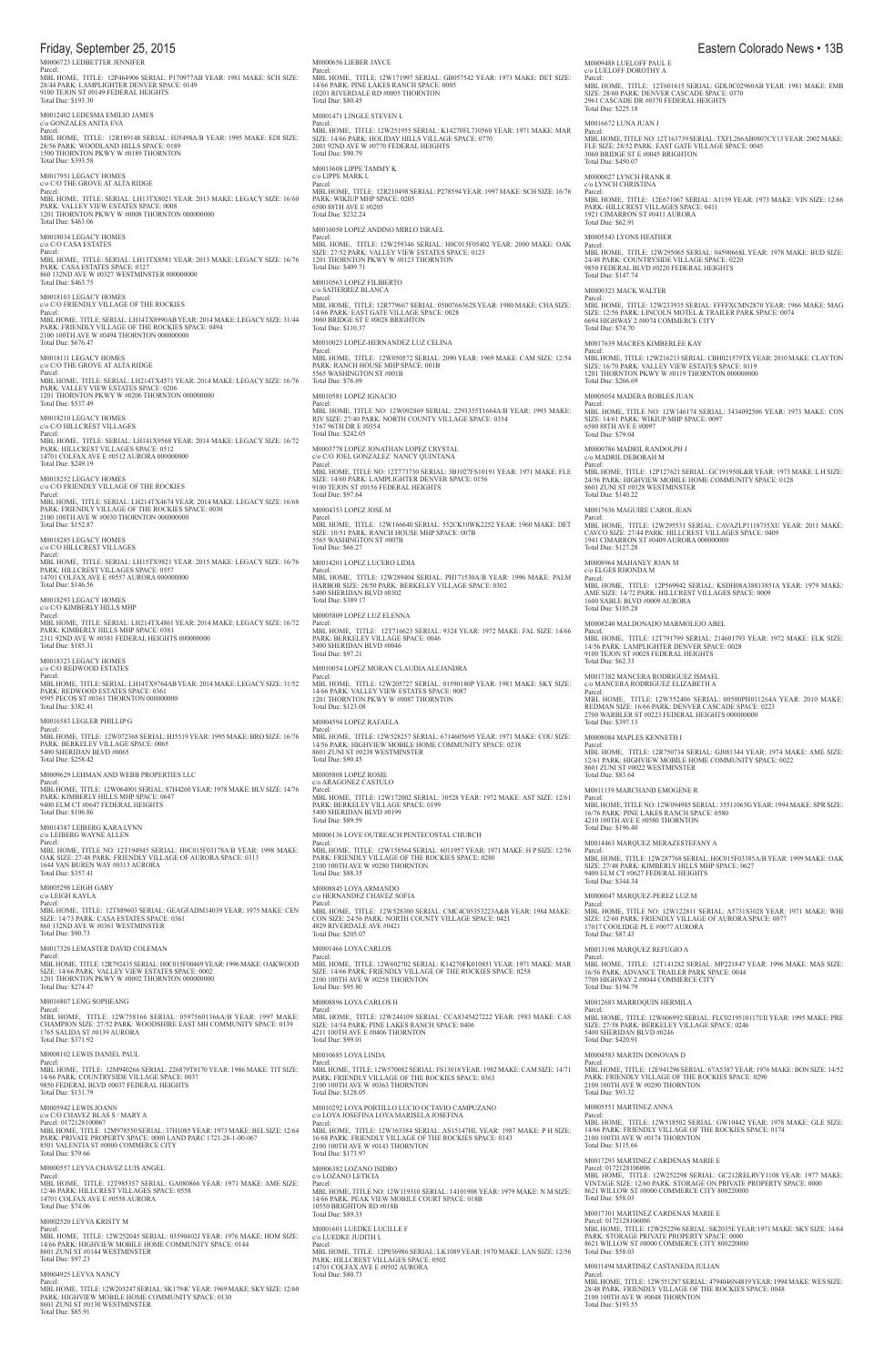M0006723 LEDBETTER JENNIFER
Parcel:
MBL HOME, TITLE: 12P464906 SERIAL: P170977AB YEAR: 1981 MAKE: SCH SIZE: 28/44 PARK: LAMPLIGHTER DENVER SPACE: 0149
9100 TEJON ST #0149 FEDERAL HEIGHTS
Total Due: $193.30

M0012402 LEDESMA EMILIO JAMES
c/o GONZALES ANITA EVA
Parcel:
MBL HOME, TITLE: 12R189148 SERIAL: HJ5498A/B YEAR: 1995 MAKE: EDI SIZE: 28/56 PARK: WOODLAND HILLS SPACE: 0189
1500 THORNTON PKWY # #0189 THORNTON
Total Due: $393.58

M0017951 LEGACY HOMES
c/o C/O THE GROVE AT ALTA RIDGE
Parcel:
MBL HOME, TITLE: SERIAL: LH13TX8021 YEAR: 2013 MAKE: LEGACY SIZE: 16/60 PARK: VALLEY VIEW ESTATES SPACE: 0008
1201 THORNTON PKWY W #0008 THORNTON 000000000
Total Due: $463.06

M0018034 LEGACY HOMES
c/o C/O CASA ESTATES
Parcel:
MBL HOME, TITLE: SERIAL: LH13TX8581 YEAR: 2013 MAKE: LEGACY SIZE: 16/76 PARK: CASA ESTATES SPACE: 0327
860 132ND AVE W #0327 WESTMINSTER 000000000
Total Due: $463.75

M0018103 LEGACY HOMES
c/o C/O FRIENDLY VILLAGE OF THE ROCKIES
Parcel:
MBLHOME, TITLE: SERIAL: LH14TX8990AB YEAR: 2014 MAKE: LEGACY SIZE: 31/44 PARK: FRIENDLY VILLAGE OF THE ROCKIES SPACE: 0494
2100 100TH AVE W #0494 THORNTON 000000000
Total Due: $676.47

M0018111 LEGACY HOMES
c/o C/O THE GROVE AT ALTA RIDGE
Parcel:
MBL HOME, TITLE: SERIAL: LH214TX4571 YEAR: 2014 MAKE: LEGACY SIZE: 16/76 PARK: VALLEY VIEW ESTATES SPACE: 0206
1201 THORNTON PKWY W #0206 THORNTON 000000000
Total Due: $537.49

M0018210 LEGACY HOMES
c/o C/O HILLCREST VILLAGES
Parcel:
MBL HOME, TITLE: SERIAL: LH141X9568 YEAR: 2014 MAKE: LEGACY SIZE: 16/72 PARK: HILLCREST VILLAGES SPACE: 0512
14701 COLFAX AVE E #0512 AURORA 000000000
Total Due: $249.19

M0018252 LEGACY HOMES
c/o C/O FRIENDLY VILLAGE OF THE ROCKIES
Parcel:
MBL HOME, TITLE: SERIAL: LH214TX4674 YEAR: 2014 MAKE: LEGACY SIZE: 16/68 PARK: FRIENDLY VILLAGE OF THE ROCKIES SPACE: 0030
2100 100TH AVE W #0030 THORNTON 000000000
Total Due: $152.87

M0018285 LEGACY HOMES
c/o C/O HILLCREST VILLAGES
Parcel:
MBL HOME, TITLE: SERIAL: LH15TX9821 YEAR: 2015 MAKE: LEGACY SIZE: 16/76 PARK: HILLCREST VILLAGES SPACE: 0557
14701 COLFAX AVE E #0557 AURORA 000000000
Total Due: $146.56

M0018293 LEGACY HOMES
c/o C/O KIMBERLY HILLS MHP
Parcel:
MBL HOME, TITLE: SERIAL: LH214TX4861 YEAR: 2014 MAKE: LEGACY SIZE: 16/72 PARK: KIMBERLY HILLS MHP SPACE: 0381
2311 92ND AVE W #0381 FEDERAL HEIGHTS 000000000
Total Due: $185.31

M0018323 LEGACY HOMES
c/o C/O REDWOOD ESTATES
Parcel:
MBL HOME, TITLE: SERIAL: LH14TX9764AB YEAR: 2014 MAKE: LEGACY SIZE: 31/52 PARK: REDWOOD ESTATES SPACE: 0361
9595 PECOS ST #0361 THORNTON 000000000
Total Due: $382.41

M0016583 LEGLER PHILLIP G
Parcel:
MBL HOME, TITLE: 12W072368 SERIAL: HJ5519 YEAR: 1995 MAKE: BRO SIZE: 16/76 PARK: BERKELEY VILLAGE SPACE: 0065
5400 SHERIDAN BLVD #0065
Total Due: $258.42

M0009629 LEHMAN AND WEBB PROPERTIES LLC
Parcel:
MBL HOME, TITLE: 12W064001 SERIAL: 87H4260 YEAR: 1978 MAKE: BLV SIZE: 14/76 PARK: KIMBERLY HILLS MHP SPACE: 0647
9400 ELM CT #0647 FEDERAL HEIGHTS
Total Due: $106.86

M0014387 LEIBERG KARA LYNN
c/o LEIBERG WAYNE ALLEN
Parcel:
MBL HOME, TITLE NO: 12T194945 SERIAL: H0C015F03178A/B YEAR: 1998 MAKE: OAK SIZE: 27/48 PARK: FRIENDLY VILLAGE OF AURORA SPACE: 0313
1644 VAN BUREN WAY #0313 AURORA
Total Due: $357.41

M0005298 LEIGH GARY
c/o LEIGH KAYLA
Parcel:
MBL HOME, TITLE: 12T889603 SERIAL: GEAGFADM14039 YEAR: 1975 MAKE: CEN SIZE: 14/73 PARK: CASA ESTATES SPACE: 0361
860 132ND AVE W #0361 WESTMINSTER
Total Due: $90.73

M0017320 LEMASTER DAVID COLEMAN
Parcel:
MBL HOME, TITLE: 12R792435 SERIAL: H0C015F00469 YEAR: 1996 MAKE: OAKWOOD SIZE: 14/66 PARK: VALLEY VIEW ESTATES SPACE: 0002
1201 THORNTON PKWY W #0002 THORNTON 000000000
Total Due: $274.47

M0016807 LENG SOPHEANG
Parcel:
MBL HOME, TITLE: 12W758166 SERIAL: 05975601366A/B YEAR: 1997 MAKE: CHAMPION SIZE: 27/52 PARK: WOODSHIRE EAST MH COMMUNITY SPACE: 0139
1765 SALIDA ST #0139 AURORA
Total Due: $371.92

M0008102 LEWIS DANIEL PAUL
Parcel:
MBL HOME, TITLE: 12M940266 SERIAL: 22687918170 YEAR: 1986 MAKE: TIT SIZE: 14/66 PARK: COUNTRYSIDE VILLAGE SPACE: 0037
9850 FEDERAL BLVD #0037 FEDERAL HEIGHTS
Total Due: $131.79

M0005942 LEWIS JOANN
c/o C/O CHAVEZ BLAS S / MARY A
Parcel: 0172128100067
MBL HOME, TITLE: 12M978550 SERIAL: 37H1085 YEAR: 1973 MAKE: BEL SIZE: 12/64 PARK: PRIVATE PROPERTY SPACE: 0000 LAND PARC 1721-28-1-00-067
8501 VALENTIA ST #0000 COMMERCE CITY
Total Due: $79.66

M0000557 LEYVA CHAVEZ LUIS ANGEL
Parcel:
MBL HOME, TITLE: 12T985357 SERIAL: GA080866 YEAR: 1971 MAKE: AME SIZE: 12/46 PARK: HILLCREST VILLAGES SPACE: 0558
14701 COLFAX AVE E #0558 AURORA
Total Due: $74.06

M0002520 LEYVA KRISTY M
Parcel:
MBL HOME, TITLE: 12W252045 SERIAL: 03590402J YEAR: 1976 MAKE: HOM SIZE: 14/66 PARK: HIGHVIEW MOBILE HOME COMMUNITY SPACE: 0144
8601 ZUNI ST #0144 WESTMINSTER
Total Due: $97.23

M0004925 LEYVA NANCY
Parcel:
MBL HOME, TITLE: 12W203247 SERIAL: SK1794C YEAR: 1969 MAKE: SKY SIZE: 12/60 PARK: HIGHVIEW MOBILE HOME COMMUNITY SPACE: 0130
8601 ZUNI ST #0130 WESTMINSTER
Total Due: $85.91

M0000656 LIEBER JAYCE
Parcel:
MBL HOME, TITLE: 12W171997 SERIAL: GB057542 YEAR: 1973 MAKE: DET SIZE: 14/66 PARK: PINE LAKES RANCH SPACE: 0005
10201 RIVERDALE RD #0005 THORNTON
Total Due: $80.45

M0001471 LINGLE STEVEN L
Parcel:
MBL HOME, TITLE: 12W251955 SERIAL: K14270FL710560 YEAR: 1971 MAKE: MAR SIZE: 14/66 PARK: HOLIDAY HILLS VILLAGE SPACE: 0770
2001 92ND AVE W #0770 FEDERAL HEIGHTS
Total Due: $90.79

M0013608 LIPPE TAMMY K
c/o LIPPE MARK L
Parcel:
MBL HOME, TITLE: 12R210498 SERIAL: P278594 YEAR: 1997 MAKE: SCH SIZE: 16/76 PARK: WIKIUP MHP SPACE: 0205
6500 88TH AVE E #0205
Total Due: $232.24

M0016050 LOPEZ ANDINO MIRLO ISRAEL
Parcel:
MBL HOME, TITLE: 12W259346 SERIAL: H0C015F05402 YEAR: 2000 MAKE: OAK SIZE: 27/52 PARK: VALLEY VIEW ESTATES SPACE: 0123
1201 THORNTON PKWY W #0123 THORNTON
Total Due: $409.71

M0010563 LOPEZ FILIBERTO
c/o SATIERREZ BLANCA
Parcel:
MBL HOME, TITLE: 12R779667 SERIAL: 0500766362S YEAR: 1980 MAKE: CHA SIZE: 14/66 PARK: EAST GATE VILLAGE SPACE: 0028
3060 BRIDGE ST E #0028 BRIGHTON
Total Due: $110.37

M0010023 LOPEZ-HERNANDEZ LUZ CELINA
Parcel:
MBL HOME, TITLE: 12W050572 SERIAL: 2090 YEAR: 1969 MAKE: CAM SIZE: 12/54 PARK: RANCH HOUSE MHP SPACE: 001B
5565 WASHINGTON ST #001B
Total Due: $76.69

M0010581 LOPEZ IGNACIO
Parcel:
MBL HOME, TITLE NO: 12W092869 SERIAL: 2293355T1664A/B YEAR: 1993 MAKE: RIV SIZE: 27/40 PARK: NORTH COUNTY VILLAGE SPACE: 0354
5167 96TH DR E #0354
Total Due: $242.05

M0003778 LOPEZ JONATHAN LOPEZ CRYSTAL
c/o C/O JOEL GONZALEZ NANCY QUINTANA
Parcel:
MBL HOME, TITLE NO: 12T773730 SERIAL: 3B1027FS10191 YEAR: 1971 MAKE: FLE SIZE: 14/60 PARK: LAMPLIGHTER DENVER SPACE: 0156
9100 TEJON ST #0156 FEDERAL HEIGHTS
Total Due: $97.64

M0004353 LOPEZ JOSE M
Parcel:
MBL HOME, TITLE: 12W166640 SERIAL: 552CK10WK2252 YEAR: 1960 MAKE: DET SIZE: 10/51 PARK: RANCH HOUSE MHP SPACE: 007B
5565 WASHINGTON ST #007B
Total Due: $66.27

M0014201 LOPEZ LUCERO LIDIA
Parcel:
MBL HOME, TITLE: 12W289404 SERIAL: PH171530A/B YEAR: 1996 MAKE: PALM HARBOR SIZE: 28/50 PARK: BERKELEY VILLAGE SPACE: 0302
5400 SHERIDAN BLVD #0302
Total Due: $389.17

M0005809 LOPEZ LUZ ELENNA
Parcel:
MBL HOME, TITLE: 12T716623 SERIAL: 9324 YEAR: 1972 MAKE: FAL SIZE: 14/66 PARK: BERKELEY VILLAGE SPACE: 0046
5400 SHERIDAN BLVD #0046
Total Due: $97.21

M0010054 LOPEZ MORAN CLAUDIA ALEJANDRA
Parcel:
MBL HOME, TITLE: 12W205727 SERIAL: 01590180P YEAR: 1981 MAKE: SKY SIZE: 14/66 PARK: VALLEY VIEW ESTATES SPACE: 0087
1201 THORNTON PKWY W #0087 THORNTON
Total Due: $123.08

M0004594 LOPEZ RAFAELA
Parcel:
MBL HOME, TITLE: 12W528257 SERIAL: 6714605695 YEAR: 1971 MAKE: COU SIZE: 14/56 PARK: HIGHVIEW MOBILE HOME COMMUNITY SPACE: 0238
8601 ZUNI ST #0238 WESTMINSTER
Total Due: $90.45

M0005808 LOPEZ ROSIE
c/o ARAGONEZ CASTULO
Parcel:
MBL HOME, TITLE: 12W172002 SERIAL: 30528 YEAR: 1972 MAKE: AST SIZE: 12/61 PARK: BERKELEY VILLAGE SPACE: 0199
5400 SHERIDAN BLVD #0199
Total Due: $89.59

M0006136 LOVE OUTREACH PENTECOSTAL CHURCH
Parcel:
MBL HOME, TITLE: 12W158564 SERIAL: 6011957 YEAR: 1971 MAKE: H P SIZE: 12/56 PARK: FRIENDLY VILLAGE OF THE ROCKIES SPACE: 0280
2100 100TH AVE W #0280 THORNTON
Total Due: $88.35

M0008845 LOYA ARMANDO
c/o HERNANDEZ CHAVEZ SOFIA
Parcel:
MBL HOME, TITLE: 12W528300 SERIAL: CMC4C05353223A&B YEAR: 1984 MAKE: CON SIZE: 24/56 PARK: NORTH COUNTY VILLAGE SPACE: 0421
4829 RIVERDALE AVE #0421
Total Due: $205.07

M0001466 LOYA CARLOS
Parcel:
MBL HOME, TITLE: 12W602702 SERIAL: K14270FK010851 YEAR: 1971 MAKE: MAR SIZE: 14/66 PARK: FRIENDLY VILLAGE OF THE ROCKIES SPACE: 0258
2100 100TH AVE W #0258 THORNTON
Total Due: $95.80

M0008896 LOYA CARLOS H
Parcel:
MBL HOME, TITLE: 12W244109 SERIAL: CCA8345427222 YEAR: 1983 MAKE: CAS SIZE: 14/54 PARK: PINE LAKES RANCH SPACE: 0406
4211 100TH AVE E #0406 THORNTON
Total Due: $99.01

M0010685 LOYA LINDA
Parcel:
MBL HOME, TITLE: 12W570082 SERIAL: FS13018 YEAR: 1982 MAKE: CAM SIZE: 14/71 PARK: FRIENDLY VILLAGE OF THE ROCKIES SPACE: 0363
2100 100TH AVE W #0363 THORNTON
Total Due: $128.05

M0010292 LOYA PORTILLO LUCIO OCTAVIO CAMPUZANO
c/o LOYA JOSEFINA LOYA MARISELA JOSEFINA
Parcel:
MBL HOME, TITLE: 12W163384 SERIAL: AS1514THL YEAR: 1987 MAKE: P H SIZE: 16/68 PARK: FRIENDLY VILLAGE OF THE ROCKIES SPACE: 0143
2100 100TH AVE W #0143 THORNTON
Total Due: $173.97

M0006382 LOZANO ISIDRO
c/o LOZANO LETICIA
Parcel:
MBL HOME, TITLE NO: 12W119310 SERIAL: 14101908 YEAR: 1979 MAKE: N M SIZE: 14/66 PARK: PEAK VIEW MOBILE COURT SPACE: 018B
10550 BRIGHTON RD #018B
Total Due: $89.33

M0001601 LUEDKE LUCILLE F
c/o LUEDKE JUDITH L
Parcel:
MBL HOME, TITLE: 12P036986 SERIAL: LK1089 YEAR: 1970 MAKE: LAN SIZE: 12/56 PARK: HILLCREST VILLAGES SPACE: 0502
14701 COLFAX AVE E #0502 AURORA
Total Due: $80.73

M0009488 LUELOFF PAUL E
c/o LUELOFF DOROTHY A
Parcel:
MBL HOME, TITLE: 12T601615 SERIAL: GDL0C02960AB YEAR: 1981 MAKE: EMB SIZE: 28/60 PARK: DENVER CASCADE SPACE: 0370
2961 CASCADE DR #0370 FEDERAL HEIGHTS
Total Due: $225.18

M0016672 LUNA JUAN J
Parcel:
MBL HOME, TITLE NO: 12T163739 SERIAL: TXFL266AB0807CY13 YEAR: 2002 MAKE: FLE SIZE: 28/52 PARK: EAST GATE VILLAGE SPACE: 0045
3060 BRIDGE ST E #0045 BRIGHTON
Total Due: $450.07

M0000027 LYNCH FRANK R
c/o LYNCH CHRISTINA
Parcel:
MBL HOME, TITLE: 12E671067 SERIAL: A1159 YEAR: 1973 MAKE: VIN SIZE: 12/66 PARK: HILLCREST VILLAGES SPACE: 0411
1921 CIMARRON ST #0411 AURORA
Total Due: $62.91

M0005543 LYONS HEATHER
Parcel:
MBL HOME, TITLE: 12W295065 SERIAL: 04590668L YEAR: 1978 MAKE: BUD SIZE: 24/48 PARK: COUNTRYSIDE VILLAGE SPACE: 0220
9850 FEDERAL BLVD #0220 FEDERAL HEIGHTS
Total Due: $147.74

M0000323 MACK WALTER
Parcel:
MBL HOME, TITLE: 12W233935 SERIAL: FFFFXCMN2870 YEAR: 1966 MAKE: MAG SIZE: 12/56 PARK: LINCOLN MOTEL & TRAILER PARK SPACE: 0074
6694 HIGHWAY 2 #0074 COMMERCE CITY
Total Due: $74.70

M0017639 MACRES KIMBERLEE KAY
Parcel:
MBL HOME, TITLE: 12W216213 SERIAL: CBH021579TX YEAR: 2010 MAKE: CLAYTON SIZE: 16/70 PARK: VALLEY VIEW ESTATES SPACE: 0119
1201 THORNTON PKWY W #0119 THORNTON 000000000
Total Due: $266.69

M0005054 MADERA ROBLES JUAN
Parcel:
MBL HOME, TITLE NO: 12W146174 SERIAL: 3434092506 YEAR: 1973 MAKE: CON SIZE: 14/61 PARK: WIKIUP MHP SPACE: 0097
6500 88TH AVE E #0097
Total Due: $79.04

M0000786 MADRIL RANDOLPH J
c/o MADRIL DEBORAH M
Parcel:
MBL HOME, TITLE: 12P127621 SERIAL: GC191950L&R YEAR: 1973 MAKE: L H SIZE: 24/56 PARK: HIGHVIEW MOBILE HOME COMMUNITY SPACE: 0128
8601 ZUNI ST #0128 WESTMINSTER
Total Due: $140.22

M0017636 MAGUIRE CAROL JEAN
Parcel:
MBL HOME, TITLE: 12W295531 SERIAL: CAVAZLP1118735XU YEAR: 2011 MAKE: CAVCO SIZE: 27/44 PARK: HILLCREST VILLAGES SPACE: 0409
1941 CIMARRON ST #0409 AURORA 000000000
Total Due: $127.28

M0008964 MAHANEY JOAN M
c/o ELGES RHONDA M
Parcel:
MBL HOME, TITLE: 12P569942 SERIAL: KSDH08A3881385lA YEAR: 1979 MAKE: AME SIZE: 14/72 PARK: HILLCREST VILLAGES SPACE: 0009
1600 SABLE BLVD #0009 AURORA
Total Due: $105.28

M0008240 MALDONADO MARMOLEJO ABEL
Parcel:
MBL HOME, TITLE: 12T791799 SERIAL: 214601793 YEAR: 1972 MAKE: ELK SIZE: 14/56 PARK: LAMPLIGHTER DENVER SPACE: 0028
9100 TEJON ST #0028 FEDERAL HEIGHTS
Total Due: $62.33

M0017382 MANCERA RODRIGUEZ ISMAEL
c/o MANCERA RODRIGUEZ ELIZABETH A
Parcel:
MBL HOME, TITLE: 12W552406 SERIAL: 00500PH011264A YEAR: 2010 MAKE: REDMAN SIZE: 16/66 PARK: DENVER CASCADE SPACE: 0223
2700 WARBLER ST #0223 FEDERAL HEIGHTS 000000000
Total Due: $397.13

M0008084 MAPLES KENNETH I
Parcel:
MBL HOME, TITLE: 12R750734 SERIAL: GJ081344 YEAR: 1974 MAKE: AME SIZE: 12/61 PARK: HIGHVIEW MOBILE HOME COMMUNITY SPACE: 0022
8601 ZUNI ST #0022 WESTMINSTER
Total Due: $83.64

M0011139 MARCHAND EMOGENE R
Parcel:
MBL HOME, TITLE NO: 12W094985 SERIAL: 35511065G YEAR: 1994 MAKE: SPR SIZE: 16/76 PARK: PINE LAKES RANCH SPACE: 0580
4210 100TH AVE E #0580 THORNTON
Total Due: $196.40

M0014463 MARQUEZ MERAZESTEFANY A
Parcel:
MBL HOME, TITLE: 12W287768 SERIAL: H0C015F03385A/B YEAR: 1999 MAKE: OAK SIZE: 27/48 PARK: KIMBERLY HILLS MHP SPACE: 0627
9400 ELM CT #0627 FEDERAL HEIGHTS
Total Due: $344.34

M0000047 MARQUEZ-PEREZ LUZ M
Parcel:
MBL HOME, TITLE NO: 12W122811 SERIAL: A5731S3028 YEAR: 1971 MAKE: WHI SIZE: 12/60 PARK: FRIENDLY VILLAGE OF AURORA SPACE: 0077
17017 COOLIDGE PL E #0077 AURORA
Total Due: $87.43

M0013198 MARQUEZ REFUGIO A
Parcel:
MBL HOME, TITLE: 12T141282 SERIAL: MP221847 YEAR: 1996 MAKE: MAS SIZE: 16/56 PARK: ADVANCE TRAILER PARK SPACE: 0044
7700 HIGHWAY 2 #0044 COMMERCE CITY
Total Due: $194.79

M0012683 MARROQUIN HERMILA
Parcel:
MBL HOME, TITLE: 12W606992 SERIAL: FLC021951011711I YEAR: 1995 MAKE: PRE SIZE: 27/58 PARK: BERKELEY VILLAGE SPACE: 0246
5400 SHERIDAN BLVD #0246
Total Due: $420.91

M0004583 MARTIN DONOVAN D
Parcel:
MBL HOME, TITLE: 12E941296 SERIAL: 67A5387 YEAR: 1976 MAKE: BON SIZE: 14/52 PARK: FRIENDLY VILLAGE OF THE ROCKIES SPACE: 0290
2100 100TH AVE W #0290 THORNTON
Total Due: $93.32

M0005551 MARTINEZ ANNA
Parcel:
MBL HOME, TITLE: 12W518502 SERIAL: GW10442 YEAR: 1978 MAKE: GLE SIZE: 14/66 PARK: FRIENDLY VILLAGE OF THE ROCKIES SPACE: 0174
2100 100TH AVE W #0174 THORNTON
Total Due: $115.66

M0017293 MARTINEZ CARDENAS MARIE E
Parcel: 0172128106006
MBL HOME, TITLE: 12W252298 SERIAL: GC212RELRVY1108 YEAR: 1977 MAKE: VINTAGE SIZE: 12/60 PARK: STORAGE ON PRIVATE PROPERTY SPACE: 0000
8621 WILLOW ST #0000 COMMERCE CITY 800220000
Total Due: $58.03

M0017301 MARTINEZ CARDENAS MARIE E
Parcel: 0172128106006
MBL HOME, TITLE: 12W252296 SERIAL: SK2035E YEAR: 1971 MAKE: SKY SIZE: 14/64 PARK: STORAGE PRIVATE PROPERTY SPACE: 0000
8621 WILLOW ST #0000 COMMERCE CITY 800220000
Total Due: $58.03

M0011494 MARTINEZ CASTANEDA JULIAN
Parcel:
MBL HOME, TITLE: 12W551287 SERIAL: 4794046N4819 YEAR: 1994 MAKE: WES SIZE: 28/48 PARK: FRIENDLY VILLAGE OF THE ROCKIES SPACE: 0048
2100 100TH AVE W #0048 THORNTON
Total Due: $193.55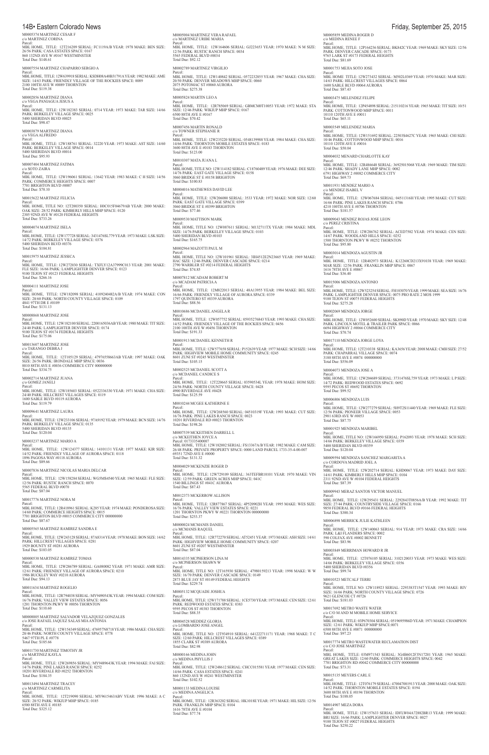M0005374 MARTINEZ CESAR F
c/o MARTINEZ CORINA
Parcel:
MBL HOME, TITLE: 12T216209 SERIAL: FC1119A/B YEAR: 1978 MAKE: BEN SIZE: 26/56 PARK: CASA ESTATES SPACE: 0167
860 132ND AVE W #0167 WESTMINSTER
Total Due: $148.61

M0007554 MARTINEZ CHAPARRO SERGIO A
Parcel:
MBL HOME, TITLE: 12W639918 SERIAL: KSDH08A40B31791A YEAR: 1982 MAKE: AME SIZE: 14/63 PARK: FRIENDLY VILLAGE OF THE ROCKIES SPACE: 0089
2100 100TH AVE W #0089 THORNTON
Total Due: $119.38

M0002856 MARTINEZ DIANA
c/o VEGA PANIAGUA JESUS A
Parcel:
MBL HOME, TITLE: 12W182383 SERIAL: 0714 YEAR: 1973 MAKE: TAR SIZE: 14/66 PARK: BERKELEY VILLAGE SPACE: 0025
5400 SHERIDAN BLVD #0025
Total Due: $98.47

M0003879 MARTINEZ DIANA
c/o VEGA ALFREDO
Parcel:
MBL HOME, TITLE: 12W188761 SERIAL: 32220 YEAR: 1973 MAKE: AST SIZE: 14/60 PARK: BERKELEY VILLAGE SPACE: 0014
5400 SHERIDAN BLVD #0014
Total Due: $95.93

M0007404 MARTINEZ FATIMA
c/o SOTO ZAIRA
Parcel:
MBL HOME, TITLE: 12W196061 SERIAL: 13642 YEAR: 1983 MAKE: C H SIZE: 14/56 PARK: COMMERCE HEIGHTS SPACE: 0007
7701 BRIGHTON BLVD #0007
Total Due: $70.10

M0015622 MARTINEZ FELICIA
Parcel:
MBL HOME, TITLE NO: 12T200350 SERIAL: H0C015F04679AB YEAR: 2000 MAKE: OAK SIZE: 28/52 PARK: KIMBERLY HILLS MHP SPACE: 0120
2305 92ND AVE W #0120 FEDERAL HEIGHTS
Total Due: $733.26

M0004074 MARTINEZ ISELA
Parcel:
MBL HOME, TITLE: 12W177728 SERIAL: 3431476SL779 YEAR: 1973 MAKE: LSK SIZE: 14/72 PARK: BERKELEY VILLAGE SPACE: 0376
5400 SHERIDAN BLVD #0376
Total Due: $104.81

M0015975 MARTINEZ JESSICA
Parcel:
MBL HOME, TITLE: 12W272030 SERIAL: TXFLY12A37999C013 YEAR: 2001 MAKE: FLE SIZE: 16/66 PARK: LAMPLIGHTER DENVER SPACE: 0123
9100 TEJON ST #0123 FEDERAL HEIGHTS
Total Due: $266.16

M0004111 MARTINEZ JOSE
Parcel:
MBL HOME, TITLE: 12W182098 SERIAL: 4109240482A/B YEAR: 1974 MAKE: CON SIZE: 28/60 PARK: NORTH COUNTY VILLAGE SPACE: 0109
4841 97TH DR E #0109
Total Due: $131.13

M0008868 MARTINEZ JOSE
Parcel:
MBL HOME, TITLE: 12W182100 SERIAL: 2200165036AB YEAR: 1980 MAKE: TIT SIZE: 24/40 PARK: LAMPLIGHTER DENVER SPACE: 0174
9100 TEJON ST #0174 FEDERAL HEIGHTS
Total Due: $175.06

M0013607 MARTINEZ JOSE
c/o TARANGO DEBRA J
Parcel:
MBL HOME, TITLE: 12T105129 SERIAL: 47976558663AB YEAR: 1997 MAKE: OAK SIZE: 26/56 PARK: IRONDALE MHP SPACE: 0036
8810 88TH AVE E #0036 COMMERCE CITY 000000000
Total Due: $334.75

M0002714 MARTINEZ JUANA
c/o GOMEZ JANELI
Parcel:
MBL HOME, TITLE: 12W185603 SERIAL: 0522336330 YEAR: 1971 MAKE: CHA SIZE: 24/40 PARK: HILLCREST VILLAGES SPACE: 0119
1600 SABLE BLVD #0119 AURORA
Total Due: $119.79

M0009641 MARTINEZ LAURA
Parcel:
MBL HOME, TITLE: 12W233106 SERIAL: 97A9192 YEAR: 1979 MAKE: BCN SIZE: 14/76 PARK: BERKELEY VILLAGE SPACE: 0135
5400 SHERIDAN BLVD #0135
Total Due: $120.04

M0003237 MARTINEZ MARIO A
Parcel:
MBL HOME, TITLE: 12W124377 SERIAL: 14101131 YEAR: 1977 MAKE: KIR SIZE: 14/52 PARK: FRIENDLY VILLAGE OF AURORA SPACE: 0118
1896 PAGOSA WAY #0118 AURORA
Total Due: $89.66

M0007836 MARTINEZ NICOLAS MARIA DELCAR
Parcel:
MBL HOME, TITLE: 12W158284 SERIAL: WG5MS4540 YEAR: 1965 MAKE: FLE SIZE: 12/56 PARK: RUSTIC RANCH SPACE: 0070
5565 FEDERAL BLVD #0070
Total Due: $87.04

M0017776 MARTINEZ NORA M
Parcel:
MBL HOME, TITLE: 12R418961 SERIAL: K285 YEAR: 1974 MAKE: PONDEROSA SIZE: 14/60 PARK: COMMERCE HEIGHTS SPACE: 0015
7701 BRIGHTON BLVD #0015 COMMERCE CITY 000000000
Total Due: $87.67

M0005565 MARTINEZ RAMIREZ SANDRA E
Parcel:
MBL HOME, TITLE: 12W243128 SERIAL: 87A8314 YEAR: 1978 MAKE: BON SIZE: 14/62 PARK: HILLCREST VILLAGES SPACE: 0281
1929 BOUNTY ST #0281 AURORA
Total Due: $103.05

M0000530 MARTINEZ RAMIREZ TOMAS
Parcel:
MBL HOME, TITLE: 12W286789 SERIAL: GA080082 YEAR: 1971 MAKE: AMR SIZE: 12/61 PARK: FRIENDLY VILLAGE OF AURORA SPACE: 0210
1986 BUCKLEY WAY #0210 AURORA
Total Due: $94.13

M0011634 MARTINEZ ROGELIO
Parcel:
MBL HOME, TITLE: 12R794038 SERIAL: MY9490543K YEAR: 1994 MAKE: COM SIZE: 16/76 PARK: VALLEY VIEW ESTATES SPACE: 0056
1201 THORNTON PKWY W #0056 THORNTON
Total Due: $110.60

M0008805 MARTINEZ SALVADOR VELAZQUEZ GONZALES
c/o JOSE RAFAEL JAQUEZ SALAS MIA ANTONIA
Parcel:
MBL HOME, TITLE: 12W154349 SERIAL: 47695783718 YEAR: 1986 MAKE: CHA SIZE: 28/46 PARK: NORTH COUNTY VILLAGE SPACE: 0778
5467 97TH PL E #0778
Total Due: $185.66

M0011730 MARTINEZ TIMOTHY JR
c/o MARTINEZ KAYLA
Parcel:
MBL HOME, TITLE: 12W269856 SERIAL: MY9489643K YEAR: 1994 MAKE: FAI SIZE: 14/76 PARK: PINE LAKES RANCH SPACE: 0252
10201 RIVERDALE RD #0252 THORNTON
Total Due: $184.35

M0013494 MARTINEZ TRACEY
c/o MARTINEZ CARMELITA
Parcel:
MBL HOME, TITLE: 12T219090 SERIAL: MY9615463ABV YEAR: 1996 MAKE: A C SIZE: 28/52 PARK: WIKIUP MHP SPACE: 0185
6500 88TH AVE E #0185
Total Due: $325.12

M0005004 MARTINEZ VERA RAFAEL
c/o MARTINEZ URIBE MARIA
Parcel:
MBL HOME, TITLE: 12W164606 SERIAL: GJ223653 YEAR: 1970 MAKE: N M SIZE: 12/56 PARK: RUSTIC RANCH SPACE: 0034
5565 FEDERAL BLVD #0034
Total Due: $92.12

M0002789 MARTINEZ VIRGILIO
Parcel:
MBL HOME, TITLE: 12W140842 SERIAL: 0572232855 YEAR: 1967 MAKE: CHA SIZE: 20/50 PARK: DENVER MEADOWS MHP SPACE: 0060
2075 POTOMAC ST #0060 AURORA
Total Due: $275.38

M0005824 MARTIN LEO A
Parcel:
MBL HOME, TITLE: 12R785069 SERIAL: GBMCM0T10053 YEAR: 1972 MAKE: STA SIZE: 12/46 PARK: WIKIUP MHP SPACE: 0167
6500 88TH AVE E #0167
Total Due: $70.42

M0007456 MARTIN RONALD
c/o TOWNER STEPHANIE R
Parcel:
MBL HOME, TITLE: 12W235220 SERIAL: 0548139988 YEAR: 1984 MAKE: CHA SIZE: 14/66 PARK: THORNTON MOBILE ESTATES SPACE: 0183
3600 88TH AVE E #0183 THORNTON
Total Due: $123.00

M0010307 MATA JUANA L
Parcel:
MBL HOME, TITLE NO: 12W114182 SERIAL: C18760489 YEAR: 1976 MAKE: DEE SIZE: 14/76 PARK: EAST GATE VILLAGE SPACE: 0158
3060 BRIDGE ST E #0158 BRIGHTON
Total Due: $100.83

M0004016 MATHEWES DAVID LEE
Parcel:
MBL HOME, TITLE: 12W206080 SERIAL: 3533 YEAR: 1972 MAKE: NOR SIZE: 12/60 PARK: EAST GATE VILLAGE SPACE: 0399
3060 BRIDGE ST E #0399 BRIGHTON
Total Due: $77.46

M0009530 MATTISON MARK
Parcel:
MBL HOME, TITLE NO: 12W087611 SERIAL: M132711TX YEAR: 1984 MAKE: MDL SIZE: 14/76 PARK: BERKELEY VILLAGE SPACE: 0103
5400 SHERIDAN BLVD #0103
Total Due: $165.75

M0002964 MAZOTTI PAUL M
Parcel:
MBL HOME, TITLE NO: 12W101961 SERIAL: 3H4512E2N23665 YEAR: 1969 MAKE: HAC SIZE: 12/46 PARK: DENVER CASCADE SPACE: 0214
2790 WARBLER ST #0214 FEDERAL HEIGHTS
Total Due: $74.85

M0007812 MCADAM ROBERT M
c/o MCADAM PATRICIA A
Parcel:
MBL HOME, TITLE: 12M822013 SERIAL: 48A13955 YEAR: 1984 MAKE: BEL SIZE: 16/66 PARK: FRIENDLY VILLAGE OF AURORA SPACE: 0339
1797 QUINTERO ST #0339 AURORA
Total Due: $88.56

M0010686 MCDANIEL ANGELA R
Parcel:
MBL HOME, TITLE: 12W057752 SERIAL: 05935276843 YEAR: 1993 MAKE: CHA SIZE: 14/52 PARK: FRIENDLY VILLAGE OF THE ROCKIES SPACE: 0456
2100 100TH AVE W #0456 THORNTON
Total Due: $191.33

M0001913 MCDANIEL KENNETH R
Parcel:
MBL HOME, TITLE: 12W577658 SERIAL: P152639 YEAR: 1977 MAKE: SCH SIZE: 14/66 PARK: HIGHVIEW MOBILE HOME COMMUNITY SPACE: 0245
8601 ZUNI ST #0245 WESTMINSTER
Total Due: $105.15

M0002525 MCDANIEL SCOTT A
c/o MCDANIEL CANDICE S
Parcel:
MBL HOME, TITLE: 12T220665 SERIAL: 03590534L YEAR: 1978 MAKE: HOM SIZE: 24/56 PARK: NORTH COUNTY VILLAGE SPACE: 0428
4900 RIVERDALE AVE #0428
Total Due: $125.59

M0010244 MCGEE KATHERINE E
Parcel:
MBL HOME, TITLE: 12W268560 SERIAL: 04510319F YEAR: 1993 MAKE: CUT SIZE: 16/76 PARK: PINE LAKES RANCH SPACE: 0023
10201 RIVERDALE RD #0023 THORNTON
Total Due: $198.26

M0007539 MCKEITHEN DARRELL L
c/o MCKEITHEN JOYCE A
Parcel: 0173335400007
MBL HOME, TITLE: 12W182002 SERIAL: FS13367A/B YEAR: 1982 MAKE: CAM SIZE: 26/48 PARK: PRIVATE PROPERTY SPACE: 0000 LAND PARCEL 1733-35-4-00-007
69351 72ND AVE E #0000
Total Due: $131.32

M0004029 MCKENZIE ROGER D
Parcel:
MBL HOME, TITLE: 12W729109 SERIAL: 363TEFBR10101 YEAR: 1970 MAKE: VIN SIZE: 12/59 PARK: GREEN ACRES MHP SPACE: 041C
1540 BILLINGS ST #041C AURORA
Total Due: $87.43

M0012373 MCKERROW ALLISON
Parcel:
MBL HOME, TITLE: 12R877867 SERIAL: 4P520902H YEAR: 1995 MAKE: WES SIZE: 16/76 PARK: VALLEY VIEW ESTATES SPACE: 0221
1201 THORNTON PKWY W #0221 THORNTON 000000000
Total Due: $253.37

M0000024 MCMANIS DANIEL
c/o MCMANIS RAQUEL
Parcel:
MBL HOME, TITLE: 12R772270 SERIAL: AT52451 YEAR: 1973 MAKE: ASH SIZE: 14/61 PARK: HIGHVIEW MOBILE HOME COMMUNITY SPACE: 0207
8601 ZUNI ST #0207 WESTMINSTER
Total Due: $87.04

M0014335 MCPHERSON LINA M
c/o MCPHERSON SHAWN W
Parcel:
MBL HOME, TITLE NO: 12T165930 SERIAL: 47980159213 YEAR: 1998 MAKE: W W SIZE: 16/70 PARK: DENVER CASCADE SPACE: 0149
2873 BLUE JAY ST #0149 FEDERAL HEIGHTS
Total Due: $229.74

M0005132 MCQUADE JOSHUA
Parcel:
MBL HOME, TITLE: 12W171788 SERIAL: 1CE5730 YEAR: 1973 MAKE: CEN SIZE: 12/61 PARK: REDWOOD ESTATES SPACE: 0383
9595 PECOS ST #0383 THORNTON
Total Due: $88.35

M0004528 MEDDEZ GLORIA
c/o LOMBARDO JOSE ANGEL
Parcel:
MBL HOME, TITLE NO: 12T934910 SERIAL: 641222711171 YEAR: 1968 MAKE: T C SIZE: 12/60 PARK: HILLCREST VILLAGES SPACE: 0389
1855 CLARK ST #0389 AURORA
Total Due: $82.98

M0000166 MEDINA JOHN
c/o MEDINA PHYLLIS J
Parcel:
MBL HOME, TITLE: 12W248612 SERIAL: CHC015581 YEAR: 1977 MAKE: CEN SIZE: 14/66 PARK: CASA ESTATES SPACE: 0241
860 132ND AVE W #0241 WESTMINSTER
Total Due: $102.52

M0001133 MEDINA LOUISE
c/o MEDINA ANGELICA
Parcel:
MBL HOME, TITLE: 12R363202 SERIAL: HK1018E YEAR: 1971 MAKE: HIL SIZE: 12/56 PARK: FRANKLIN MHP SPACE: 0104
1616 78TH AVE E #0104
Total Due: $77.74

M0005859 MEDINA ROGER D
c/o MEDINA RENEE F
Parcel:
MBL HOME, TITLE: 12P164236 SERIAL: BK842C YEAR: 1969 MAKE: SKY SIZE: 12/56 PARK: DENVER CASCADE SPACE: 0173
9765 LARK ST #0173 FEDERAL HEIGHTS
Total Due: $81.69

M0001753 MEJIA SOTO JOSE
Parcel:
MBL HOME, TITLE: 12W273432 SERIAL: M502L0369 YEAR: 1970 MAKE: MAR SIZE: 14/63 PARK: HILLCREST VILLAGES SPACE: 0064
1600 SABLE BLVD #0064 AURORA
Total Due: $87.43

M0003475 MELENDEZ FELIPE
Parcel:
MBL HOME, TITLE: 12P454898 SERIAL: 215110216 YEAR: 1965 MAKE: TIT SIZE: 10/51 PARK: COTTONWOOD MHP SPACE: 0011
10110 120TH AVE E #0011
Total Due: $65.11

M0003549 MELENDEZ MARIA
Parcel:
MBL HOME, TITLE: 12W151692 SERIAL: 22503S4627C YEAR: 1965 MAKE: CHI SIZE: 10/46 PARK: COTTONWOOD MHP SPACE: 0016
10110 120TH AVE E #0016
Total Due: $50.04

M0004032 MENARD CHARLOTTE KAY
Parcel:
MBL HOME, TITLE: 12R486648 SERIAL: 36925015068 YEAR: 1969 MAKE: TIM SIZE: 12/46 PARK: SHADY LANE MHP SPACE: 0082
6791 HIGHWAY 2 #0082 COMMERCE CITY
Total Due: $69.73

M0011931 MENDEZ MARIO A
c/o MENDEZ ISABEL V
Parcel:
MBL HOME, TITLE: 12W067684 SERIAL: 04511316H YEAR: 1995 MAKE: CUT SIZE: 16/66 PARK: PINE LAKES RANCH SPACE: 0706
4210 100TH AVE E #0706 THORNTON
Total Due: $181.57

M0009043 MENDEZ ROJAS JOSE LEON
c/o PEREZ CRISTINA
Parcel:
MBL HOME, TITLE: 12W286762 SERIAL: ACED7502 YEAR: 1974 MAKE: CEN SIZE: 14/67 PARK: WOODLAND HILLS SPACE: 0252
1500 THORNTON PKWY W #0252 THORNTON
Total Due: $95.80

M0003014 MENDOZA AGUSTIN JR
Parcel:
MBL HOME, TITLE: 12R402973 SERIAL: K12260CD213X91038 YEAR: 1969 MAKE: MAR SIZE: 12/56 PARK: FRANKLIN MHP SPACE: 0067
1616 78TH AVE E #0067
Total Due: $36.40

M0015006 MENDOZA ANTONIO
Parcel:
MBL HOME, TITLE: 12W523254 SERIAL: FH103070 YEAR: 1999 MAKE: SEA SIZE: 16/76 PARK: LAMPLIGHTER DENVER SPACE: 0075 PRO RATE 2 MOS 1999
9100 TEJON ST #0075 FEDERAL HEIGHTS
Total Due: $275.28

M0002069 MENDOZA JORGE
Parcel:
MBL HOME, TITLE: 12W052600 SERIAL: SK890D YEAR: 1970 MAKE: SKY SIZE: 12/48 PARK: LINCOLN MOTEL & TRAILER PARK SPACE: 0066
6694 HIGHWAY 2 #0066 COMMERCE CITY
Total Due: $70.74

M0017110 MENDOZA JORGE LOYA
Parcel:
MBL HOME, TITLE: 12T210338 SERIAL: KA3656 YEAR: 2008 MAKE: CMH SIZE: 27/52 PARK: CHAPARRAL VILLAGE SPACE: 0074
3180 88TH AVE E #0074 000000000
Total Due: $556.09

M0004073 MENDOZA JOSE A
Parcel:
MBL HOME, TITLE: 12W204689 SERIAL: 3731476SL759 YEAR: 1973 MAKE: L P SIZE: 14/72 PARK: REDWOOD ESTATES SPACE: 0692
9595 PECOS ST #0692 THORNTON
Total Due: $99.52

M0006806 MENDOZA LUIS
Parcel:
MBL HOME, TITLE: 12W277279 SERIAL: 5H972S11440 YEAR: 1969 MAKE: FLE SIZE: 12/56 PARK: PIONEER VILLAGE SPACE: 0053
2901 63RD AVE W #0053
Total Due: $87.75

M0001925 MENDOZA MARIBEL
Parcel:
MBL HOME, TITLE NO: 12W166950 SERIAL: P162093 YEAR: 1978 MAKE: SCH SIZE: 14/66 PARK: BERKELEY VILLAGE SPACE: 0359
5400 SHERIDAN BLVD #0359
Total Due: $120.04

M0009594 MENDOZA SANCHEZ MARGARITA A
c/o CORDOVA MADRID JOEL A
Parcel:
MBL HOME, TITLE: 12W202714 SERIAL: KHD0067 YEAR: 1973 MAKE: DAY SIZE: 14/61 PARK: KIMBERLY HILLS MHP SPACE: 0104
2311 92ND AVE W #0104 FEDERAL HEIGHTS
Total Due: $87.39

M0009943 MERAZ SANTOS VICTOR MANUEL
Parcel:
MBL HOME, TITLE: 12W295431 SERIAL: 22928437086A/B YEAR: 1992 MAKE: TIT SIZE: 27/44 PARK: COUNTRYSIDE VILLAGE SPACE: 0166
9850 FEDERAL BLVD #0166 FEDERAL HEIGHTS
Total Due: $300.34

M0006898 MERRICK JULIE KATHLEEN
Parcel:
MBL HOME, TITLE: 12W140063 SERIAL: 914 YEAR: 1973 MAKE: CRA SIZE: 14/66 PARK: L&I FLANDERS SPACE: 0002
590 COLFAX AVE #0002 BENNETT
Total Due: $83.96

M0003849 MERRIMAN HOWARD R JR
Parcel:
MBL HOME, TITLE: 12T076105 SERIAL: 3102120033 YEAR: 1973 MAKE: WES SIZE: 14/66 PARK: BERKELEY VILLAGE SPACE: 0356
5400 SHERIDAN BLVD #0356
Total Due: $99.74

M0010523 METCALF TERRI
Parcel:
MBL HOME, TITLE NO: 12W118923 SERIAL: 2293383T1547 YEAR: 1993 MAKE: RIV SIZE: 16/66 PARK: NORTH COUNTY VILLAGE SPACE: 0726
9621 GLENCOE CT #0726
Total Due: $181.03

M0017692 METRO WASTE WATER
c/o C/O M AND M MOBILE HOME SERVICE
Parcel:
MBL HOME, TITLE: 03P670304 SERIAL: 0519695986D YEAR: 1971 MAKE: CHAMPION SIZE: 12/61 PARK: WIKIUP MHP SPACE: 0071
6500 88TH AVE E #0071 000000000
Total Due: $97.23

M0017774 METRO WASTEWATER RECLAMATION DIST
c/o C/O JOSE MARTINEZ
Parcel:
MBL HOME, TITLE: 03M971543 SERIAL: 3G4B6012F3N17201 YEAR: 1965 MAKE: GREAT LAKES SIZE: 12/60 PARK: COMMERCE HEIGHTS SPACE: 0042
7701 BRIGHTON RD #0042 COMMERCE CITY 000000000
Total Due: $73.31

M0015135 MEYERS CARL E
Parcel:
MBL HOME, TITLE: 12T076179 SERIAL: 470047001913 YEAR: 2000 MAKE: OAK SIZE: 14/52 PARK: THORNTON MOBILE ESTATES SPACE: 0194
3600 88TH AVE E #0194 THORNTON
Total Due: $188.05

M0014907 MEZA DORA
Parcel:
MBL HOME, TITLE: 12W157633 SERIAL: IDFLW04A72882BR13 YEAR: 1999 MAKE: BRI SIZE: 16/66 PARK: LAMPLIGHTER DENVER SPACE: 0027
9100 TEJON ST #0027 FEDERAL HEIGHTS
Total Due: $250.22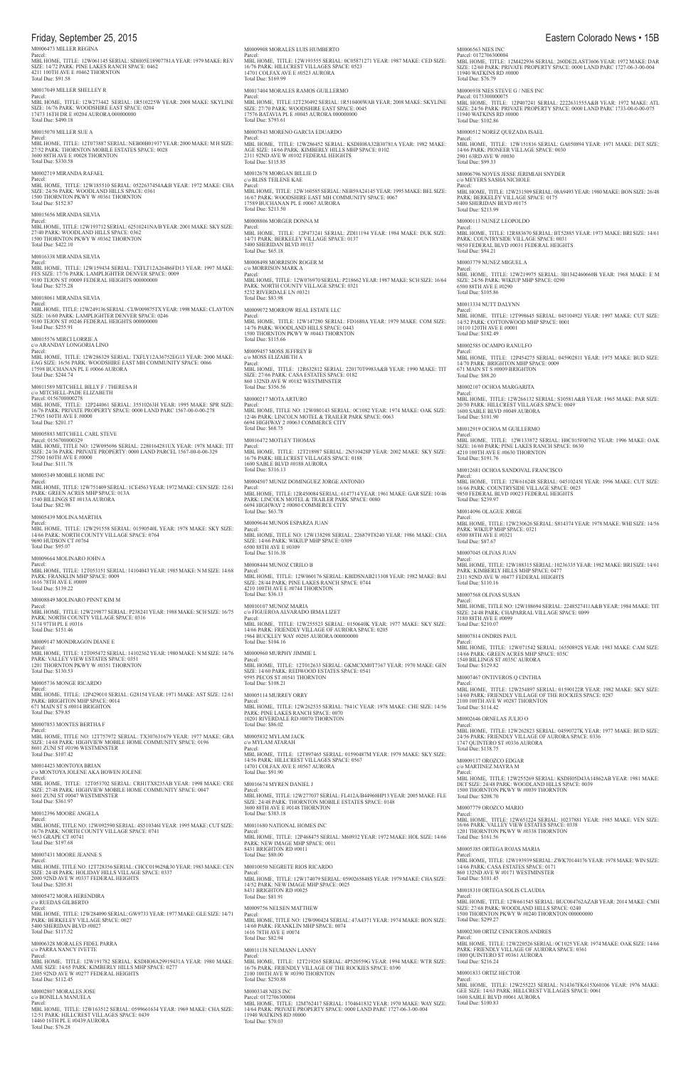M0006473 MILLER REGINA
Parcel:
MBL HOME, TITLE: 12W061145 SERIAL: SDH05E18907781A YEAR: 1979 MAKE: REV SIZE: 14/72 PARK: PINE LAKES RANCH SPACE: 0462
4211 100TH AVE E #0462 THORNTON
Total Due: $91.58

M0017049 MILLER SHELLEY R
Parcel:
MBL HOME, TITLE: 12W273442 SERIAL: 1R510225W YEAR: 2008 MAKE: SKYLINE SIZE: 16/76 PARK: WOODSHIRE EAST SPACE: 0204
17473 16TH DR E #0204 AURORA 000000000
Total Due: $490.18

M0015070 MILLER SUE A
Parcel:
MBL HOME, TITLE: 12T073887 SERIAL: NEB00H01937 YEAR: 2000 MAKE: M H SIZE: 27/52 PARK: THORNTON MOBILE ESTATES SPACE: 0028
3600 88TH AVE E #0028 THORNTON
Total Due: $330.58

M0002719 MIRANDA RAFAEL
Parcel:
MBL HOME, TITLE: 12W185510 SERIAL: 0522637454A&B YEAR: 1972 MAKE: CHA SIZE: 24/56 PARK: WOODLAND HILLS SPACE: 0361
1500 THORNTON PKWY W #0361 THORNTON
Total Due: $152.87

M0015656 MIRANDA SILVIA
Parcel:
MBL HOME, TITLE: 12W193712 SERIAL: 62510241NA/B YEAR: 2001 MAKE: SKY SIZE: 27/40 PARK: WOODLAND HILLS SPACE: 0362
1500 THORNTON PKWY W #0362 THORNTON
Total Due: $422.10

M0016338 MIRANDA SILVIA
Parcel:
MBL HOME, TITLE: 12W159434 SERIAL: TXFLT12A26486FD13 YEAR: 1997 MAKE: FES SIZE: 17/76 PARK: LAMPLIGHTER DENVER SPACE: 0009
9100 TEJON ST #0009 FEDERAL HEIGHTS 000000000
Total Due: $275.28

M0018061 MIRANDA SILVIA
Parcel:
MBL HOME, TITLE: 12W249136 SERIAL: CLW009875TX YEAR: 1998 MAKE: CLAYTON SIZE: 16/60 PARK: LAMPLIGHTER DENVER SPACE: 0246
9100 TEJON ST #0246 FEDERAL HEIGHTS 000000000
Total Due: $255.91

M0015576 MIRCI LORRIE A
c/o ARANDAY LONGORIA LINO
Parcel:
MBL HOME, TITLE: 12W286329 SERIAL: TXFLY12A36752EG13 YEAR: 2000 MAKE: EAG SIZE: 16/56 PARK: WOODSHIRE EAST MH COMMUNITY SPACE: 0066
17598 BUCHANAN PL E #0066 AURORA
Total Due: $244.74

M0011589 MITCHELL BILLY F / THERESA H
c/o MITCHELL-PADE ELIZABETH
Parcel: 0156700000278
MBL HOME, TITLE: 12P244061 SERIAL: 35510263H YEAR: 1995 MAKE: SPR SIZE: 16/76 PARK: PRIVATE PROPERTY SPACE: 0000 LAND PARC 1567-00-0-00-278
27905 160TH AVE E #0000
Total Due: $201.17

M0005883 MITCHELL CARL STEVE
Parcel: 0156700000329
MBL HOME, TITLE NO: 12W095696 SERIAL: 2280164281UX YEAR: 1978 MAKE: TIT SIZE: 24/36 PARK: PRIVATE PROPERTY: 0000 LAND PARCEL 1567-00-0-00-329
27500 160TH AVE E #0000
Total Due: $111.78

M0005349 MOBILE HOME INC
Parcel:
MBL HOME, TITLE: 12W751409 SERIAL: 1CE4563 YEAR: 1972 MAKE: CEN SIZE: 12/61 PARK: GREEN ACRES MHP SPACE: 013A
1540 BILLINGS ST #013A AURORA
Total Due: $82.98

M0005439 MOLINA MARTHA
Parcel:
MBL HOME, TITLE: 12W291558 SERIAL: 01590540L YEAR: 1978 MAKE: SKY SIZE: 14/66 PARK: NORTH COUNTY VILLAGE SPACE: 0764
9690 HUDSON CT #0764
Total Due: $95.07

M0009664 MOLINARO JOHN A
Parcel:
MBL HOME, TITLE: 12T053151 SERIAL: 14104043 YEAR: 1985 MAKE: N M SIZE: 14/68 PARK: FRANKLIN MHP SPACE: 0009
1616 78TH AVE E #0009
Total Due: $139.22

M0008849 MOLINARO PINNT KIM M
Parcel:
MBL HOME, TITLE: 12W219877 SERIAL: P238241 YEAR: 1988 MAKE: SCH SIZE: 16/75 PARK: NORTH COUNTY VILLAGE SPACE: 0316
5174 97TH PL E #0316
Total Due: $151.46

M0009147 MONDRAGON DIANE E
Parcel:
MBL HOME, TITLE: 12T095472 SERIAL: 14102362 YEAR: 1980 MAKE: N M SIZE: 14/76 PARK: VALLEY VIEW ESTATES SPACE: 0351
1201 THORNTON PKWY W #0351 THORNTON
Total Due: $130.53

M0005736 MONGE RICARDO
Parcel:
MBL HOME, TITLE: 12P429010 SERIAL: G28154 YEAR: 1971 MAKE: AST SIZE: 12/61 PARK: BRIGHTON MHP SPACE: 0014
671 MAIN ST S #0014 BRIGHTON
Total Due: $79.85

M0007853 MONTES BERTHA F
Parcel:
MBL HOME, TITLE NO: 12T757972 SERIAL: TX307631679 YEAR: 1977 MAKE: GRA SIZE: 14/68 PARK: HIGHVIEW MOBILE HOME COMMUNITY SPACE: 0196
8601 ZUNI ST #0196 WESTMINSTER
Total Due: $107.42

M0014423 MONTOYA BRIAN
c/o MONTOYA JOLENE AKA BOWEN JOLENE
Parcel:
MBL HOME, TITLE: 12T053702 SERIAL: CRH1TX8235AB YEAR: 1998 MAKE: CRE SIZE: 27/48 PARK: HIGHVIEW MOBILE HOME COMMUNITY SPACE: 0047
8601 ZUNI ST #0047 WESTMINSTER
Total Due: $361.97

M0012396 MOORE ANGELA
Parcel:
MBL HOME, TITLE NO: 12W092590 SERIAL: 4S5103461 YEAR: 1995 MAKE: CUT SIZE: 16/76 PARK: NORTH COUNTY VILLAGE SPACE: 0741
9653 GRAPE CT #0741
Total Due: $197.68

M0007431 MOORE JEANNE S
Parcel:
MBL HOME, TITLE NO: 12T728356 SERIAL: CHCC019629&30 YEAR: 1983 MAKE: CEN SIZE: 24/48 PARK: HOLIDAY HILLS VILLAGE SPACE: 0337
2000 92ND AVE W #0337 FEDERAL HEIGHTS
Total Due: $205.81

M0005472 MORA HERENDIRA
c/o RUEDAS GILBERTO
Parcel:
MBL HOME, TITLE: 12W284090 SERIAL: GW9733 YEAR: 1977 MAKE: GLE SIZE: 14/71 PARK: BERKELEY VILLAGE SPACE: 0027
5400 SHERIDAN BLVD #0027
Total Due: $117.52

M0006328 MORALES FIDEL PARRA
c/o PARRA NANCY IVETTE
Parcel:
MBL HOME, TITLE: 12W191782 SERIAL: KSDH08A29919431A YEAR: 1980 MAKE: AME SIZE: 14/65 PARK: KIMBERLY HILLS MHP SPACE: 0277
2305 92ND AVE W #0277 FEDERAL HEIGHTS
Total Due: $112.45

M0002807 MORALES JOSE
c/o BONILLA MANUELA
Parcel:
MBL HOME, TITLE: 12W163512 SERIAL: 0599661634 YEAR: 1969 MAKE: CHA SIZE: 12/51 PARK: HILLCREST VILLAGES SPACE: 0439
14460 16TH PL E #0439 AURORA
Total Due: $76.28

M0009908 MORALES LUIS HUMBERTO
Parcel:
MBL HOME, TITLE: 12W193555 SERIAL: 0C05871271 YEAR: 1987 MAKE: CED SIZE: 16/76 PARK: HILLCREST VILLAGES SPACE: 0523
14701 COLFAX AVE E #0523 AURORA
Total Due: $169.99

M0017404 MORALES RAMOS GUILLERMO
Parcel:
MBL HOME, TITLE:12T230492 SERIAL: 1R510400WAB YEAR: 2008 MAKE: SKYLINE SIZE: 27/70 PARK: WOODSHIRE EAST SPACE: 0045
17576 BATAVIA PL E #0045 AURORA 000000000
Total Due: $793.61

M0007843 MORENO GARCIA EDUARDO
Parcel:
MBL HOME, TITLE: 12W286452 SERIAL: KSDH08A32B30781A YEAR: 1982 MAKE: AGE SIZE: 14/66 PARK: KIMBERLY HILLS MHP SPACE: 0102
2311 92ND AVE W #0102 FEDERAL HEIGHTS
Total Due: $115.85

M0012678 MORGAN BILLIE D
c/o BLISS TEILENE KAE
Parcel:
MBL HOME, TITLE: 12W160585 SERIAL:NEB59A24145 YEAR: 1995 MAKE: BEL SIZE: 16/67 PARK: WOODSHIRE EAST MH COMMUNITY SPACE: 0067
17589 BUCHANAN PL E #0067 AURORA
Total Due: $213.50

M0008806 MORGER DONNA M
Parcel:
MBL HOME, TITLE: 12P473241 SERIAL: ZD111194 YEAR: 1984 MAKE: DUK SIZE: 14/71 PARK: BERKELEY VILLAGE SPACE: 0137
5400 SHERIDAN BLVD #0137
Total Due: $65.18

M0008498 MORRISON ROGER M
c/o MORRISON MARK A
Parcel:
MBL HOME, TITLE: 12W076970 SERIAL: P218662 YEAR: 1987 MAKE: SCH SIZE: 16/64 PARK: NORTH COUNTY VILLAGE SPACE: 0321
5232 RIVERDALE LN #0321
Total Due: $83.98

M0009072 MORROW REAL ESTATE LLC
Parcel:
MBL HOME, TITLE: 12W147280 SERIAL: FD1680A YEAR: 1979 MAKE: COM SIZE: 14/76 PARK: WOODLAND HILLS SPACE: 0443
1500 THORNTON PKWY W #0443 THORNTON
Total Due: $115.66

M0009457 MOSS JEFFREY B
c/o MOSS ELIZABETH A
Parcel:
MBL HOME, TITLE: 12R632812 SERIAL: 220170T9983A&B YEAR: 1990 MAKE: TIT SIZE: 27/66 PARK: CASA ESTATES SPACE: 0182
860 132ND AVE W #0182 WESTMINSTER
Total Due: $356.56

M0000217 MOTA ARTURO
Parcel:
MBL HOME, TITLE NO: 12W080143 SERIAL: 0C1082 YEAR: 1974 MAKE: OAK SIZE: 12/46 PARK: LINCOLN MOTEL & TRAILER PARK SPACE: 0063
6694 HIGHWAY 2 #0063 COMMERCE CITY
Total Due: $68.75

M0016472 MOTLEY THOMAS
Parcel:
MBL HOME, TITLE: 12T218987 SERIAL: 2N510428P YEAR: 2002 MAKE: SKY SIZE: 16/76 PARK: HILLCREST VILLAGES SPACE: 0188
1600 SABLE BLVD #0188 AURORA
Total Due: $316.13

M0004507 MUNIZ DOMINGUEZ JORGE ANTONIO
Parcel:
MBL HOME, TITLE: 12R450084 SERIAL: 6147714 YEAR: 1961 MAKE: GAR SIZE: 10/46 PARK: LINCOLN MOTEL & TRAILER PARK SPACE: 0080
6694 HIGHWAY 2 #0080 COMMERCE CITY
Total Due: $63.78

M0009644 MUNOS ESPARZA JUAN
Parcel:
MBL HOME, TITLE NO: 12W138298 SERIAL: 226879T8240 YEAR: 1986 MAKE: CHA SIZE: 14/66 PARK: WIKIUP MHP SPACE: 0309
6500 88TH AVE E #0309
Total Due: $116.38

M0008444 MUNOZ CIRILO B
Parcel:
MBL HOME, TITLE: 12W060176 SERIAL: KBIDSNAB213108 YEAR: 1982 MAKE: BAI SIZE: 28/44 PARK: PINE LAKES RANCH SPACE: 0744
4210 100TH AVE E #0744 THORNTON
Total Due: $36.13

M0010107 MUNOZ MARIA
c/o FIGUEROA ALVARADO IRMA LIZET
Parcel:
MBL HOME, TITLE: 12W255523 SERIAL: 0150640K YEAR: 1977 MAKE: SKY SIZE: 14/66 PARK: FRIENDLY VILLAGE OF AURORA SPACE: 0205
1964 BUCKLEY WAY #0205 AURORA 000000000
Total Due: $104.16

M0000960 MURPHY JIMMIE L
Parcel:
MBL HOME, TITLE: 12T012633 SERIAL: GKMCXM0T7367 YEAR: 1970 MAKE: GEN SIZE: 14/60 PARK: REDWOOD ESTATES SPACE: 0541
9595 PECOS ST #0541 THORNTON
Total Due: $108.21

M0005114 MURREY ORRY
Parcel:
MBL HOME, TITLE: 12W262535 SERIAL: 7841C YEAR: 1978 MAKE: CHE SIZE: 14/56 PARK: PINE LAKES RANCH SPACE: 0070
10201 RIVERDALE RD #0070 THORNTON
Total Due: $86.02

M0005832 MYLAM JACK
c/o MYLAM ATARAH
Parcel:
MBL HOME, TITLE: 12T897465 SERIAL: 01590487M YEAR: 1979 MAKE: SKY SIZE: 14/56 PARK: HILLCREST VILLAGES SPACE: 0567
14701 COLFAX AVE E #0567 AURORA
Total Due: $91.90

M0016674 MYREN DANIEL J
Parcel:
MBL HOME, TITLE: 12W277037 SERIAL: FL412A/B44960HP13 YEAR: 2005 MAKE: FLE SIZE: 24/48 PARK: THORNTON MOBILE ESTATES SPACE: 0148
3600 88TH AVE E #0148 THORNTON
Total Due: $383.18

M0011680 NATIONAL HOMES INC
Parcel:
MBL HOME, TITLE: 12P468475 SERIAL: M60932 YEAR: 1972 MAKE: HOL SIZE: 14/66 PARK: NEW IMAGE MHP SPACE: 0011
8431 BRIGHTON RD #0011
Total Due: $80.00

M0010050 NEGRETE RIOS RICARDO
Parcel:
MBL HOME, TITLE: 12W174079 SERIAL: 0590265848S YEAR: 1979 MAKE: CHA SIZE: 14/52 PARK: NEW IMAGE MHP SPACE: 0025
8431 BRIGHTON RD #0025
Total Due: $81.91

M0009756 NELSEN MATTHEW
Parcel:
MBL HOME, TITLE NO: 12W090424 SERIAL: 47A4371 YEAR: 1974 MAKE: BON SIZE: 14/60 PARK: FRANKLIN MHP SPACE: 0074
1616 78TH AVE E #0074
Total Due: $82.94

M0011138 NEUMANN LANNY
Parcel:
MBL HOME, TITLE: 12T219265 SERIAL: 4P520559G YEAR: 1994 MAKE: WTR SIZE: 16/76 PARK: FRIENDLY VILLAGE OF THE ROCKIES SPACE: 0390
2100 100TH AVE W #0390 THORNTON
Total Due: $250.88

M0003348 NIES INC
Parcel: 0172706300004
MBL HOME, TITLE: 12M762417 SERIAL: 1704641832 YEAR: 1970 MAKE: WAY SIZE: 14/64 PARK: PRIVATE PROPERTY SPACE: 0000 LAND PARC 1727-06-3-00-004
11940 WATKINS RD #0000
Total Due: $70.03

M0006563 NIES INC
Parcel: 0172706300004
MBL HOME, TITLE: 12M422936 SERIAL: 260DE2LAST3606 YEAR: 1972 MAKE: DAR SIZE: 12/60 PARK: PRIVATE PROPERTY SPACE: 0000 LAND PARC 1727-06-3-00-004
11940 WATKINS RD #0000
Total Due: $76.79

M0006938 NIES STEVE G / NIES INC
Parcel: 0173300000075
MBL HOME, TITLE: 12P407241 SERIAL: 2222631555A&B YEAR: 1972 MAKE: ATL SIZE: 24/56 PARK: PRIVATE PROPERTY SPACE: 0000 LAND PARC 1733-00-0-00-075
11940 WATKINS RD #0000
Total Due: $102.86

M0000512 NOREZ QUEZADA ISAEL
Parcel:
MBL HOME, TITLE: 12W151816 SERIAL: GA050894 YEAR: 1971 MAKE: DET SIZE: 14/66 PARK: PIONEER VILLAGE SPACE: 0030
2901 63RD AVE W #0030
Total Due: $99.33

M0006796 NOYES JESSE JERIMIAH SNYDER
c/o MEYERS SASHA NICHOLE
Parcel:
MBL HOME, TITLE: 12W231509 SERIAL: 08A9493 YEAR: 1980 MAKE: BON SIZE: 26/48 PARK: BERKELEY VILLAGE SPACE: 0175
5400 SHERIDAN BLVD #0175
Total Due: $213.99

M0000113 NUNEZ LEOPOLDO
Parcel:
MBL HOME, TITLE: 12R883670 SERIAL: BT52885 YEAR: 1973 MAKE: BRI SIZE: 14/61 PARK: COUNTRYSIDE VILLAGE SPACE: 0031
9850 FEDERAL BLVD #0031 FEDERAL HEIGHTS
Total Due: $94.21

M0003779 NUNEZ MIGUEL A
Parcel:
MBL HOME, TITLE: 12W219975 SERIAL: 3B1342460660B YEAR: 1968 MAKE: E M SIZE: 24/56 PARK: WIKIUP MHP SPACE: 0290
6500 88TH AVE E #0290
Total Due: $105.86

M0013334 NUTT DALYNN
Parcel:
MBL HOME, TITLE: 12T998645 SERIAL: 04510492J YEAR: 1997 MAKE: CUT SIZE: 14/52 PARK: COTTONWOOD MHP SPACE: 0001
10110 120TH AVE E #0001
Total Due: $182.49

M0002585 OCAMPO RANULFO
Parcel:
MBL HOME, TITLE: 12P454275 SERIAL: 04590281I YEAR: 1975 MAKE: BUD SIZE: 14/70 PARK: BRIGHTON MHP SPACE: 0009
671 MAIN ST S #0009 BRIGHTON
Total Due: $88.20

M0002107 OCHOA MARGARITA
Parcel:
MBL HOME, TITLE: 12W266132 SERIAL: S10581A&B YEAR: 1965 MAKE: PAR SIZE: 20/50 PARK: HILLCREST VILLAGES SPACE: 0049
1600 SABLE BLVD #0049 AURORA
Total Due: $101.90

M0012919 OCHOA M GUILLERMO
Parcel:
MBL HOME, TITLE: 12W133872 SERIAL: HOC015F00762 YEAR: 1996 MAKE: OAK SIZE: 16/60 PARK: PINE LAKES RANCH SPACE: 0630
4210 100TH AVE E #0630 THORNTON
Total Due: $191.76

M0012681 OCHOA SANDOVAL FRANCISCO
Parcel:
MBL HOME, TITLE: 12W616248 SERIAL: 04510245I YEAR: 1996 MAKE: CUT SIZE: 16/66 PARK: COUNTRYSIDE VILLAGE SPACE: 0023
9850 FEDERAL BLVD #0023 FEDERAL HEIGHTS
Total Due: $239.97

M0014096 OLAGUE JORGE
Parcel:
MBL HOME, TITLE: 12W230626 SERIAL: S814374 YEAR: 1978 MAKE: WHI SIZE: 14/56 PARK: WIKIUP MHP SPACE: 0321
6500 88TH AVE E #0321
Total Due: $87.67

M0007045 OLIVAS JUAN
Parcel:
MBL HOME, TITLE: 12W188315 SERIAL: 10236335 YEAR: 1982 MAKE: BRI SIZE: 14/61 PARK: KIMBERLY HILLS MHP SPACE: 0477
2311 92ND AVE W #0477 FEDERAL HEIGHTS
Total Due: $110.16

M0007568 OLIVAS SUSAN
Parcel:
MBL HOME, TITLE NO: 12W108694 SERIAL: 2248527411A&B YEAR: 1984 MAKE: TIT SIZE: 24/48 PARK: CHAPARRAL VILLAGE SPACE: 0099
3180 88TH AVE E #0099
Total Due: $210.07

M0007814 ONDRIS PAUL
Parcel:
MBL HOME, TITLE: 12W071542 SERIAL: 16550892S YEAR: 1983 MAKE: CAM SIZE: 14/66 PARK: GREEN ACRES MHP SPACE: 035C
1540 BILLINGS ST #035C AURORA
Total Due: $129.82

M0007467 ONTIVEROS Q CINTHIA
Parcel:
MBL HOME, TITLE: 12W254897 SERIAL: 01590122R YEAR: 1982 MAKE: SKY SIZE: 14/60 PARK: FRIENDLY VILLAGE OF THE ROCKIES SPACE: 0287
2100 100TH AVE W #0287 THORNTON
Total Due: $114.42

M0002646 ORNELAS JULIO O
Parcel:
MBL HOME, TITLE: 12W262823 SERIAL: 04590727K YEAR: 1977 MAKE: BUD SIZE: 24/56 PARK: FRIENDLY VILLAGE OF AURORA SPACE: 0336
1747 QUINTERO ST #0336 AURORA
Total Due: $138.75

M0009137 OROZCO EDGAR
c/o MARTINEZ MAYRA M
Parcel:
MBL HOME, TITLE: 12W255269 SERIAL: KSDH05D43A14862AB YEAR: 1981 MAKE: DET SIZE: 24/48 PARK: WOODLAND HILLS SPACE: 0039
1500 THORNTON PKWY W #0039 THORNTON
Total Due: $208.70

M0007779 OROZCO MARIO
Parcel:
MBL HOME, TITLE: 12W651224 SERIAL: 10237881 YEAR: 1985 MAKE: VEN SIZE: 16/66 PARK: VALLEY VIEW ESTATES SPACE: 0338
1201 THORNTON PKWY W #0338 THORNTON
Total Due: $161.56

M0005385 ORTEGA ROJAS MARIA
Parcel:
MBL HOME, TITLE: 12W193939 SERIAL: ZWK70144176 YEAR: 1978 MAKE: WIN SIZE: 14/66 PARK: CASA ESTATES SPACE: 0171
860 132ND AVE W #0171 WESTMINSTER
Total Due: $101.45

M0018310 ORTEGA SOLIS CLAUDIA
Parcel:
MBL HOME, TITLE: 12W661545 SERIAL: BUC004762AZAB YEAR: 2014 MAKE: CMH SIZE: 27/68 PARK: WOODLAND HILLS SPACE: 0240
1500 THORNTON PKWY W #0240 THORNTON 000000000
Total Due: $299.27

M0002300 ORTIZ CENICEROS ANDRES
Parcel:
MBL HOME, TITLE: 12W220526 SERIAL: 0C1025 YEAR: 1974 MAKE: OAK SIZE: 14/66 PARK: FRIENDLY VILLAGE OF AURORA SPACE: 0361
1800 QUINTERO ST #0361 AURORA
Total Due: $216.24

M0001833 ORTIZ HECTOR
Parcel:
MBL HOME, TITLE: 12W255223 SERIAL: N14367FK615X60106 YEAR: 1976 MAKE: GEE SIZE: 14/63 PARK: HILLCREST VILLAGES SPACE: 0061
1600 SABLE BLVD #0061 AURORA
Total Due: $100.83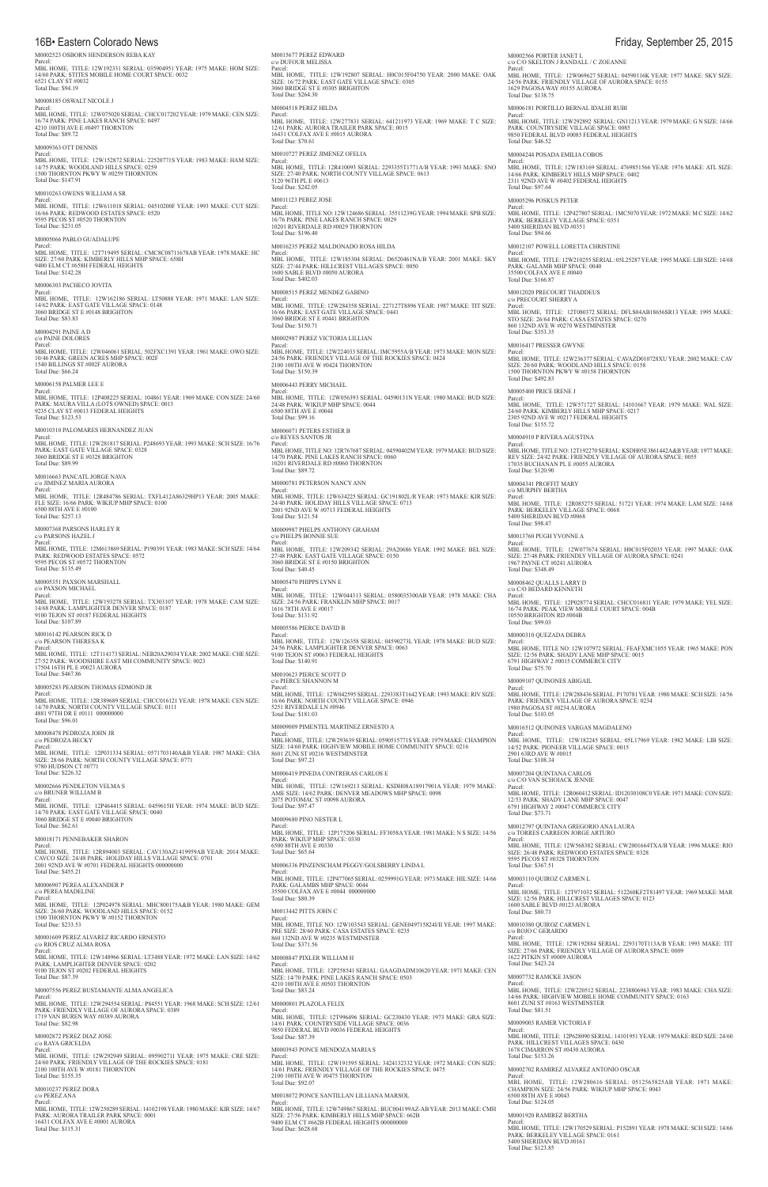M0002523 OSBORN HENDERSON REBA KAY
Parcel:
MBL HOME, TITLE: 12W192331 SERIAL: 035904951 YEAR: 1975 MAKE: HOM SIZE: 14/60 PARK: STITES MOBILE HOME COURT SPACE: 0032
6521 CLAY ST #0032
Total Due: $94.19

M0008185 OSWALT NICOLE J
Parcel:
MBL HOME, TITLE: 12W075020 SERIAL: CHCC017202 YEAR: 1979 MAKE: CEN SIZE: 16/74 PARK: PINE LAKES RANCH SPACE: 0497
4210 100TH AVE E #0497 THORNTON
Total Due: $89.72

M0009363 OTT DENNIS
Parcel:
MBL HOME, TITLE: 12W152872 SERIAL: 22520771S YEAR: 1983 MAKE: HAM SIZE: 14/75 PARK: WOODLAND HILLS SPACE: 0259
1500 THORNTON PKWY W #0259 THORNTON
Total Due: $147.91

M0010263 OWENS WILLIAM A SR
Parcel:
MBL HOME, TITLE: 12W611018 SERIAL: 04510200F YEAR: 1993 MAKE: CUT SIZE: 16/66 PARK: REDWOOD ESTATES SPACE: 0520
9595 PECOS ST #0520 THORNTON
Total Due: $231.05

M0005066 PABLO GUADALUPE
Parcel:
MBL HOME, TITLE: 12T719495 SERIAL: CMC8C08711678AB YEAR: 1978 MAKE: HC SIZE: 27/60 PARK: KIMBERLY HILLS MHP SPACE: 658H
9400 ELM CT #658H FEDERAL HEIGHTS
Total Due: $142.28

M0006303 PACHECO JOVITA
Parcel:
MBL HOME, TITLE: 12W162186 SERIAL: LT50888 YEAR: 1971 MAKE: LAN SIZE: 14/62 PARK: EAST GATE VILLAGE SPACE: 0148
3060 BRIDGE ST E #0148 BRIGHTON
Total Due: $83.83

M0004291 PAINE A D
c/o PAINE DOLORES
Parcel:
MBL HOME, TITLE: 12W046061 SERIAL: 502FXC1391 YEAR: 1961 MAKE: OWO SIZE: 10/46 PARK: GREEN ACRES MHP SPACE: 002F
1540 BILLINGS ST #002F AURORA
Total Due: $66.24

M0006158 PALMER LEE E
Parcel:
MBL HOME, TITLE: 12P408225 SERIAL: 104861 YEAR: 1969 MAKE: CON SIZE: 24/60 PARK: MAURA VILLA (LOTS OWNED) SPACE: 0013
9235 CLAY ST #0013 FEDERAL HEIGHTS
Total Due: $123.53

M0010310 PALOMARES HERNANDEZ JUAN
Parcel:
MBL HOME, TITLE: 12W281817 SERIAL: P248693 YEAR: 1993 MAKE: SCH SIZE: 16/76 PARK: EAST GATE VILLAGE SPACE: 0328
3060 BRIDGE ST E #0328 BRIGHTON
Total Due: $89.99

M0016663 PANCATL JORGE NAVA
c/o JIMINEZ MARIA AURORA
Parcel:
MBL HOME, TITLE: 12R484786 SERIAL: TXFL412A86329HP13 YEAR: 2005 MAKE: FLE SIZE: 16/66 PARK: WIKIUP MHP SPACE: 0100
6500 88TH AVE E #0100
Total Due: $257.13

M0007368 PARSONS HARLEY R
c/o PARSONS HAZEL J
Parcel:
MBL HOME, TITLE: 12M613869 SERIAL: P190391 YEAR: 1983 MAKE: SCH SIZE: 14/64 PARK: REDWOOD ESTATES SPACE: 0572
9595 PECOS ST #0572 THORNTON
Total Due: $135.49

M0005351 PAXSON MARSHALL
c/o PAXSON MICHAEL
Parcel:
MBL HOME, TITLE: 12W193278 SERIAL: TX303107 YEAR: 1978 MAKE: CAM SIZE: 14/68 PARK: LAMPLIGHTER DENVER SPACE: 0187
9100 TEJON ST #0187 FEDERAL HEIGHTS
Total Due: $107.89

M0016142 PEARSON RICK D
c/o PEARSON THERESA K
Parcel:
MBL HOME, TITLE: 12T114173 SERIAL: NEB20A29034 YEAR: 2002 MAKE: CHE SIZE: 27/52 PARK: WOODSHIRE EAST MH COMMUNITY SPACE: 0023
17504 16TH PL E #0023 AURORA
Total Due: $467.86

M0005293 PEARSON THOMAS EDMOND JR
Parcel:
MBL HOME, TITLE: 12R389689 SERIAL: CHCC016121 YEAR: 1978 MAKE: CEN SIZE: 14/70 PARK: NORTH COUNTY VILLAGE SPACE: 0111
4881 97TH DR E #0111 000000000
Total Due: $96.01

M0008478 PEDROZA JOHN JR
c/o PEDROZA BECKY
Parcel:
MBL HOME, TITLE: 12P031334 SERIAL: 0571703140A&B YEAR: 1987 MAKE: CHA SIZE: 28/66 PARK: NORTH COUNTY VILLAGE SPACE: 0771
9780 HUDSON CT #0771
Total Due: $226.32

M0002666 PENDLETON VELMA S
c/o BRUNER WILLIAM B
Parcel:
MBL HOME, TITLE: 12P464415 SERIAL: 0459615H YEAR: 1974 MAKE: BUD SIZE: 14/70 PARK: EAST GATE VILLAGE SPACE: 0040
3060 BRIDGE ST E #0040 BRIGHTON
Total Due: $62.61

M0018171 PENNEBAKER SHARON
Parcel:
MBL HOME, TITLE: 12R894003 SERIAL: CAV130AZ1419959AB YEAR: 2014 MAKE: CAVCO SIZE: 24/48 PARK: HOLIDAY HILLS VILLAGE SPACE: 0701
2001 92ND AVE W #0701 FEDERAL HEIGHTS 000000000
Total Due: $455.21

M0006907 PEREA ALEXANDER P
c/o PEREA MADELINE
Parcel:
MBL HOME, TITLE: 12P024978 SERIAL: MHC800175A&B YEAR: 1980 MAKE: GEM SIZE: 26/60 PARK: WOODLAND HILLS SPACE: 0152
1500 THORNTON PKWY W #0152 THORNTON
Total Due: $233.53

M0001609 PEREZ ALVAREZ RICARDO ERNESTO
c/o RIOS CRUZ ALMA ROSA
Parcel:
MBL HOME, TITLE: 12W148966 SERIAL: LT3488 YEAR: 1972 MAKE: LAN SIZE: 14/62 PARK: LAMPLIGHTER DENVER SPACE: 0202
9100 TEJON ST #0202 FEDERAL HEIGHTS
Total Due: $87.39

M0007556 PEREZ BUSTAMANTE ALMA ANGELICA
Parcel:
MBL HOME, TITLE: 12W294554 SERIAL: P84551 YEAR: 1968 MAKE: SCH SIZE: 12/61 PARK: FRIENDLY VILLAGE OF AURORA SPACE: 0389
1719 VAN BUREN WAY #0389 AURORA
Total Due: $82.98

M0002872 PEREZ DIAZ JOSE
c/o RAYA GRICELDA
Parcel:
MBL HOME, TITLE: 12W292949 SERIAL: 095902711 YEAR: 1975 MAKE: CRE SIZE: 24/60 PARK: FRIENDLY VILLAGE OF THE ROCKIES SPACE: 0181
2100 100TH AVE W #0181 THORNTON
Total Due: $155.35

M0010237 PEREZ DORA
c/o PEREZ ANA
Parcel:
MBL HOME, TITLE: 12W250289 SERIAL: 14102198 YEAR: 1980 MAKE: KIR SIZE: 14/67 PARK: AURORA TRAILER PARK SPACE: 0001
16431 COLFAX AVE E #0001 AURORA
Total Due: $115.31

M0015677 PEREZ EDWARD
c/o DUFOUR MELISSA
Parcel:
MBL HOME, TITLE: 12W192807 SERIAL: H0C015F04750 YEAR: 2000 MAKE: OAK SIZE: 16/72 PARK: EAST GATE VILLAGE SPACE: 0305
3060 BRIDGE ST E #0305 BRIGHTON
Total Due: $264.30

M0004518 PEREZ HILDA
Parcel:
MBL HOME, TITLE: 12W277831 SERIAL: 641211973 YEAR: 1969 MAKE: T C SIZE: 12/61 PARK: AURORA TRAILER PARK SPACE: 0015
16431 COLFAX AVE E #0015 AURORA
Total Due: $70.61

M0010727 PEREZ JIMENEZ OFELIA
Parcel:
MBL HOME, TITLE: 12R410093 SERIAL: 2293355T1771A/B YEAR: 1993 MAKE: SNO SIZE: 27/40 PARK: NORTH COUNTY VILLAGE SPACE: 0613
5120 96TH PL E #0613
Total Due: $242.05

M0011123 PEREZ JOSE
Parcel:
MBL HOME, TITLE NO: 12W124686 SERIAL: 35511239G YEAR: 1994 MAKE: SPB SIZE: 16/76 PARK: PINE LAKES RANCH SPACE: 0029
10201 RIVERDALE RD #0029 THORNTON
Total Due: $196.40

M0016235 PEREZ MALDONADO ROSA HILDA
Parcel:
MBL HOME, TITLE: 12W185304 SERIAL: D6520461NA/B YEAR: 2001 MAKE: SKY SIZE: 27/44 PARK: HILLCREST VILLAGES SPACE: 0050
1600 SABLE BLVD #0050 AURORA
Total Due: $402.03

M0008515 PEREZ MENDEZ GABINO
Parcel:
MBL HOME, TITLE: 12W284358 SERIAL: 227127T8896 YEAR: 1987 MAKE: TIT SIZE: 16/66 PARK: EAST GATE VILLAGE SPACE: 0441
3060 BRIDGE ST E #0441 BRIGHTON
Total Due: $150.71

M0002987 PEREZ VICTORIA LILLIAN
Parcel:
MBL HOME, TITLE: 12W224033 SERIAL: IMC5955A/B YEAR: 1973 MAKE: MON SIZE: 24/56 PARK: FRIENDLY VILLAGE OF THE ROCKIES SPACE: 0424
2100 100TH AVE W #0424 THORNTON
Total Due: $150.39

M0006443 PERRY MICHAEL
Parcel:
MBL HOME, TITLE: 12W056393 SERIAL: 04590131N YEAR: 1980 MAKE: BUD SIZE: 24/48 PARK: WIKIUP MHP SPACE: 0044
6500 88TH AVE E #0044
Total Due: $99.16

M0006071 PETERS ESTHER B
c/o REYES SANTOS JR
Parcel:
MBL HOME, TITLE NO: 12R767687 SERIAL: 04590402M YEAR: 1979 MAKE: BUD SIZE: 14/70 PARK: PINE LAKES RANCH SPACE: 0060
10201 RIVERDALE RD #0060 THORNTON
Total Due: $89.72

M0000781 PETERSON NANCY ANN
Parcel:
MBL HOME, TITLE: 12W634225 SERIAL: GC191802L/R YEAR: 1973 MAKE: KIR SIZE: 24/40 PARK: HOLIDAY HILLS VILLAGE SPACE: 0713
2001 92ND AVE W #0713 FEDERAL HEIGHTS
Total Due: $121.54

M0009987 PHELPS ANTHONY GRAHAM
c/o PHELPS BONNIE SUE
Parcel:
MBL HOME, TITLE: 12W209342 SERIAL: 29A20686 YEAR: 1992 MAKE: BEL SIZE: 27/48 PARK: EAST GATE VILLAGE SPACE: 0150
3060 BRIDGE ST E #0150 BRIGHTON
Total Due: $40.45

M0005470 PHIPPS LYNN E
Parcel:
MBL HOME, TITLE: 12W044313 SERIAL: 0580035300AB YEAR: 1978 MAKE: CHA SIZE: 24/56 PARK: FRANKLIN MHP SPACE: 0017
1616 78TH AVE E #0017
Total Due: $131.92

M0005586 PIERCE DAVID B
Parcel:
MBL HOME, TITLE: 12W126358 SERIAL: 04590273L YEAR: 1978 MAKE: BUD SIZE: 24/56 PARK: LAMPLIGHTER DENVER SPACE: 0063
9100 TEJON ST #0063 FEDERAL HEIGHTS
Total Due: $140.91

M0010623 PIERCE SCOTT D
c/o PIERCE SHANNON M
Parcel:
MBL HOME, TITLE: 12W042595 SERIAL: 2293383T1642 YEAR: 1993 MAKE: RIV SIZE: 16/66 PARK: NORTH COUNTY VILLAGE SPACE: 0946
5251 RIVERDALE LN #0946
Total Due: $181.03

M0009009 PIMENTEL MARTINEZ ERNESTO A
Parcel:
MBL HOME, TITLE: 12W293639 SERIAL: 0590515771S YEAR: 1979 MAKE: CHAMPION SIZE: 14/60 PARK: HIGHVIEW MOBILE HOME COMMUNITY SPACE: 0216
8601 ZUNI ST #0216 WESTMINSTER
Total Due: $97.23

M0006419 PINEDA CONTRERAS CARLOS E
Parcel:
MBL HOME, TITLE: 12W169213 SERIAL: KSDH08A18917901A YEAR: 1979 MAKE: AME SIZE: 14/62 PARK: DENVER MEADOWS MHP SPACE: 0098
2075 POTOMAC ST #0098 AURORA
Total Due: $97.47

M0009680 PINO NESTER L
Parcel:
MBL HOME, TITLE: 12P175206 SERIAL: FF3058A YEAR: 1981 MAKE: N S SIZE: 14/56 PARK: WIKIUP MHP SPACE: 0330
6500 88TH AVE E #0330
Total Due: $65.64

M0006336 PINZENSCHAM PEGGY/GOLSBERRY LINDA L
Parcel:
MBL HOME, TITLE: 12P477065 SERIAL: 0259991G YEAR: 1973 MAKE: HIL SIZE: 14/66 PARK: GALAMBS MHP SPACE: 0044
35500 COLFAX AVE E #0044 000000000
Total Due: $80.39

M0013442 PITTS JOHN C
Parcel:
MBL HOME, TITLE NO: 12W103543 SERIAL: GENE0497158241I/II YEAR: 1997 MAKE: PRE SIZE: 28/60 PARK: CASA ESTATES SPACE: 0235
860 132ND AVE W #0235 WESTMINSTER
Total Due: $371.56

M0008847 PIXLER WILLIAM H
Parcel:
MBL HOME, TITLE: 12P258541 SERIAL: GAAGDADM10620 YEAR: 1971 MAKE: CEN SIZE: 14/70 PARK: PINE LAKES RANCH SPACE: 0503
4210 100TH AVE E #0503 THORNTON
Total Due: $83.24

M0000801 PLAZOLA FELIX
Parcel:
MBL HOME, TITLE: 12T996496 SERIAL: GC230430 YEAR: 1973 MAKE: GRA SIZE: 14/61 PARK: COUNTRYSIDE VILLAGE SPACE: 0036
9850 FEDERAL BLVD #0036 FEDERAL HEIGHTS
Total Due: $87.39

M0003943 PONCE MENDOZA MARIA S
Parcel:
MBL HOME, TITLE: 12W191595 SERIAL: 3424132332 YEAR: 1972 MAKE: CON SIZE: 14/61 PARK: FRIENDLY VILLAGE OF THE ROCKIES SPACE: 0475
2100 100TH AVE W #0475 THORNTON
Total Due: $92.07

M0018072 PONCE SANTILLAN LILLIANA MARSOL
Parcel:
MBL HOME, TITLE: 12W749867 SERIAL: BUC004199AZ-AB YEAR: 2013 MAKE: CMH SIZE: 27/56 PARK: KIMBERLY HILLS MHP SPACE: 662B
9400 ELM CT #662B FEDERAL HEIGHTS 000000000
Total Due: $628.68

M0002566 PORTER JANET L
c/o C/O SKELTON J RANDALL / C ZOEANNE
Parcel:
MBL HOME, TITLE: 12W069627 SERIAL: 04590116K YEAR: 1977 MAKE: SKY SIZE: 24/56 PARK: FRIENDLY VILLAGE OF AURORA SPACE: 0155
1629 PAGOSA WAY #0155 AURORA
Total Due: $138.75

M0006181 PORTILLO BERNAL IDALHI RUBI
Parcel:
MBL HOME, TITLE: 12W292892 SERIAL: GN11213 YEAR: 1979 MAKE: G N SIZE: 14/66 PARK: COUNTRYSIDE VILLAGE SPACE: 0085
9850 FEDERAL BLVD #0085 FEDERAL HEIGHTS
Total Due: $46.52

M0004244 POSADA EMILIA COBOS
Parcel:
MBL HOME, TITLE: 12W183169 SERIAL: 4769851566 YEAR: 1976 MAKE: ATL SIZE: 14/66 PARK: KIMBERLY HILLS MHP SPACE: 0402
2311 92ND AVE W #0402 FEDERAL HEIGHTS
Total Due: $97.64

M0005296 POSKUS PETER
Parcel:
MBL HOME, TITLE: 12P427807 SERIAL: 1MC5070 YEAR: 1972 MAKE: M C SIZE: 14/62 PARK: BERKELEY VILLAGE SPACE: 0351
5400 SHERIDAN BLVD #0351
Total Due: $94.66

M0012107 POWELL LORETTA CHRISTINE
Parcel:
MBL HOME, TITLE: 12W210255 SERIAL: 05L25287 YEAR: 1995 MAKE: LIB SIZE: 14/68 PARK: GALAMB MHP SPACE: 0040
35500 COLFAX AVE E #0040
Total Due: $166.87

M0012020 PRECOURT THADDEUS
c/o PRECOURT SHERRY A
Parcel:
MBL HOME, TITLE: 12T080372 SERIAL: DFLS04AB18656SR13 YEAR: 1995 MAKE: STO SIZE: 26/64 PARK: CASA ESTATES SPACE: 0270
860 132ND AVE W #0270 WESTMINSTER
Total Due: $353.35

M0016417 PRESSER GWYNE
Parcel:
MBL HOME, TITLE: 12W236377 SERIAL: CAVAZD010728XU YEAR: 2002 MAKE: CAV SIZE: 20/60 PARK: WOODLAND HILLS SPACE: 0158
1500 THORNTON PKWY W #0158 THORNTON
Total Due: $492.83

M0005400 PRICE IRENE J
Parcel:
MBL HOME, TITLE: 12W571727 SERIAL: 14101667 YEAR: 1979 MAKE: WAL SIZE: 24/60 PARK: KIMBERLY HILLS MHP SPACE: 0217
2305 92ND AVE W #0217 FEDERAL HEIGHTS
Total Due: $155.72

M0004910 P RIVERA AGUSTINA
Parcel:
MBL HOME, TITLE NO: 12T192270 SERIAL: KSDH05E3861442A&B YEAR: 1977 MAKE: REV SIZE: 24/42 PARK: FRIENDLY VILLAGE OF AURORA SPACE: 0055
17035 BUCHANAN PL E #0055 AURORA
Total Due: $120.90

M0004341 PROFFIT MARY
c/o MURPHY BERTHA
Parcel:
MBL HOME, TITLE: 12R085275 SERIAL: 51721 YEAR: 1974 MAKE: LAM SIZE: 14/68 PARK: BERKELEY VILLAGE SPACE: 0068
5400 SHERIDAN BLVD #0068
Total Due: $98.47

M0013760 PUGH YVONNE A
Parcel:
MBL HOME, TITLE: 12W077674 SERIAL: H0C015F02035 YEAR: 1997 MAKE: OAK SIZE: 27/48 PARK: FRIENDLY VILLAGE OF AURORA SPACE: 0241
1967 PAYNE CT #0241 AURORA
Total Due: $348.49

M0008462 QUALLS LARRY D
c/o C/O BEDARD KENNETH
Parcel:
MBL HOME, TITLE: 12P028774 SERIAL: CHCC016811 YEAR: 1979 MAKE: YEL SIZE: 16/74 PARK: PEAK VIEW MOBILE COURT SPACE: 004B
10550 BRIGHTON RD #004B
Total Due: $99.03

M0000310 QUEZADA DEBRA
Parcel:
MBL HOME, TITLE NO: 12W107972 SERIAL: FEAFXMC1055 YEAR: 1965 MAKE: PON SIZE: 12/56 PARK: SHADY LANE MHP SPACE: 0015
6791 HIGHWAY 2 #0015 COMMERCE CITY
Total Due: $75.70

M0009107 QUINONES ABIGAIL
Parcel:
MBL HOME, TITLE: 12W288436 SERIAL: P170781 YEAR: 1980 MAKE: SCH SIZE: 14/56 PARK: FRIENDLY VILLAGE OF AURORA SPACE: 0234
1980 PAGOSA ST #0234 AURORA
Total Due: $103.05

M0016512 QUINONES VARGAS MAGDALENO
Parcel:
MBL HOME, TITLE: 12W182245 SERIAL: 05L17969 YEAR: 1982 MAKE: LIB SIZE: 14/52 PARK: PIONEER VILLAGE SPACE: 0015
2901 63RD AVE W #0015
Total Due: $108.34

M0007204 QUINTANA CARLOS
c/o C/O VAN SCHOIACK JENNIE
Parcel:
MBL HOME, TITLE: 12R060412 SERIAL: ID12030108C0 YEAR: 1971 MAKE: CON SIZE: 12/53 PARK: SHADY LANE MHP SPACE: 0047
6791 HIGHWAY 2 #0047 COMMERCE CITY
Total Due: $73.71

M0012797 QUINTANA GREGORIO ANA LAURA
c/o TORRES CARREON JORGE ARTURO
Parcel:
MBL HOME, TITLE: 12W568382 SERIAL: CW2001664TXA/B YEAR: 1996 MAKE: RIO SIZE: 26/48 PARK: REDWOOD ESTATES SPACE: 0328
9595 PECOS ST #0328 THORNTON
Total Due: $367.51

M0003110 QUIROZ CARMEN L
Parcel:
MBL HOME, TITLE: 12T971032 SERIAL: 512260KF2T81497 YEAR: 1969 MAKE: MAR SIZE: 12/56 PARK: HILLCREST VILLAGES SPACE: 0123
1600 SABLE BLVD #0123 AURORA
Total Due: $80.73

M0010380 QUIROZ CARMEN L
c/o ROJO C GERARDO
Parcel:
MBL HOME, TITLE: 12W192884 SERIAL: 2293170T113A/B YEAR: 1993 MAKE: TIT SIZE: 27/66 PARK: FRIENDLY VILLAGE OF AURORA SPACE: 0009
1622 PITKIN ST #0009 AURORA
Total Due: $423.24

M0007732 RAMCKE JASON
Parcel:
MBL HOME, TITLE: 12W220512 SERIAL: 2238806963 YEAR: 1983 MAKE: CHA SIZE: 14/66 PARK: HIGHVIEW MOBILE HOME COMMUNITY SPACE: 0163
8601 ZUNI ST #0163 WESTMINSTER
Total Due: $81.51

M0009003 RAMER VICTORIA F
Parcel:
MBL HOME, TITLE: 12P628090 SERIAL: 14101951 YEAR: 1979 MAKE: RED SIZE: 24/60 PARK: HILLCREST VILLAGES SPACE: 0430
1678 CIMARRON ST #0430 AURORA
Total Due: $153.26

M0002702 RAMIREZ ALVAREZ ANTONIO OSCAR
Parcel:
MBL HOME, TITLE: 12W280616 SERIAL: 0512565825AB YEAR: 1971 MAKE: CHAMPION SIZE: 24/56 PARK: WIKIUP MHP SPACE: 0043
6500 88TH AVE E #0043
Total Due: $124.05

M0001920 RAMIREZ BERTHA
Parcel:
MBL HOME, TITLE: 12W170529 SERIAL: P152891 YEAR: 1978 MAKE: SCH SIZE: 14/66 PARK: BERKELEY VILLAGE SPACE: 0161
5400 SHERIDAN BLVD #0161
Total Due: $123.85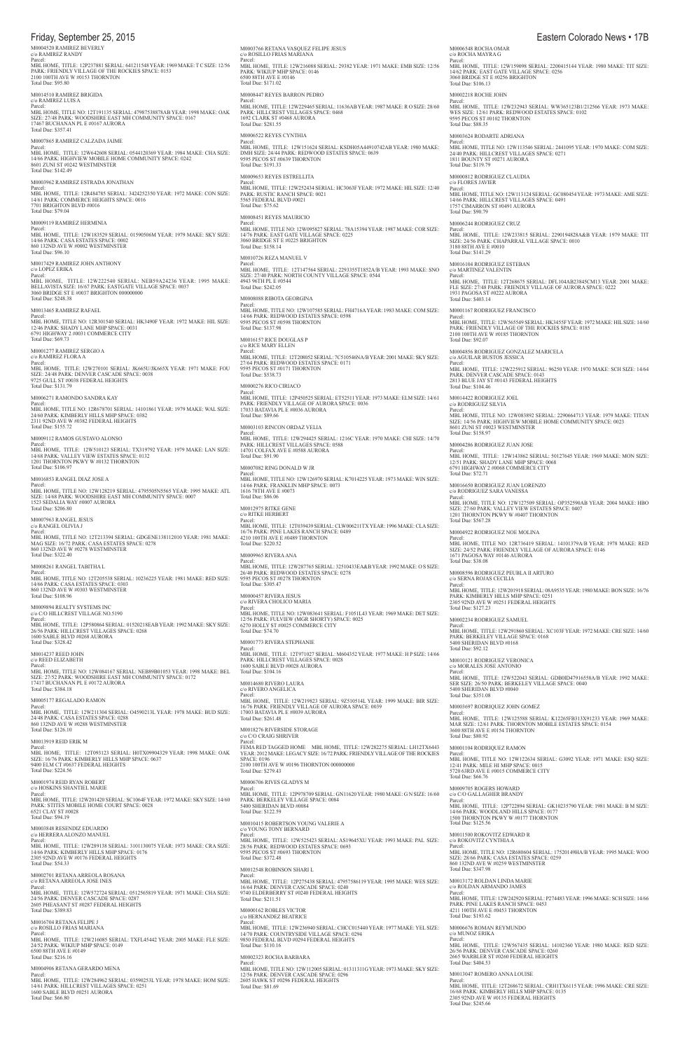M0004520 RAMIREZ BEVERLY
c/o RAMIREZ RANDY
Parcel:
MBL HOME, TITLE: 12P237881 SERIAL: 641211548 YEAR: 1969 MAKE: T C SIZE: 12/56 PARK: FRIENDLY VILLAGE OF THE ROCKIES SPACE: 0153
2100 100TH AVE W #0153 THORNTON
Total Due: $95.80

M0014510 RAMIREZ BRIGIDA
c/o RAMIREZ LUIS A
Parcel:
MBL HOME, TITLE NO: 12T191135 SERIAL: 47987538878AB YEAR: 1998 MAKE: OAK SIZE: 27/48 PARK: WOODSHIRE EAST MH COMMUNITY SPACE: 0167
17467 BUCHANAN PL E #0167 AURORA
Total Due: $357.41

M0007865 RAMIREZ CALZADA JAIME
Parcel:
MBL HOME, TITLE: 12W642608 SERIAL: 0544120369 YEAR: 1984 MAKE: CHA SIZE: 14/66 PARK: HIGHVIEW MOBILE HOME COMMUNITY SPACE: 0242
8601 ZUNI ST #0242 WESTMINSTER
Total Due: $142.49

M0003962 RAMIREZ ESTRADA JONATHAN
Parcel:
MBL HOME, TITLE: 12R484785 SERIAL: 3424252350 YEAR: 1972 MAKE: CON SIZE: 14/61 PARK: COMMERCE HEIGHTS SPACE: 0016
7701 BRIGHTON BLVD #0016
Total Due: $79.04

M0009119 RAMIREZ HERMINIA
Parcel:
MBL HOME, TITLE: 12W183529 SERIAL: 01590506M YEAR: 1979 MAKE: SKY SIZE: 14/66 PARK: CASA ESTATES SPACE: 0002
860 132ND AVE W #0002 WESTMINSTER
Total Due: $96.10

M0017429 RAMIREZ JOHN ANTHONY
c/o LOPEZ ERIKA
Parcel:
MBL HOME, TITLE: 12W222540 SERIAL: NEB59A24236 YEAR: 1995 MAKE: BELLAVISTA SIZE: 16/67 PARK: EASTGATE VILLAGE SPACE: 0037
3060 BRIDGE ST E #0037 BRIGHTON 000000000
Total Due: $248.38

M0013465 RAMIREZ RAFAEL
Parcel:
MBL HOME, TITLE NO: 12R301540 SERIAL: HK3490F YEAR: 1972 MAKE: HIL SIZE: 12/46 PARK: SHADY LANE MHP SPACE: 0031
6791 HIGHWAY 2 #0031 COMMERCE CITY
Total Due: $69.73

M0001277 RAMIREZ SERGIO A
c/o RAMIREZ FLORA A
Parcel:
MBL HOME, TITLE: 12W270101 SERIAL: JK665UJK665X YEAR: 1971 MAKE: FOU SIZE: 24/48 PARK: DENVER CASCADE SPACE: 0038
9725 GULL ST #0038 FEDERAL HEIGHTS
Total Due: $131.79

M0006271 RAMONDO SANDRA KAY
Parcel:
MBL HOME, TITLE NO: 12R678701 SERIAL: 14101861 YEAR: 1979 MAKE: WAL SIZE: 24/60 PARK: KIMBERLY HILLS MHP SPACE: 0382
2311 92ND AVE W #0382 FEDERAL HEIGHTS
Total Due: $155.72

M0009112 RAMOS GUSTAVO ALONSO
Parcel:
MBL HOME, TITLE: 12W510123 SERIAL: TX319792 YEAR: 1979 MAKE: LAN SIZE: 14/68 PARK: VALLEY VIEW ESTATES SPACE: 0132
1201 THORNTON PKWY W #0132 THORNTON
Total Due: $106.97

M0016853 RANGEL DIAZ JOSE A
Parcel:
MBL HOME, TITLE NO: 12W128219 SERIAL: 4795505N5565 YEAR: 1995 MAKE: ATL SIZE: 14/68 PARK: WOODSHIRE EAST MH COMMUNITY SPACE: 0007
1523 SEDALIA WAY #0007 AURORA
Total Due: $206.80

M0007963 RANGEL JESUS
c/o RANGEL OLIVIA J
Parcel:
MBL HOME, TITLE NO: 12T213394 SERIAL: GDGENE138112010 YEAR: 1981 MAKE: MAG SIZE: 16/72 PARK: CASA ESTATES SPACE: 0278
860 132ND AVE W #0278 WESTMINSTER
Total Due: $322.40

M0008261 RANGEL TABITHA L
Parcel:
MBL HOME, TITLE NO: 12T205538 SERIAL: 10236225 YEAR: 1981 MAKE: RED SIZE: 14/66 PARK: CASA ESTATES SPACE: 0303
860 132ND AVE W #0303 WESTMINSTER
Total Due: $108.96

M0009894 REALTY SYSTEMS INC
c/o C/O HILLCREST VILLAGE NO.5190
Parcel:
MBL HOME, TITLE: 12P580864 SERIAL: 01520218EAB YEAR: 1992 MAKE: SKY SIZE: 26/56 PARK: HILLCREST VILLAGES SPACE: 0268
1600 SABLE BLVD #0268 AURORA
Total Due: $328.42

M0014237 REED JOHN
c/o REED ELIZABETH
Parcel:
MBL HOME, TITLE NO: 12W084167 SERIAL: NEB89B01053 YEAR: 1998 MAKE: BEL SIZE: 27/52 PARK: WOODSHIRE EAST MH COMMUNITY SPACE: 0172
17417 BUCHANAN PL E #0172 AURORA
Total Due: $384.18

M0005177 REGALADO RAMON
Parcel:
MBL HOME, TITLE: 12W211304 SERIAL: 04590213L YEAR: 1978 MAKE: BUD SIZE: 24/48 PARK: CASA ESTATES SPACE: 0288
860 132ND AVE W #0288 WESTMINSTER
Total Due: $126.10

M0013919 REID ERIK M
Parcel:
MBL HOME, TITLE: 12T093123 SERIAL: H0TX09904329 YEAR: 1998 MAKE: OAK SIZE: 16/76 PARK: KIMBERLY HILLS MHP SPACE: 0637
9400 ELM CT #0637 FEDERAL HEIGHTS
Total Due: $224.56

M0001974 REID RYAN ROBERT
c/o HOSKINS SHANTIEL MARIE
Parcel:
MBL HOME, TITLE: 12W201420 SERIAL: SC1064F YEAR: 1972 MAKE: SKY SIZE: 14/60 PARK: STITES MOBILE HOME COURT SPACE: 0028
6521 CLAY ST #0028
Total Due: $94.19

M0003848 RESENDIZ EDUARDO
c/o HERRERA ALONZO MANUEL
Parcel:
MBL HOME, TITLE: 12W289138 SERIAL: 3101130075 YEAR: 1973 MAKE: CRA SIZE: 14/66 PARK: KIMBERLY HILLS MHP SPACE: 0176
2305 92ND AVE W #0176 FEDERAL HEIGHTS
Total Due: $54.33

M0002701 RETANA ARREOLA ROSANA
c/o RETANA ARREOLA JOSE INES
Parcel:
MBL HOME, TITLE: 12W572724 SERIAL: 0512565819 YEAR: 1971 MAKE: CHA SIZE: 24/56 PARK: DENVER CASCADE SPACE: 0287
2605 PHEASANT ST #0287 FEDERAL HEIGHTS
Total Due: $389.83

M0016704 RETANA FELIPE J
c/o ROSILLO FRIAS MARIANA
Parcel:
MBL HOME, TITLE: 12W216085 SERIAL: TXFL45442 YEAR: 2005 MAKE: FLE SIZE: 24/52 PARK: WIKIUP MHP SPACE: 0149
6500 88TH AVE E #0149
Total Due: $216.16

M0004906 RETANA GERARDO MENA
Parcel:
MBL HOME, TITLE: 12W284962 SERIAL: 03590253L YEAR: 1978 MAKE: HOM SIZE: 14/61 PARK: HILLCREST VILLAGES SPACE: 0251
1600 SABLE BLVD #0251 AURORA
Total Due: $66.80

M0003766 RETANA VASQUEZ FELIPE JESUS
c/o ROSILLO FRIAS MARIANA
Parcel:
MBL HOME, TITLE: 12W216088 SERIAL: 29382 YEAR: 1971 MAKE: EMB SIZE: 12/56 PARK: WIKIUP MHP SPACE: 0146
6500 88TH AVE E #0146
Total Due: $171.02

M0008447 REYES BARRON PEDRO
Parcel:
MBL HOME, TITLE: 12W229465 SERIAL: 11636AB YEAR: 1987 MAKE: R O SIZE: 28/60 PARK: HILLCREST VILLAGES SPACE: 0468
1692 CLARK ST #0468 AURORA
Total Due: $281.55

M0006522 REYES CYNTHIA
Parcel:
MBL HOME, TITLE: 12W151624 SERIAL: KSDH05A44910742AB YEAR: 1980 MAKE: DMH SIZE: 24/44 PARK: REDWOOD ESTATES SPACE: 0639
9595 PECOS ST #0639 THORNTON
Total Due: $191.33

M0009653 REYES ESTRELLITA
Parcel:
MBL HOME, TITLE: 12W252434 SERIAL: HC3063F YEAR: 1972 MAKE: HIL SIZE: 12/40 PARK: RUSTIC RANCH SPACE: 0021
5565 FEDERAL BLVD #0021
Total Due: $75.62

M0008451 REYES MAURICIO
Parcel:
MBL HOME, TITLE NO: 12W095827 SERIAL: 78A15394 YEAR: 1987 MAKE: COR SIZE: 14/76 PARK: EAST GATE VILLAGE SPACE: 0225
3060 BRIDGE ST E #0225 BRIGHTON
Total Due: $158.14

M0010726 REZA MANUEL V
Parcel:
MBL HOME, TITLE: 12T147564 SERIAL: 2293355T1852A/B YEAR: 1993 MAKE: SNO SIZE: 27/40 PARK: NORTH COUNTY VILLAGE SPACE: 0544
4943 96TH PL E #0544
Total Due: $242.05

M0008088 RIBOTA GEORGINA
Parcel:
MBL HOME, TITLE NO: 12W107585 SERIAL: FH4716A YEAR: 1983 MAKE: COM SIZE: 14/66 PARK: REDWOOD ESTATES SPACE: 0598
9595 PECOS ST #0598 THORNTON
Total Due: $137.98

M0016157 RICE DOUGLAS P
c/o RICE MARY ELLEN
Parcel:
MBL HOME, TITLE: 12T208052 SERIAL: 7C510546NA/B YEAR: 2001 MAKE: SKY SIZE: 27/64 PARK: REDWOOD ESTATES SPACE: 0171
9595 PECOS ST #0171 THORNTON
Total Due: $538.73

M0000276 RICO CIRIACO
Parcel:
MBL HOME, TITLE: 12P450525 SERIAL: ET52511 YEAR: 1973 MAKE: ELM SIZE: 14/61 PARK: FRIENDLY VILLAGE OF AURORA SPACE: 0036
17033 BATAVIA PL E #0036 AURORA
Total Due: $89.66

M0003103 RINCON ORDAZ VELIA
Parcel:
MBL HOME, TITLE: 12W294425 SERIAL: 1216C YEAR: 1970 MAKE: CHI SIZE: 14/70 PARK: HILLCREST VILLAGES SPACE: 0588
14701 COLFAX AVE E #0588 AURORA
Total Due: $91.90

M0007082 RING DONALD W JR
Parcel:
MBL HOME, TITLE NO: 12W126970 SERIAL: K7014225 YEAR: 1973 MAKE: WIN SIZE: 14/66 PARK: FRANKLIN MHP SPACE: 0073
1616 78TH AVE E #0073
Total Due: $86.06

M0012975 RITKE GENE
c/o RITKE HERBERT
Parcel:
MBL HOME, TITLE: 12T039439 SERIAL: CLW006211TX YEAR: 1996 MAKE: CLA SIZE: 16/76 PARK: PINE LAKES RANCH SPACE: 0489
4210 100TH AVE E #0489 THORNTON
Total Due: $220.52

M0009965 RIVERA ANA
Parcel:
MBL HOME, TITLE: 12W287765 SERIAL: 32510433EA&B YEAR: 1992 MAKE: O S SIZE: 26/40 PARK: REDWOOD ESTATES SPACE: 0278
9595 PECOS ST #0278 THORNTON
Total Due: $305.47

M0000457 RIVERA JESUS
c/o RIVERA CHOLICO MARIA
Parcel:
MBL HOME, TITLE NO: 12W083641 SERIAL: F1051L43 YEAR: 1969 MAKE: DET SIZE: 12/56 PARK: FULVIEW (MGR SHORTY) SPACE: 0025
6270 HOLLY ST #0025 COMMERCE CITY
Total Due: $74.70

M0001773 RIVERA STEPHANIE
Parcel:
MBL HOME, TITLE: 12T971027 SERIAL: M604352 YEAR: 1977 MAKE: H P SIZE: 14/66 PARK: HILLCREST VILLAGES SPACE: 0028
1600 SABLE BLVD #0028 AURORA
Total Due: $104.16

M0014680 RIVERO LAURA
c/o RIVERO ANGELICA
Parcel:
MBL HOME, TITLE: 12W219823 SERIAL: 9Z510514L YEAR: 1999 MAKE: BIR SIZE: 16/76 PARK: FRIENDLY VILLAGE OF AURORA SPACE: 0039
17003 BATAVIA PL E #0039 AURORA
Total Due: $261.48

M0018276 RIVERSIDE STORAGE
c/o C/O CRAIG SHRIVER
Parcel:
FEMA RED TAGGED HOME MBL HOME, TITLE: 12W282275 SERIAL: LH12TX6443 YEAR: 2012 MAKE: LEGACY SIZE: 16/72 PARK: FRIENDLY VILLAGE OF THE ROCKIES SPACE: 0196
2100 100TH AVE W #0196 THORNTON 000000000
Total Due: $279.43

M0006706 RIVES GLADYS M
Parcel:
MBL HOME, TITLE: 12P978709 SERIAL: GN11620 YEAR: 1980 MAKE: G N SIZE: 16/60 PARK: BERKELEY VILLAGE SPACE: 0084
5400 SHERIDAN BLVD #0084
Total Due: $122.59

M0010415 ROBERTSON YOUNG VALERIE A
c/o YOUNG TONY BERNARD
Parcel:
MBL HOME, TITLE: 12W525423 SERIAL: AS19645XU YEAR: 1993 MAKE: PAL SIZE: 28/56 PARK: REDWOOD ESTATES SPACE: 0693
9595 PECOS ST #0693 THORNTON
Total Due: $372.48

M0012548 ROBINSON SHARI L
Parcel:
MBL HOME, TITLE: 12P275438 SERIAL: 47957586119 YEAR: 1995 MAKE: WES SIZE: 16/64 PARK: DENVER CASCADE SPACE: 0240
9740 ELDERBERRY ST #0240 FEDERAL HEIGHTS
Total Due: $211.51

M0000162 ROBLES VICTOR
c/o HERNANDEZ BEATRICE
Parcel:
MBL HOME, TITLE: 12W236940 SERIAL: CHCC015440 YEAR: 1977 MAKE: YEL SIZE: 14/70 PARK: COUNTRYSIDE VILLAGE SPACE: 0294
9850 FEDERAL BLVD #0294 FEDERAL HEIGHTS
Total Due: $110.16

M0002323 ROCHA BARBARA
Parcel:
MBL HOME, TITLE NO: 12W112005 SERIAL: 01311311G YEAR: 1973 MAKE: SKY SIZE: 12/56 PARK: DENVER CASCADE SPACE: 0296
2605 HAWK ST #0296 FEDERAL HEIGHTS
Total Due: $81.69

M0006548 ROCHA OMAR
c/o ROCHA MAYRA G
Parcel:
MBL HOME, TITLE: 12W159098 SERIAL: 2200415144 YEAR: 1980 MAKE: TIT SIZE: 14/62 PARK: EAST GATE VILLAGE SPACE: 0256
3060 BRIDGE ST E #0256 BRIGHTON
Total Due: $106.13

M0002218 ROCHE JOHN
Parcel:
MBL HOME, TITLE: 12W232943 SERIAL: WW365123B1/212566 YEAR: 1973 MAKE: WES SIZE: 12/61 PARK: REDWOOD ESTATES SPACE: 0102
9595 PECOS ST #0102 THORNTON
Total Due: $88.35

M0003624 RODARTE ADRIANA
Parcel:
MBL HOME, TITLE NO: 12W113546 SERIAL: 2441095 YEAR: 1970 MAKE: COM SIZE: 24/40 PARK: HILLCREST VILLAGES SPACE: 0271
1811 BOUNTY ST #0271 AURORA
Total Due: $119.79

M0000812 RODRIGUEZ CLAUDIA
c/o FLORES JAVIER
Parcel:
MBL HOME, TITLE NO: 12W113124 SERIAL: GC080454 YEAR: 1973 MAKE: AME SIZE: 14/66 PARK: HILLCREST VILLAGES SPACE: 0491
1757 CIMARRON ST #0491 AURORA
Total Due: $90.79

M0006244 RODRIGUEZ CRUZ
Parcel:
MBL HOME, TITLE: 12W233815 SERIAL: 2290194828A&B YEAR: 1979 MAKE: TIT SIZE: 24/56 PARK: CHAPARRAL VILLAGE SPACE: 0010
3180 88TH AVE E #0010
Total Due: $141.29

M0016104 RODRIGUEZ ESTEBAN
c/o MARTINEZ VALENTIN
Parcel:
MBL HOME, TITLE: 12T268675 SERIAL: DFL104AB23845CM13 YEAR: 2001 MAKE: FLE SIZE: 27/48 PARK: FRIENDLY VILLAGE OF AURORA SPACE: 0222
1931 PAGOSA ST #0222 AURORA
Total Due: $403.14

M0001167 RODRIGUEZ FRANCISCO
Parcel:
MBL HOME, TITLE: 12W565549 SERIAL: HK3455F YEAR: 1972 MAKE: HIL SIZE: 14/60 PARK: FRIENDLY VILLAGE OF THE ROCKIES SPACE: 0185
2100 100TH AVE W #0185 THORNTON
Total Due: $92.07

M0004856 RODRIGUEZ GONZALEZ MARICELA
c/o AGUILAR BUSTOS JESSICA
Parcel:
MBL HOME, TITLE: 12W225912 SERIAL: 96250 YEAR: 1970 MAKE: SCH SIZE: 14/64 PARK: DENVER CASCADE SPACE: 0143
2813 BLUE JAY ST #0143 FEDERAL HEIGHTS
Total Due: $104.46

M0014422 RODRIGUEZ JOEL
c/o RODRIGUEZ SILVIA
Parcel:
MBL HOME, TITLE NO: 12W083892 SERIAL: 2290664713 YEAR: 1979 MAKE: TITAN SIZE: 14/56 PARK: HIGHVIEW MOBILE HOME COMMUNITY SPACE: 0023
8601 ZUNI ST #0023 WESTMINSTER
Total Due: $158.97

M0004286 RODRIGUEZ JUAN JOSE
Parcel:
MBL HOME, TITLE: 12W143862 SERIAL: 50127645 YEAR: 1969 MAKE: MON SIZE: 12/51 PARK: SHADY LANE MHP SPACE: 0068
6791 HIGHWAY 2 #0068 COMMERCE CITY
Total Due: $72.71

M0016650 RODRIGUEZ JUAN LORENZO
c/o RODRIGUEZ SARA VANESSA
Parcel:
MBL HOME, TITLE NO: 12W127509 SERIAL: OP352590AB YEAR: 2004 MAKE: HBO SIZE: 27/60 PARK: VALLEY VIEW ESTATES SPACE: 0407
1201 THORNTON PKWY W #0407 THORNTON
Total Due: $567.28

M0004922 RODRIGUEZ NOE MOLINA
Parcel:
MBL HOME, TITLE NO: 12R736419 SERIAL: 14101379A/B YEAR: 1978 MAKE: RED SIZE: 24/52 PARK: FRIENDLY VILLAGE OF AURORA SPACE: 0146
1671 PAGOSA WAY #0146 AURORA
Total Due: $38.08

M0008596 RODRIGUEZ PEUBLA II ARTURO
c/o SERNA ROJAS CECILIA
Parcel:
MBL HOME, TITLE: 12W201918 SERIAL: 08A9535 YEAR: 1980 MAKE: BON SIZE: 16/76 PARK: KIMBERLY HILLS MHP SPACE: 0251
2305 92ND AVE W #0251 FEDERAL HEIGHTS
Total Due: $127.23

M0002234 RODRIGUEZ SAMUEL
Parcel:
MBL HOME, TITLE: 12W291860 SERIAL: XC103F YEAR: 1972 MAKE: CRE SIZE: 14/60 PARK: BERKELEY VILLAGE SPACE: 0168
5400 SHERIDAN BLVD #0168
Total Due: $92.12

M0010121 RODRIGUEZ VERONICA
c/o MORALES JOSE ANTONIO
Parcel:
MBL HOME, TITLE: 12W522043 SERIAL: GDB0D47916558A/B YEAR: 1992 MAKE: SER SIZE: 26/50 PARK: BERKELEY VILLAGE SPACE: 0040
5400 SHERIDAN BLVD #0040
Total Due: $351.08

M0003697 RODRIQUEZ JOHN GOMEZ
Parcel:
MBL HOME, TITLE: 12W125588 SERIAL: K12265FB313X91233 YEAR: 1969 MAKE: MAR SIZE: 12/61 PARK: THORNTON MOBILE ESTATES SPACE: 0154
3600 88TH AVE E #0154 THORNTON
Total Due: $80.92

M0001104 RODRIQUEZ RAMON
Parcel:
MBL HOME, TITLE NO: 12W122634 SERIAL: G3092 YEAR: 1971 MAKE: ESQ SIZE: 12/41 PARK: MILE HI MHP SPACE: 0015
5720 63RD AVE E #0015 COMMERCE CITY
Total Due: $66.76

M0009705 ROGERS HOWARD
c/o C/O GALLAGHER BRANDY
Parcel:
MBL HOME, TITLE: 12P722894 SERIAL: GK10235790 YEAR: 1981 MAKE: B M SIZE: 14/66 PARK: WOODLAND HILLS SPACE: 0177
1500 THORNTON PKWY W #0177 THORNTON
Total Due: $125.56

M0011500 ROKOVITZ EDWARD R
c/o ROKOVITZ CYNTHIA A
Parcel:
MBL HOME, TITLE NO: 12R680604 SERIAL: 17520149HA/B YEAR: 1995 MAKE: WOO SIZE: 28/66 PARK: CASA ESTATES SPACE: 0259
860 132ND AVE W #0259 WESTMINSTER
Total Due: $347.98

M0013172 ROLDAN LINDA MARIE
c/o ROLDAN ARMANDO JAMES
Parcel:
MBL HOME, TITLE: 12W242920 SERIAL: P274483 YEAR: 1996 MAKE: SCH SIZE: 14/66 PARK: PINE LAKES RANCH SPACE: 0453
4211 100TH AVE E #0453 THORNTON
Total Due: $193.62

M0006676 ROMAN REYMUNDO
c/o MUNOZ ERIKA
Parcel:
MBL HOME, TITLE: 12W567435 SERIAL: 14102360 YEAR: 1980 MAKE: RED SIZE: 26/56 PARK: DENVER CASCADE SPACE: 0260
2665 WARBLER ST #0260 FEDERAL HEIGHTS
Total Due: $404.53

M0013047 ROMERO ANNA LOUISE
Parcel:
MBL HOME, TITLE: 12T268672 SERIAL: CRH1TX6115 YEAR: 1996 MAKE: CRE SIZE: 16/68 PARK: KIMBERLY HILLS MHP SPACE: 0135
2305 92ND AVE W #0135 FEDERAL HEIGHTS
Total Due: $245.66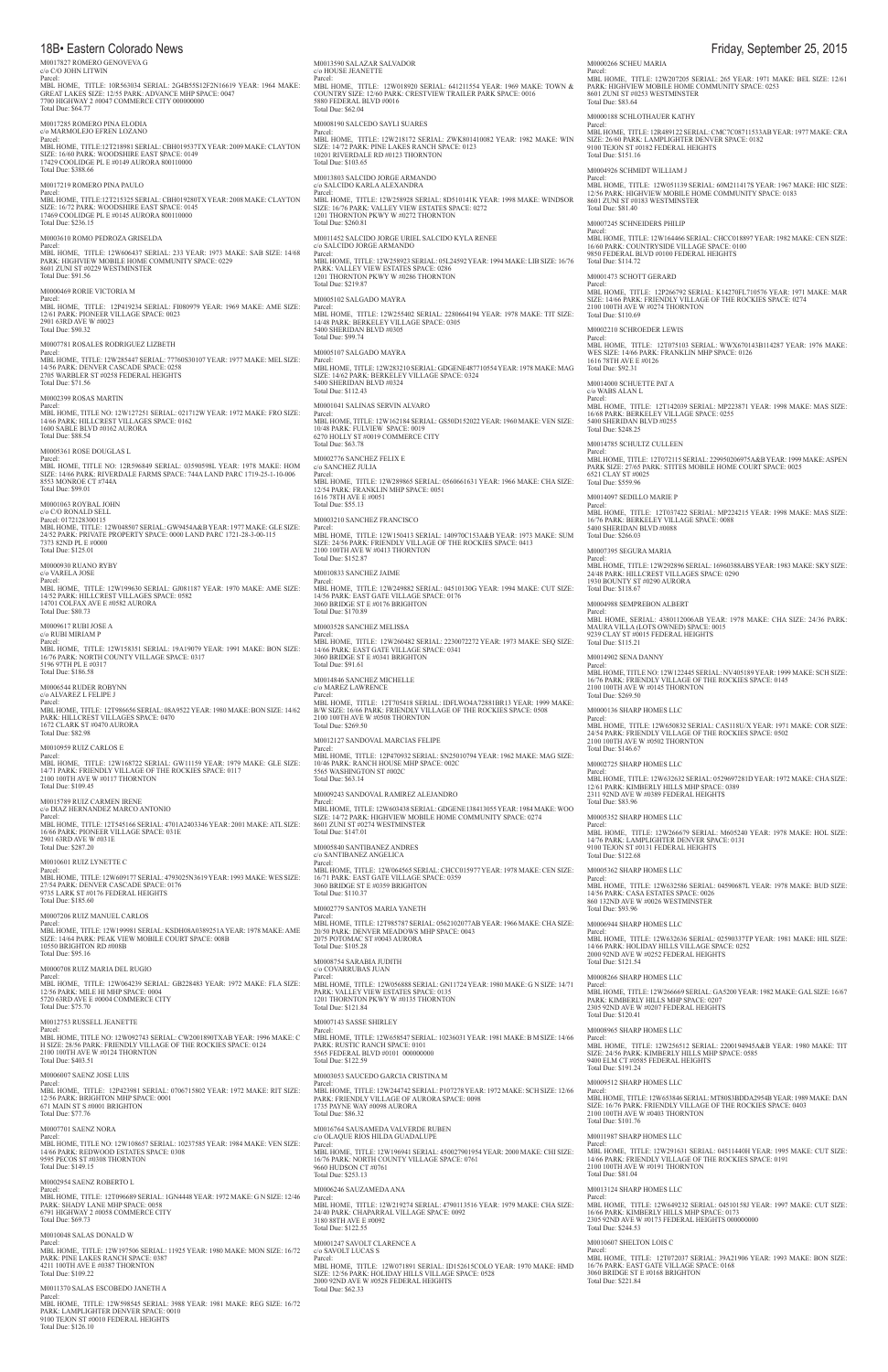M0017827 ROMERO GENOVEVA G
c/o C/O JOHN LITWIN
Parcel:
MBL HOME, TITLE: 10R563034 SERIAL: 2G4B5S12F2N16619 YEAR: 1964 MAKE: GREAT LAKES SIZE: 12/55 PARK: ADVANCE MHP SPACE: 0047
7700 HIGHWAY 2 #0047 COMMERCE CITY 000000000
Total Due: $64.77

M0017285 ROMERO PINA ELODIA
c/o MARMOLEJO EFREN LOZANO
Parcel:
MBL HOME, TITLE:12T218981 SERIAL: CBH019537TX YEAR: 2009 MAKE: CLAYTON SIZE: 16/80 PARK: WOODSHIRE EAST SPACE: 0149
17429 COOLIDGE PL E #0149 AURORA 800100000
Total Due: $388.66

M0017219 ROMERO PINA PAULO
Parcel:
MBL HOME, TITLE:12T215325 SERIAL: CBH019280TX YEAR: 2008 MAKE: CLAYTON SIZE: 16/72 PARK: WOODSHIRE EAST SPACE: 0145
17469 COOLIDGE PL E #0145 AURORA 800100000
Total Due: $236.15

M0003610 ROMO PEDROZA GRISELDA
Parcel:
MBL HOME, TITLE: 12W606437 SERIAL: 233 YEAR: 1973 MAKE: SAB SIZE: 14/68 PARK: HIGHVIEW MOBILE HOME COMMUNITY SPACE: 0229
8601 ZUNI ST #0229 WESTMINSTER
Total Due: $91.56

M0000469 RORIE VICTORIA M
Parcel:
MBL HOME, TITLE: 12P419234 SERIAL: F080979 YEAR: 1969 MAKE: AME SIZE: 12/61 PARK: PIONEER VILLAGE SPACE: 0023
2901 63RD AVE W #0023
Total Due: $90.32

M0007781 ROSALES RODRIGUEZ LIZBETH
Parcel:
MBL HOME, TITLE: 12W285447 SERIAL: 77760S30107 YEAR: 1977 MAKE: MEL SIZE: 14/56 PARK: DENVER CASCADE SPACE: 0258
2705 WARBLER ST #0258 FEDERAL HEIGHTS
Total Due: $71.56

M0002399 ROSAS MARTIN
Parcel:
MBL HOME, TITLE NO: 12W127251 SERIAL: 021712W YEAR: 1972 MAKE: FRO SIZE: 14/66 PARK: HILLCREST VILLAGES SPACE: 0162
1600 SABLE BLVD #0162 AURORA
Total Due: $88.54

M0005361 ROSE DOUGLAS L
Parcel:
MBL HOME, TITLE NO: 12R596849 SERIAL: 03590598L YEAR: 1978 MAKE: HOM SIZE: 14/66 PARK: RIVERDALE FARMS SPACE: 744A LAND PARC 1719-25-1-10-006
8553 MONROE CT #744A
Total Due: $99.01

M0001063 ROYBAL JOHN
c/o C/O RONALD SELL
Parcel: 0172128300115
MBL HOME, TITLE: 12W048507 SERIAL: GW9454A&B YEAR: 1977 MAKE: GLE SIZE: 24/52 PARK: PRIVATE PROPERTY SPACE: 0000 LAND PARC 1721-28-3-00-115
7373 82ND PL E #0000
Total Due: $125.01

M0000930 RUANO RYBY
c/o VARELA JOSE
Parcel:
MBL HOME, TITLE: 12W199630 SERIAL: G081187 YEAR: 1970 MAKE: AME SIZE: 14/52 PARK: HILLCREST VILLAGES SPACE: 0582
14701 COLFAX AVE E #0582 AURORA
Total Due: $80.73

M0009617 RUBI JOSE A
c/o RUBI MIRIAM P
Parcel:
MBL HOME, TITLE: 12W158351 SERIAL: 19A19079 YEAR: 1991 MAKE: BON SIZE: 16/76 PARK: NORTH COUNTY VILLAGE SPACE: 0317
5196 97TH PL E #0317
Total Due: $186.58

M0006544 RUDER ROBYNN
c/o ALVAREZ L FELIPE J
Parcel:
MBL HOME, TITLE: 12T986656 SERIAL: 08A9522 YEAR: 1980 MAKE: BON SIZE: 14/62 PARK: HILLCREST VILLAGES SPACE: 0470
1672 CLARK ST #0470 AURORA
Total Due: $82.98

M0010959 RUIZ CARLOS E
Parcel:
MBL HOME, TITLE: 12W168722 SERIAL: GW11159 YEAR: 1979 MAKE: GLE SIZE: 14/71 PARK: FRIENDLY VILLAGE OF THE ROCKIES SPACE: 0117
2100 100TH AVE W #0117 THORNTON
Total Due: $109.45

M0015789 RUIZ CARMEN IRENE
c/o DIAZ HERNANDEZ MARCO ANTONIO
Parcel:
MBL HOME, TITLE: 12T545166 SERIAL: 4701A2403346 YEAR: 2001 MAKE: ATL SIZE: 16/66 PARK: PIONEER VILLAGE SPACE: 031E
2901 63RD AVE W #031E
Total Due: $287.20

M0010601 RUIZ LYNETTE C
Parcel:
MBL HOME, TITLE: 12W60917 SERIAL: 4793025N3619 YEAR: 1993 MAKE: WES SIZE: 27/54 PARK: DENVER CASCADE SPACE: 0176
9735 LARK ST #0176 FEDERAL HEIGHTS
Total Due: $185.60

M0007206 RUIZ MANUEL CARLOS
Parcel:
MBL HOME, TITLE: 12W199981 SERIAL: KSDH08A0389251A YEAR: 1978 MAKE: AME SIZE: 14/64 PARK: PEAK VIEW MOBILE COURT SPACE: 008B
10550 BRIGHTON RD #008B
Total Due: $95.16

M0000708 RUIZ MARIA DEL RUGIO
Parcel:
MBL HOME, TITLE: 12W064239 SERIAL: GB228483 YEAR: 1972 MAKE: FLA SIZE: 12/56 PARK: MILE HI MHP SPACE: 0004
5720 63RD AVE E #0004 COMMERCE CITY
Total Due: $75.70

M0012753 RUSSELL JEANETTE
Parcel:
MBL HOME, TITLE NO: 12W092743 SERIAL: CW2001890TXAB YEAR: 1996 MAKE: C H SIZE: 28/56 PARK: FRIENDLY VILLAGE OF THE ROCKIES SPACE: 0124
2100 100TH AVE W #0124 THORNTON
Total Due: $403.51

M0006007 SAENZ JOSE LUIS
Parcel:
MBL HOME, TITLE: 12P423981 SERIAL: 0706715802 YEAR: 1972 MAKE: RIT SIZE: 12/56 PARK: BRIGHTON MHP SPACE: 0001
671 MAIN ST S #0001 BRIGHTON
Total Due: $77.76

M0007701 SAENZ NORA
Parcel:
MBL HOME, TITLE NO: 12W108657 SERIAL: 10237585 YEAR: 1984 MAKE: VEN SIZE: 14/66 PARK: REDWOOD ESTATES SPACE: 0308
9595 PECOS ST #0308 THORNTON
Total Due: $149.15

M0002954 SAENZ ROBERTO L
Parcel:
MBL HOME, TITLE: 12T096689 SERIAL: 1GN4448 YEAR: 1972 MAKE: G N SIZE: 12/46 PARK: SHADY LANE MHP SPACE: 0058
6791 HIGHWAY 2 #0058 COMMERCE CITY
Total Due: $69.73

M0010048 SALAS DONALD W
Parcel:
MBL HOME, TITLE: 12W197506 SERIAL: 11925 YEAR: 1980 MAKE: MON SIZE: 16/72 PARK: PINE LAKES RANCH SPACE: 0387
4211 100TH AVE E #0387 THORNTON
Total Due: $109.22

M0011370 SALAS ESCOBEDO JANETH A
Parcel:
MBL HOME, TITLE: 12W598545 SERIAL: 3988 YEAR: 1981 MAKE: REG SIZE: 16/72 PARK: LAMPLIGHTER DENVER SPACE: 0010
9100 TEJON ST #0010 FEDERAL HEIGHTS
Total Due: $126.10

M0013590 SALAZAR SALVADOR
c/o HOUSE JEANETTE
Parcel:
MBL HOME, TITLE: 12W018920 SERIAL: 641211554 YEAR: 1969 MAKE: TOWN & COUNTRY SIZE: 12/60 PARK: CRESTVIEW TRAILER PARK SPACE: 0016
5880 FEDERAL BLVD #0016
Total Due: $62.04

M0008190 SALCEDO SAYLI SUARES
Parcel:
MBL HOME, TITLE: 12W218172 SERIAL: ZWK801410082 YEAR: 1982 MAKE: WIN SIZE: 14/72 PARK: PINE LAKES RANCH SPACE: 0123
10201 RIVERDALE RD #0123 THORNTON
Total Due: $103.65

M0013803 SALCIDO JORGE ARMANDO
c/o SALCIDO KARLA ALEXANDRA
Parcel:
MBL HOME, TITLE: 12W258928 SERIAL: 8D510141K YEAR: 1998 MAKE: WINDSOR SIZE: 16/76 PARK: VALLEY VIEW ESTATES SPACE: 0272
1201 THORNTON PKWY W #0272 THORNTON
Total Due: $260.81

M0011452 SALCIDO JORGE URIEL SALCIDO KYLA RENEE
c/o SALCIDO JORGE ARMANDO
Parcel:
MBL HOME, TITLE: 12W258923 SERIAL: 05L24592 YEAR: 1994 MAKE: LIB SIZE: 16/76 PARK: VALLEY VIEW ESTATES SPACE: 0286
1201 THORNTON PKWY W #0286 THORNTON
Total Due: $219.87

M0005102 SALGADO MAYRA
Parcel:
MBL HOME, TITLE: 12W255402 SERIAL: 2280664194 YEAR: 1978 MAKE: TIT SIZE: 14/48 PARK: BERKELEY VILLAGE SPACE: 0305
5400 SHERIDAN BLVD #0305
Total Due: $99.74

M0005107 SALGADO MAYRA
Parcel:
MBL HOME, TITLE: 12W283210 SERIAL: GDGENE487710554 YEAR: 1978 MAKE: MAG SIZE: 14/62 PARK: BERKELEY VILLAGE SPACE: 0324
5400 SHERIDAN BLVD #0324
Total Due: $112.43

M0001041 SALINAS SERVIN ALVARO
Parcel:
MBL HOME, TITLE: 12W162184 SERIAL: GS50D152022 YEAR: 1960 MAKE: VEN SIZE: 10/48 PARK: FULVIEW SPACE: 0019
6270 HOLLY ST #0019 COMMERCE CITY
Total Due: $63.78

M0002776 SANCHEZ FELIX E
c/o SANCHEZ JULIA
Parcel:
MBL HOME, TITLE: 12W289865 SERIAL: 0560661631 YEAR: 1966 MAKE: CHA SIZE: 12/54 PARK: FRANKLIN MHP SPACE: 0051
1616 78TH AVE E #0051
Total Due: $55.13

M0003210 SANCHEZ FRANCISCO
Parcel:
MBL HOME, TITLE: 12W150413 SERIAL: 140970C153A&B YEAR: 1973 MAKE: SUM SIZE: 24/56 PARK: FRIENDLY VILLAGE OF THE ROCKIES SPACE: 0413
2100 100TH AVE W #0413 THORNTON
Total Due: $152.87

M0010833 SANCHEZ JAIME
Parcel:
MBL HOME, TITLE: 12W249882 SERIAL: 04510130G YEAR: 1994 MAKE: CUT SIZE: 14/56 PARK: EAST GATE VILLAGE SPACE: 0176
3060 BRIDGE ST E #0176 BRIGHTON
Total Due: $170.89

M0003528 SANCHEZ MELISSA
Parcel:
MBL HOME, TITLE: 12W260482 SERIAL: 2230072272 YEAR: 1973 MAKE: SEQ SIZE: 14/66 PARK: EAST GATE VILLAGE SPACE: 0341
3060 BRIDGE ST E #0341 BRIGHTON
Total Due: $91.61

M0014846 SANCHEZ MICHELLE
c/o MAREZ LAWRENCE
Parcel:
MBL HOME, TITLE: 12T705418 SERIAL: IDFLWO4A72881BR13 YEAR: 1999 MAKE: B/W SIZE: 16/66 PARK: FRIENDLY VILLAGE OF THE ROCKIES SPACE: 0508
2100 100TH AVE W #0508 THORNTON
Total Due: $269.50

M0012127 SANDOVAL MARCIAS FELIPE
Parcel:
MBL HOME, TITLE: 12P470932 SERIAL: SN25010794 YEAR: 1962 MAKE: MAG SIZE: 10/46 PARK: RANCH HOUSE MHP SPACE: 002C
5565 WASHINGTON ST #002C
Total Due: $63.14

M0009243 SANDOVAL RAMIREZ ALEJANDRO
Parcel:
MBL HOME, TITLE: 12W603438 SERIAL: GDGENE138413055 YEAR: 1984 MAKE: WOO SIZE: 14/72 PARK: HIGHVIEW MOBILE HOME COMMUNITY SPACE: 0274
8601 ZUNI ST #0274 WESTMINSTER
Total Due: $147.01

M0005840 SANTIBANEZ ANDRES
c/o SANTIBANEZ ANGELICA
Parcel:
MBL HOME, TITLE: 12W064565 SERIAL: CHCC015977 YEAR: 1978 MAKE: CEN SIZE: 16/71 PARK: EAST GATE VILLAGE SPACE: 0359
3060 BRIDGE ST E #0359 BRIGHTON
Total Due: $110.37

M0002779 SANTOS MARIA YANETH
Parcel:
MBL HOME, TITLE: 12T985787 SERIAL: 0562102077AB YEAR: 1966 MAKE: CHA SIZE: 20/50 PARK: DENVER MEADOWS MHP SPACE: 0043
2075 POTOMAC ST #0043 AURORA
Total Due: $105.28

M0008754 SARABIA JUDITH
c/o COVARRUBIAS JUAN
Parcel:
MBL HOME, TITLE: 12W056888 SERIAL: GN11724 YEAR: 1980 MAKE: G N SIZE: 14/71 PARK: VALLEY VIEW ESTATES SPACE: 0135
1201 THORNTON PKWY W #0135 THORNTON
Total Due: $121.84

M0007143 SASSE SHIRLEY
Parcel:
MBL HOME, TITLE: 12W658547 SERIAL: 10236031 YEAR: 1981 MAKE: B M SIZE: 14/66 PARK: RUSTIC RANCH SPACE: 0101
5565 FEDERAL BLVD #0101 000000000
Total Due: $122.59

M0003053 SAUCEDO GARCIA CRISTINA M
Parcel:
MBL HOME, TITLE: 12W244742 SERIAL: P107278 YEAR: 1972 MAKE: SCH SIZE: 12/66 PARK: FRIENDLY VILLAGE OF AURORA SPACE: 0098
1735 PAYNE WAY #0098 AURORA
Total Due: $86.32

M0016764 SAUSAMEDA VALVERDE RUBEN
c/o OLAQUE RIOS HILDA GUADALUPE
Parcel:
MBL HOME, TITLE: 12W196941 SERIAL: 450027901954 YEAR: 2000 MAKE: CHI SIZE: 16/76 PARK: NORTH COUNTY VILLAGE SPACE: 0761
9660 HUDSON CT #0761
Total Due: $253.13

M0006246 SAUZAMEDA ANA
Parcel:
MBL HOME, TITLE: 12W219274 SERIAL: 4790113516 YEAR: 1979 MAKE: CHA SIZE: 24/40 PARK: CHAPARRAL VILLAGE SPACE: 0092
3180 88TH AVE E #0092
Total Due: $122.55

M0001247 SAVOLT CLARENCE A
c/o SAVOLT LUCAS S
Parcel:
MBL HOME, TITLE: 12W071891 SERIAL: 1D152615COLO YEAR: 1970 MAKE: HMD SIZE: 12/56 PARK: HOLIDAY HILLS VILLAGE SPACE: 0528
2000 92ND AVE W #0528 FEDERAL HEIGHTS
Total Due: $62.33

M0000266 SCHEU MARIA
Parcel:
MBL HOME, TITLE: 12W207205 SERIAL: 265 YEAR: 1971 MAKE: BEL SIZE: 12/61 PARK: HIGHVIEW MOBILE HOME COMMUNITY SPACE: 0253
8601 ZUNI ST #0253 WESTMINSTER
Total Due: $83.64

M0000188 SCHLOTHAUER KATHY
Parcel:
MBL HOME, TITLE: 12R489122 SERIAL: CMC7C08711533AB YEAR: 1977 MAKE: CRA SIZE: 26/60 PARK: LAMPLIGHTER DENVER SPACE: 0182
9100 TEJON ST #0182 FEDERAL HEIGHTS
Total Due: $151.16

M0004926 SCHMIDT WILLIAM J
Parcel:
MBL HOME, TITLE: 12W051139 SERIAL: 60M211417S YEAR: 1967 MAKE: HIC SIZE: 12/56 PARK: HIGHVIEW MOBILE HOME COMMUNITY SPACE: 0183
8601 ZUNI ST #0183 WESTMINSTER
Total Due: $81.40

M0007245 SCHNEIDERS PHILIP
Parcel:
MBL HOME, TITLE: 12W164466 SERIAL: CHCC018897 YEAR: 1982 MAKE: CEN SIZE: 16/60 PARK: COUNTRYSIDE VILLAGE SPACE: 0100
9850 FEDERAL BLVD #0100 FEDERAL HEIGHTS
Total Due: $114.72

M0001473 SCHOTT GERARD
Parcel:
MBL HOME, TITLE: 12P266792 SERIAL: K14270FL710576 YEAR: 1971 MAKE: MAR SIZE: 14/66 PARK: FRIENDLY VILLAGE OF THE ROCKIES SPACE: 0274
2100 100TH AVE W #0274 THORNTON
Total Due: $110.69

M0002210 SCHROEDER LEWIS
Parcel:
MBL HOME, TITLE: 12T075103 SERIAL: WWX670143B14287 YEAR: 1976 MAKE: WES SIZE: 14/66 PARK: FRANKLIN MHP SPACE: 0126
1616 78TH AVE E #0126
Total Due: $92.31

M0014000 SCHUETTE PAT A
c/o WABS ALAN L
Parcel:
MBL HOME, TITLE: 12T142039 SERIAL: MP223871 YEAR: 1998 MAKE: MAS SIZE: 16/68 PARK: BERKELEY VILLAGE SPACE: 0255
5400 SHERIDAN BLVD #0255
Total Due: $248.25

M0014785 SCHULTZ CULLEEN
Parcel:
MBL HOME, TITLE: 12T072115 SERIAL: 22995020697SA&B YEAR: 1999 MAKE: ASPEN PARK SIZE: 27/65 PARK: STITES MOBILE HOME COURT SPACE: 0025
6521 CLAY ST #0025
Total Due: $559.96

M0014097 SEDILLO MARIE P
Parcel:
MBL HOME, TITLE: 12T037422 SERIAL: MP224215 YEAR: 1998 MAKE: MAS SIZE: 16/76 PARK: BERKELEY VILLAGE SPACE: 0088
5400 SHERIDAN BLVD #0088
Total Due: $266.03

M0007395 SEGURA MARIA
Parcel:
MBL HOME, TITLE: 12W292896 SERIAL: 16960388ABS YEAR: 1983 MAKE: SKY SIZE: 24/48 PARK: HILLCREST VILLAGES SPACE: 0290
1930 BOUNTY ST #0290 AURORA
Total Due: $118.67

M0004988 SEMPREBON ALBERT
Parcel:
MBL HOME, TITLE: 12W... SERIAL: 4380112006AB YEAR: 1978 MAKE: CHA SIZE: 24/36 PARK: MAURA VILLA (LOTS OWNED) SPACE: 0015
9239 CLAY ST #0015 FEDERAL HEIGHTS
Total Due: $115.21

M0014902 SENA DANNY
Parcel:
MBL HOME, TITLE NO: 12W122445 SERIAL: NV405189 YEAR: 1999 MAKE: SCH SIZE: 16/76 PARK: FRIENDLY VILLAGE OF THE ROCKIES SPACE: 0145
2100 100TH AVE W #0145 THORNTON
Total Due: $269.50

M0000136 SHARP HOMES LLC
Parcel:
MBL HOME, TITLE: 12W650832 SERIAL: CAS118U X YEAR: 1971 MAKE: COR SIZE: 24/54 PARK: FRIENDLY VILLAGE OF THE ROCKIES SPACE: 0502
2100 100TH AVE W #0502 THORNTON
Total Due: $146.67

M0002725 SHARP HOMES LLC
Parcel:
MBL HOME, TITLE: 12W632632 SERIAL: 0529697281D YEAR: 1972 MAKE: CHA SIZE: 12/61 PARK: KIMBERLY HILLS MHP SPACE: 0389
2311 92ND AVE W #0389 FEDERAL HEIGHTS
Total Due: $83.96

M0005352 SHARP HOMES LLC
Parcel:
MBL HOME, TITLE: 12W266679 SERIAL: M605240 YEAR: 1978 MAKE: HOL SIZE: 14/76 PARK: LAMPLIGHTER DENVER SPACE: 0131
9100 TEJON ST #0131 FEDERAL HEIGHTS
Total Due: $122.68

M0005362 SHARP HOMES LLC
Parcel:
MBL HOME, TITLE: 12W632586 SERIAL: 04590687L YEAR: 1978 MAKE: BUD SIZE: 14/56 PARK: CASA ESTATES SPACE: 0026
860 132ND AVE W #0026 WESTMINSTER
Total Due: $95.96

M0006944 SHARP HOMES LLC
Parcel:
MBL HOME, TITLE: 12W632636 SERIAL: 02590337TP YEAR: 1981 MAKE: HIL SIZE: 14/66 PARK: HOLIDAY HILLS VILLAGE SPACE: 0252
2000 92ND AVE W #0252 FEDERAL HEIGHTS
Total Due: $121.54

M0008266 SHARP HOMES LLC
Parcel:
MBL HOME, TITLE: 12W266669 SERIAL: GA5200 YEAR: 1982 MAKE: GAL SIZE: 16/67 PARK: KIMBERLY HILLS MHP SPACE: 0207
2305 92ND AVE W #0207 FEDERAL HEIGHTS
Total Due: $120.41

M0008965 SHARP HOMES LLC
Parcel:
MBL HOME, TITLE: 12W256512 SERIAL: 2200194945A&B YEAR: 1980 MAKE: TIT SIZE: 24/56 PARK: KIMBERLY HILLS MHP SPACE: 0585
9400 ELM CT #0585 FEDERAL HEIGHTS
Total Due: $191.24

M0009512 SHARP HOMES LLC
Parcel:
MBL HOME, TITLE: 12W653846 SERIAL: MT8053BDDA2954B YEAR: 1989 MAKE: DAN SIZE: 16/76 PARK: FRIENDLY VILLAGE OF THE ROCKIES SPACE: 0403
2100 100TH AVE W #0403 THORNTON
Total Due: $101.76

M0011987 SHARP HOMES LLC
Parcel:
MBL HOME, TITLE: 12W291631 SERIAL: 04511440H YEAR: 1995 MAKE: CUT SIZE: 14/66 PARK: FRIENDLY VILLAGE OF THE ROCKIES SPACE: 0191
2100 100TH AVE W #0191 THORNTON
Total Due: $81.04

M0013124 SHARP HOMES LLC
Parcel:
MBL HOME, TITLE: 12W649232 SERIAL: 04510158J YEAR: 1997 MAKE: CUT SIZE: 16/66 PARK: KIMBERLY HILLS MHP SPACE: 0173
2305 92ND AVE W #0173 FEDERAL HEIGHTS 000000000
Total Due: $244.53

M0010607 SHELTON LOIS C
Parcel:
MBL HOME, TITLE: 12T072037 SERIAL: 39A21906 YEAR: 1993 MAKE: BON SIZE: 16/76 PARK: EAST GATE VILLAGE SPACE: 0168
3060 BRIDGE ST E #0168 BRIGHTON
Total Due: $221.84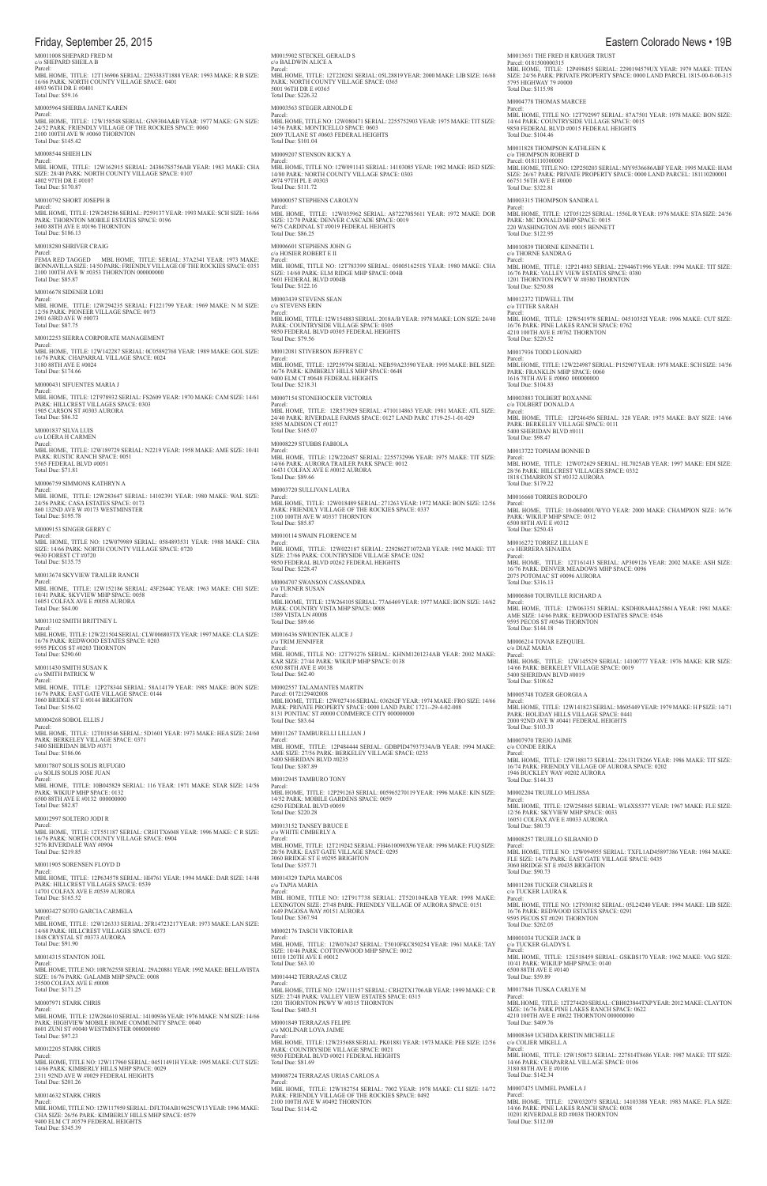M0011008 SHEPARD FRED M
c/o SHEPARD SHEILA B
Parcel:
MBL HOME, TITLE: 12T136906 SERIAL: 22933837I1888 YEAR: 1993 MAKE: R B SIZE: 16/66 PARK: NORTH COUNTY VILLAGE SPACE: 0401
4893 96TH DR E #0401
Total Due: $59.16

M0005964 SHERBA JANET KAREN
Parcel:
MBL HOME, TITLE: 12W158548 SERIAL: GN9304A&B YEAR: 1977 MAKE: G N SIZE: 24/52 PARK: FRIENDLY VILLAGE OF THE ROCKIES SPACE: 0060
2100 100TH AVE W #0060 THORNTON
Total Due: $145.42

M0008544 SHIEH LIN
Parcel:
MBL HOME, TITLE: 12W162915 SERIAL: 24386785756AB YEAR: 1983 MAKE: CHA SIZE: 28/40 PARK: NORTH COUNTY VILLAGE SPACE: 0107
4802 97TH DR E #0107
Total Due: $170.87

M0010792 SHORT JOSEPH B
Parcel:
MBL HOME, TITLE: 12W245286 SERIAL: P259137 YEAR: 1993 MAKE: SCH SIZE: 16/66 PARK: THORNTON MOBILE ESTATES SPACE: 0196
3600 88TH AVE E #0196 THORNTON
Total Due: $186.13

M0018280 SHRIVER CRAIG
Parcel:
FEMA RED TAGGED MBL HOME, TITLE: SERIAL: 37A2341 YEAR: 1973 MAKE: BONNAVILLA SIZE: 14/50 PARK: FRIENDLY VILLAGE OF THE ROCKIES SPACE: 0353
2100 100TH AVE W #0353 THORNTON 000000000
Total Due: $85.87

M0016678 SIDENER LORI
Parcel:
MBL HOME, TITLE: 12W294235 SERIAL: F1221799 YEAR: 1969 MAKE: N M SIZE: 12/56 PARK: PIONEER VILLAGE SPACE: 0073
2901 63RD AVE W #0073
Total Due: $87.75

M0012253 SIERRA CORPORATE MANAGEMENT
Parcel:
MBL HOME, TITLE: 12W142287 SERIAL: 0C05892768 YEAR: 1989 MAKE: GOL SIZE: 16/76 PARK: CHAPARRAL VILLAGE SPACE: 0024
3180 88TH AVE E #0024
Total Due: $174.66

M0000431 SIFUENTES MARIA J
Parcel:
MBL HOME, TITLE: 12T978932 SERIAL: FS2609 YEAR: 1970 MAKE: CAM SIZE: 14/61 PARK: HILLCREST VILLAGES SPACE: 0303
1905 CARSON ST #0303 AURORA
Total Due: $86.32

M0001837 SILVA LUIS
c/o LOERA H CARMEN
Parcel:
MBL HOME, TITLE: 12W189729 SERIAL: N2219 YEAR: 1958 MAKE: AME SIZE: 10/41 PARK: RUSTIC RANCH SPACE: 0051
5565 FEDERAL BLVD #0051
Total Due: $71.81

M0006759 SIMMONS KATHRYN A
Parcel:
MBL HOME, TITLE: 12W283647 SERIAL: 14102391 YEAR: 1980 MAKE: WAL SIZE: 24/56 PARK: CASA ESTATES SPACE: 0173
860 132ND AVE W #0173 WESTMINSTER
Total Due: $195.78

M0009153 SINGER GERRY C
Parcel:
MBL HOME, TITLE NO: 12W079989 SERIAL: 0584893531 YEAR: 1988 MAKE: CHA SIZE: 14/66 PARK: NORTH COUNTY VILLAGE SPACE: 0720
9630 FOREST CT #0720
Total Due: $135.75

M0013674 SKYVIEW TRAILER RANCH
Parcel:
MBL HOME, TITLE: 12W152186 SERIAL: 43F2844C YEAR: 1963 MAKE: CHI SIZE: 10/41 PARK: SKYVIEW MHP SPACE: 0058
16051 COLFAX AVE E #0058 AURORA
Total Due: $64.00

M0013102 SMITH BRITTNEY L
Parcel:
MBL HOME, TITLE: 12W221504 SERIAL: CLW006803TX YEAR: 1997 MAKE: CLA SIZE: 16/76 PARK: REDWOOD ESTATES SPACE: 0203
9595 PECOS ST #0203 THORNTON
Total Due: $290.60

M0011430 SMITH SUSAN K
c/o SMITH PATRICK W
Parcel:
MBL HOME, TITLE: 12P278344 SERIAL: 58A14179 YEAR: 1985 MAKE: BON SIZE: 16/76 PARK: EAST GATE VILLAGE SPACE: 0144
3060 BRIDGE ST E #0144 BRIGHTON
Total Due: $156.02

M0004268 SOBOL ELLIS J
Parcel:
MBL HOME, TITLE: 12T018546 SERIAL: 5D1601 YEAR: 1973 MAKE: HEA SIZE: 24/60 PARK: BERKELEY VILLAGE SPACE: 0371
5400 SHERIDAN BLVD #0371
Total Due: $186.06

M0017807 SOLIS SOLIS RUFUGIO
c/o SOLIS SOLIS JOSE JUAN
Parcel:
MBL HOME, TITLE: 10B045829 SERIAL: 116 YEAR: 1971 MAKE: STAR SIZE: 14/56 PARK: WIKIUP MHP SPACE: 0132
6500 88TH AVE E #0132 000000000
Total Due: $82.87

M0012997 SOLTERO JODI R
Parcel:
MBL HOME, TITLE: 12T551187 SERIAL: CRH1TX6048 YEAR: 1996 MAKE: C R SIZE: 16/76 PARK: NORTH COUNTY VILLAGE SPACE: 0904
5276 RIVERDALE WAY #0904
Total Due: $219.85

M0011905 SORENSEN FLOYD D
Parcel:
MBL HOME, TITLE: 12P634578 SERIAL: HI4761 YEAR: 1994 MAKE: DAR SIZE: 14/48 PARK: HILLCREST VILLAGES SPACE: 0539
14701 COLFAX AVE E #0539 AURORA
Total Due: $165.52

M0003427 SOTO GARCIA CARMELA
Parcel:
MBL HOME, TITLE: 12W126333 SERIAL: 2FR14723217 YEAR: 1973 MAKE: LAN SIZE: 14/68 PARK: HILLCREST VILLAGES SPACE: 0373
1848 CRYSTAL ST #0373 AURORA
Total Due: $91.90

M0014315 STANTON JOEL
Parcel:
MBL HOME, TITLE NO: 10R762558 SERIAL: 29A20881 YEAR: 1992 MAKE: BELLAVISTA SIZE: 16/76 PARK: GALAMB MHP SPACE: 0008
35500 COLFAX AVE E #0008
Total Due: $171.25

M0007971 STARK CHRIS
Parcel:
MBL HOME, TITLE: 12W284610 SERIAL: 14100936 YEAR: 1976 MAKE: N M SIZE: 14/66 PARK: HIGHVIEW MOBILE HOME COMMUNITY SPACE: 0040
8601 ZUNI ST #0040 WESTMINSTER 000000000
Total Due: $97.23

M0012205 STARK CHRIS
Parcel:
MBL HOME, TITLE NO: 12W117960 SERIAL: 04511491H YEAR: 1995 MAKE: CUT SIZE: 14/66 PARK: KIMBERLY HILLS MHP SPACE: 0029
2311 92ND AVE W #0029 FEDERAL HEIGHTS
Total Due: $201.26

M0014632 STARK CHRIS
Parcel:
MBL HOME, TITLE NO: 12W117959 SERIAL: DFLT04AB19625CW13 YEAR: 1996 MAKE: CHA SIZE: 26/56 PARK: KIMBERLY HILLS MHP SPACE: 0579
9400 ELM CT #0579 FEDERAL HEIGHTS
Total Due: $345.39

M0015902 STECKEL GERALD S
c/o BALDWIN ALICE A
Parcel:
MBL HOME, TITLE: 12T220281 SERIAL: 05L28819 YEAR: 2000 MAKE: LIB SIZE: 16/68 PARK: NORTH COUNTY VILLAGE SPACE: 0365
5001 96TH DR E #0365
Total Due: $226.32

M0003563 STEGER ARNOLD E
Parcel:
MBL HOME, TITLE NO: 12W080471 SERIAL: 2255752903 YEAR: 1975 MAKE: TIT SIZE: 14/56 PARK: MONTICELLO SPACE: 0603
2009 TULANE ST #0603 FEDERAL HEIGHTS
Total Due: $101.04

M0009207 STENSON RICKY A
Parcel:
MBL HOME, TITLE NO: 12W091143 SERIAL: 14103085 YEAR: 1982 MAKE: RED SIZE: 14/80 PARK: NORTH COUNTY VILLAGE SPACE: 0303
4974 97TH PL E #0303
Total Due: $111.72

M0000057 STEPHENS CAROLYN
Parcel:
MBL HOME, TITLE: 12W035962 SERIAL: A872270S5611 YEAR: 1972 MAKE: DOR SIZE: 12/70 PARK: DENVER CASCADE SPACE: 0019
9675 CARDINAL ST #0019 FEDERAL HEIGHTS
Total Due: $86.25

M0006601 STEPHENS JOHN G
c/o HOSIER ROBERT E II
Parcel:
MBL HOME, TITLE NO: 12T783399 SERIAL: 050051625IS YEAR: 1980 MAKE: CHA SIZE: 14/60 PARK: ELM RIDGE MHP SPACE: 004B
5601 FEDERAL BLVD #004B
Total Due: $122.16

M0003439 STEVENS SEAN
c/o STEVENS ERIN
Parcel:
MBL HOME, TITLE: 12W154883 SERIAL: 2018A/B YEAR: 1978 MAKE: LON SIZE: 24/40 PARK: COUNTRYSIDE VILLAGE SPACE: 0305
9850 FEDERAL BLVD #0305 FEDERAL HEIGHTS
Total Due: $79.56

M0012081 STIVERSON JEFFREY C
Parcel:
MBL HOME, TITLE: 12P259794 SERIAL: NEB59A23590 YEAR: 1995 MAKE: BEL SIZE: 16/76 PARK: KIMBERLY HILLS MHP SPACE: 0648
9400 ELM CT #0648 FEDERAL HEIGHTS
Total Due: $218.31

M0007154 STONEHOCKER VICTORIA
Parcel:
MBL HOME, TITLE: 12R573929 SERIAL: 4710114863 YEAR: 1981 MAKE: ATL SIZE: 24/40 PARK: RIVERDALE FARMS SPACE: 0127 LAND PARC 1719-25-1-01-029
8585 MADISON CT #0127
Total Due: $165.07

M0008229 STUBBS FABIOLA
Parcel:
MBL HOME, TITLE: 12W220457 SERIAL: 2255732996 YEAR: 1975 MAKE: TIT SIZE: 14/66 PARK: AURORA TRAILER PARK SPACE: 0012
16431 COLFAX AVE E #0012 AURORA
Total Due: $89.66

M0003720 SULLIVAN LAURA
Parcel:
MBL HOME, TITLE: 12W018489 SERIAL: 271263 YEAR: 1972 MAKE: BON SIZE: 12/56 PARK: FRIENDLY VILLAGE OF THE ROCKIES SPACE: 0337
2100 100TH AVE W #0337 THORNTON
Total Due: $85.87

M0010114 SWAIN FLORENCE M
Parcel:
MBL HOME, TITLE: 12W022187 SERIAL: 2292862T1072AB YEAR: 1992 MAKE: TIT SIZE: 27/66 PARK: COUNTRYSIDE VILLAGE SPACE: 0262
9850 FEDERAL BLVD #0262 FEDERAL HEIGHTS
Total Due: $228.47

M0004707 SWANSON CASSANDRA
c/o TURNER SUSAN
Parcel:
MBL HOME, TITLE: 12W264105 SERIAL: 77A6469 YEAR: 1977 MAKE: BON SIZE: 14/62 PARK: COUNTRY VISTA MHP SPACE: 0008
1589 VISTA LN #0008
Total Due: $89.66

M0016436 SWIONTEK ALICE J
c/o TRIM JENNIFER
Parcel:
MBL HOME, TITLE NO: 12T793276 SERIAL: KHNM1201234AB YEAR: 2002 MAKE: KAR SIZE: 27/44 PARK: WIKIUP MHP SPACE: 0138
6500 88TH AVE E #0138
Total Due: $62.40

M0002557 TALAMANTES MARTIN
Parcel: 0172129402008
MBL HOME, TITLE: 12W027416 SERIAL: 036262F YEAR: 1974 MAKE: FRO SIZE: 14/66 PARK: PRIVATE PROPERTY SPACE: 0000 LAND PARC 1721--29-4-02-008
8131 PONTIAC ST #0000 COMMERCE CITY 000000000
Total Due: $83.64

M0011267 TAMBURELLI LILLIAN J
Parcel:
MBL HOME, TITLE: 12P484444 SERIAL: GDBPID47937534A/B YEAR: 1994 MAKE: AME SIZE: 27/56 PARK: BERKELEY VILLAGE SPACE: 0235
5400 SHERIDAN BLVD #0235
Total Due: $387.89

M0012945 TAMBURO TONY
Parcel:
MBL HOME, TITLE: 12P291263 SERIAL: 005965270119 YEAR: 1996 MAKE: KIN SIZE: 14/52 PARK: MOBILE GARDENS SPACE: 0059
6250 FEDERAL BLVD #0059
Total Due: $220.28

M0013152 TANSEY BRUCE E
c/o WHITE CIMBERLY A
Parcel:
MBL HOME, TITLE: 12T219242 SERIAL: FH4610090X96 YEAR: 1996 MAKE: FUQ SIZE: 28/56 PARK: EAST GATE VILLAGE SPACE: 0295
3060 BRIDGE ST E #0295 BRIGHTON
Total Due: $357.71

M0014329 TAPIA MARCOS
c/o TAPIA MARIA
Parcel:
MBL HOME, TITLE NO: 12T917738 SERIAL: 2T520104KAB YEAR: 1998 MAKE: LEXINGTON SIZE: 27/48 PARK: FRIENDLY VILLAGE OF AURORA SPACE: 0151
1649 PAGOSA WAY #0151 AURORA
Total Due: $367.94

M0002176 TASCH VIKTORIA R
Parcel:
MBL HOME, TITLE: 12W076247 SERIAL: T5010FKC850254 YEAR: 1961 MAKE: TAY SIZE: 10/46 PARK: COTTONWOOD MHP SPACE: 0012
10110 120TH AVE E #0012
Total Due: $63.10

M0014442 TERRAZAS CRUZ
Parcel:
MBL HOME, TITLE NO: 12W111157 SERIAL: CRH2TX1706AB YEAR: 1999 MAKE: C R SIZE: 27/48 PARK: VALLEY VIEW ESTATES SPACE: 0315
1201 THORNTON PKWY W #0315 THORNTON
Total Due: $403.51

M0001849 TERRAZAS FELIPE
c/o MOLINAR LOYA JAIME
Parcel:
MBL HOME, TITLE: 12W235688 SERIAL: PK01881 YEAR: 1973 MAKE: PEE SIZE: 12/56 PARK: COUNTRYSIDE VILLAGE SPACE: 0021
9850 FEDERAL BLVD #0021 FEDERAL HEIGHTS
Total Due: $81.69

M0008724 TERRAZAS URIAS CARLOS A
Parcel:
MBL HOME, TITLE: 12W182754 SERIAL: 7002 YEAR: 1978 MAKE: CLI SIZE: 14/72 PARK: FRIENDLY VILLAGE OF THE ROCKIES SPACE: 0492
2100 100TH AVE W #0492 THORNTON
Total Due: $114.42

M0013651 THE FRED H KRUGER TRUST
Parcel: 0181500000315
MBL HOME, TITLE: 12P498455 SERIAL: 2290194579UX YEAR: 1979 MAKE: TITAN SIZE: 24/56 PARK: PRIVATE PROPERTY SPACE: 0000 LAND PARCEL 1815-00-0-00-315
5795 HIGHWAY 79 #0000
Total Due: $115.98

M0004778 THOMAS MARCEE
Parcel:
MBL HOME, TITLE NO: 12T792997 SERIAL: 87A7501 YEAR: 1978 MAKE: BON SIZE: 14/64 PARK: COUNTRYSIDE VILLAGE SPACE: 0015
9850 FEDERAL BLVD #0015 FEDERAL HEIGHTS
Total Due: $104.46

M0011828 THOMPSON KATHLEEN K
c/o THOMPSON ROBERT D
Parcel: 0181110300003
MBL HOME, TITLE NO: 12P250203 SERIAL: MY9536686ABF YEAR: 1995 MAKE: HAM SIZE: 26/67 PARK: PRIVATE PROPERTY SPACE: 0000 LAND PARCEL: 181110200001
66751 56TH AVE E #0000
Total Due: $322.81

M0003315 THOMPSON SANDRA L
Parcel:
MBL HOME, TITLE: 12T051225 SERIAL: 1556L/R YEAR: 1976 MAKE: STA SIZE: 24/56 PARK: MC DONALD MHP SPACE: 0015
220 WASHINGTON AVE #0015 BENNETT
Total Due: $122.95

M0010839 THORNE KENNETH L
c/o THORNE SANDRA G
Parcel:
MBL HOME, TITLE: 12P214083 SERIAL: 229446T1996 YEAR: 1994 MAKE: TIT SIZE: 16/76 PARK: VALLEY VIEW ESTATES SPACE: 0380
1201 THORNTON PKWY W #0380 THORNTON
Total Due: $250.88

M0012372 TIDWELL TIM
c/o TITTER SARAH
Parcel:
MBL HOME, TITLE: 12W541978 SERIAL: 04510352I YEAR: 1996 MAKE: CUT SIZE: 16/76 PARK: PINE LAKES RANCH SPACE: 0762
4210 100TH AVE E #0762 THORNTON
Total Due: $220.52

M0017936 TODD LEONARD
Parcel:
MBL HOME, TITLE: 12W224987 SERIAL: P152907 YEAR: 1978 MAKE: SCH SIZE: 14/56 PARK: FRANKLIN MHP SPACE: 0060
1616 78TH AVE E #0060 000000000
Total Due: $104.83

M0003883 TOLBERT ROXANNE
c/o TOLBERT DONALD A
Parcel:
MBL HOME, TITLE: 12P246456 SERIAL: 328 YEAR: 1975 MAKE: BAY SIZE: 14/66 PARK: BERKELEY VILLAGE SPACE: 0111
5400 SHERIDAN BLVD #0111
Total Due: $98.47

M0013722 TOPHAM BONNIE D
Parcel:
MBL HOME, TITLE: 12W072629 SERIAL: HL7025AB YEAR: 1997 MAKE: EDI SIZE: 28/56 PARK: HILLCREST VILLAGES SPACE: 0332
1818 CIMARRON ST #0332 AURORA
Total Due: $179.22

M0016660 TORRES RODOLFO
Parcel:
MBL HOME, TITLE: 10-0604001/WYO YEAR: 2000 MAKE: CHAMPION SIZE: 16/76 PARK: WIKIUP MHP SPACE: 0312
6500 88TH AVE E #0312
Total Due: $250.43

M0016272 TORREZ LILLIAN E
c/o HERRERA SENAIDA
Parcel:
MBL HOME, TITLE: 12T161413 SERIAL: AP309126 YEAR: 2002 MAKE: ASH SIZE: 16/76 PARK: DENVER MEADOWS MHP SPACE: 0096
2075 POTOMAC ST #0096 AURORA
Total Due: $316.13

M0006860 TOURVILLE RICHARD A
Parcel:
MBL HOME, TITLE: 12W063351 SERIAL: KSDH08A44A25861A YEAR: 1981 MAKE: AME SIZE: 14/66 PARK: REDWOOD ESTATES SPACE: 0546
9595 PECOS ST #0546 THORNTON
Total Due: $144.18

M0006214 TOVAR EZEQUIEL
c/o DIAZ MARIA
Parcel:
MBL HOME, TITLE: 12W145529 SERIAL: 14100777 YEAR: 1976 MAKE: KIR SIZE: 14/66 PARK: BERKELEY VILLAGE SPACE: 0019
5400 SHERIDAN BLVD #0019
Total Due: $108.62

M0005748 TOZER GEORGIA A
Parcel:
MBL HOME, TITLE: 12W141823 SERIAL: M605449 YEAR: 1979 MAKE: H P SIZE: 14/71 PARK: HOLIDAY HILLS VILLAGE SPACE: 0441
2000 92ND AVE W #0441 FEDERAL HEIGHTS
Total Due: $103.33

M0007970 TREJO JAIME
c/o CONDE ERIKA
Parcel:
MBL HOME, TITLE: 12W188173 SERIAL: 226131T8266 YEAR: 1986 MAKE: TIT SIZE: 16/74 PARK: FRIENDLY VILLAGE OF AURORA SPACE: 0202
1946 BUCKLEY WAY #0202 AURORA
Total Due: $144.33

M0002204 TRUJILLO MELISSA
Parcel:
MBL HOME, TITLE: 12W254845 SERIAL: WL6XS5377 YEAR: 1967 MAKE: FLE SIZE: 12/56 PARK: SKYVIEW MHP SPACE: 0033
16051 COLFAX AVE E #0033 AURORA
Total Due: $80.73

M0008257 TRUJILLO SILBANIO D
Parcel:
MBL HOME, TITLE NO: 12W094955 SERIAL: TXFL1AD45897386 YEAR: 1984 MAKE: FLE SIZE: 14/76 PARK: EAST GATE VILLAGE SPACE: 0435
3060 BRIDGE ST E #0435 BRIGHTON
Total Due: $90.73

M0011208 TUCKER CHARLES R
c/o TUCKER LAURA K
Parcel:
MBL HOME, TITLE NO: 12T930182 SERIAL: 05L24240 YEAR: 1994 MAKE: LIB SIZE: 16/76 PARK: REDWOOD ESTATES SPACE: 0291
9595 PECOS ST #0291 THORNTON
Total Due: $262.05

M0001034 TUCKER JACK B
c/o TUCKER GLADYS L
Parcel:
MBL HOME, TITLE: 12E518459 SERIAL: GSKBS170 YEAR: 1962 MAKE: VAG SIZE: 10/41 PARK: WIKIUP MHP SPACE: 0140
6500 88TH AVE E #0140
Total Due: $59.89

M0017846 TUSKA CARLYE M
Parcel:
MBL HOME, TITLE: 12T274420 SERIAL: CBH023844TXP YEAR: 2012 MAKE: CLAYTON SIZE: 16/76 PARK PINE LAKES RANCH SPACE: 0622
4210 100TH AVE E #0622 THORNTON 000000000
Total Due: $409.76

M0008369 UCHIDA KRISTIN MICHELLE
c/o COLIER MIKELL A
Parcel:
MBL HOME, TITLE: 12W150873 SERIAL: 227814T8686 YEAR: 1987 MAKE: TIT SIZE: 14/66 PARK: CHAPARRAL VILLAGE SPACE: 0106
3180 88TH AVE E #0106
Total Due: $142.34

M0007475 UMMEL PAMELA J
Parcel:
MBL HOME, TITLE: 12W032075 SERIAL: 14103388 YEAR: 1983 MAKE: FLA SIZE: 14/66 PARK: PINE LAKES RANCH SPACE: 0038
10201 RIVERDALE RD #0038 THORNTON
Total Due: $112.00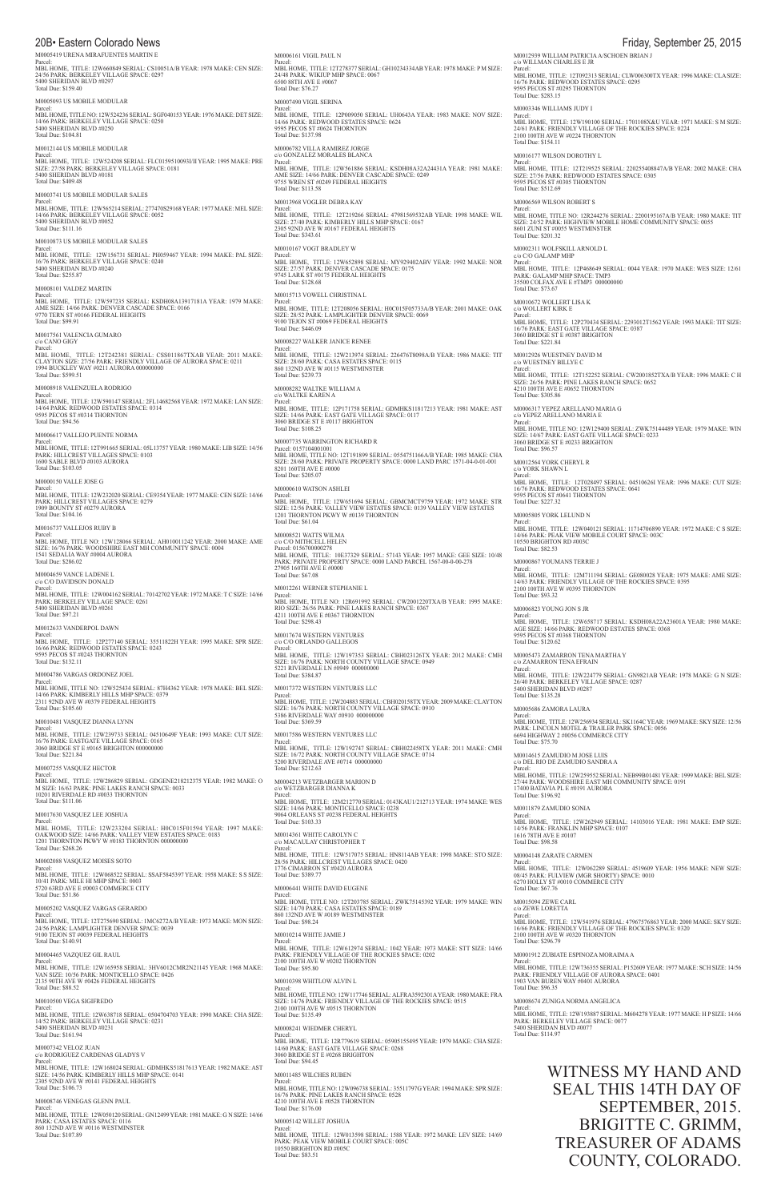M0005419 URENA MIRAFUENTES MARTIN E
Parcel:
MBL HOME, TITLE: 12W660849 SERIAL: CS10051A/B YEAR: 1978 MAKE: CEN SIZE: 24/56 PARK: BERKELEY VILLAGE SPACE: 0297
5400 SHERIDAN BLVD #0297
Total Due: $159.40

M0005093 US MOBILE MODULAR
Parcel:
MBL HOME, TITLE NO: 12W524236 SERIAL: SGF040153 YEAR: 1976 MAKE: DET SIZE: 14/66 PARK: BERKELEY VILLAGE SPACE: 0250
5400 SHERIDAN BLVD #0250
Total Due: $104.81

M0012144 US MOBILE MODULAR
Parcel:
MBL HOME, TITLE: 12W524208 SERIAL: FLC01595100931/II YEAR: 1995 MAKE: PRE SIZE: 27/58 PARK: BERKELEY VILLAGE SPACE: 0181
5400 SHERIDAN BLVD #0181
Total Due: $409.48

M0003741 US MOBILE MODULAR SALES
Parcel:
MBL HOME, TITLE: 12W565214 SERIAL: 277470S29168 YEAR: 1977 MAKE: MEL SIZE: 14/66 PARK: BERKELEY VILLAGE SPACE: 0052
5400 SHERIDAN BLVD #0052
Total Due: $111.16

M0010873 US MOBILE MODULAR SALES
Parcel:
MBL HOME, TITLE: 12W156731 SERIAL: PH059467 YEAR: 1994 MAKE: PAL SIZE: 16/76 PARK: BERKELEY VILLAGE SPACE: 0240
5400 SHERIDAN BLVD #0240
Total Due: $255.87

M0008101 VALDEZ MARTIN
Parcel:
MBL HOME, TITLE: 12W597235 SERIAL: KSDH08A13917181A YEAR: 1979 MAKE: AME SIZE: 14/66 PARK: DENVER CASCADE SPACE: 0166
9770 TERN ST #0166 FEDERAL HEIGHTS
Total Due: $99.91

M0017561 VALENCIA GUMARO
c/o CANO GIGY
Parcel:
MBL HOME, TITLE: 12T242381 SERIAL: CSS011867TXAB YEAR: 2011 MAKE: CLAYTON SIZE: 27/56 PARK: FRIENDLY VILLAGE OF AURORA SPACE: 0211
1994 BUCKLEY WAY #0211 AURORA 000000000
Total Due: $599.51

M0008918 VALENZUELA RODRIGO
Parcel:
MBL HOME, TITLE: 12W590147 SERIAL: 2FL14682568 YEAR: 1972 MAKE: LAN SIZE: 14/64 PARK: REDWOOD ESTATES SPACE: 0314
9595 PECOS ST #0314 THORNTON
Total Due: $94.56

M0006617 VALLEJO PUENTE NORMA
Parcel:
MBL HOME, TITLE: 12T991665 SERIAL: 05L13757 YEAR: 1980 MAKE: LIB SIZE: 14/56 PARK: HILLCREST VILLAGES SPACE: 0103
1600 SABLE BLVD #0103 AURORA
Total Due: $103.05

M0000150 VALLE JOSE G
Parcel:
MBL HOME, TITLE: 12W232020 SERIAL: CE9354 YEAR: 1977 MAKE: CEN SIZE: 14/66 PARK: HILLCREST VILLAGES SPACE: 0279
1909 BOUNTY ST #0279 AURORA
Total Due: $104.16

M0016737 VALLEJOS RUBY B
Parcel:
MBL HOME, TITLE NO: 12W128066 SERIAL: AH010011242 YEAR: 2000 MAKE: AME SIZE: 16/76 PARK: WOODSHIRE EAST MH COMMUNITY SPACE: 0004
1541 SEDALIA WAY #0004 AURORA
Total Due: $286.02

M0004659 VANCE LADENE L
c/o C/O DAVIDSON DONALD
Parcel:
MBL HOME, TITLE: 12W904162 SERIAL: 70142702 YEAR: 1972 MAKE: T C SIZE: 14/66 PARK: BERKELEY VILLAGE SPACE: 0261
5400 SHERIDAN BLVD #0261
Total Due: $97.21

M0012633 VANDERPOL DAWN
Parcel:
MBL HOME, TITLE: 12P277140 SERIAL: 35511822H YEAR: 1995 MAKE: SPR SIZE: 16/66 PARK: REDWOOD ESTATES SPACE: 0243
9595 PECOS ST #0243 THORNTON
Total Due: $132.11

M0004786 VARGAS ORDONEZ JOEL
Parcel:
MBL HOME, TITLE NO: 12W525434 SERIAL: 87H4362 YEAR: 1978 MAKE: BEL SIZE: 14/66 PARK: KIMBERLY HILLS MHP SPACE: 0379
2311 92ND AVE W #0379 FEDERAL HEIGHTS
Total Due: $105.60

M0010481 VASQUEZ DIANNA LYNN
Parcel:
MBL HOME, TITLE: 12W239733 SERIAL: 04510649F YEAR: 1993 MAKE: CUT SIZE: 16/76 PARK: EASTGATE VILLAGE SPACE: 0165
3060 BRIDGE ST E #0165 BRIGHTON 000000000
Total Due: $221.84

M0007255 VASQUEZ HECTOR
Parcel:
MBL HOME, TITLE: 12W286829 SERIAL: GDGENE218212375 YEAR: 1982 MAKE: O M SIZE: 16/63 PARK: PINE LAKES RANCH SPACE: 0033
10201 RIVERDALE RD #0033 THORNTON
Total Due: $111.06

M0017630 VASQUEZ LEE JOSHUA
Parcel:
MBL HOME, TITLE: 12W233204 SERIAL: H0C015F01594 YEAR: 1997 MAKE: OAKWOOD SIZE: 14/66 PARK: VALLEY VIEW ESTATES SPACE: 0183
1201 THORNTON PKWY W #0183 THORNTON 000000000
Total Due: $268.26

M0002088 VASQUEZ MOISES SOTO
Parcel:
MBL HOME, TITLE: 12W068522 SERIAL: SSAF5845397 YEAR: 1958 MAKE: S S SIZE: 10/41 PARK: MILE HI MHP SPACE: 0003
5720 63RD AVE E #0003 COMMERCE CITY
Total Due: $51.86

M0005202 VASQUEZ VARGAS GERARDO
Parcel:
MBL HOME, TITLE: 12T275690 SERIAL: 1MC6272A/B YEAR: 1973 MAKE: MON SIZE: 24/56 PARK: LAMPLIGHTER DENVER SPACE: 0039
9100 TEJON ST #0039 FEDERAL HEIGHTS
Total Due: $140.91

M0004465 VAZQUEZ GIL RAUL
Parcel:
MBL HOME, TITLE: 12W165958 SERIAL: 3HV6012CMR2N21145 YEAR: 1968 MAKE: VAN SIZE: 10/56 PARK: MONTICELLO SPACE: 0426
2135 90TH AVE W #0426 FEDERAL HEIGHTS
Total Due: $88.52

M0010500 VEGA SIGIFREDO
Parcel:
MBL HOME, TITLE: 12W638718 SERIAL: 0504704703 YEAR: 1990 MAKE: CHA SIZE: 14/52 PARK: BERKELEY VILLAGE SPACE: 0231
5400 SHERIDAN BLVD #0231
Total Due: $161.94

M0007342 VELOZ JUAN
c/o RODRIGUEZ CARDENAS GLADYS V
Parcel:
MBL HOME, TITLE: 12W168024 SERIAL: GDMHKS51817613 YEAR: 1982 MAKE: AST SIZE: 14/56 PARK: KIMBERLY HILLS MHP SPACE: 0141
2305 92ND AVE W #0141 FEDERAL HEIGHTS
Total Due: $106.73

M0008746 VENEGAS GLENN PAUL
Parcel:
MBL HOME, TITLE: 12W050120 SERIAL: GN12499 YEAR: 1981 MAKE: G N SIZE: 14/66 PARK: CASA ESTATES SPACE: 0116
860 132ND AVE W #0116 WESTMINSTER
Total Due: $107.89

M0006161 VIGIL PAUL N
Parcel:
MBL HOME, TITLE: 12T278377 SERIAL: GH10234334AB YEAR: 1978 MAKE: P M SIZE: 24/48 PARK: WIKIUP MHP SPACE: 0067
6500 88TH AVE E #0067
Total Due: $76.27

M0007490 VIGIL SERINA
Parcel:
MBL HOME, TITLE: 12P009050 SERIAL: UH0643A YEAR: 1983 MAKE: NOV SIZE: 14/66 PARK: REDWOOD ESTATES SPACE: 0624
9595 PECOS ST #0624 THORNTON
Total Due: $137.98

M0006782 VILLA RAMIREZ JORGE
c/o GONZALEZ MORALES BLANCA
Parcel:
MBL HOME, TITLE: 12W561886 SERIAL: KSDH08A32A24431A YEAR: 1981 MAKE: AME SIZE: 14/66 PARK: DENVER CASCADE SPACE: 0249
9755 WREN ST #0249 FEDERAL HEIGHTS
Total Due: $113.58

M0013968 VOGLER DEBRA KAY
Parcel:
MBL HOME, TITLE: 12T219266 SERIAL: 47981569532AB YEAR: 1998 MAKE: WIL SIZE: 27/40 PARK: KIMBERLY HILLS MHP SPACE: 0167
2305 92ND AVE W #0167 FEDERAL HEIGHTS
Total Due: $343.61

M0010167 VOGT BRADLEY W
Parcel:
MBL HOME, TITLE: 12W652898 SERIAL: MY929402ABV YEAR: 1992 MAKE: NOR SIZE: 27/57 PARK: DENVER CASCADE SPACE: 0175
9745 LARK ST #0175 FEDERAL HEIGHTS
Total Due: $128.68

M0015713 VOWELL CHRISTINA L
Parcel:
MBL HOME, TITLE: 12T208056 SERIAL: H0C015F05733A/B YEAR: 2001 MAKE: OAK SIZE: 28/52 PARK: LAMPLIGHTER DENVER SPACE: 0069
9100 TEJON ST #0069 FEDERAL HEIGHTS
Total Due: $446.09

M0008227 WALKER JANICE RENEE
Parcel:
MBL HOME, TITLE: 12W213974 SERIAL: 226476T8098A/B YEAR: 1986 MAKE: TIT SIZE: 28/60 PARK: CASA ESTATES SPACE: 0115
860 132ND AVE W #0115 WESTMINSTER
Total Due: $239.73

M0008282 WALTKE WILLIAM A
c/o WALTKE KAREN A
Parcel:
MBL HOME, TITLE: 12P171758 SERIAL: GDMHKS11817213 YEAR: 1981 MAKE: AST SIZE: 14/66 PARK: EAST GATE VILLAGE SPACE: 0117
3060 BRIDGE ST E #0117 BRIGHTON
Total Due: $108.25

M0007735 WARRINGTON RICHARD R
Parcel: 0157104001001
MBL HOME, TITLE NO: 12T191899 SERIAL: 0554751166A/B YEAR: 1985 MAKE: CHA SIZE: 28/60 PARK: PRIVATE PROPERTY SPACE: 0000 LAND PARC 1571-04-0-01-001
8201 160TH AVE E #0000
Total Due: $205.07

M0000610 WATSON ASHLEI
Parcel:
MBL HOME, TITLE: 12W651694 SERIAL: GBMCMCT9759 YEAR: 1972 MAKE: STR SIZE: 12/56 PARK: VALLEY VIEW ESTATES SPACE: 0139 VALLEY VIEW ESTATES
1201 THORNTON PKWY W #0139 THORNTON
Total Due: $61.04

M0008521 WATTS WILMA
c/o C/O MITHCELL HELEN
Parcel: 0156700000278
MBL HOME, TITLE: 10E37329 SERIAL: 57143 YEAR: 1957 MAKE: GEE SIZE: 10/48 PARK: PRIVATE PROPERTY SPACE: 0000 LAND PARCEL 1567-00-0-00-278
27905 160TH AVE E #0000
Total Due: $67.08

M0012261 WERNER STEPHANIE L
Parcel:
MBL HOME, TITLE NO: 12R691992 SERIAL: CW2001220TXA/B YEAR: 1995 MAKE: RIO SIZE: 26/56 PARK: PINE LAKES RANCH SPACE: 0367
4211 100TH AVE E #0367 THORNTON
Total Due: $298.43

M0017674 WESTERN VENTURES
c/o C/O ORLANDO GALLEGOS
Parcel:
MBL HOME, TITLE: 12W197353 SERIAL: CBH023126TX YEAR: 2012 MAKE: CMH SIZE: 16/76 PARK: NORTH COUNTY VILLAGE SPACE: 0949
5221 RIVERDALE LN #0949 000000000
Total Due: $384.87

M0017372 WESTERN VENTURES LLC
Parcel:
MBL HOME, TITLE: 12W204883 SERIAL: CBH020158TX YEAR: 2009 MAKE: CLAYTON SIZE: 16/76 PARK: NORTH COUNTY VILLAGE SPACE: 0910
5386 RIVERDALE WAY #0910 000000000
Total Due: $369.59

M0017586 WESTERN VENTURES LLC
Parcel:
MBL HOME, TITLE: 12W192747 SERIAL: CBH022458TX YEAR: 2011 MAKE: CMH SIZE: 16/72 PARK: NORTH COUNTY VILLAGE SPACE: 0714
5200 RIVERDALE AVE #0714 000000000
Total Due: $212.63

M0004213 WETZBARGER MARION D
c/o WETZBARGER DIANNA K
Parcel:
MBL HOME, TITLE: 12M212770 SERIAL: 0143KAU1/212713 YEAR: 1974 MAKE: WES SIZE: 14/66 PARK: MONTICELLO SPACE: 0238
9064 ORLEANS ST #0238 FEDERAL HEIGHTS
Total Due: $103.33

M0014361 WHITE CAROLYN C
c/o MACAULAY CHRISTOPHER T
Parcel:
MBL HOME, TITLE: 12W517075 SERIAL: HN8114AB YEAR: 1998 MAKE: STO SIZE: 28/56 PARK: HILLCREST VILLAGES SPACE: 0420
1776 CIMARRON ST #0420 AURORA
Total Due: $389.77

M0006441 WHITE DAVID EUGENE
Parcel:
MBL HOME, TITLE NO: 12T203785 SERIAL: ZWK75145392 YEAR: 1979 MAKE: WIN SIZE: 14/70 PARK: CASA ESTATES SPACE: 0189
860 132ND AVE W #0189 WESTMINSTER
Total Due: $98.24

M0010214 WHITE JAMIE J
Parcel:
MBL HOME, TITLE: 12W612974 SERIAL: 1042 YEAR: 1973 MAKE: STT SIZE: 14/66 PARK: FRIENDLY VILLAGE OF THE ROCKIES SPACE: 0202
2100 100TH AVE W #0202 THORNTON
Total Due: $95.80

M0010398 WHITLOW ALVIN L
Parcel:
MBL HOME, TITLE NO: 12W117746 SERIAL: ALFRA3592301A YEAR: 1980 MAKE: FRA SIZE: 14/76 PARK: FRIENDLY VILLAGE OF THE ROCKIES SPACE: 0515
2100 100TH AVE W #0515 THORNTON
Total Due: $135.49

M0008241 WIEDMER CHERYL
Parcel:
MBL HOME, TITLE: 12R779619 SERIAL: 05905155495 YEAR: 1979 MAKE: CHA SIZE: 14/60 PARK: EAST GATE VILLAGE SPACE: 0268
3060 BRIDGE ST E #0268 BRIGHTON
Total Due: $94.45

M0011485 WILCHES RUBEN
Parcel:
MBL HOME, TITLE NO: 12W096738 SERIAL: 35511797G YEAR: 1994 MAKE: SPR SIZE: 16/76 PARK: PINE LAKES RANCH SPACE: 0528
4210 100TH AVE E #0528 THORNTON
Total Due: $176.00

M0005142 WILLET JOSHUA
Parcel:
MBL HOME, TITLE: 12W013598 SERIAL: 1588 YEAR: 1972 MAKE: LEV SIZE: 14/69 PARK: PEAK VIEW MOBILE COURT SPACE: 005C
10550 BRIGHTON RD #005C
Total Due: $83.51

M0012939 WILLIAM PATRICIA A/SCHOEN BRIAN J
c/o WILLMAN CHARLES E JR
Parcel:
MBL HOME, TITLE: 12T092313 SERIAL: CLW006300TX YEAR: 1996 MAKE: CLA SIZE: 16/76 PARK: REDWOOD ESTATES SPACE: 0295
9595 PECOS ST #0295 THORNTON
Total Due: $283.15

M0003346 WILLIAMS JUDY I
Parcel:
MBL HOME, TITLE: 12W190100 SERIAL: 170110SX&U YEAR: 1971 MAKE: S M SIZE: 24/61 PARK: FRIENDLY VILLAGE OF THE ROCKIES SPACE: 0224
2100 100TH AVE W #0224 THORNTON
Total Due: $154.11

M0016177 WILSON DOROTHY L
Parcel:
MBL HOME, TITLE: 12T219525 SERIAL: 220255408847A/B YEAR: 2002 MAKE: CHA SIZE: 27/56 PARK: REDWOOD ESTATES SPACE: 0305
9595 PECOS ST #0305 THORNTON
Total Due: $512.69

M0006569 WILSON ROBERT S
Parcel:
MBL HOME, TITLE NO: 12R244276 SERIAL: 2200195167A/B YEAR: 1980 MAKE: TIT SIZE: 24/52 PARK: HIGHVIEW MOBILE HOME COMMUNITY SPACE: 0055
8601 ZUNI ST #0055 WESTMINSTER
Total Due: $201.32

M0002311 WOLFSKILL ARNOLD L
c/o C/O GALAMP MHP
Parcel:
MBL HOME, TITLE: 12P468649 SERIAL: 0044 YEAR: 1970 MAKE: WES SIZE: 12/61 PARK: GALAMP MHP SPACE: TMP3
35500 COLFAX AVE E #TMP3 000000000
Total Due: $73.67

M0010672 WOLLERT LISA K
c/o WOLLERT KIRK E
Parcel:
MBL HOME, TITLE: 12P270434 SERIAL: 2293012T1562 YEAR: 1993 MAKE: TIT SIZE: 16/76 PARK: EAST GATE VILLAGE SPACE: 0387
3060 BRIDGE ST E #0387 BRIGHTON
Total Due: $221.84

M0012926 WUESTNEY DAVID M
c/o WUESTNEY BILLYE C
Parcel:
MBL HOME, TITLE: 12T152252 SERIAL: CW2001852TXA/B YEAR: 1996 MAKE: C H SIZE: 26/56 PARK: PINE LAKES RANCH SPACE: 0652
4210 100TH AVE E #0652 THORNTON
Total Due: $305.86

M0006317 YEPEZ ARELLANO MARIA G
c/o YEPEZ ARELLANO MARIA E
Parcel:
MBL HOME, TITLE NO: 12W129400 SERIAL: ZWK75144489 YEAR: 1979 MAKE: WIN SIZE: 14/67 PARK: EAST GATE VILLAGE SPACE: 0233
3060 BRIDGE ST E #0233 BRIGHTON
Total Due: $96.57

M0012564 YORK CHERYL R
c/o YORK SHAWN L
Parcel:
MBL HOME, TITLE: 12T028497 SERIAL: 04510626I YEAR: 1996 MAKE: CUT SIZE: 16/76 PARK: REDWOOD ESTATES SPACE: 0641
9595 PECOS ST #0641 THORNTON
Total Due: $227.32

M0005805 YORK LELUND N
Parcel:
MBL HOME, TITLE: 12W840121 SERIAL: 11714706890 YEAR: 1972 MAKE: C S SIZE: 14/66 PARK: PEAK VIEW MOBILE COURT SPACE: 003C
10550 BRIGHTON RD #003C
Total Due: $82.53

M0000867 YOUMANS TERRIE J
Parcel:
MBL HOME, TITLE: 12M711194 SERIAL: GE080028 YEAR: 1975 MAKE: AME SIZE: 14/63 PARK: FRIENDLY VILLAGE OF THE ROCKIES SPACE: 0395
2100 100TH AVE W #0395 THORNTON
Total Due: $93.32

M0006823 YOUNG JON S JR
Parcel:
MBL HOME, TITLE: 12W658717 SERIAL: KSDH08A22A23601A YEAR: 1980 MAKE: AGE SIZE: 14/66 PARK: REDWOOD ESTATES SPACE: 0368
9595 PECOS ST #0368 THORNTON
Total Due: $120.62

M0005473 ZAMARRON TENA MARTHA Y
c/o ZAMARRON TENA EFRAIN
Parcel:
MBL HOME, TITLE: 12W224779 SERIAL: GN9821AB YEAR: 1978 MAKE: G N SIZE: 26/40 PARK: BERKELEY VILLAGE SPACE: 0287
5400 SHERIDAN BLVD #0287
Total Due: $135.28

M0005686 ZAMORA LAURA
Parcel:
MBL HOME, TITLE: 12W256934 SERIAL: SK1164C YEAR: 1969 MAKE: SKY SIZE: 12/56 PARK: LINCOLN MOTEL & TRAILER PARK SPACE: 0056
6694 HIGHWAY 2 #0056 COMMERCE CITY
Total Due: $75.70

M0014615 ZAMUDIO M JOSE LUIS
c/o DEL RIO DE ZAMUDIO SANDRA A
Parcel:
MBL HOME, TITLE: 12W259552 SERIAL: NEB99B01481 YEAR: 1999 MAKE: BEL SIZE: 27/44 PARK: WOODSHIRE EAST MH COMMUNITY SPACE: 0191
17400 BATAVIA PL E #0191 AURORA
Total Due: $196.92

M0011879 ZAMUDIO SONIA
Parcel:
MBL HOME, TITLE: 12W262949 SERIAL: 14103016 YEAR: 1981 MAKE: EMP SIZE: 14/56 PARK: FRANKLIN MHP SPACE: 0107
1616 78TH AVE E #0107
Total Due: $98.58

M0004148 ZARATE CARMEN
Parcel:
MBL HOME, TITLE: 12W062289 SERIAL: 4519609 YEAR: 1956 MAKE: NEW SIZE: 08/45 PARK: FULVIEW (MGR SHORTY) SPACE: 0010
6270 HOLLY ST #0010 COMMERCE CITY
Total Due: $67.76

M0015094 ZEWE CARL
c/o ZEWE LORETTA
Parcel:
MBL HOME, TITLE: 12W541976 SERIAL: 47967576863 YEAR: 2000 MAKE: SKY SIZE: 16/66 PARK: FRIENDLY VILLAGE OF THE ROCKIES SPACE: 0320
2100 100TH AVE W #0320 THORNTON
Total Due: $296.79

M0001912 ZUBIATE ESPINOZA MORAIMA A
Parcel:
MBL HOME, TITLE: 12W736355 SERIAL: P152609 YEAR: 1977 MAKE: SCH SIZE: 14/56 PARK: FRIENDLY VILLAGE OF AURORA SPACE: 0401
1903 VAN BUREN WAY #0401 AURORA
Total Due: $96.35

M0008674 ZUNIGA NORMA ANGELICA
Parcel:
MBL HOME, TITLE: 12W193887 SERIAL: M604278 YEAR: 1977 MAKE: H P SIZE: 14/66 PARK: BERKELEY VILLAGE SPACE: 0077
5400 SHERIDAN BLVD #0077
Total Due: $114.97

WITNESS MY HAND AND SEAL THIS 14TH DAY OF SEPTEMBER, 2015.
BRIGITTE C. GRIMM,
TREASURER OF ADAMS COUNTY, COLORADO.